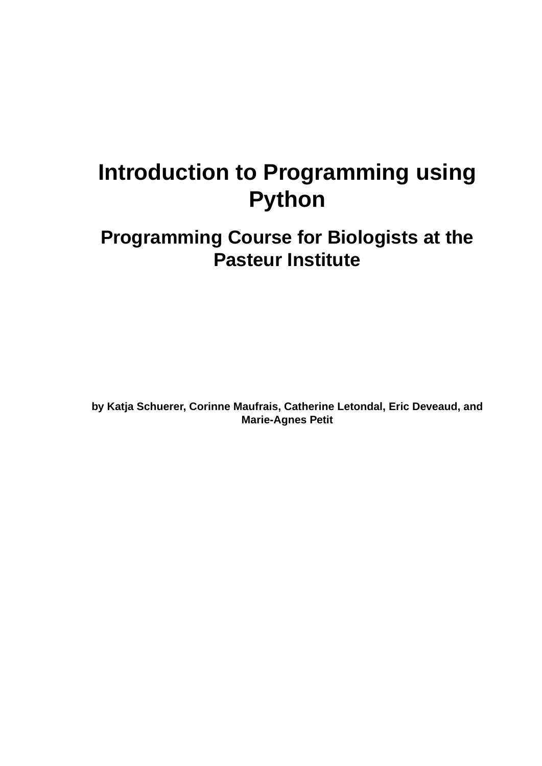# Introduction to Programming using Python

## Programming Course for Biologists at the Pasteur Institute

**by Katja Schuerer, Corinne Maufrais, Catherine Letondal, Eric Deveaud, and Marie-Agnes Petit**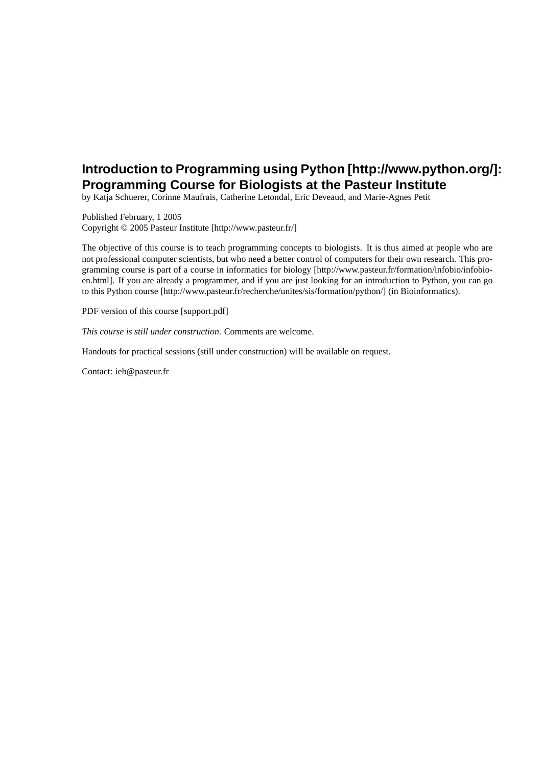# Introduction to Programming using Python [http://www.python.org/]: Programming Course for Biologists at the Pasteur Institute

by Katja Schuerer, Corinne Maufrais, Catherine Letondal, Eric Deveaud, and Marie-Agnes Petit

Published February, 1 2005
Copyright © 2005 Pasteur Institute [http://www.pasteur.fr/]

The objective of this course is to teach programming concepts to biologists. It is thus aimed at people who are not professional computer scientists, but who need a better control of computers for their own research. This programming course is part of a course in informatics for biology [http://www.pasteur.fr/formation/infobio/infobio-en.html]. If you are already a programmer, and if you are just looking for an introduction to Python, you can go to this Python course [http://www.pasteur.fr/recherche/unites/sis/formation/python/] (in Bioinformatics).

PDF version of this course [support.pdf]

*This course is still under construction.* Comments are welcome.

Handouts for practical sessions (still under construction) will be available on request.

Contact: ieb@pasteur.fr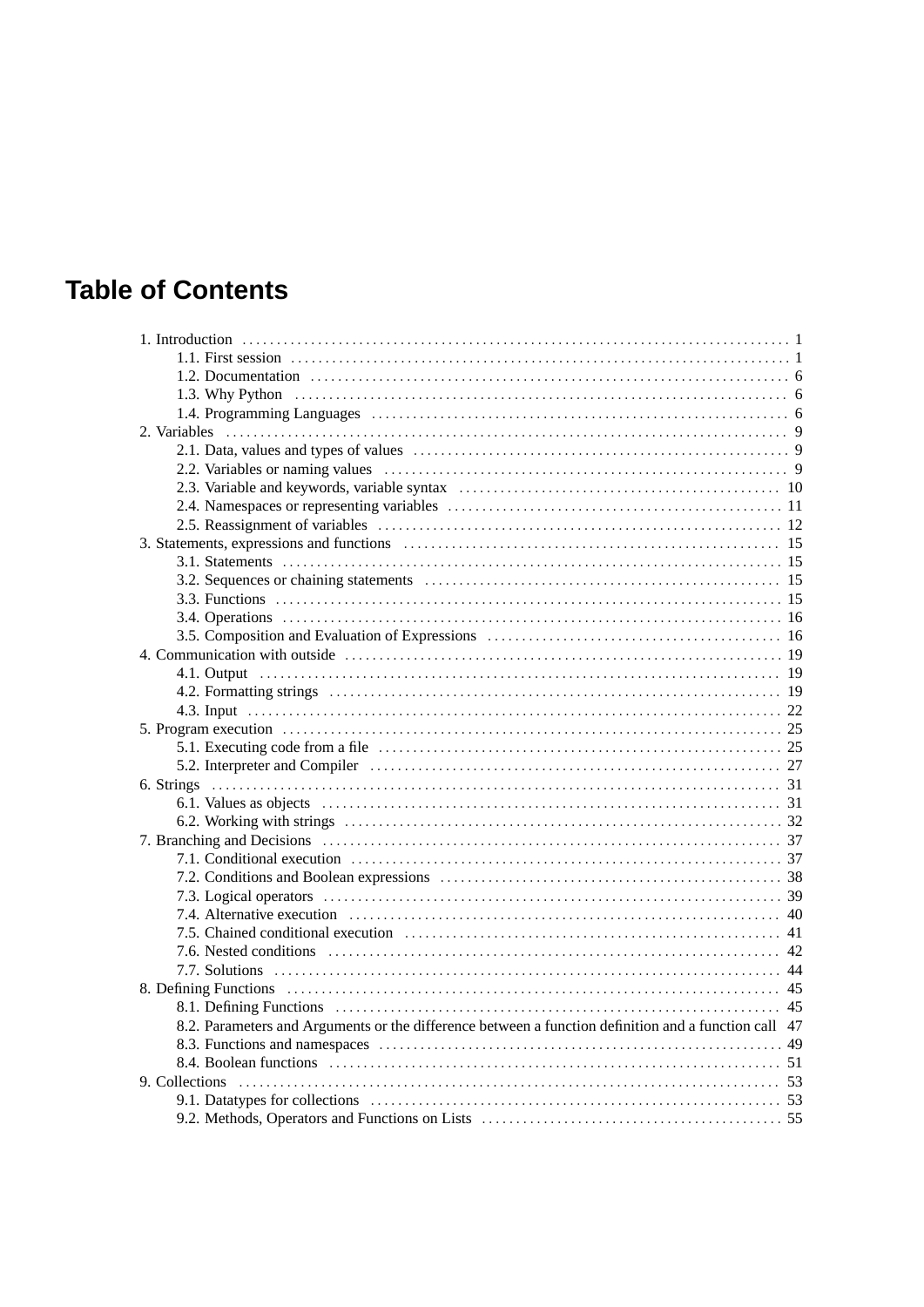# Table of Contents

- 1. Introduction ... 1
  - 1.1. First session ... 1
  - 1.2. Documentation ... 6
  - 1.3. Why Python ... 6
  - 1.4. Programming Languages ... 6
- 2. Variables ... 9
  - 2.1. Data, values and types of values ... 9
  - 2.2. Variables or naming values ... 9
  - 2.3. Variable and keywords, variable syntax ... 10
  - 2.4. Namespaces or representing variables ... 11
  - 2.5. Reassignment of variables ... 12
- 3. Statements, expressions and functions ... 15
  - 3.1. Statements ... 15
  - 3.2. Sequences or chaining statements ... 15
  - 3.3. Functions ... 15
  - 3.4. Operations ... 16
  - 3.5. Composition and Evaluation of Expressions ... 16
- 4. Communication with outside ... 19
  - 4.1. Output ... 19
  - 4.2. Formatting strings ... 19
  - 4.3. Input ... 22
- 5. Program execution ... 25
  - 5.1. Executing code from a file ... 25
  - 5.2. Interpreter and Compiler ... 27
- 6. Strings ... 31
  - 6.1. Values as objects ... 31
  - 6.2. Working with strings ... 32
- 7. Branching and Decisions ... 37
  - 7.1. Conditional execution ... 37
  - 7.2. Conditions and Boolean expressions ... 38
  - 7.3. Logical operators ... 39
  - 7.4. Alternative execution ... 40
  - 7.5. Chained conditional execution ... 41
  - 7.6. Nested conditions ... 42
  - 7.7. Solutions ... 44
- 8. Defining Functions ... 45
  - 8.1. Defining Functions ... 45
  - 8.2. Parameters and Arguments or the difference between a function definition and a function call ... 47
  - 8.3. Functions and namespaces ... 49
  - 8.4. Boolean functions ... 51
- 9. Collections ... 53
  - 9.1. Datatypes for collections ... 53
  - 9.2. Methods, Operators and Functions on Lists ... 55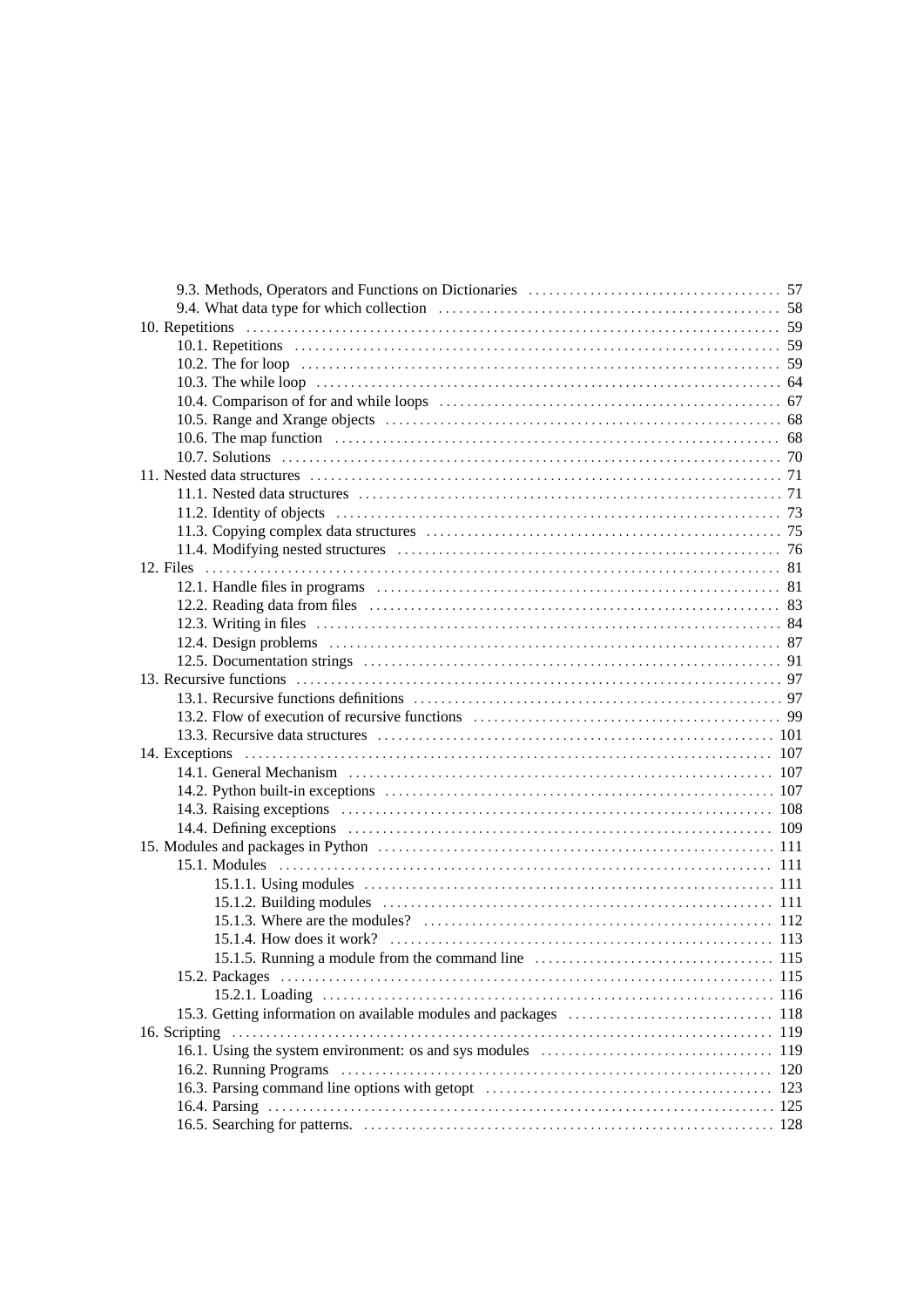- 9.3. Methods, Operators and Functions on Dictionaries ..... 57
- 9.4. What data type for which collection ..... 58

10. Repetitions ..... 59
- 10.1. Repetitions ..... 59
- 10.2. The for loop ..... 59
- 10.3. The while loop ..... 64
- 10.4. Comparison of for and while loops ..... 67
- 10.5. Range and Xrange objects ..... 68
- 10.6. The map function ..... 68
- 10.7. Solutions ..... 70

11. Nested data structures ..... 71
- 11.1. Nested data structures ..... 71
- 11.2. Identity of objects ..... 73
- 11.3. Copying complex data structures ..... 75
- 11.4. Modifying nested structures ..... 76

12. Files ..... 81
- 12.1. Handle files in programs ..... 81
- 12.2. Reading data from files ..... 83
- 12.3. Writing in files ..... 84
- 12.4. Design problems ..... 87
- 12.5. Documentation strings ..... 91

13. Recursive functions ..... 97
- 13.1. Recursive functions definitions ..... 97
- 13.2. Flow of execution of recursive functions ..... 99
- 13.3. Recursive data structures ..... 101

14. Exceptions ..... 107
- 14.1. General Mechanism ..... 107
- 14.2. Python built-in exceptions ..... 107
- 14.3. Raising exceptions ..... 108
- 14.4. Defining exceptions ..... 109

15. Modules and packages in Python ..... 111
- 15.1. Modules ..... 111
  - 15.1.1. Using modules ..... 111
  - 15.1.2. Building modules ..... 111
  - 15.1.3. Where are the modules? ..... 112
  - 15.1.4. How does it work? ..... 113
  - 15.1.5. Running a module from the command line ..... 115
- 15.2. Packages ..... 115
  - 15.2.1. Loading ..... 116
- 15.3. Getting information on available modules and packages ..... 118

16. Scripting ..... 119
- 16.1. Using the system environment: os and sys modules ..... 119
- 16.2. Running Programs ..... 120
- 16.3. Parsing command line options with getopt ..... 123
- 16.4. Parsing ..... 125
- 16.5. Searching for patterns. ..... 128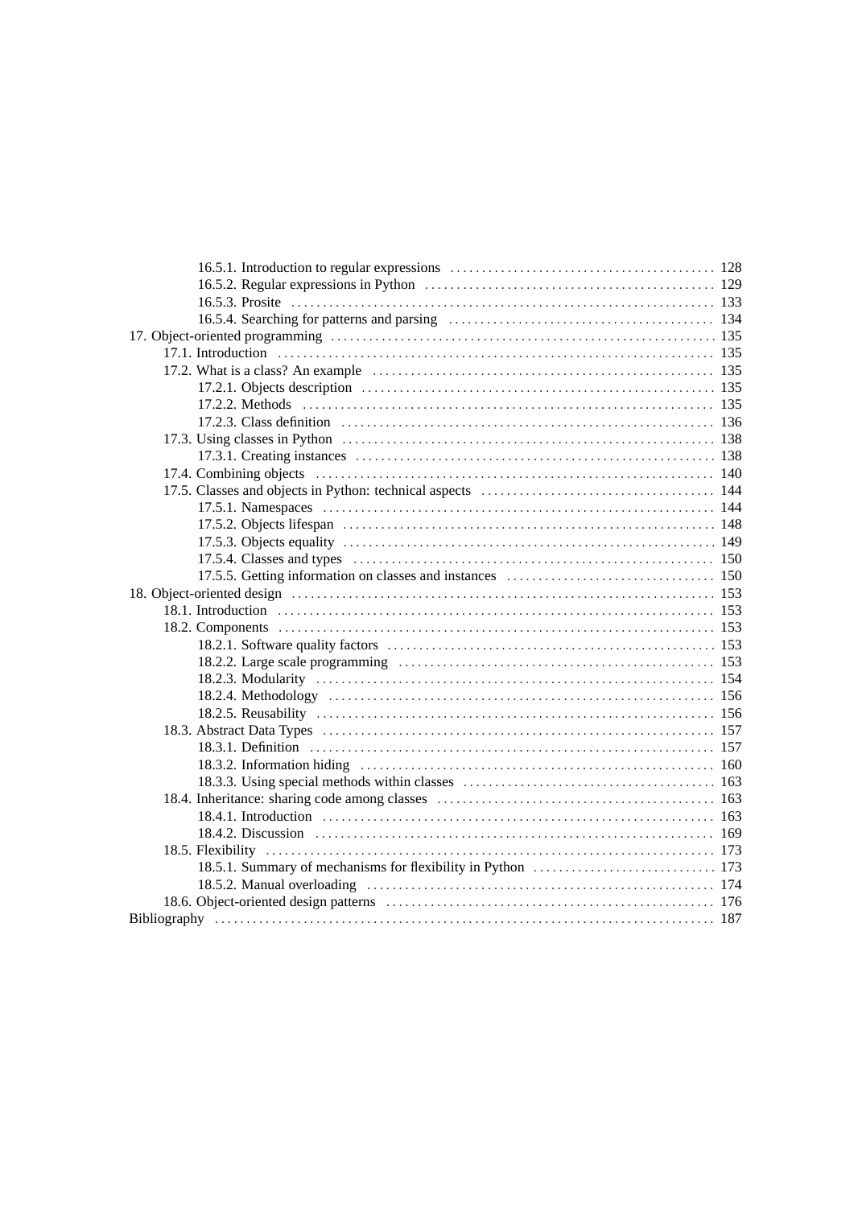- 16.5.1. Introduction to regular expressions ... 128
- 16.5.2. Regular expressions in Python ... 129
- 16.5.3. Prosite ... 133
- 16.5.4. Searching for patterns and parsing ... 134

17. Object-oriented programming ... 135
- 17.1. Introduction ... 135
- 17.2. What is a class? An example ... 135
  - 17.2.1. Objects description ... 135
  - 17.2.2. Methods ... 135
  - 17.2.3. Class definition ... 136
- 17.3. Using classes in Python ... 138
  - 17.3.1. Creating instances ... 138
- 17.4. Combining objects ... 140
- 17.5. Classes and objects in Python: technical aspects ... 144
  - 17.5.1. Namespaces ... 144
  - 17.5.2. Objects lifespan ... 148
  - 17.5.3. Objects equality ... 149
  - 17.5.4. Classes and types ... 150
  - 17.5.5. Getting information on classes and instances ... 150

18. Object-oriented design ... 153
- 18.1. Introduction ... 153
- 18.2. Components ... 153
  - 18.2.1. Software quality factors ... 153
  - 18.2.2. Large scale programming ... 153
  - 18.2.3. Modularity ... 154
  - 18.2.4. Methodology ... 156
  - 18.2.5. Reusability ... 156
- 18.3. Abstract Data Types ... 157
  - 18.3.1. Definition ... 157
  - 18.3.2. Information hiding ... 160
  - 18.3.3. Using special methods within classes ... 163
- 18.4. Inheritance: sharing code among classes ... 163
  - 18.4.1. Introduction ... 163
  - 18.4.2. Discussion ... 169
- 18.5. Flexibility ... 173
  - 18.5.1. Summary of mechanisms for flexibility in Python ... 173
  - 18.5.2. Manual overloading ... 174
- 18.6. Object-oriented design patterns ... 176

Bibliography ... 187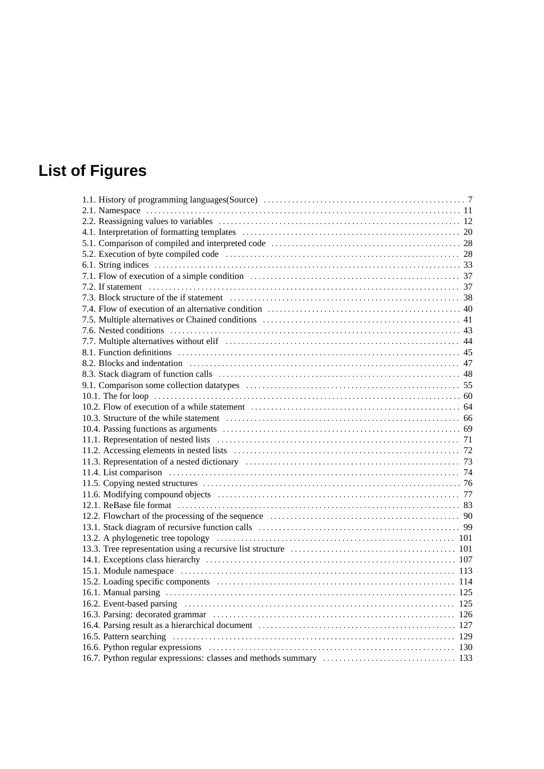# List of Figures

- 1.1. History of programming languages(Source) ... 7
- 2.1. Namespace ... 11
- 2.2. Reassigning values to variables ... 12
- 4.1. Interpretation of formatting templates ... 20
- 5.1. Comparison of compiled and interpreted code ... 28
- 5.2. Execution of byte compiled code ... 28
- 6.1. String indices ... 33
- 7.1. Flow of execution of a simple condition ... 37
- 7.2. If statement ... 37
- 7.3. Block structure of the if statement ... 38
- 7.4. Flow of execution of an alternative condition ... 40
- 7.5. Multiple alternatives or Chained conditions ... 41
- 7.6. Nested conditions ... 43
- 7.7. Multiple alternatives without elif ... 44
- 8.1. Function definitions ... 45
- 8.2. Blocks and indentation ... 47
- 8.3. Stack diagram of function calls ... 48
- 9.1. Comparison some collection datatypes ... 55
- 10.1. The for loop ... 60
- 10.2. Flow of execution of a while statement ... 64
- 10.3. Structure of the while statement ... 66
- 10.4. Passing functions as arguments ... 69
- 11.1. Representation of nested lists ... 71
- 11.2. Accessing elements in nested lists ... 72
- 11.3. Representation of a nested dictionary ... 73
- 11.4. List comparison ... 74
- 11.5. Copying nested structures ... 76
- 11.6. Modifying compound objects ... 77
- 12.1. ReBase file format ... 83
- 12.2. Flowchart of the processing of the sequence ... 90
- 13.1. Stack diagram of recursive function calls ... 99
- 13.2. A phylogenetic tree topology ... 101
- 13.3. Tree representation using a recursive list structure ... 101
- 14.1. Exceptions class hierarchy ... 107
- 15.1. Module namespace ... 113
- 15.2. Loading specific components ... 114
- 16.1. Manual parsing ... 125
- 16.2. Event-based parsing ... 125
- 16.3. Parsing: decorated grammar ... 126
- 16.4. Parsing result as a hierarchical document ... 127
- 16.5. Pattern searching ... 129
- 16.6. Python regular expressions ... 130
- 16.7. Python regular expressions: classes and methods summary ... 133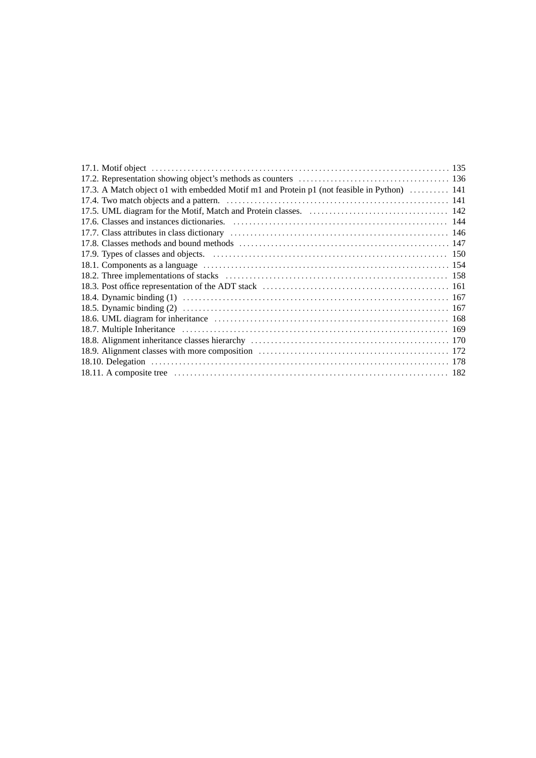17.1. Motif object . . . . . . . . . . . . . . . . . . . . . . . . . . . . . . . . . . . . . . . . . . . . . . . . . . . . . . . . . . . . . . . . . . . . . . . . . . 135
17.2. Representation showing object's methods as counters . . . . . . . . . . . . . . . . . . . . . . . . . . . . . . . . . . . . . 136
17.3. A Match object o1 with embedded Motif m1 and Protein p1 (not feasible in Python) . . . . . . . . . . 141
17.4. Two match objects and a pattern. . . . . . . . . . . . . . . . . . . . . . . . . . . . . . . . . . . . . . . . . . . . . . . . . . . . . . . 141
17.5. UML diagram for the Motif, Match and Protein classes. . . . . . . . . . . . . . . . . . . . . . . . . . . . . . . . . . . . 142
17.6. Classes and instances dictionaries. . . . . . . . . . . . . . . . . . . . . . . . . . . . . . . . . . . . . . . . . . . . . . . . . . . . . . 144
17.7. Class attributes in class dictionary . . . . . . . . . . . . . . . . . . . . . . . . . . . . . . . . . . . . . . . . . . . . . . . . . . . . . 146
17.8. Classes methods and bound methods . . . . . . . . . . . . . . . . . . . . . . . . . . . . . . . . . . . . . . . . . . . . . . . . . . . 147
17.9. Types of classes and objects. . . . . . . . . . . . . . . . . . . . . . . . . . . . . . . . . . . . . . . . . . . . . . . . . . . . . . . . . . . 150
18.1. Components as a language . . . . . . . . . . . . . . . . . . . . . . . . . . . . . . . . . . . . . . . . . . . . . . . . . . . . . . . . . . . . 154
18.2. Three implementations of stacks . . . . . . . . . . . . . . . . . . . . . . . . . . . . . . . . . . . . . . . . . . . . . . . . . . . . . . . 158
18.3. Post office representation of the ADT stack . . . . . . . . . . . . . . . . . . . . . . . . . . . . . . . . . . . . . . . . . . . . . . 161
18.4. Dynamic binding (1) . . . . . . . . . . . . . . . . . . . . . . . . . . . . . . . . . . . . . . . . . . . . . . . . . . . . . . . . . . . . . . . . . 167
18.5. Dynamic binding (2) . . . . . . . . . . . . . . . . . . . . . . . . . . . . . . . . . . . . . . . . . . . . . . . . . . . . . . . . . . . . . . . . . 167
18.6. UML diagram for inheritance . . . . . . . . . . . . . . . . . . . . . . . . . . . . . . . . . . . . . . . . . . . . . . . . . . . . . . . . . . 168
18.7. Multiple Inheritance . . . . . . . . . . . . . . . . . . . . . . . . . . . . . . . . . . . . . . . . . . . . . . . . . . . . . . . . . . . . . . . . . 169
18.8. Alignment inheritance classes hierarchy . . . . . . . . . . . . . . . . . . . . . . . . . . . . . . . . . . . . . . . . . . . . . . . . . 170
18.9. Alignment classes with more composition . . . . . . . . . . . . . . . . . . . . . . . . . . . . . . . . . . . . . . . . . . . . . . . 172
18.10. Delegation . . . . . . . . . . . . . . . . . . . . . . . . . . . . . . . . . . . . . . . . . . . . . . . . . . . . . . . . . . . . . . . . . . . . . . . . . 178
18.11. A composite tree . . . . . . . . . . . . . . . . . . . . . . . . . . . . . . . . . . . . . . . . . . . . . . . . . . . . . . . . . . . . . . . . . . . . 182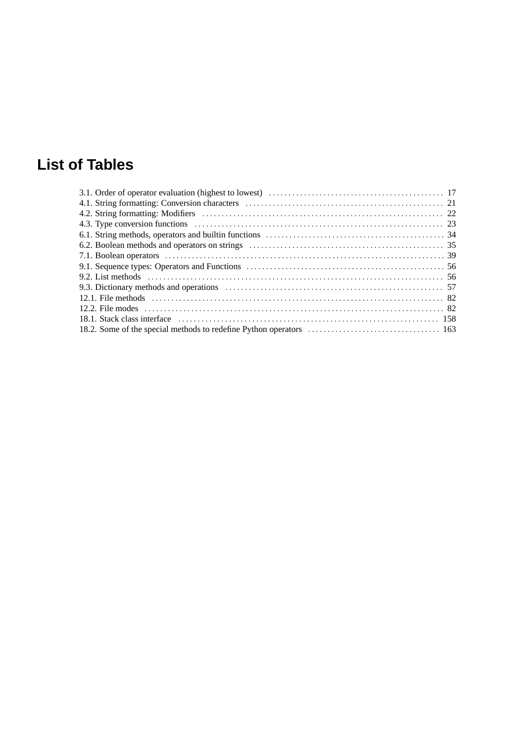# List of Tables

- 3.1. Order of operator evaluation (highest to lowest) .... 17
- 4.1. String formatting: Conversion characters .... 21
- 4.2. String formatting: Modifiers .... 22
- 4.3. Type conversion functions .... 23
- 6.1. String methods, operators and builtin functions .... 34
- 6.2. Boolean methods and operators on strings .... 35
- 7.1. Boolean operators .... 39
- 9.1. Sequence types: Operators and Functions .... 56
- 9.2. List methods .... 56
- 9.3. Dictionary methods and operations .... 57
- 12.1. File methods .... 82
- 12.2. File modes .... 82
- 18.1. Stack class interface .... 158
- 18.2. Some of the special methods to redefine Python operators .... 163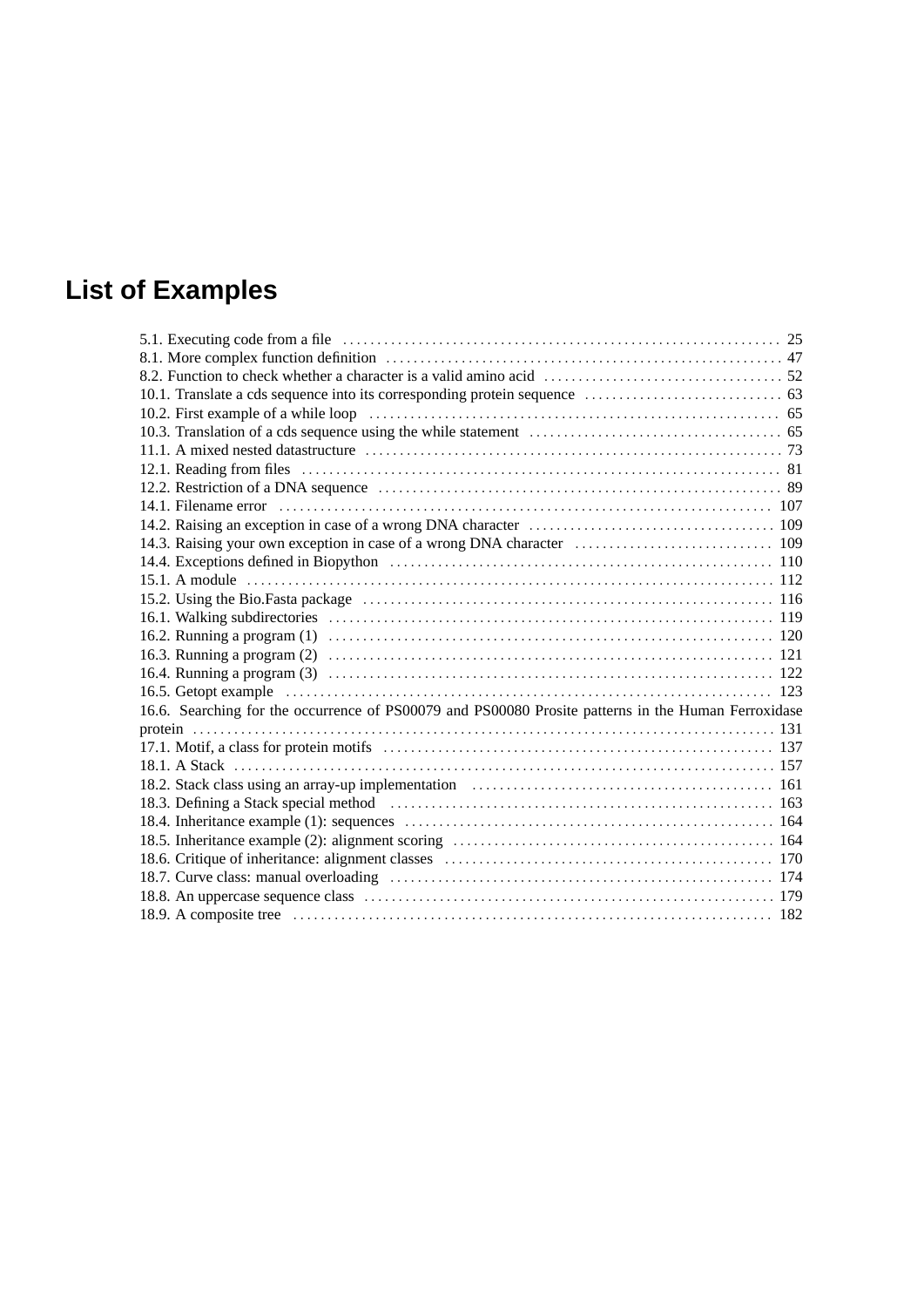# List of Examples

5.1. Executing code from a file ................ 25
8.1. More complex function definition ................ 47
8.2. Function to check whether a character is a valid amino acid ................ 52
10.1. Translate a cds sequence into its corresponding protein sequence ................ 63
10.2. First example of a while loop ................ 65
10.3. Translation of a cds sequence using the while statement ................ 65
11.1. A mixed nested datastructure ................ 73
12.1. Reading from files ................ 81
12.2. Restriction of a DNA sequence ................ 89
14.1. Filename error ................ 107
14.2. Raising an exception in case of a wrong DNA character ................ 109
14.3. Raising your own exception in case of a wrong DNA character ................ 109
14.4. Exceptions defined in Biopython ................ 110
15.1. A module ................ 112
15.2. Using the Bio.Fasta package ................ 116
16.1. Walking subdirectories ................ 119
16.2. Running a program (1) ................ 120
16.3. Running a program (2) ................ 121
16.4. Running a program (3) ................ 122
16.5. Getopt example ................ 123
16.6. Searching for the occurrence of PS00079 and PS00080 Prosite patterns in the Human Ferroxidase protein ................ 131
17.1. Motif, a class for protein motifs ................ 137
18.1. A Stack ................ 157
18.2. Stack class using an array-up implementation ................ 161
18.3. Defining a Stack special method ................ 163
18.4. Inheritance example (1): sequences ................ 164
18.5. Inheritance example (2): alignment scoring ................ 164
18.6. Critique of inheritance: alignment classes ................ 170
18.7. Curve class: manual overloading ................ 174
18.8. An uppercase sequence class ................ 179
18.9. A composite tree ................ 182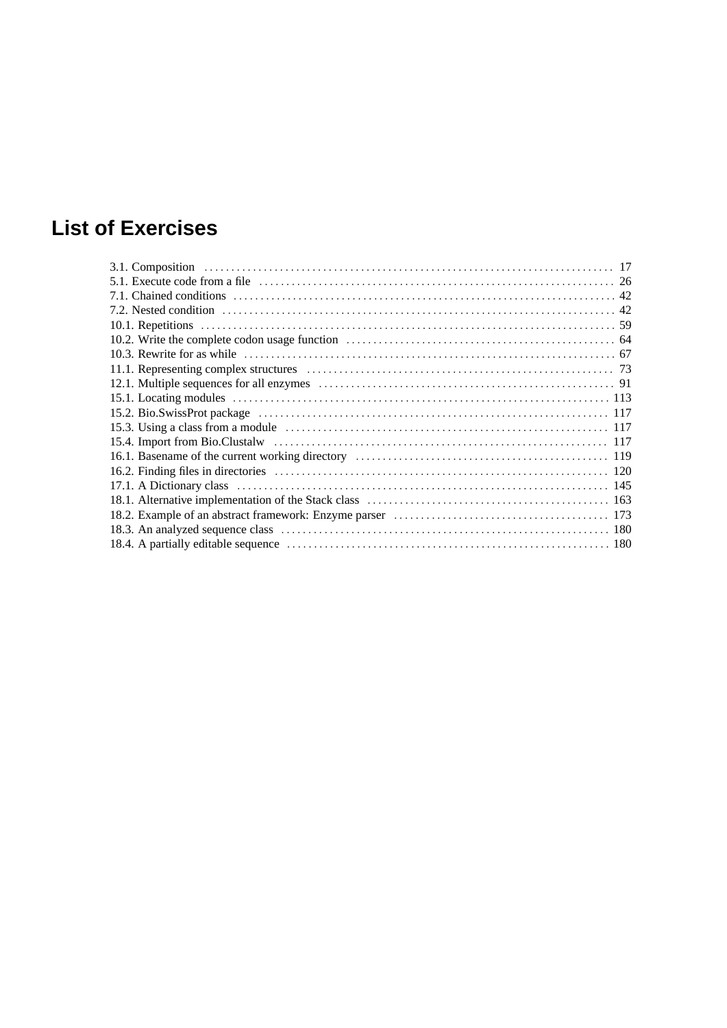# List of Exercises

3.1. Composition ........ 17
5.1. Execute code from a file ........ 26
7.1. Chained conditions ........ 42
7.2. Nested condition ........ 42
10.1. Repetitions ........ 59
10.2. Write the complete codon usage function ........ 64
10.3. Rewrite for as while ........ 67
11.1. Representing complex structures ........ 73
12.1. Multiple sequences for all enzymes ........ 91
15.1. Locating modules ........ 113
15.2. Bio.SwissProt package ........ 117
15.3. Using a class from a module ........ 117
15.4. Import from Bio.Clustalw ........ 117
16.1. Basename of the current working directory ........ 119
16.2. Finding files in directories ........ 120
17.1. A Dictionary class ........ 145
18.1. Alternative implementation of the Stack class ........ 163
18.2. Example of an abstract framework: Enzyme parser ........ 173
18.3. An analyzed sequence class ........ 180
18.4. A partially editable sequence ........ 180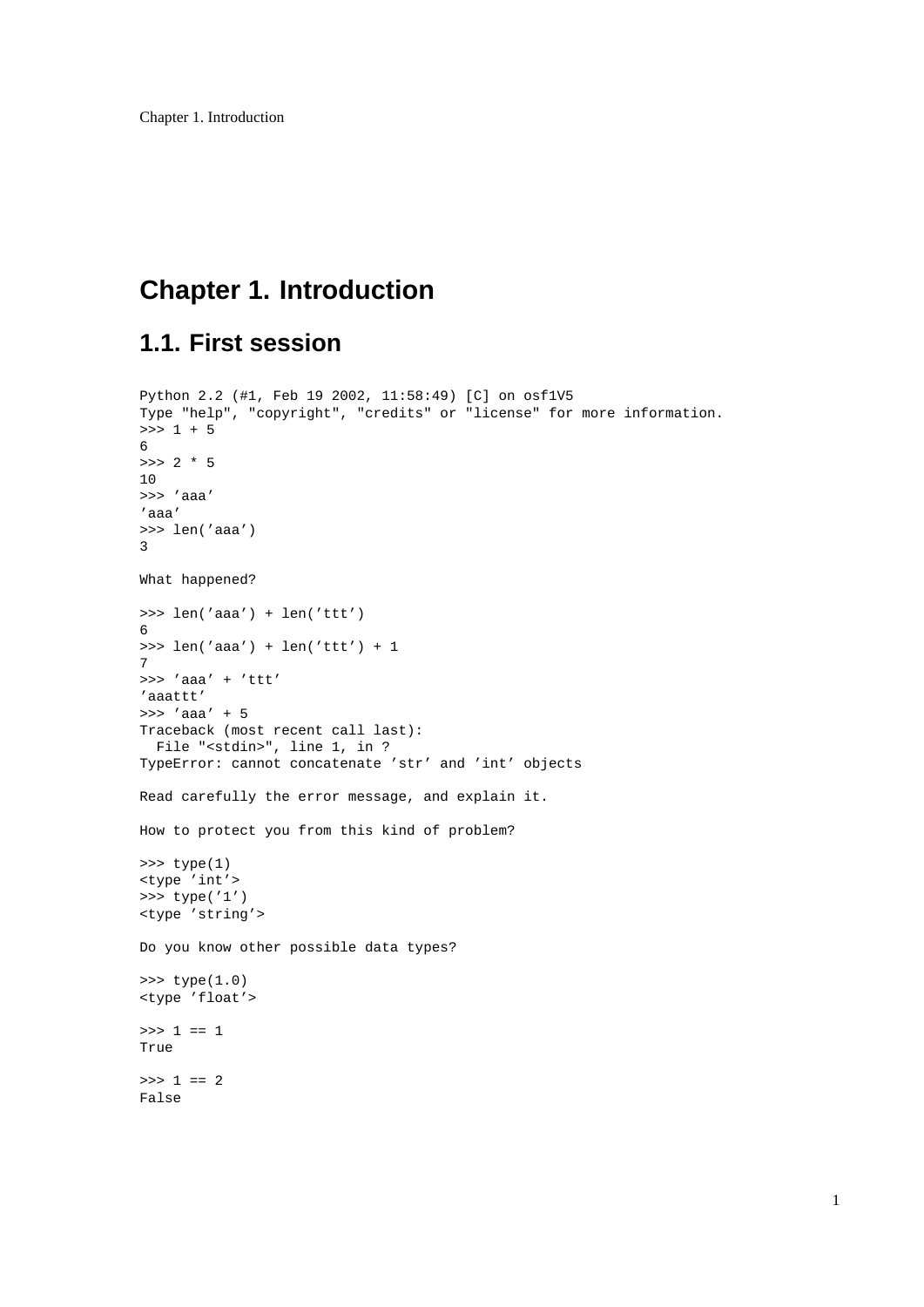# Chapter 1. Introduction

## 1.1. First session

```
Python 2.2 (#1, Feb 19 2002, 11:58:49) [C] on osf1V5
Type "help", "copyright", "credits" or "license" for more information.
>>> 1 + 5
6
>>> 2 * 5
10
>>> 'aaa'
'aaa'
>>> len('aaa')
3
```

What happened?

```
>>> len('aaa') + len('ttt')
6
>>> len('aaa') + len('ttt') + 1
7
>>> 'aaa' + 'ttt'
'aaattt'
>>> 'aaa' + 5
Traceback (most recent call last):
  File "<stdin>", line 1, in ?
TypeError: cannot concatenate 'str' and 'int' objects
```

Read carefully the error message, and explain it.

How to protect you from this kind of problem?

```
>>> type(1)
<type 'int'>
>>> type('1')
<type 'string'>
```

Do you know other possible data types?

```
>>> type(1.0)
<type 'float'>

>>> 1 == 1
True

>>> 1 == 2
False
```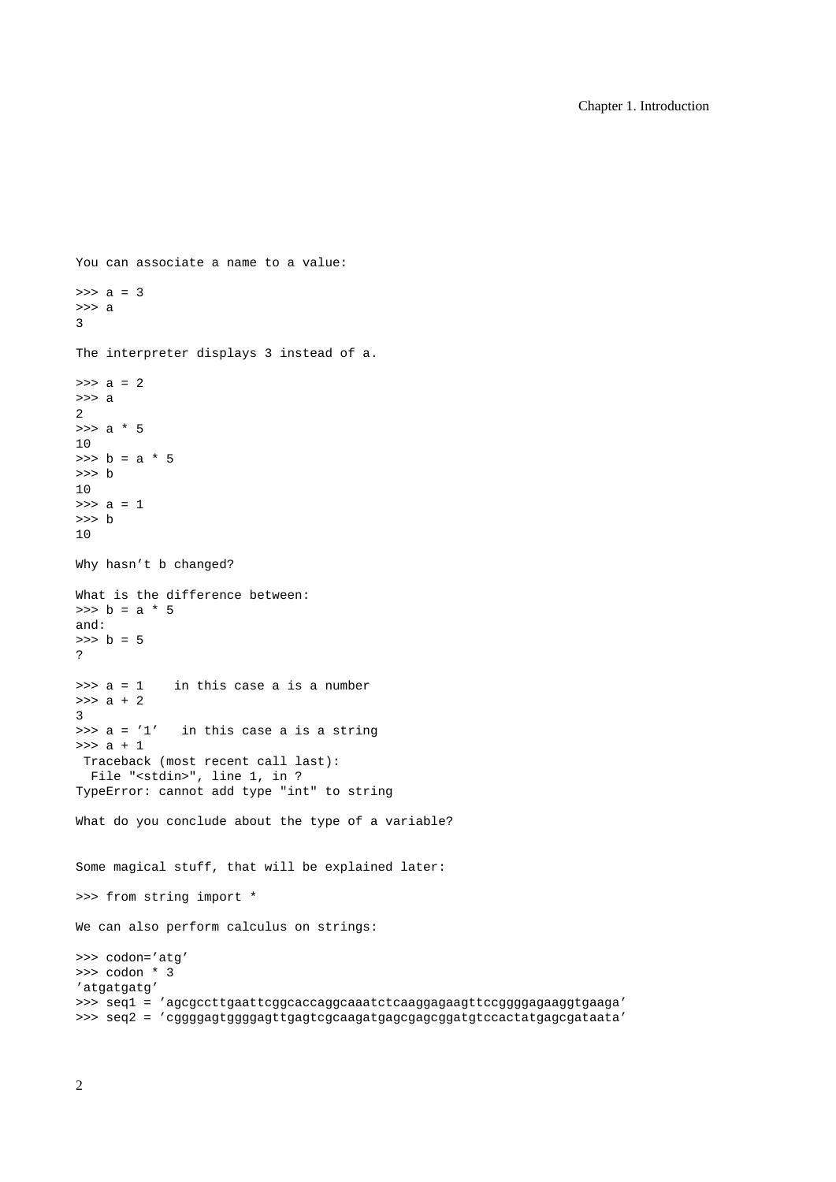You can associate a name to a value:

```
>>> a = 3
>>> a
3
```

The interpreter displays 3 instead of a.

```
>>> a = 2
>>> a
2
>>> a * 5
10
>>> b = a * 5
>>> b
10
>>> a = 1
>>> b
10
```

Why hasn’t b changed?

What is the difference between:

```
>>> b = a * 5
```

and:

```
>>> b = 5
```

?

```
>>> a = 1    in this case a is a number
>>> a + 2
3
>>> a = ’1’   in this case a is a string
>>> a + 1
 Traceback (most recent call last):
  File "<stdin>", line 1, in ?
TypeError: cannot add type "int" to string
```

What do you conclude about the type of a variable?

Some magical stuff, that will be explained later:

```
>>> from string import *
```

We can also perform calculus on strings:

```
>>> codon=’atg’
>>> codon * 3
’atgatgatg’
>>> seq1 = ’agcgccttgaattcggcaccaggcaaatctcaaggagaagttccggggagaaggtgaaga’
>>> seq2 = ’cggggagtggggagttgagtcgcaagatgagcgagcggatgtccactatgagcgataata’
```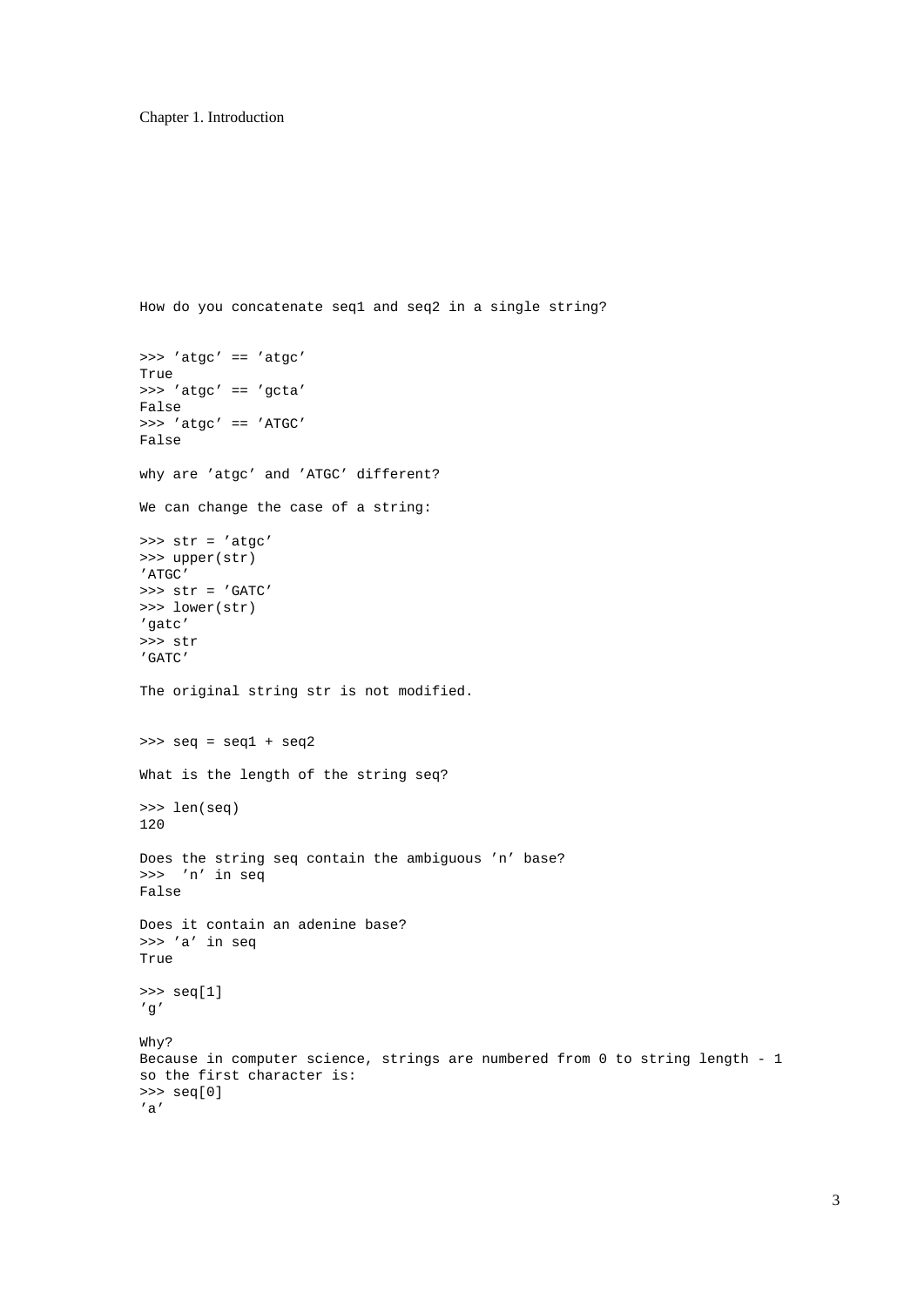How do you concatenate seq1 and seq2 in a single string?

```
>>> ’atgc’ == ’atgc’
True
>>> ’atgc’ == ’gcta’
False
>>> ’atgc’ == ’ATGC’
False
```

why are ’atgc’ and ’ATGC’ different?

We can change the case of a string:

```
>>> str = ’atgc’
>>> upper(str)
’ATGC’
>>> str = ’GATC’
>>> lower(str)
’gatc’
>>> str
’GATC’
```

The original string str is not modified.

```
>>> seq = seq1 + seq2
```

What is the length of the string seq?

```
>>> len(seq)
120
```

Does the string seq contain the ambiguous ’n’ base?

```
>>>  ’n’ in seq
False
```

Does it contain an adenine base?

```
>>> ’a’ in seq
True
```

```
>>> seq[1]
’g’
```

Why?
Because in computer science, strings are numbered from 0 to string length - 1 so the first character is:

```
>>> seq[0]
’a’
```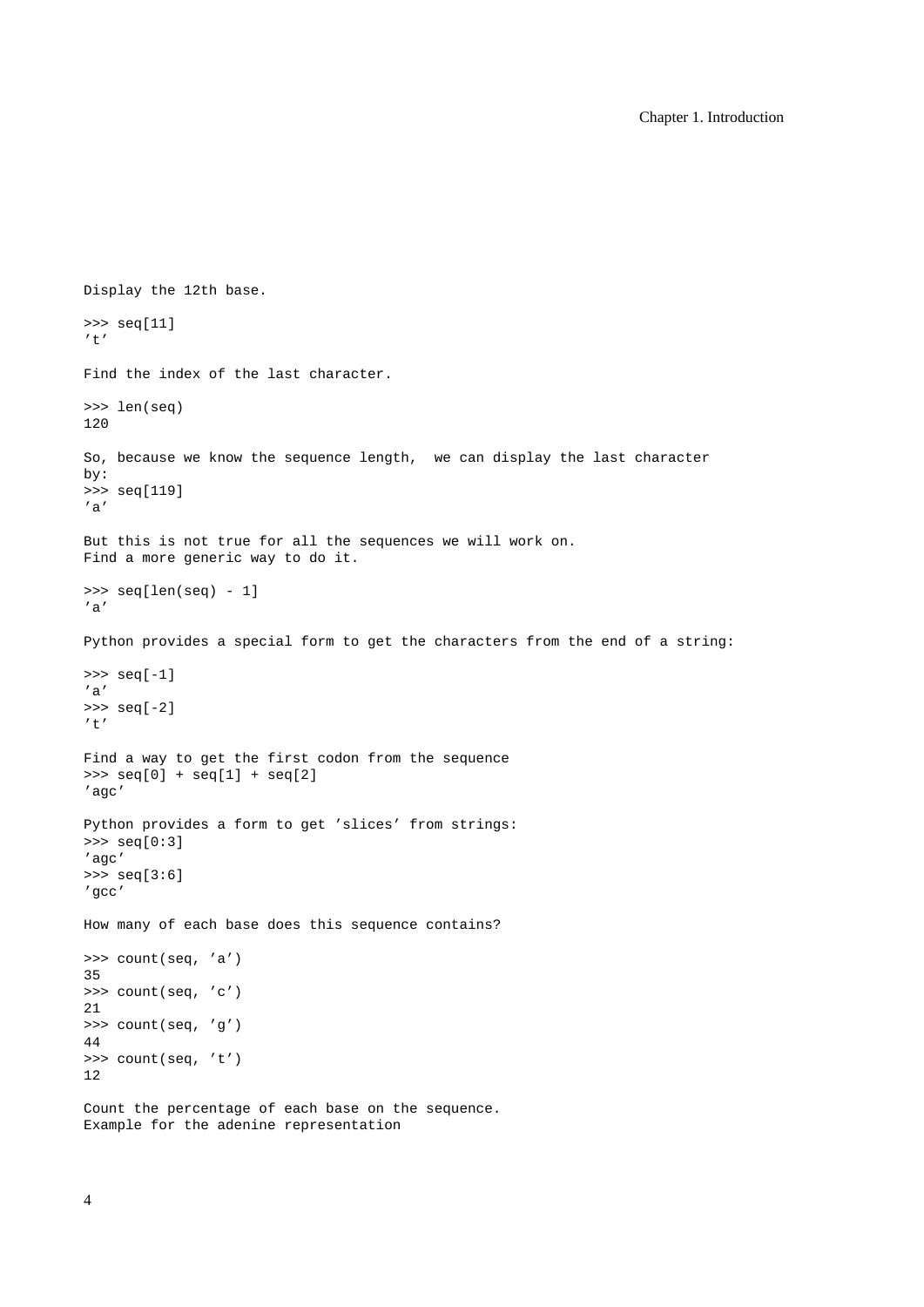Display the 12th base.

```
>>> seq[11]
't'
```

Find the index of the last character.

```
>>> len(seq)
120
```

So, because we know the sequence length, we can display the last character by:

```
>>> seq[119]
'a'
```

But this is not true for all the sequences we will work on.
Find a more generic way to do it.

```
>>> seq[len(seq) - 1]
'a'
```

Python provides a special form to get the characters from the end of a string:

```
>>> seq[-1]
'a'
>>> seq[-2]
't'
```

Find a way to get the first codon from the sequence

```
>>> seq[0] + seq[1] + seq[2]
'agc'
```

Python provides a form to get 'slices' from strings:

```
>>> seq[0:3]
'agc'
>>> seq[3:6]
'gcc'
```

How many of each base does this sequence contains?

```
>>> count(seq, 'a')
35
>>> count(seq, 'c')
21
>>> count(seq, 'g')
44
>>> count(seq, 't')
12
```

Count the percentage of each base on the sequence.
Example for the adenine representation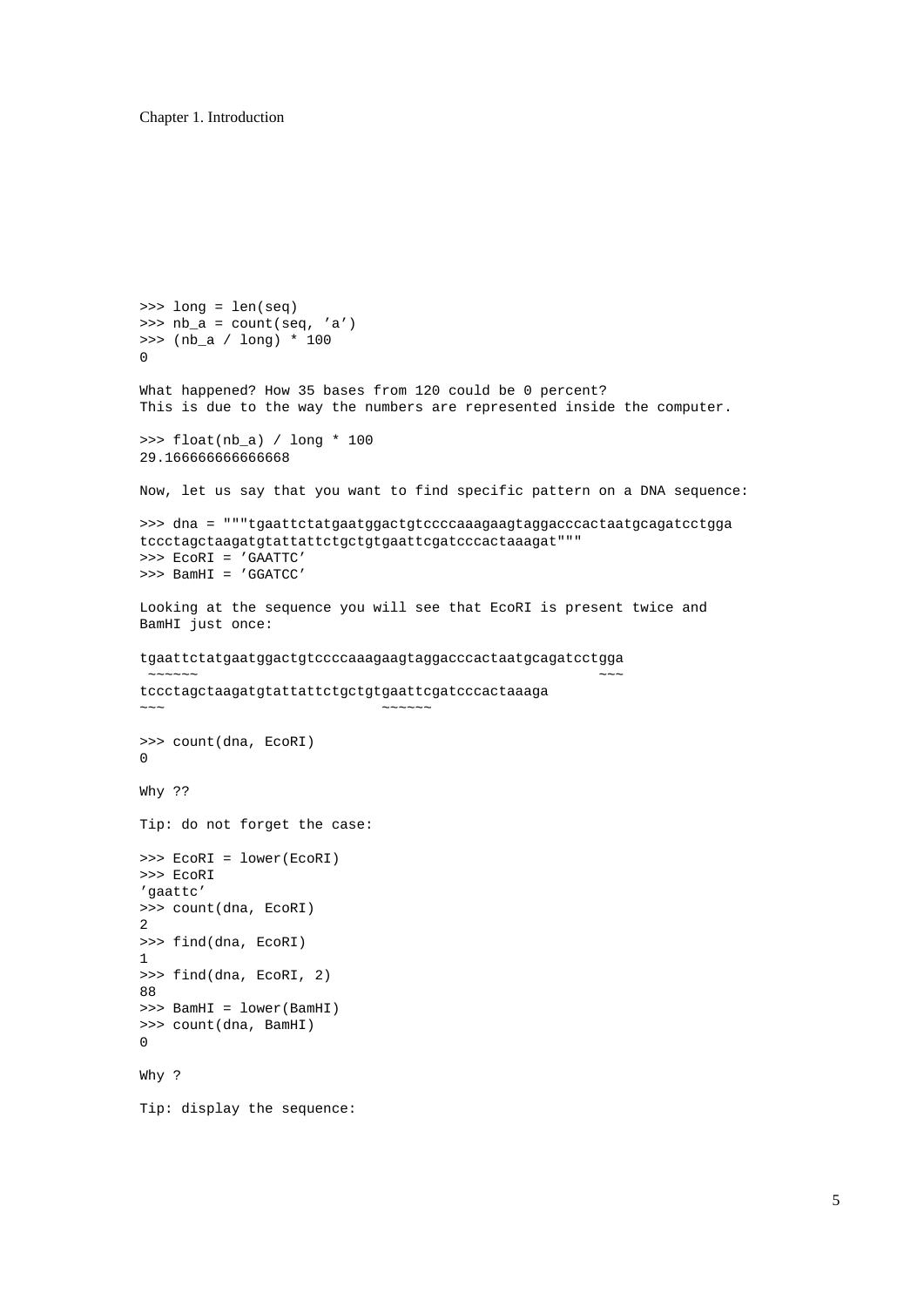```
>>> long = len(seq)
>>> nb_a = count(seq, 'a')
>>> (nb_a / long) * 100
0
```

What happened? How 35 bases from 120 could be 0 percent?
This is due to the way the numbers are represented inside the computer.

```
>>> float(nb_a) / long * 100
29.166666666666668
```

Now, let us say that you want to find specific pattern on a DNA sequence:

```
>>> dna = """tgaattctatgaatggactgtccccaaagaagtaggacccactaatgcagatcctgga
tccctagctaagatgtattattctgctgtgaattcgatcccactaaagat"""
>>> EcoRI = 'GAATTC'
>>> BamHI = 'GGATCC'
```

Looking at the sequence you will see that EcoRI is present twice and
BamHI just once:

```
tgaattctatgaatggactgtccccaaagaagtaggacccactaatgcagatcctgga
 ~~~~~~                                                ~~~
tccctagctaagatgtattattctgctgtgaattcgatcccactaaaga
~~~                          ~~~~~~
```

```
>>> count(dna, EcoRI)
0
```

Why ??

Tip: do not forget the case:

```
>>> EcoRI = lower(EcoRI)
>>> EcoRI
'gaattc'
>>> count(dna, EcoRI)
2
>>> find(dna, EcoRI)
1
>>> find(dna, EcoRI, 2)
88
>>> BamHI = lower(BamHI)
>>> count(dna, BamHI)
0
```

Why ?

Tip: display the sequence: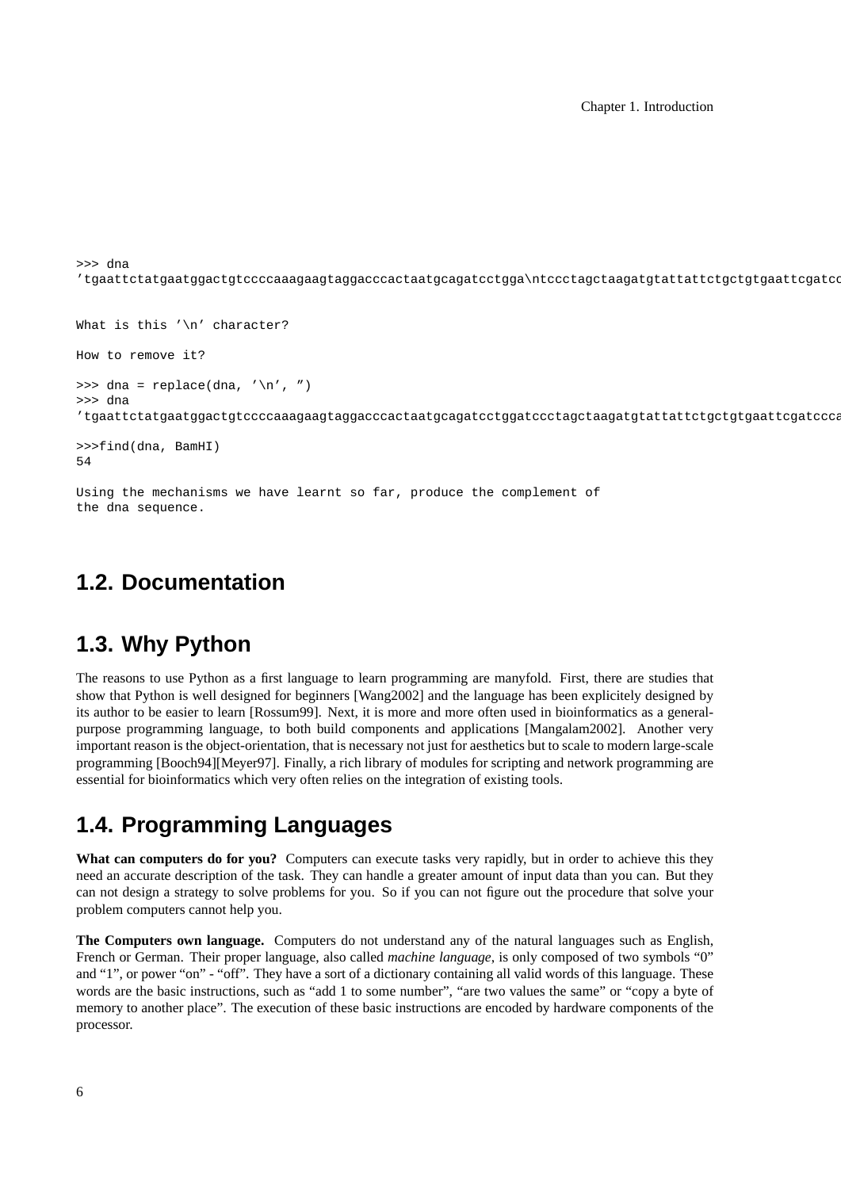```
>>> dna
'tgaattctatgaatggactgtccccaaagaagtaggacccactaatgcagatcctgga\ntccctagctaagatgtattattctgctgtgaattcgatcc
```

```
What is this '\n' character?

How to remove it?

>>> dna = replace(dna, '\n', ")
>>> dna
'tgaattctatgaatggactgtccccaaagaagtaggacccactaatgcagatcctggatccctagctaagatgtattattctgctgtgaattcgatccca

>>>find(dna, BamHI)
54

Using the mechanisms we have learnt so far, produce the complement of
the dna sequence.
```

## 1.2. Documentation

## 1.3. Why Python

The reasons to use Python as a first language to learn programming are manyfold. First, there are studies that show that Python is well designed for beginners [Wang2002] and the language has been explicitely designed by its author to be easier to learn [Rossum99]. Next, it is more and more often used in bioinformatics as a general-purpose programming language, to both build components and applications [Mangalam2002]. Another very important reason is the object-orientation, that is necessary not just for aesthetics but to scale to modern large-scale programming [Booch94][Meyer97]. Finally, a rich library of modules for scripting and network programming are essential for bioinformatics which very often relies on the integration of existing tools.

## 1.4. Programming Languages

**What can computers do for you?** Computers can execute tasks very rapidly, but in order to achieve this they need an accurate description of the task. They can handle a greater amount of input data than you can. But they can not design a strategy to solve problems for you. So if you can not figure out the procedure that solve your problem computers cannot help you.

**The Computers own language.** Computers do not understand any of the natural languages such as English, French or German. Their proper language, also called *machine language*, is only composed of two symbols "0" and "1", or power "on" - "off". They have a sort of a dictionary containing all valid words of this language. These words are the basic instructions, such as "add 1 to some number", "are two values the same" or "copy a byte of memory to another place". The execution of these basic instructions are encoded by hardware components of the processor.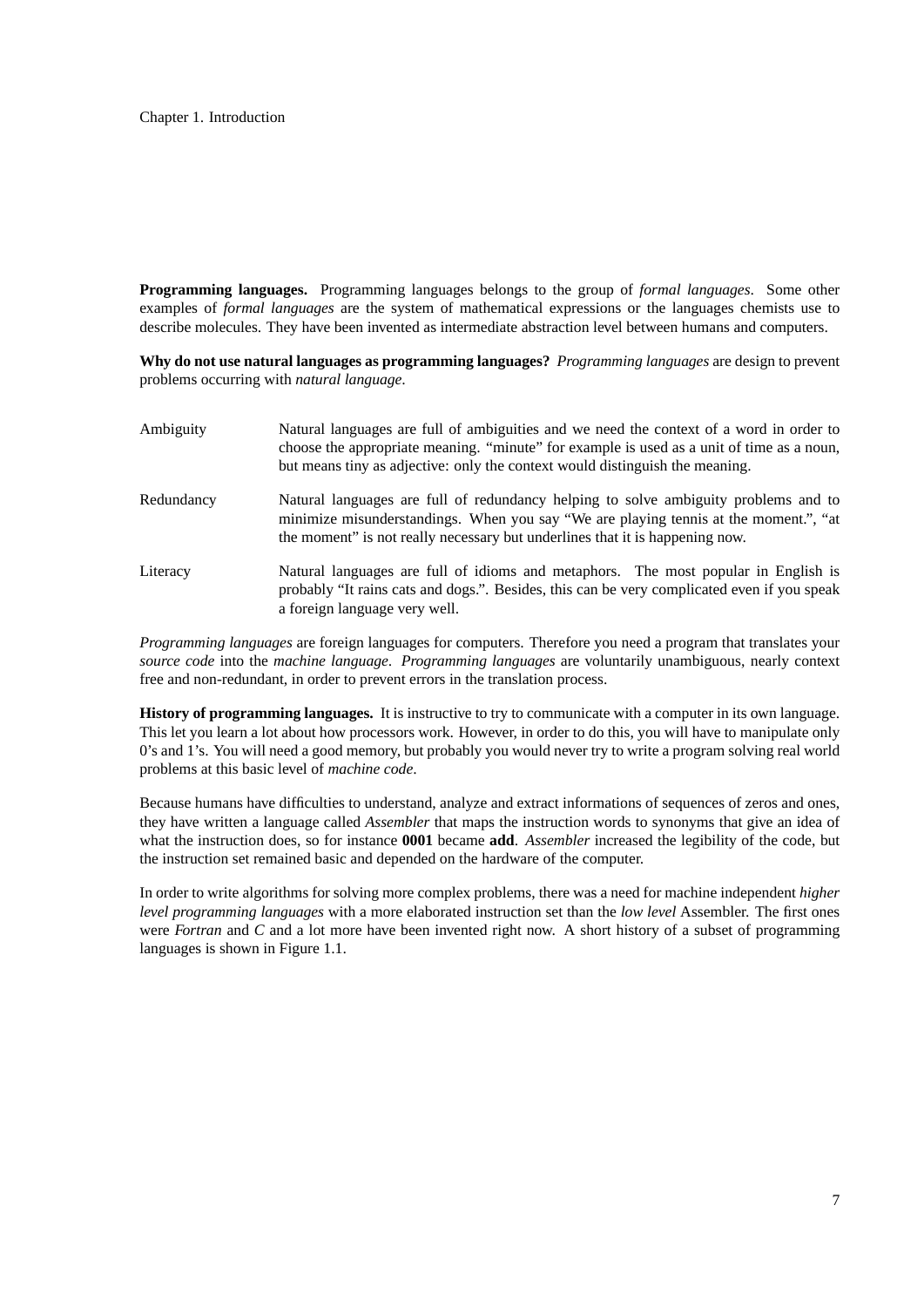**Programming languages.** Programming languages belongs to the group of *formal languages*. Some other examples of *formal languages* are the system of mathematical expressions or the languages chemists use to describe molecules. They have been invented as intermediate abstraction level between humans and computers.

**Why do not use natural languages as programming languages?** *Programming languages* are design to prevent problems occurring with *natural language*.

| | |
|---|---|
| Ambiguity | Natural languages are full of ambiguities and we need the context of a word in order to choose the appropriate meaning. "minute" for example is used as a unit of time as a noun, but means tiny as adjective: only the context would distinguish the meaning. |
| Redundancy | Natural languages are full of redundancy helping to solve ambiguity problems and to minimize misunderstandings. When you say "We are playing tennis at the moment.", "at the moment" is not really necessary but underlines that it is happening now. |
| Literacy | Natural languages are full of idioms and metaphors. The most popular in English is probably "It rains cats and dogs.". Besides, this can be very complicated even if you speak a foreign language very well. |

*Programming languages* are foreign languages for computers. Therefore you need a program that translates your *source code* into the *machine language*. *Programming languages* are voluntarily unambiguous, nearly context free and non-redundant, in order to prevent errors in the translation process.

**History of programming languages.** It is instructive to try to communicate with a computer in its own language. This let you learn a lot about how processors work. However, in order to do this, you will have to manipulate only 0's and 1's. You will need a good memory, but probably you would never try to write a program solving real world problems at this basic level of *machine code*.

Because humans have difficulties to understand, analyze and extract informations of sequences of zeros and ones, they have written a language called *Assembler* that maps the instruction words to synonyms that give an idea of what the instruction does, so for instance **0001** became **add**. *Assembler* increased the legibility of the code, but the instruction set remained basic and depended on the hardware of the computer.

In order to write algorithms for solving more complex problems, there was a need for machine independent *higher level programming languages* with a more elaborated instruction set than the *low level* Assembler. The first ones were *Fortran* and *C* and a lot more have been invented right now. A short history of a subset of programming languages is shown in Figure 1.1.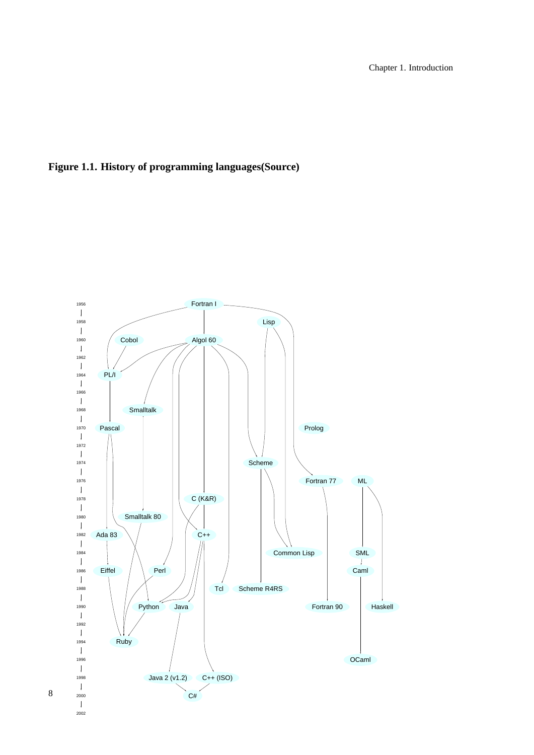**Figure 1.1. History of programming languages(Source)**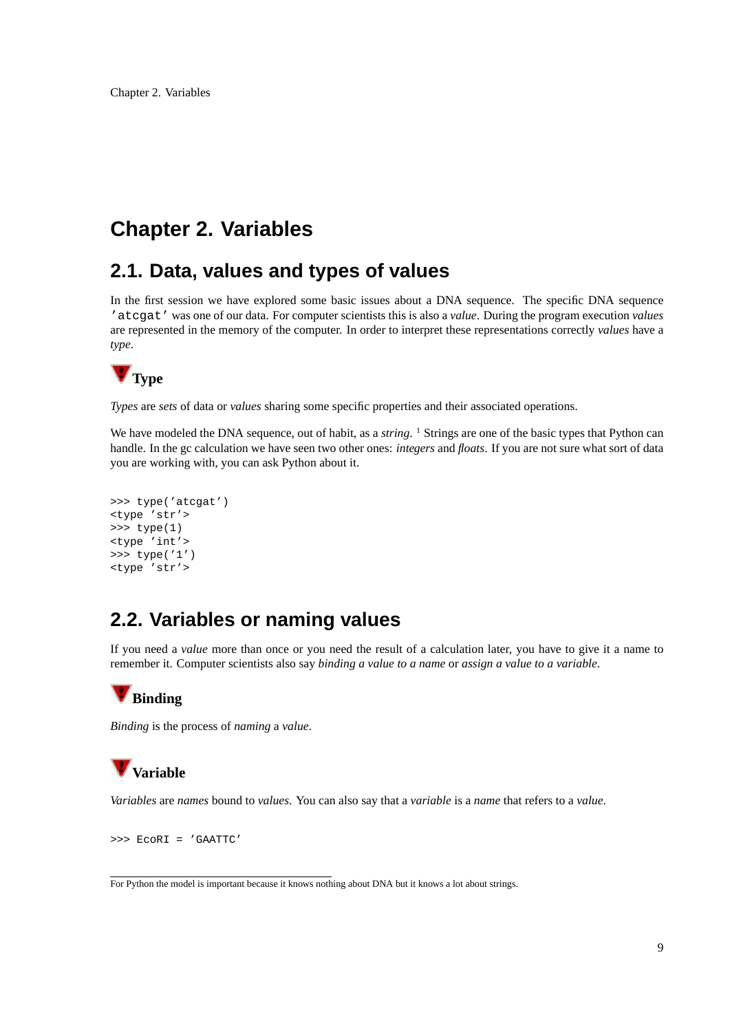# Chapter 2. Variables

## 2.1. Data, values and types of values

In the first session we have explored some basic issues about a DNA sequence. The specific DNA sequence `'atcgat'` was one of our data. For computer scientists this is also a *value*. During the program execution *values* are represented in the memory of the computer. In order to interpret these representations correctly *values* have a *type*.

### Type

*Types* are *sets* of data or *values* sharing some specific properties and their associated operations.

We have modeled the DNA sequence, out of habit, as a *string*. [1] Strings are one of the basic types that Python can handle. In the gc calculation we have seen two other ones: *integers* and *floats*. If you are not sure what sort of data you are working with, you can ask Python about it.

```
>>> type('atcgat')
<type 'str'>
>>> type(1)
<type 'int'>
>>> type('1')
<type 'str'>
```

## 2.2. Variables or naming values

If you need a *value* more than once or you need the result of a calculation later, you have to give it a name to remember it. Computer scientists also say *binding a value to a name* or *assign a value to a variable*.

### Binding

*Binding* is the process of *naming* a *value*.

### Variable

*Variables* are *names* bound to *values*. You can also say that a *variable* is a *name* that refers to a *value*.

```
>>> EcoRI = 'GAATTC'
```

---

For Python the model is important because it knows nothing about DNA but it knows a lot about strings.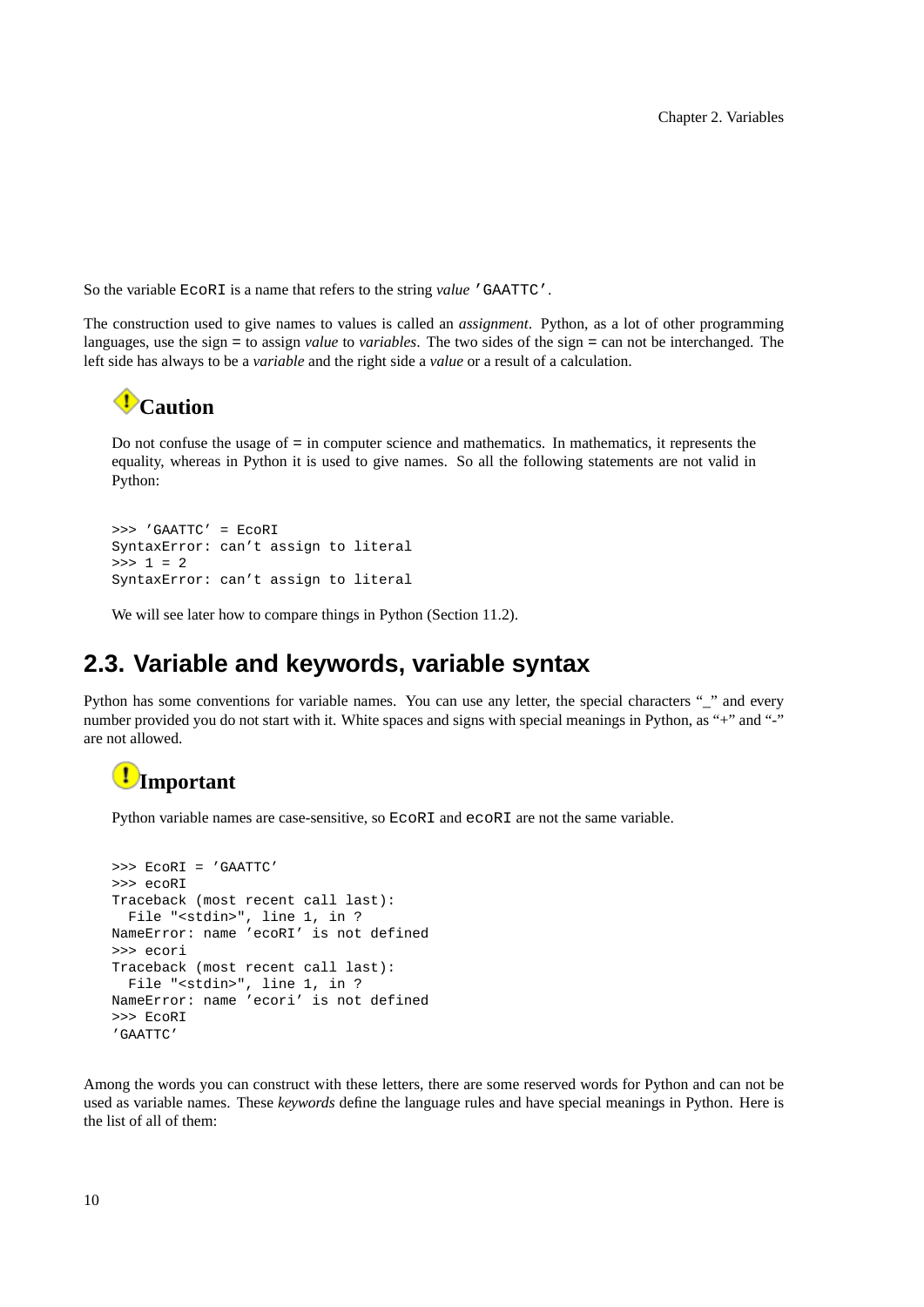So the variable `EcoRI` is a name that refers to the string *value* `'GAATTC'`.

The construction used to give names to values is called an *assignment*. Python, as a lot of other programming languages, use the sign = to assign *value* to *variables*. The two sides of the sign = can not be interchanged. The left side has always to be a *variable* and the right side a *value* or a result of a calculation.

### Caution

Do not confuse the usage of = in computer science and mathematics. In mathematics, it represents the equality, whereas in Python it is used to give names. So all the following statements are not valid in Python:

```
>>> 'GAATTC' = EcoRI
SyntaxError: can't assign to literal
>>> 1 = 2
SyntaxError: can't assign to literal
```

We will see later how to compare things in Python (Section 11.2).

## 2.3. Variable and keywords, variable syntax

Python has some conventions for variable names. You can use any letter, the special characters "_" and every number provided you do not start with it. White spaces and signs with special meanings in Python, as "+" and "-" are not allowed.

### Important

Python variable names are case-sensitive, so `EcoRI` and `ecoRI` are not the same variable.

```
>>> EcoRI = 'GAATTC'
>>> ecoRI
Traceback (most recent call last):
  File "<stdin>", line 1, in ?
NameError: name 'ecoRI' is not defined
>>> ecori
Traceback (most recent call last):
  File "<stdin>", line 1, in ?
NameError: name 'ecori' is not defined
>>> EcoRI
'GAATTC'
```

Among the words you can construct with these letters, there are some reserved words for Python and can not be used as variable names. These *keywords* define the language rules and have special meanings in Python. Here is the list of all of them: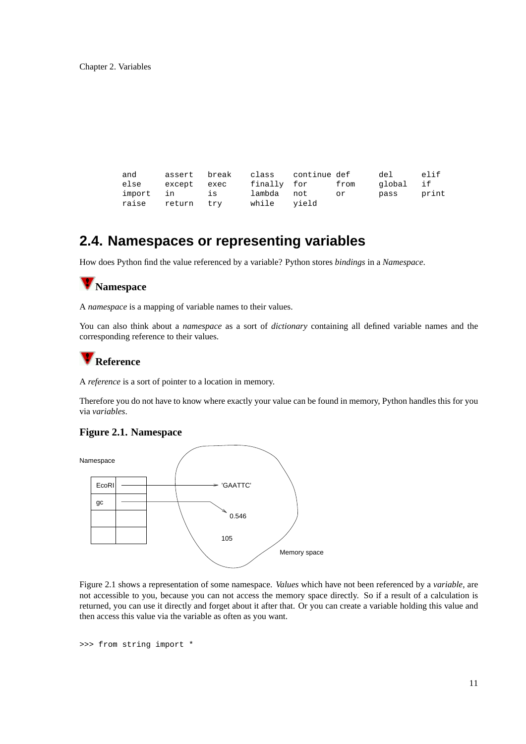```
and       assert    break     class     continue def       del       elif
else      except    exec      finally   for       from      global    if
import    in        is        lambda    not       or        pass      print
raise     return    try       while     yield
```

## 2.4. Namespaces or representing variables

How does Python find the value referenced by a variable? Python stores *bindings* in a *Namespace*.

### Namespace

A *namespace* is a mapping of variable names to their values.

You can also think about a *namespace* as a sort of *dictionary* containing all defined variable names and the corresponding reference to their values.

### Reference

A *reference* is a sort of pointer to a location in memory.

Therefore you do not have to know where exactly your value can be found in memory, Python handles this for you via *variables*.

**Figure 2.1. Namespace**

Namespace

| EcoRI | → 'GAATTC' |
|---|---|
| gc | → 0.546 |
| | |
| | |

105

Memory space

Figure 2.1 shows a representation of some namespace. *Values* which have not been referenced by a *variable*, are not accessible to you, because you can not access the memory space directly. So if a result of a calculation is returned, you can use it directly and forget about it after that. Or you can create a variable holding this value and then access this value via the variable as often as you want.

```
>>> from string import *
```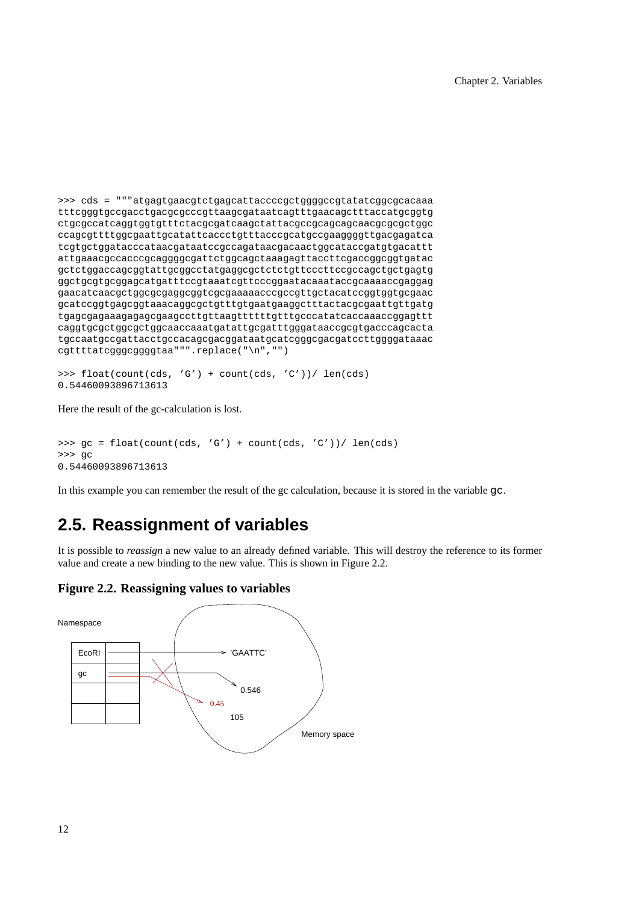```
>>> cds = """atgagtgaacgtctgagcattaccccgctggggccgtatatcggcgcacaaa
tttcgggtgccgacctgacgcgcccgttaagcgataatcagtttgaacagctttaccatgcggtg
ctgcgccatcaggtggtgtttctacgcgatcaagctattacgccgcagcagcaacgcgcgctggc
ccagcgttttggcgaattgcatattcaccctgtttacccgcatgccgaaggggttgacgagatca
tcgtgctggatacccataacgataatccgccagataacgacaactggcataccgatgtgacattt
attgaaacgccacccgcaggggcgattctggcagctaaagagttaccttcgaccggcggtgatac
gctctggaccagcggtattgcggcctatgaggcgctctctgttcccttccgccagctgctgagtg
ggctgcgtgcggagcatgatttccgtaaatcgttcccggaatacaaataccgcaaaaccgaggag
gaacatcaacgctggcgcgaggcggtcgcgaaaaacccgccgttgctacatccggtggtgcgaac
gcatccggtgagcggtaaacaggcgctgtttgtgaatgaaggctttactacgcgaattgttgatg
tgagcgagaaagagagcgaagccttgttaagtttttttgtttgcccatatcaccaaaccggagttt
caggtgcgctggcgctggcaaccaaatgatattgcgatttgggataaccgcgtgacccagcacta
tgccaatgccgattacctgccacagcgacggataatgcatcgggcgacgatccttggggataaac
cgttttatcgggcggggtaa""".replace("\n","")

>>> float(count(cds, 'G') + count(cds, 'C'))/ len(cds)
0.54460093896713613
```

Here the result of the gc-calculation is lost.

```
>>> gc = float(count(cds, 'G') + count(cds, 'C'))/ len(cds)
>>> gc
0.54460093896713613
```

In this example you can remember the result of the gc calculation, because it is stored in the variable `gc`.

## 2.5. Reassignment of variables

It is possible to *reassign* a new value to an already defined variable. This will destroy the reference to its former value and create a new binding to the new value. This is shown in Figure 2.2.

**Figure 2.2. Reassigning values to variables**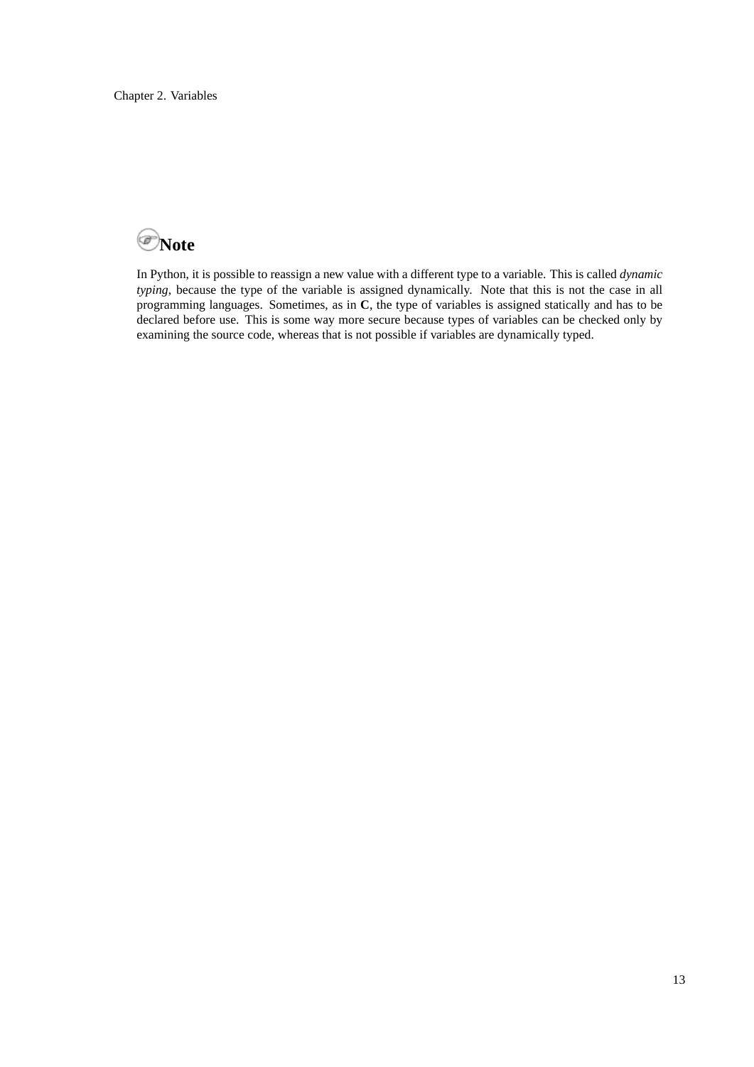**Note**

In Python, it is possible to reassign a new value with a different type to a variable. This is called *dynamic typing*, because the type of the variable is assigned dynamically. Note that this is not the case in all programming languages. Sometimes, as in **C**, the type of variables is assigned statically and has to be declared before use. This is some way more secure because types of variables can be checked only by examining the source code, whereas that is not possible if variables are dynamically typed.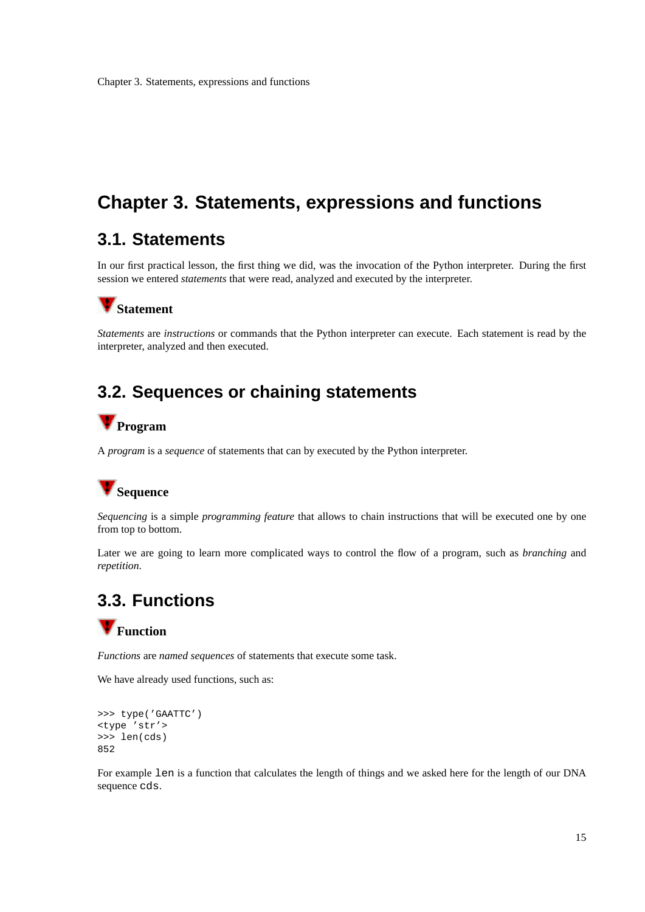# Chapter 3. Statements, expressions and functions

## 3.1. Statements

In our first practical lesson, the first thing we did, was the invocation of the Python interpreter. During the first session we entered *statements* that were read, analyzed and executed by the interpreter.

### Statement

*Statements* are *instructions* or commands that the Python interpreter can execute. Each statement is read by the interpreter, analyzed and then executed.

## 3.2. Sequences or chaining statements

### Program

A *program* is a *sequence* of statements that can by executed by the Python interpreter.

### Sequence

*Sequencing* is a simple *programming feature* that allows to chain instructions that will be executed one by one from top to bottom.

Later we are going to learn more complicated ways to control the flow of a program, such as *branching* and *repetition*.

## 3.3. Functions

### Function

*Functions* are *named sequences* of statements that execute some task.

We have already used functions, such as:

```
>>> type('GAATTC')
<type 'str'>
>>> len(cds)
852
```

For example `len` is a function that calculates the length of things and we asked here for the length of our DNA sequence `cds`.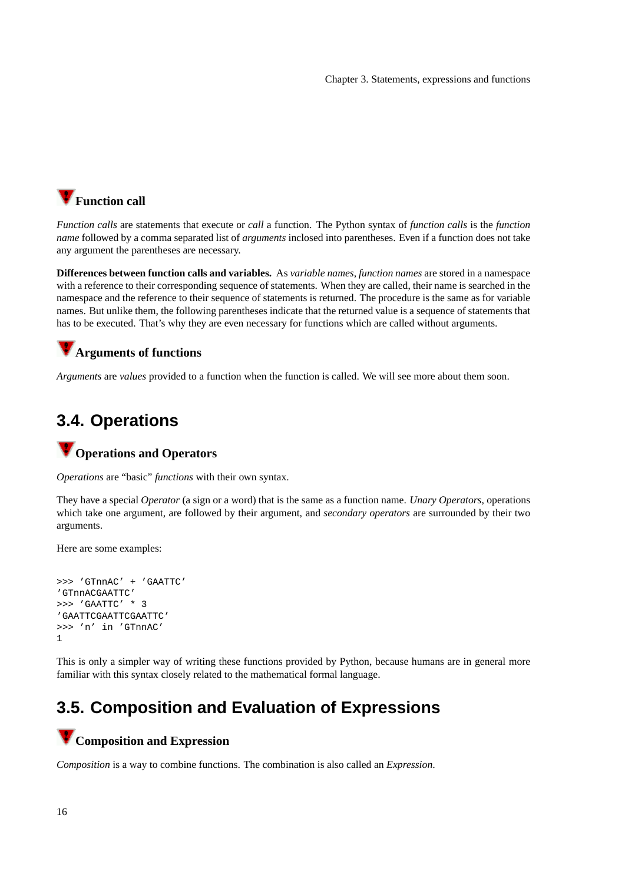### Function call

*Function calls* are statements that execute or *call* a function. The Python syntax of *function calls* is the *function name* followed by a comma separated list of *arguments* inclosed into parentheses. Even if a function does not take any argument the parentheses are necessary.

**Differences between function calls and variables.** As *variable names*, *function names* are stored in a namespace with a reference to their corresponding sequence of statements. When they are called, their name is searched in the namespace and the reference to their sequence of statements is returned. The procedure is the same as for variable names. But unlike them, the following parentheses indicate that the returned value is a sequence of statements that has to be executed. That's why they are even necessary for functions which are called without arguments.

### Arguments of functions

*Arguments* are *values* provided to a function when the function is called. We will see more about them soon.

## 3.4. Operations

### Operations and Operators

*Operations* are "basic" *functions* with their own syntax.

They have a special *Operator* (a sign or a word) that is the same as a function name. *Unary Operators*, operations which take one argument, are followed by their argument, and *secondary operators* are surrounded by their two arguments.

Here are some examples:

```
>>> 'GTnnAC' + 'GAATTC'
'GTnnACGAATTC'
>>> 'GAATTC' * 3
'GAATTCGAATTCGAATTC'
>>> 'n' in 'GTnnAC'
1
```

This is only a simpler way of writing these functions provided by Python, because humans are in general more familiar with this syntax closely related to the mathematical formal language.

## 3.5. Composition and Evaluation of Expressions

### Composition and Expression

*Composition* is a way to combine functions. The combination is also called an *Expression*.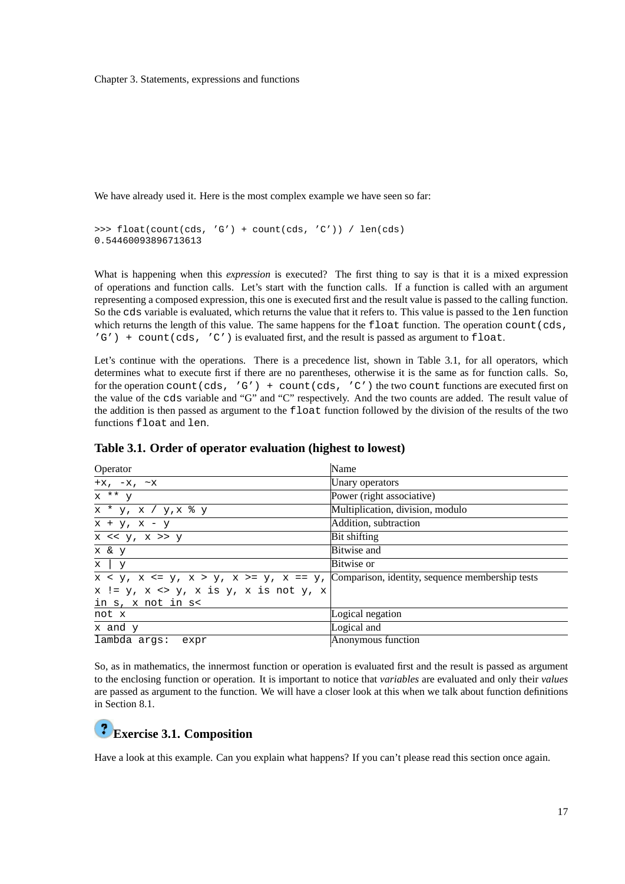We have already used it. Here is the most complex example we have seen so far:

```
>>> float(count(cds, 'G') + count(cds, 'C')) / len(cds)
0.54460093896713613
```

What is happening when this *expression* is executed? The first thing to say is that it is a mixed expression of operations and function calls. Let's start with the function calls. If a function is called with an argument representing a composed expression, this one is executed first and the result value is passed to the calling function. So the `cds` variable is evaluated, which returns the value that it refers to. This value is passed to the `len` function which returns the length of this value. The same happens for the `float` function. The operation `count(cds, 'G') + count(cds, 'C')` is evaluated first, and the result is passed as argument to `float`.

Let's continue with the operations. There is a precedence list, shown in Table 3.1, for all operators, which determines what to execute first if there are no parentheses, otherwise it is the same as for function calls. So, for the operation `count(cds, 'G') + count(cds, 'C')` the two `count` functions are executed first on the value of the `cds` variable and "G" and "C" respectively. And the two counts are added. The result value of the addition is then passed as argument to the `float` function followed by the division of the results of the two functions `float` and `len`.

**Table 3.1. Order of operator evaluation (highest to lowest)**

| Operator | Name |
|---|---|
| `+x, -x, ~x` | Unary operators |
| `x ** y` | Power (right associative) |
| `x * y, x / y,x % y` | Multiplication, division, modulo |
| `x + y, x - y` | Addition, subtraction |
| `x << y, x >> y` | Bit shifting |
| `x & y` | Bitwise and |
| `x \| y` | Bitwise or |
| `x < y, x <= y, x > y, x >= y, x == y, x != y, x <> y, x is y, x is not y, x in s, x not in s<` | Comparison, identity, sequence membership tests |
| `not x` | Logical negation |
| `x and y` | Logical and |
| `lambda args: expr` | Anonymous function |

So, as in mathematics, the innermost function or operation is evaluated first and the result is passed as argument to the enclosing function or operation. It is important to notice that *variables* are evaluated and only their *values* are passed as argument to the function. We will have a closer look at this when we talk about function definitions in Section 8.1.

### Exercise 3.1. Composition

Have a look at this example. Can you explain what happens? If you can't please read this section once again.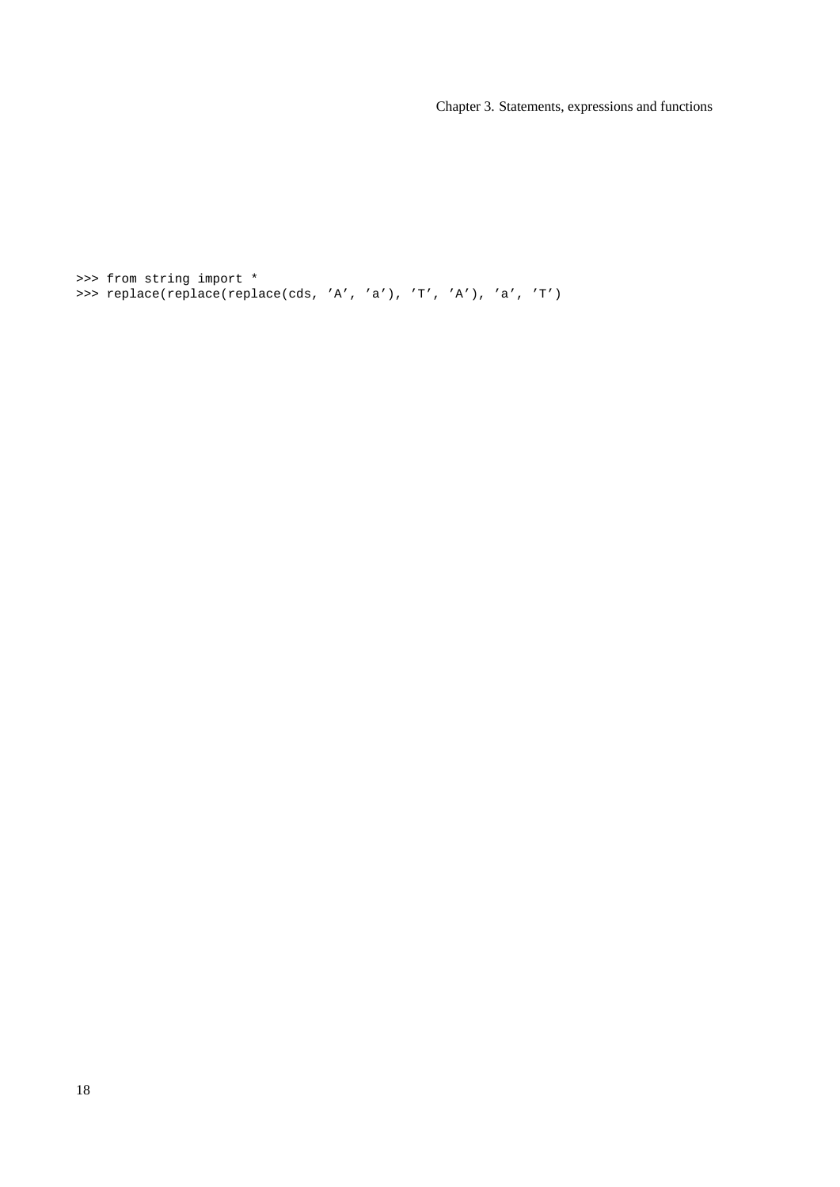```
>>> from string import *
>>> replace(replace(replace(cds, 'A', 'a'), 'T', 'A'), 'a', 'T')
```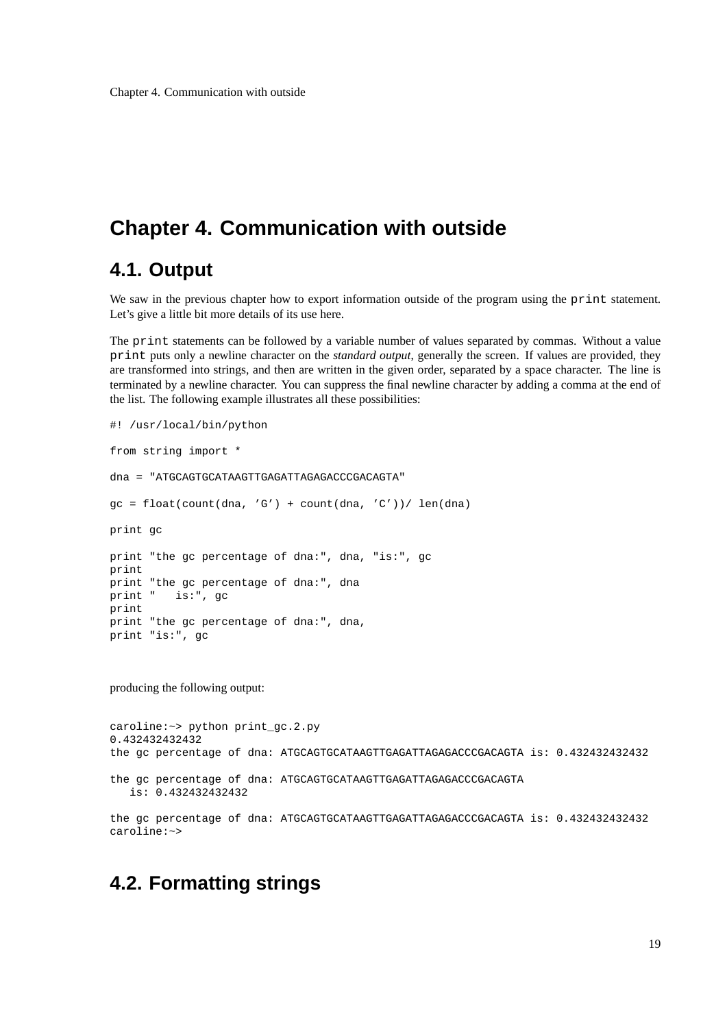# Chapter 4. Communication with outside

## 4.1. Output

We saw in the previous chapter how to export information outside of the program using the `print` statement. Let's give a little bit more details of its use here.

The `print` statements can be followed by a variable number of values separated by commas. Without a value `print` puts only a newline character on the *standard output*, generally the screen. If values are provided, they are transformed into strings, and then are written in the given order, separated by a space character. The line is terminated by a newline character. You can suppress the final newline character by adding a comma at the end of the list. The following example illustrates all these possibilities:

```
#! /usr/local/bin/python

from string import *

dna = "ATGCAGTGCATAAGTTGAGATTAGAGACCCGACAGTA"

gc = float(count(dna, 'G') + count(dna, 'C'))/ len(dna)

print gc

print "the gc percentage of dna:", dna, "is:", gc
print
print "the gc percentage of dna:", dna
print "   is:", gc
print
print "the gc percentage of dna:", dna,
print "is:", gc
```

producing the following output:

```
caroline:~> python print_gc.2.py
0.432432432432
the gc percentage of dna: ATGCAGTGCATAAGTTGAGATTAGAGACCCGACAGTA is: 0.432432432432

the gc percentage of dna: ATGCAGTGCATAAGTTGAGATTAGAGACCCGACAGTA
   is: 0.432432432432

the gc percentage of dna: ATGCAGTGCATAAGTTGAGATTAGAGACCCGACAGTA is: 0.432432432432
caroline:~>
```

## 4.2. Formatting strings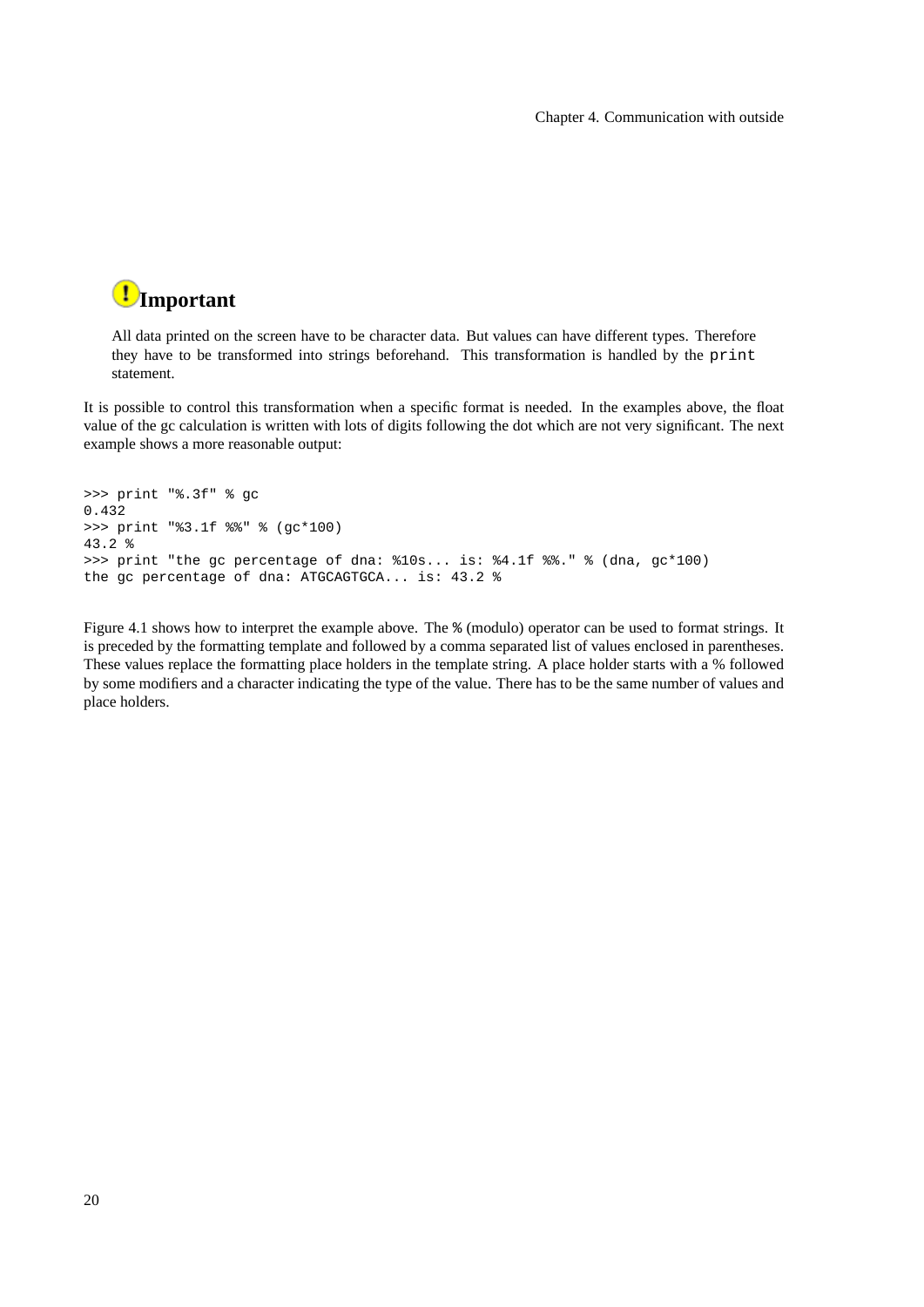## Important

All data printed on the screen have to be character data. But values can have different types. Therefore they have to be transformed into strings beforehand. This transformation is handled by the `print` statement.

It is possible to control this transformation when a specific format is needed. In the examples above, the float value of the gc calculation is written with lots of digits following the dot which are not very significant. The next example shows a more reasonable output:

```
>>> print "%.3f" % gc
0.432
>>> print "%3.1f %%" % (gc*100)
43.2 %
>>> print "the gc percentage of dna: %10s... is: %4.1f %%." % (dna, gc*100)
the gc percentage of dna: ATGCAGTGCA... is: 43.2 %
```

Figure 4.1 shows how to interpret the example above. The `%` (modulo) operator can be used to format strings. It is preceded by the formatting template and followed by a comma separated list of values enclosed in parentheses. These values replace the formatting place holders in the template string. A place holder starts with a % followed by some modifiers and a character indicating the type of the value. There has to be the same number of values and place holders.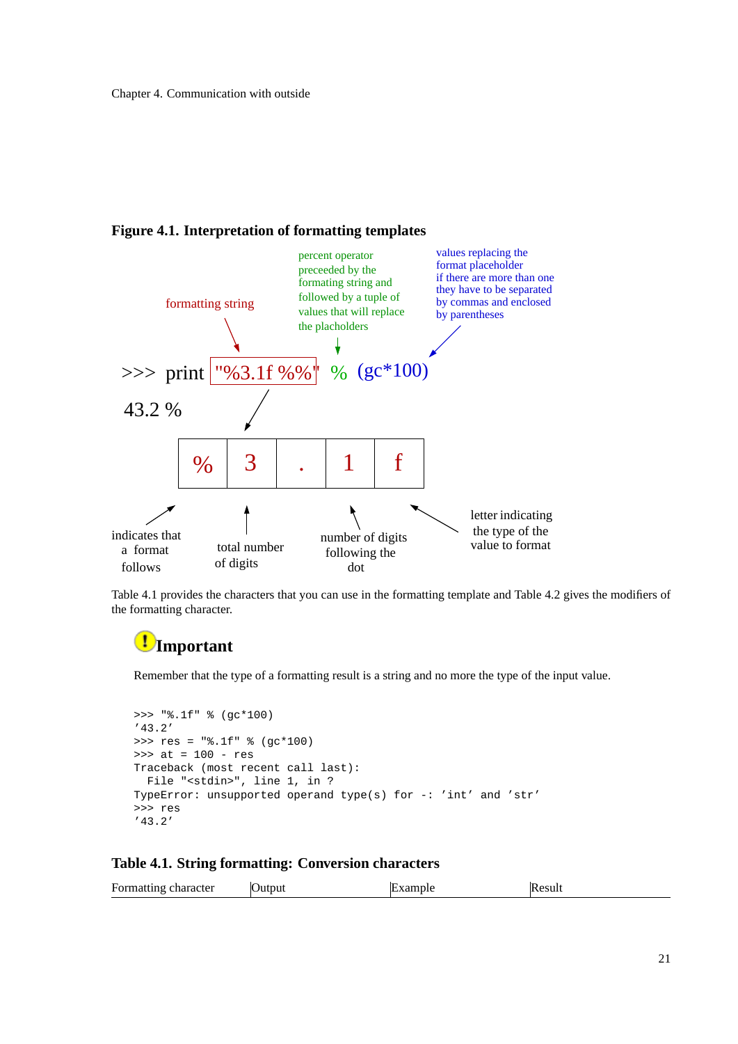**Figure 4.1. Interpretation of formatting templates**

formatting string

percent operator preceeded by the formating string and followed by a tuple of values that will replace the placholders

values replacing the format placeholder if there are more than one they have to be separated by commas and enclosed by parentheses

```
>>> print "%3.1f %%" % (gc*100)
43.2 %
```

| % | 3 | . | 1 | f |
|---|---|---|---|---|

indicates that a format follows

total number of digits

number of digits following the dot

letter indicating the type of the value to format

Table 4.1 provides the characters that you can use in the formatting template and Table 4.2 gives the modifiers of the formatting character.

## Important

Remember that the type of a formatting result is a string and no more the type of the input value.

```
>>> "%.1f" % (gc*100)
'43.2'
>>> res = "%.1f" % (gc*100)
>>> at = 100 - res
Traceback (most recent call last):
  File "<stdin>", line 1, in ?
TypeError: unsupported operand type(s) for -: 'int' and 'str'
>>> res
'43.2'
```

**Table 4.1. String formatting: Conversion characters**

| Formatting character | Output | Example | Result |
|---|---|---|---|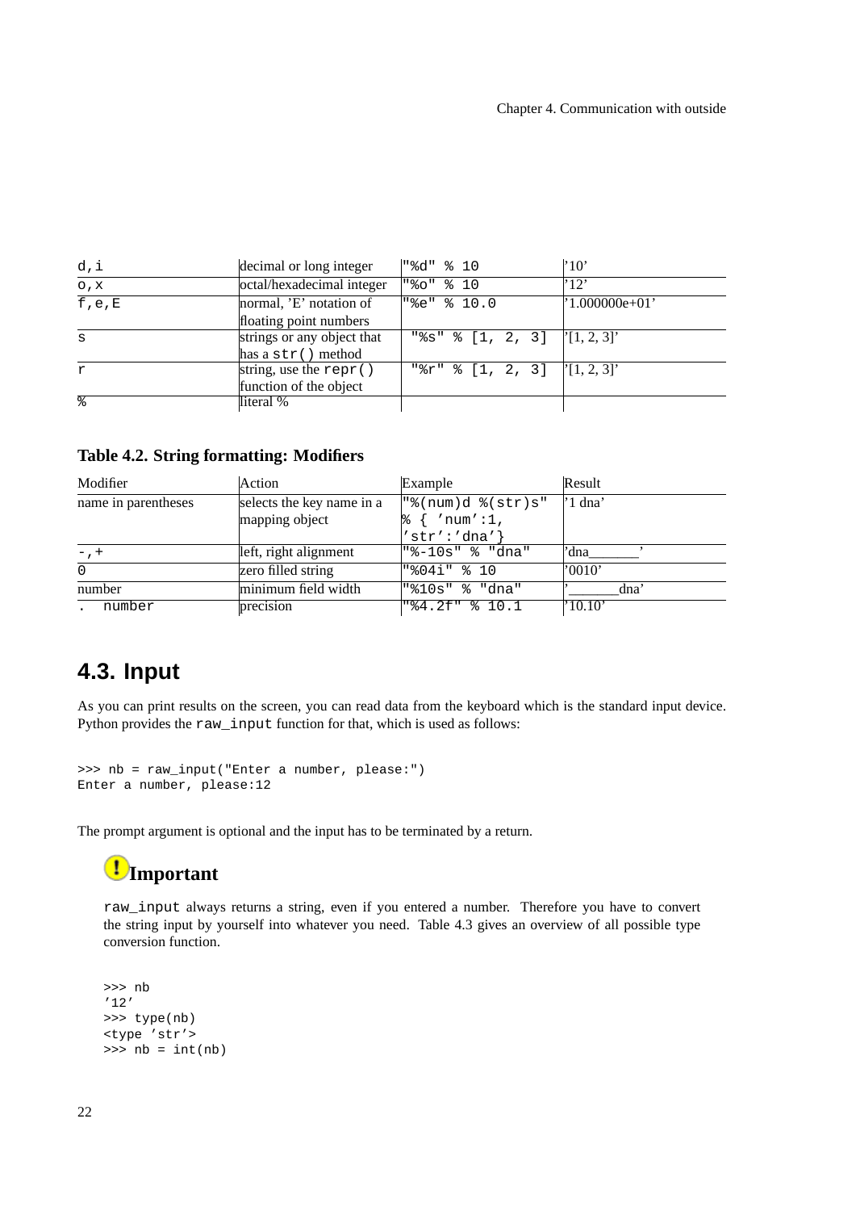| | | | |
|---|---|---|---|
| d,i | decimal or long integer | "%d" % 10 | '10' |
| o,x | octal/hexadecimal integer | "%o" % 10 | '12' |
| f,e,E | normal, 'E' notation of floating point numbers | "%e" % 10.0 | '1.000000e+01' |
| s | strings or any object that has a str() method | "%s" % [1, 2, 3] | '[1, 2, 3]' |
| r | string, use the repr() function of the object | "%r" % [1, 2, 3] | '[1, 2, 3]' |
| % | literal % | | |

**Table 4.2. String formatting: Modifiers**

| Modifier | Action | Example | Result |
|---|---|---|---|
| name in parentheses | selects the key name in a mapping object | "%(num)d %(str)s" % { 'num':1, 'str':'dna'} | '1 dna' |
| -,+ | left, right alignment | "%-10s" % "dna" | 'dna_______' |
| 0 | zero filled string | "%04i" % 10 | '0010' |
| number | minimum field width | "%10s" % "dna" | '_______dna' |
| . number | precision | "%4.2f" % 10.1 | '10.10' |

## 4.3. Input

As you can print results on the screen, you can read data from the keyboard which is the standard input device. Python provides the `raw_input` function for that, which is used as follows:

```
>>> nb = raw_input("Enter a number, please:")
Enter a number, please:12
```

The prompt argument is optional and the input has to be terminated by a return.

### Important

`raw_input` always returns a string, even if you entered a number. Therefore you have to convert the string input by yourself into whatever you need. Table 4.3 gives an overview of all possible type conversion function.

```
>>> nb
'12'
>>> type(nb)
<type 'str'>
>>> nb = int(nb)
```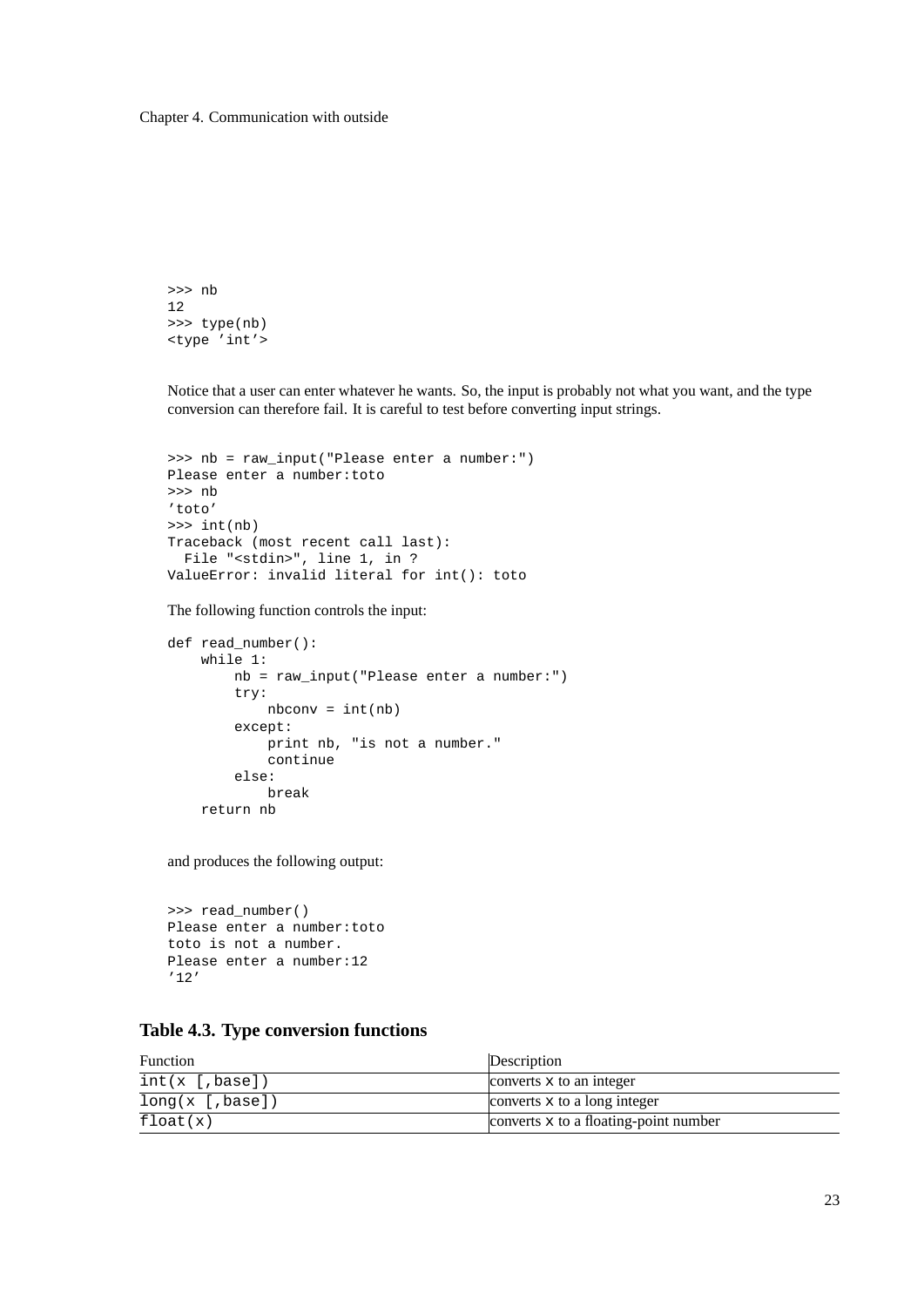```
>>> nb
12
>>> type(nb)
<type 'int'>
```

Notice that a user can enter whatever he wants. So, the input is probably not what you want, and the type conversion can therefore fail. It is careful to test before converting input strings.

```
>>> nb = raw_input("Please enter a number:")
Please enter a number:toto
>>> nb
'toto'
>>> int(nb)
Traceback (most recent call last):
  File "<stdin>", line 1, in ?
ValueError: invalid literal for int(): toto
```

The following function controls the input:

```
def read_number():
    while 1:
        nb = raw_input("Please enter a number:")
        try:
            nbconv = int(nb)
        except:
            print nb, "is not a number."
            continue
        else:
            break
    return nb
```

and produces the following output:

```
>>> read_number()
Please enter a number:toto
toto is not a number.
Please enter a number:12
'12'
```

### Table 4.3. Type conversion functions

| Function | Description |
| --- | --- |
| `int(x [,base])` | converts `x` to an integer |
| `long(x [,base])` | converts `x` to a long integer |
| `float(x)` | converts `x` to a floating-point number |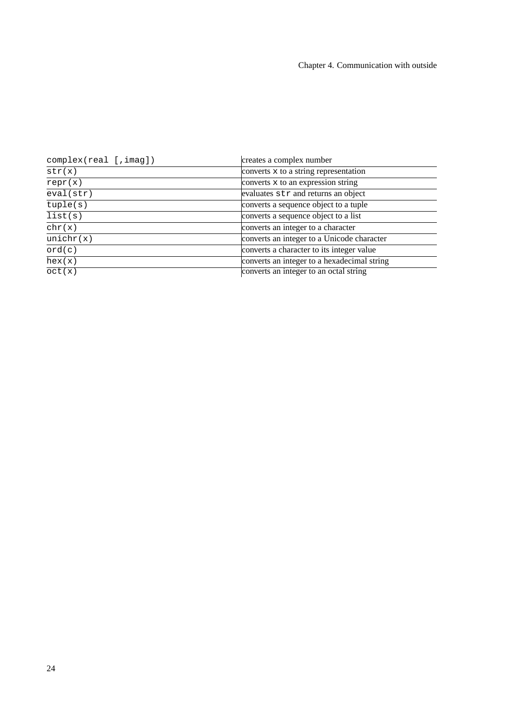| complex(real [,imag]) | creates a complex number |
|---|---|
| str(x) | converts x to a string representation |
| repr(x) | converts x to an expression string |
| eval(str) | evaluates str and returns an object |
| tuple(s) | converts a sequence object to a tuple |
| list(s) | converts a sequence object to a list |
| chr(x) | converts an integer to a character |
| unichr(x) | converts an integer to a Unicode character |
| ord(c) | converts a character to its integer value |
| hex(x) | converts an integer to a hexadecimal string |
| oct(x) | converts an integer to an octal string |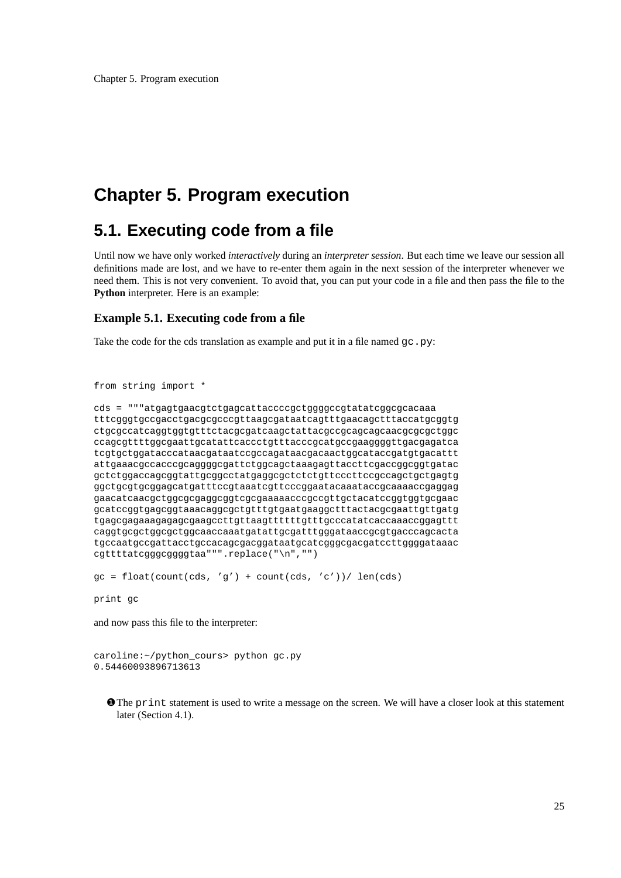# Chapter 5. Program execution

## 5.1. Executing code from a file

Until now we have only worked *interactively* during an *interpreter session*. But each time we leave our session all definitions made are lost, and we have to re-enter them again in the next session of the interpreter whenever we need them. This is not very convenient. To avoid that, you can put your code in a file and then pass the file to the **Python** interpreter. Here is an example:

### Example 5.1. Executing code from a file

Take the code for the cds translation as example and put it in a file named `gc.py`:

```
from string import *

cds = """atgagtgaacgtctgagcattaccccgctggggccgtatatcggcgcacaaa
tttcgggtgccgacctgacgcgcccgttaagcgataatcagtttgaacagctttaccatgcggtg
ctgcgccatcaggtggtgtttctacgcgatcaagctattacgccgcagcagcaacgcgcgctggc
ccagcgttttggcgaattgcatattcaccctgtttacccgcatgccgaaggggttgacgagatca
tcgtgctggatacccataacgataatccgccagataacgacaactggcataccgatgtgacattt
attgaaacgccacccgcaggggcgattctggcagctaaagagttaccttcgaccggcggtgatac
gctctggaccagcggtattgcggcctatgaggcgctctctgttcccttccgccagctgctgagtg
ggctgcgtgcggagcatgatttccgtaaatcgttcccggaatacaaataccgcaaaaccgaggag
gaacatcaacgctggcgcgaggcggtcgcgaaaaacccgccgttgctacatccggtggtgcgaac
gcatccggtgagcggtaaacaggcgctgtttgtgaatgaaggctttactacgcgaattgttgatg
tgagcgagaaagagagcgaagccttgttaagtttttttgtttgcccatatcaccaaaccggagttt
caggtgcgctggcgctggcaaccaaatgatattgcgatttgggataaccgcgtgacccagcacta
tgccaatgccgattacctgccacagcgacggataatgcatcgggcgacgatccttggggataaac
cgttttatcgggcggggtaa""".replace("\n","")

gc = float(count(cds, ’g’) + count(cds, ’c’))/ len(cds)

print gc
```

and now pass this file to the interpreter:

```
caroline:~/python_cours> python gc.py
0.54460093896713613
```

❶ The `print` statement is used to write a message on the screen. We will have a closer look at this statement later (Section 4.1).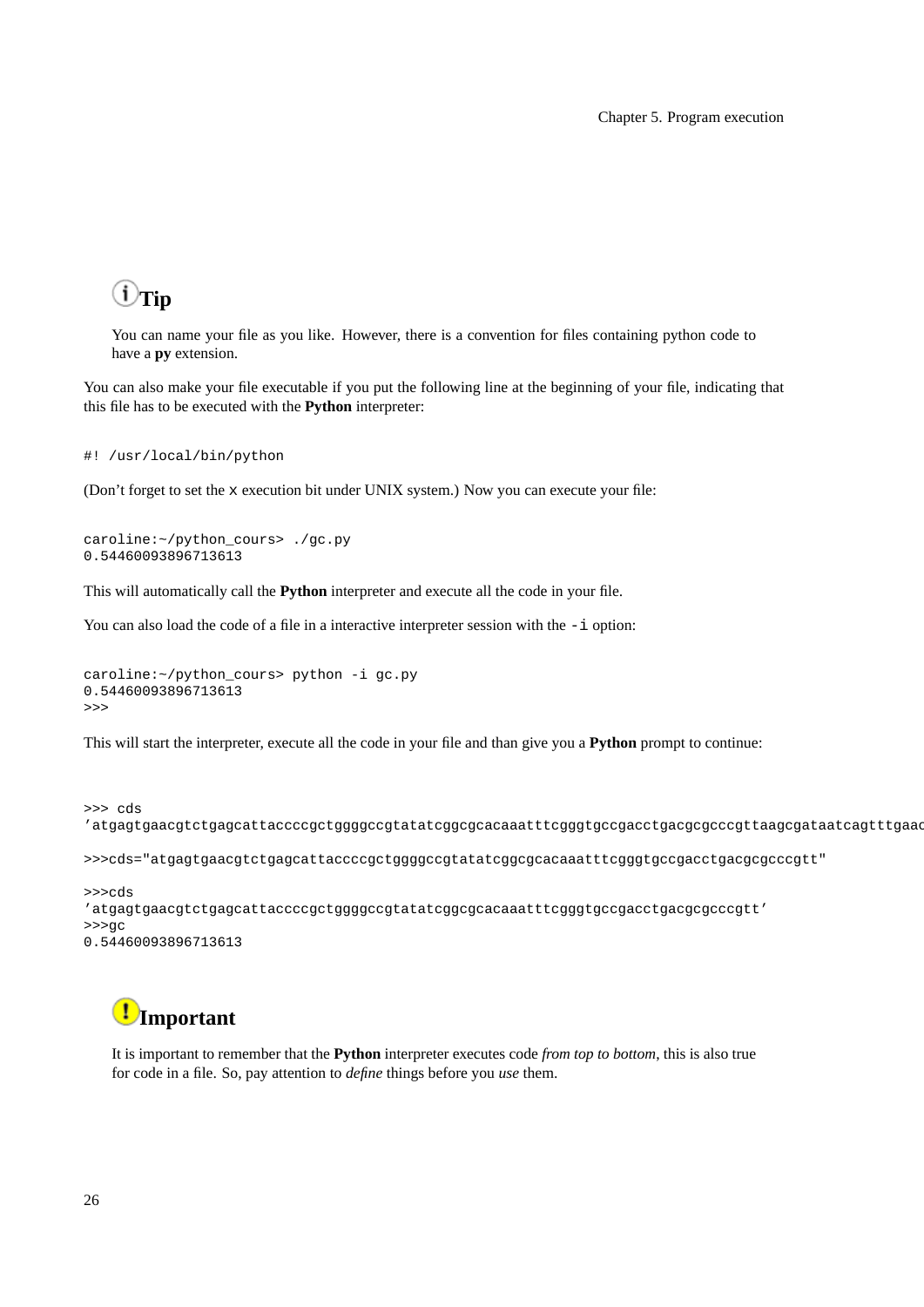### Tip

You can name your file as you like. However, there is a convention for files containing python code to have a **py** extension.

You can also make your file executable if you put the following line at the beginning of your file, indicating that this file has to be executed with the **Python** interpreter:

```
#! /usr/local/bin/python
```

(Don't forget to set the `x` execution bit under UNIX system.) Now you can execute your file:

```
caroline:~/python_cours> ./gc.py
0.54460093896713613
```

This will automatically call the **Python** interpreter and execute all the code in your file.

You can also load the code of a file in a interactive interpreter session with the `-i` option:

```
caroline:~/python_cours> python -i gc.py
0.54460093896713613
>>>
```

This will start the interpreter, execute all the code in your file and than give you a **Python** prompt to continue:

```
>>> cds
'atgagtgaacgtctgagcattaccccgctggggccgtatatcggcgcacaaatttcgggtgccgacctgacgcgcccgttaagcgataatcagtttgaac

>>>cds="atgagtgaacgtctgagcattaccccgctggggccgtatatcggcgcacaaatttcgggtgccgacctgacgcgcccgtt"

>>>cds
'atgagtgaacgtctgagcattaccccgctggggccgtatatcggcgcacaaatttcgggtgccgacctgacgcgcccgtt'
>>>gc
0.54460093896713613
```

### Important

It is important to remember that the **Python** interpreter executes code *from top to bottom*, this is also true for code in a file. So, pay attention to *define* things before you *use* them.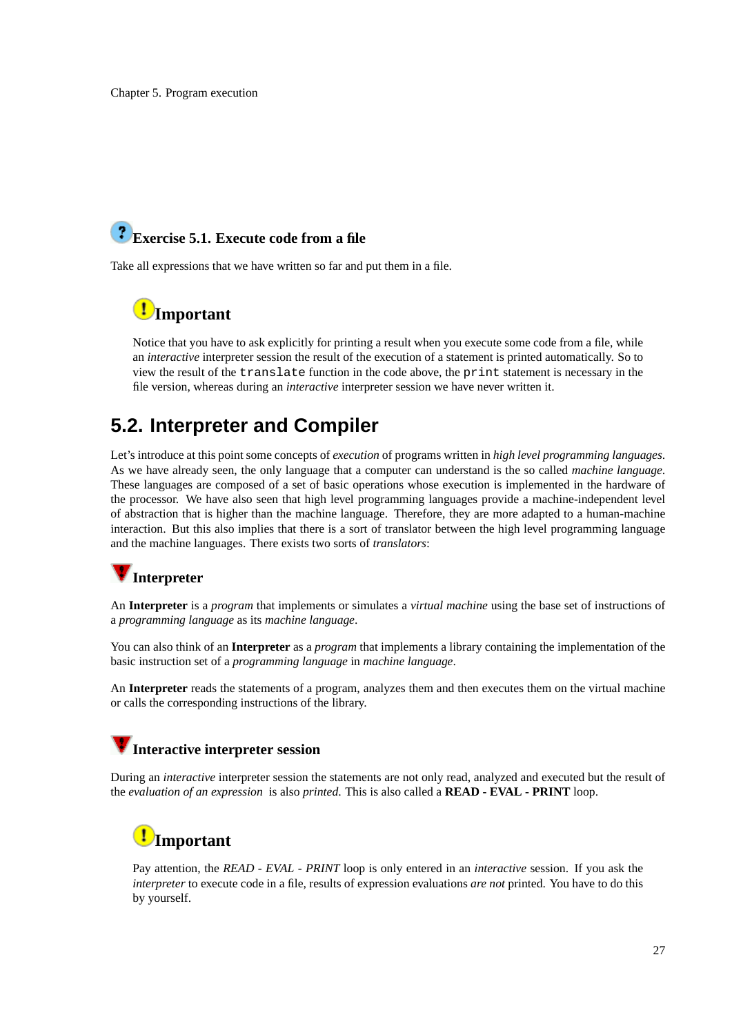### Exercise 5.1. Execute code from a file

Take all expressions that we have written so far and put them in a file.

> **Important**
>
> Notice that you have to ask explicitly for printing a result when you execute some code from a file, while an *interactive* interpreter session the result of the execution of a statement is printed automatically. So to view the result of the `translate` function in the code above, the `print` statement is necessary in the file version, whereas during an *interactive* interpreter session we have never written it.

## 5.2. Interpreter and Compiler

Let's introduce at this point some concepts of *execution* of programs written in *high level programming languages*. As we have already seen, the only language that a computer can understand is the so called *machine language*. These languages are composed of a set of basic operations whose execution is implemented in the hardware of the processor. We have also seen that high level programming languages provide a machine-independent level of abstraction that is higher than the machine language. Therefore, they are more adapted to a human-machine interaction. But this also implies that there is a sort of translator between the high level programming language and the machine languages. There exists two sorts of *translators*:

### Interpreter

An **Interpreter** is a *program* that implements or simulates a *virtual machine* using the base set of instructions of a *programming language* as its *machine language*.

You can also think of an **Interpreter** as a *program* that implements a library containing the implementation of the basic instruction set of a *programming language* in *machine language*.

An **Interpreter** reads the statements of a program, analyzes them and then executes them on the virtual machine or calls the corresponding instructions of the library.

### Interactive interpreter session

During an *interactive* interpreter session the statements are not only read, analyzed and executed but the result of the *evaluation of an expression* is also *printed*. This is also called a **READ - EVAL - PRINT** loop.

> **Important**
>
> Pay attention, the *READ - EVAL - PRINT* loop is only entered in an *interactive* session. If you ask the *interpreter* to execute code in a file, results of expression evaluations *are not* printed. You have to do this by yourself.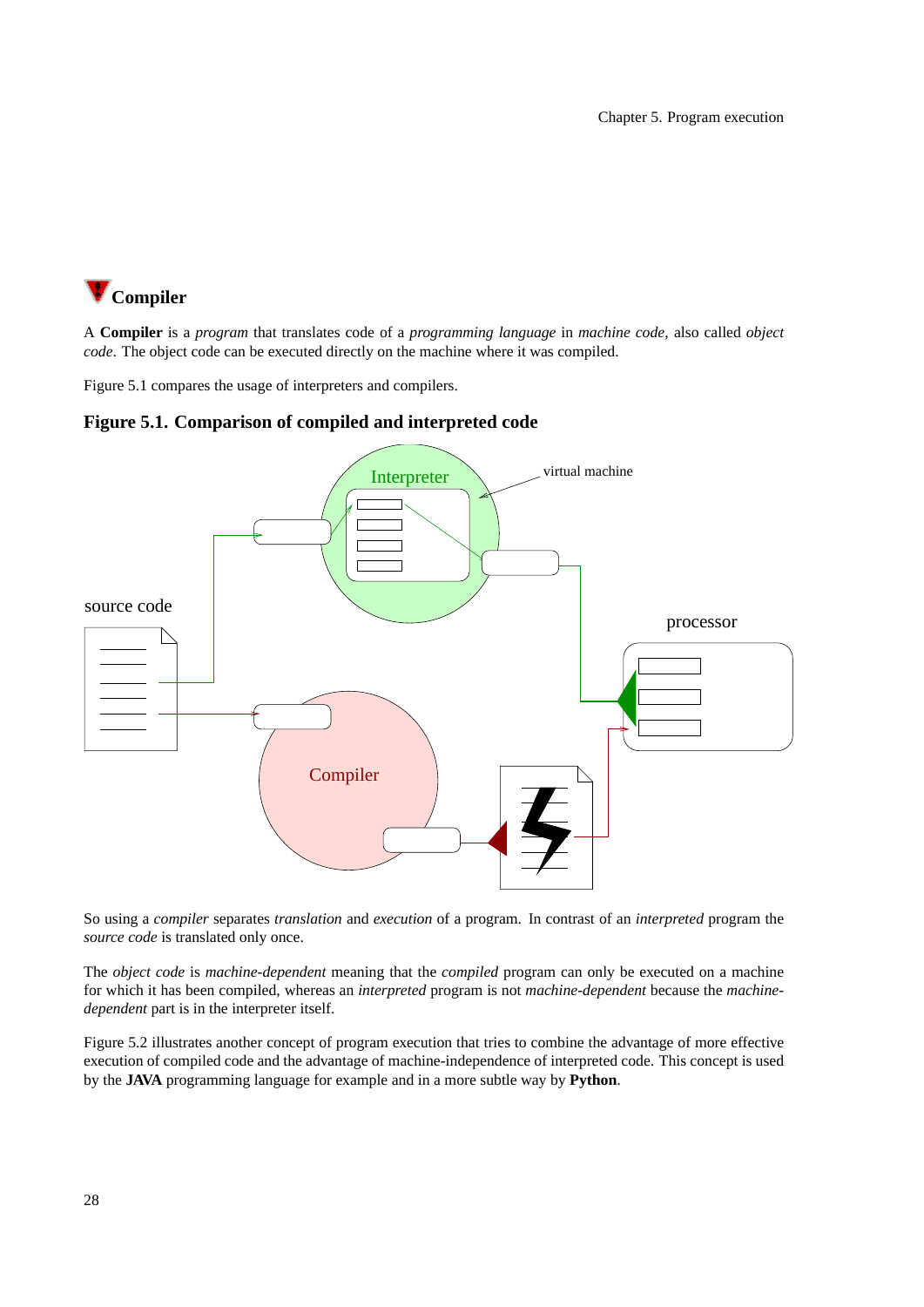## Compiler

A **Compiler** is a *program* that translates code of a *programming language* in *machine code*, also called *object code*. The object code can be executed directly on the machine where it was compiled.

Figure 5.1 compares the usage of interpreters and compilers.

**Figure 5.1. Comparison of compiled and interpreted code**

So using a *compiler* separates *translation* and *execution* of a program. In contrast of an *interpreted* program the *source code* is translated only once.

The *object code* is *machine-dependent* meaning that the *compiled* program can only be executed on a machine for which it has been compiled, whereas an *interpreted* program is not *machine-dependent* because the *machine-dependent* part is in the interpreter itself.

Figure 5.2 illustrates another concept of program execution that tries to combine the advantage of more effective execution of compiled code and the advantage of machine-independence of interpreted code. This concept is used by the **JAVA** programming language for example and in a more subtle way by **Python**.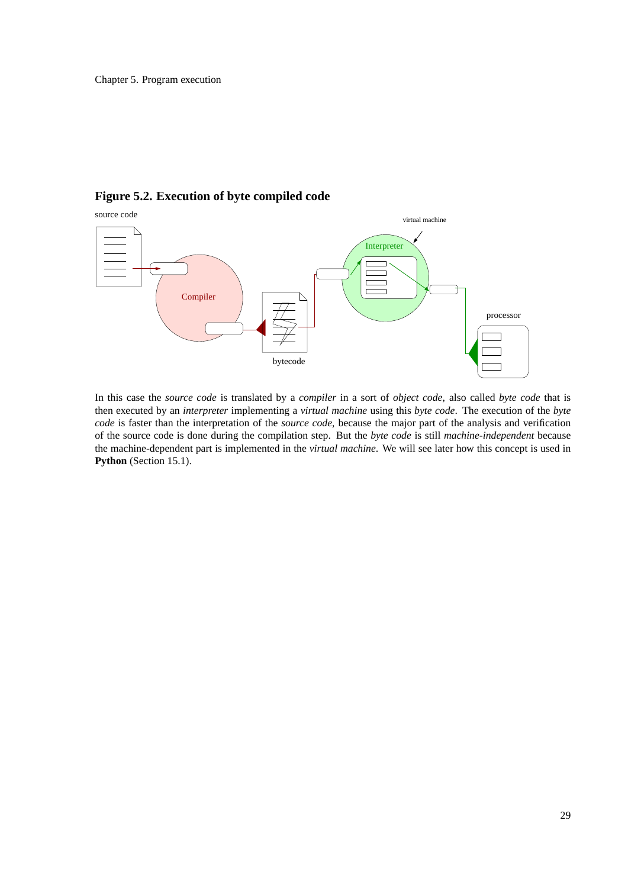**Figure 5.2. Execution of byte compiled code**

source code

virtual machine

Interpreter

Compiler

bytecode

processor

In this case the *source code* is translated by a *compiler* in a sort of *object code*, also called *byte code* that is then executed by an *interpreter* implementing a *virtual machine* using this *byte code*. The execution of the *byte code* is faster than the interpretation of the *source code*, because the major part of the analysis and verification of the source code is done during the compilation step. But the *byte code* is still *machine-independent* because the machine-dependent part is implemented in the *virtual machine*. We will see later how this concept is used in **Python** (Section 15.1).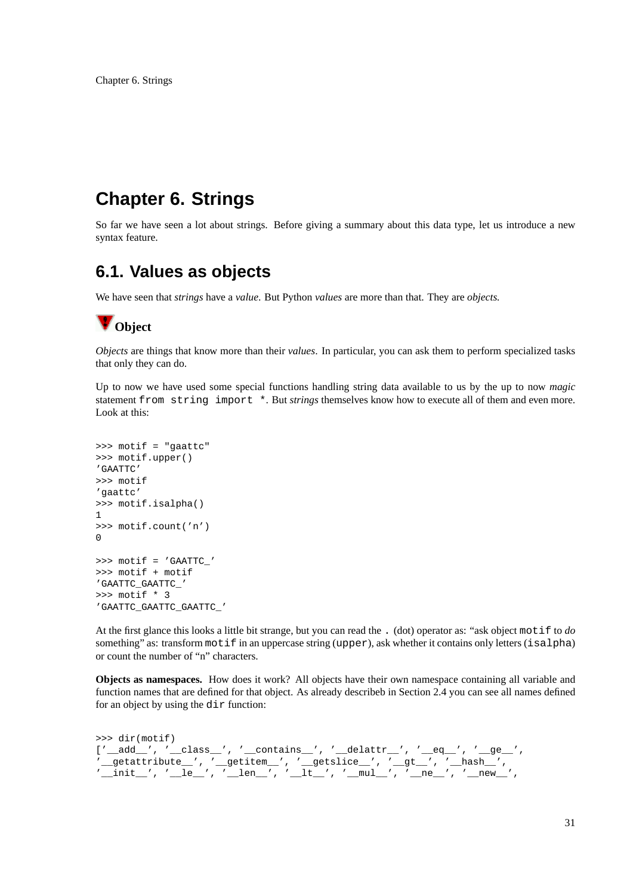# Chapter 6. Strings

So far we have seen a lot about strings. Before giving a summary about this data type, let us introduce a new syntax feature.

## 6.1. Values as objects

We have seen that *strings* have a *value*. But Python *values* are more than that. They are *objects*.

### Object

*Objects* are things that know more than their *values*. In particular, you can ask them to perform specialized tasks that only they can do.

Up to now we have used some special functions handling string data available to us by the up to now *magic* statement `from string import *`. But *strings* themselves know how to execute all of them and even more. Look at this:

```
>>> motif = "gaattc"
>>> motif.upper()
'GAATTC'
>>> motif
'gaattc'
>>> motif.isalpha()
1
>>> motif.count('n')
0

>>> motif = 'GAATTC_'
>>> motif + motif
'GAATTC_GAATTC_'
>>> motif * 3
'GAATTC_GAATTC_GAATTC_'
```

At the first glance this looks a little bit strange, but you can read the `.` (dot) operator as: "ask object `motif` to *do* something" as: transform `motif` in an uppercase string (`upper`), ask whether it contains only letters (`isalpha`) or count the number of "n" characters.

**Objects as namespaces.** How does it work? All objects have their own namespace containing all variable and function names that are defined for that object. As already describeb in Section 2.4 you can see all names defined for an object by using the `dir` function:

```
>>> dir(motif)
['__add__', '__class__', '__contains__', '__delattr__', '__eq__', '__ge__',
'__getattribute__', '__getitem__', '__getslice__', '__gt__', '__hash__',
'__init__', '__le__', '__len__', '__lt__', '__mul__', '__ne__', '__new__',
```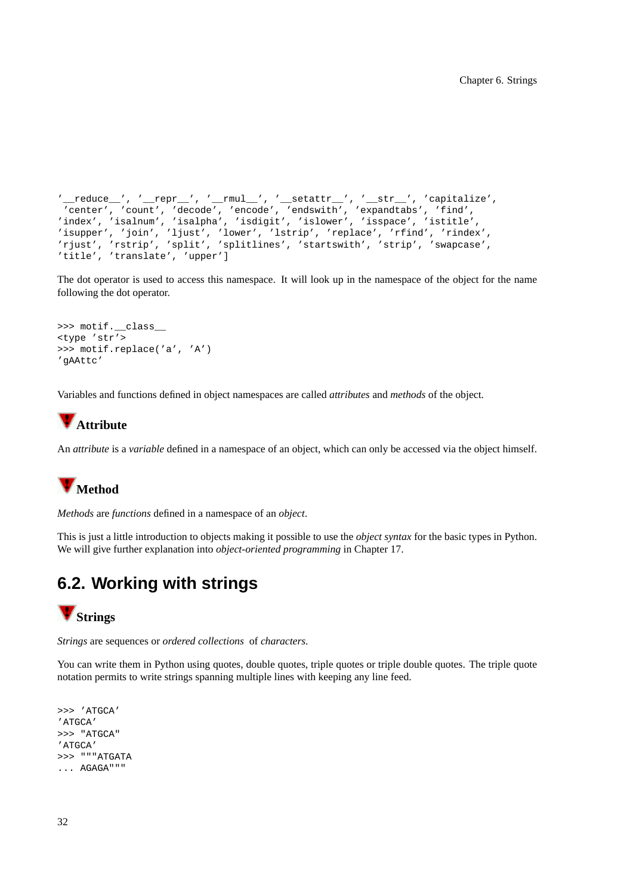```
'__reduce__', '__repr__', '__rmul__', '__setattr__', '__str__', 'capitalize',
 'center', 'count', 'decode', 'encode', 'endswith', 'expandtabs', 'find',
'index', 'isalnum', 'isalpha', 'isdigit', 'islower', 'isspace', 'istitle',
'isupper', 'join', 'ljust', 'lower', 'lstrip', 'replace', 'rfind', 'rindex',
'rjust', 'rstrip', 'split', 'splitlines', 'startswith', 'strip', 'swapcase',
'title', 'translate', 'upper']
```

The dot operator is used to access this namespace. It will look up in the namespace of the object for the name following the dot operator.

```
>>> motif.__class__
<type 'str'>
>>> motif.replace('a', 'A')
'gAAttc'
```

Variables and functions defined in object namespaces are called *attributes* and *methods* of the object.

#### Attribute

An *attribute* is a *variable* defined in a namespace of an object, which can only be accessed via the object himself.

#### Method

*Methods* are *functions* defined in a namespace of an *object*.

This is just a little introduction to objects making it possible to use the *object syntax* for the basic types in Python. We will give further explanation into *object-oriented programming* in Chapter 17.

## 6.2. Working with strings

#### Strings

*Strings* are sequences or *ordered collections* of *characters*.

You can write them in Python using quotes, double quotes, triple quotes or triple double quotes. The triple quote notation permits to write strings spanning multiple lines with keeping any line feed.

```
>>> 'ATGCA'
'ATGCA'
>>> "ATGCA"
'ATGCA'
>>> """ATGATA
... AGAGA"""
```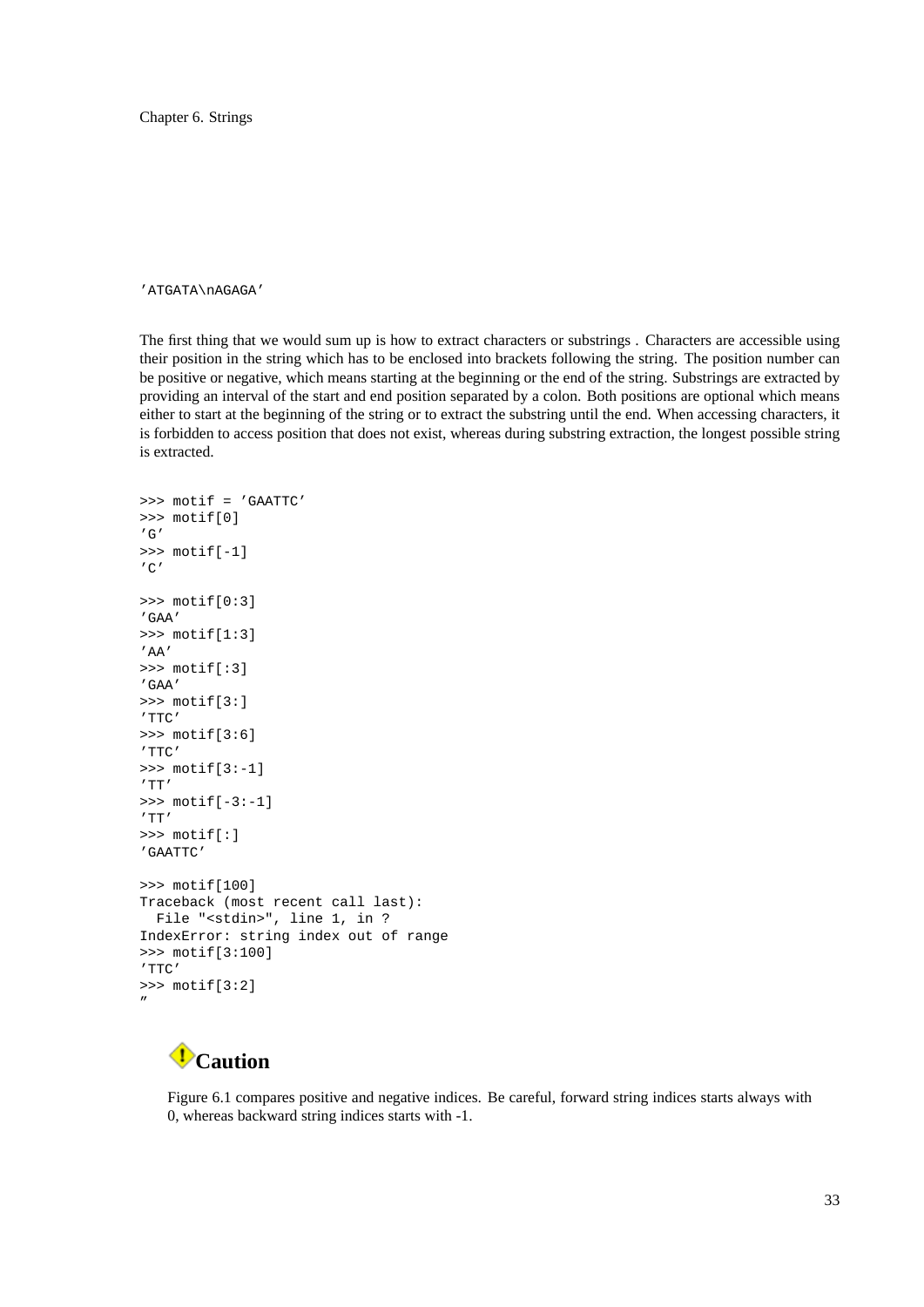```
'ATGATA\nAGAGA'
```

The first thing that we would sum up is how to extract characters or substrings . Characters are accessible using their position in the string which has to be enclosed into brackets following the string. The position number can be positive or negative, which means starting at the beginning or the end of the string. Substrings are extracted by providing an interval of the start and end position separated by a colon. Both positions are optional which means either to start at the beginning of the string or to extract the substring until the end. When accessing characters, it is forbidden to access position that does not exist, whereas during substring extraction, the longest possible string is extracted.

```
>>> motif = 'GAATTC'
>>> motif[0]
'G'
>>> motif[-1]
'C'

>>> motif[0:3]
'GAA'
>>> motif[1:3]
'AA'
>>> motif[:3]
'GAA'
>>> motif[3:]
'TTC'
>>> motif[3:6]
'TTC'
>>> motif[3:-1]
'TT'
>>> motif[-3:-1]
'TT'
>>> motif[:]
'GAATTC'

>>> motif[100]
Traceback (most recent call last):
  File "<stdin>", line 1, in ?
IndexError: string index out of range
>>> motif[3:100]
'TTC'
>>> motif[3:2]
''
```

**Caution**

Figure 6.1 compares positive and negative indices. Be careful, forward string indices starts always with 0, whereas backward string indices starts with -1.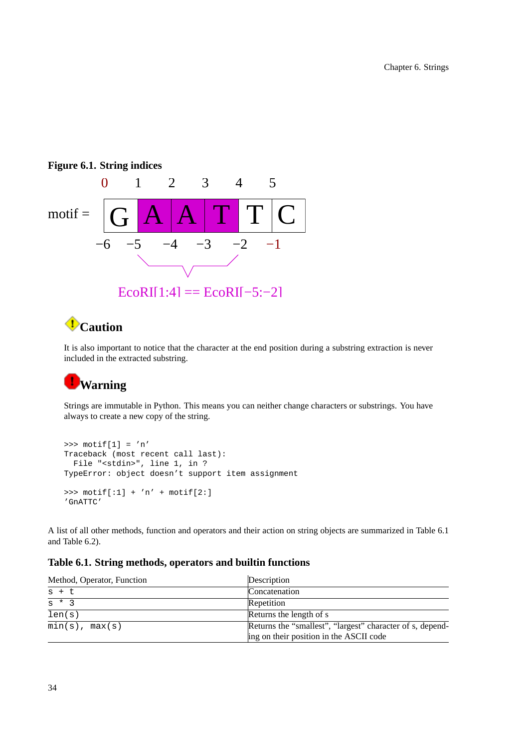**Figure 6.1. String indices**

```
         0    1    2    3    4    5
motif = | G | A | A | T | T | C |
        -6   -5   -4   -3   -2   -1
```

EcoRI[1:4] == EcoRI[-5:-2]

### Caution

It is also important to notice that the character at the end position during a substring extraction is never included in the extracted substring.

### Warning

Strings are immutable in Python. This means you can neither change characters or substrings. You have always to create a new copy of the string.

```
>>> motif[1] = 'n'
Traceback (most recent call last):
  File "<stdin>", line 1, in ?
TypeError: object doesn't support item assignment

>>> motif[:1] + 'n' + motif[2:]
'GnATTC'
```

A list of all other methods, function and operators and their action on string objects are summarized in Table 6.1 and Table 6.2).

**Table 6.1. String methods, operators and builtin functions**

| Method, Operator, Function | Description |
|---|---|
| `s + t` | Concatenation |
| `s * 3` | Repetition |
| `len(s)` | Returns the length of s |
| `min(s), max(s)` | Returns the "smallest", "largest" character of s, depending on their position in the ASCII code |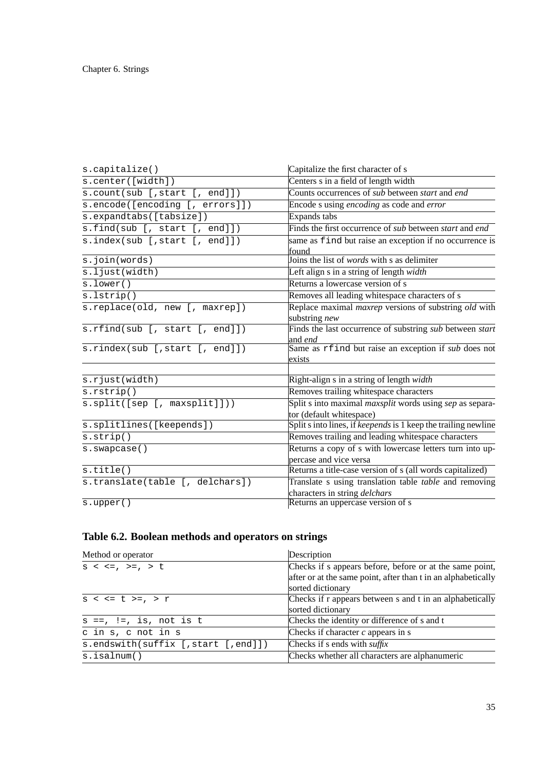| | |
|---|---|
| `s.capitalize()` | Capitalize the first character of s |
| `s.center([width])` | Centers s in a field of length width |
| `s.count(sub [,start [, end]])` | Counts occurrences of *sub* between *start* and *end* |
| `s.encode([encoding [, errors]])` | Encode s using *encoding* as code and *error* |
| `s.expandtabs([tabsize])` | Expands tabs |
| `s.find(sub [, start [, end]])` | Finds the first occurrence of *sub* between *start* and *end* |
| `s.index(sub [,start [, end]])` | same as `find` but raise an exception if no occurrence is found |
| `s.join(words)` | Joins the list of *words* with s as delimiter |
| `s.ljust(width)` | Left align s in a string of length *width* |
| `s.lower()` | Returns a lowercase version of s |
| `s.lstrip()` | Removes all leading whitespace characters of s |
| `s.replace(old, new [, maxrep])` | Replace maximal *maxrep* versions of substring *old* with substring *new* |
| `s.rfind(sub [, start [, end]])` | Finds the last occurrence of substring *sub* between *start* and *end* |
| `s.rindex(sub [,start [, end]])` | Same as `rfind` but raise an exception if *sub* does not exists |
| | |
| `s.rjust(width)` | Right-align s in a string of length *width* |
| `s.rstrip()` | Removes trailing whitespace characters |
| `s.split([sep [, maxsplit]]))` | Split s into maximal *maxsplit* words using *sep* as separator (default whitespace) |
| `s.splitlines([keepends])` | Split s into lines, if *keepends* is 1 keep the trailing newline |
| `s.strip()` | Removes trailing and leading whitespace characters |
| `s.swapcase()` | Returns a copy of s with lowercase letters turn into uppercase and vice versa |
| `s.title()` | Returns a title-case version of s (all words capitalized) |
| `s.translate(table [, delchars])` | Translate s using translation table *table* and removing characters in string *delchars* |
| `s.upper()` | Returns an uppercase version of s |

**Table 6.2. Boolean methods and operators on strings**

| Method or operator | Description |
|---|---|
| `s < <=, >=, > t` | Checks if s appears before, before or at the same point, after or at the same point, after than t in an alphabetically sorted dictionary |
| `s < <= t >=, > r` | Checks if r appears between s and t in an alphabetically sorted dictionary |
| `s ==, !=, is, not is t` | Checks the identity or difference of s and t |
| `c in s, c not in s` | Checks if character *c* appears in s |
| `s.endswith(suffix [,start [,end]])` | Checks if s ends with *suffix* |
| `s.isalnum()` | Checks whether all characters are alphanumeric |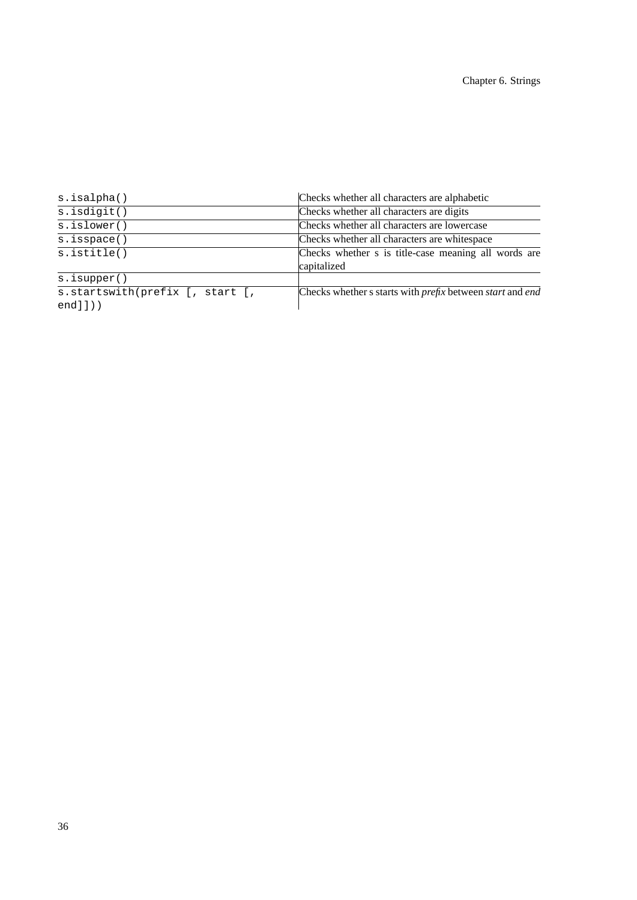| | |
|---|---|
| `s.isalpha()` | Checks whether all characters are alphabetic |
| `s.isdigit()` | Checks whether all characters are digits |
| `s.islower()` | Checks whether all characters are lowercase |
| `s.isspace()` | Checks whether all characters are whitespace |
| `s.istitle()` | Checks whether s is title-case meaning all words are capitalized |
| `s.isupper()` | |
| `s.startswith(prefix [, start [, end]]))` | Checks whether s starts with *prefix* between *start* and *end* |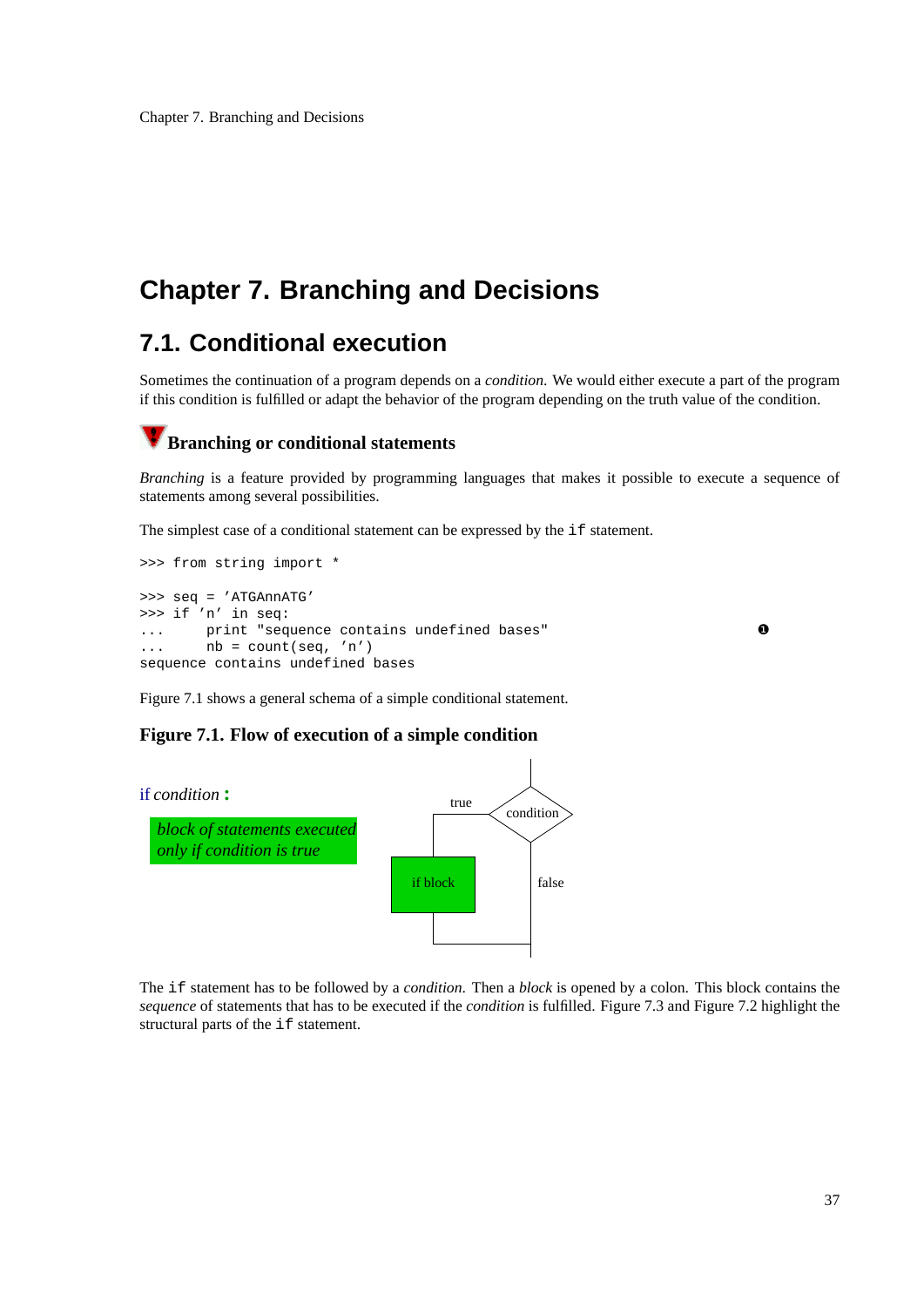# Chapter 7. Branching and Decisions

## 7.1. Conditional execution

Sometimes the continuation of a program depends on a *condition*. We would either execute a part of the program if this condition is fulfilled or adapt the behavior of the program depending on the truth value of the condition.

### Branching or conditional statements

*Branching* is a feature provided by programming languages that makes it possible to execute a sequence of statements among several possibilities.

The simplest case of a conditional statement can be expressed by the `if` statement.

```
>>> from string import *

>>> seq = 'ATGAnnATG'
>>> if 'n' in seq:
...     print "sequence contains undefined bases"          ❶
...     nb = count(seq, 'n')
sequence contains undefined bases
```

Figure 7.1 shows a general schema of a simple conditional statement.

**Figure 7.1. Flow of execution of a simple condition**

if *condition* **:**

*block of statements executed only if condition is true*

The `if` statement has to be followed by a *condition*. Then a *block* is opened by a colon. This block contains the *sequence* of statements that has to be executed if the *condition* is fulfilled. Figure 7.3 and Figure 7.2 highlight the structural parts of the `if` statement.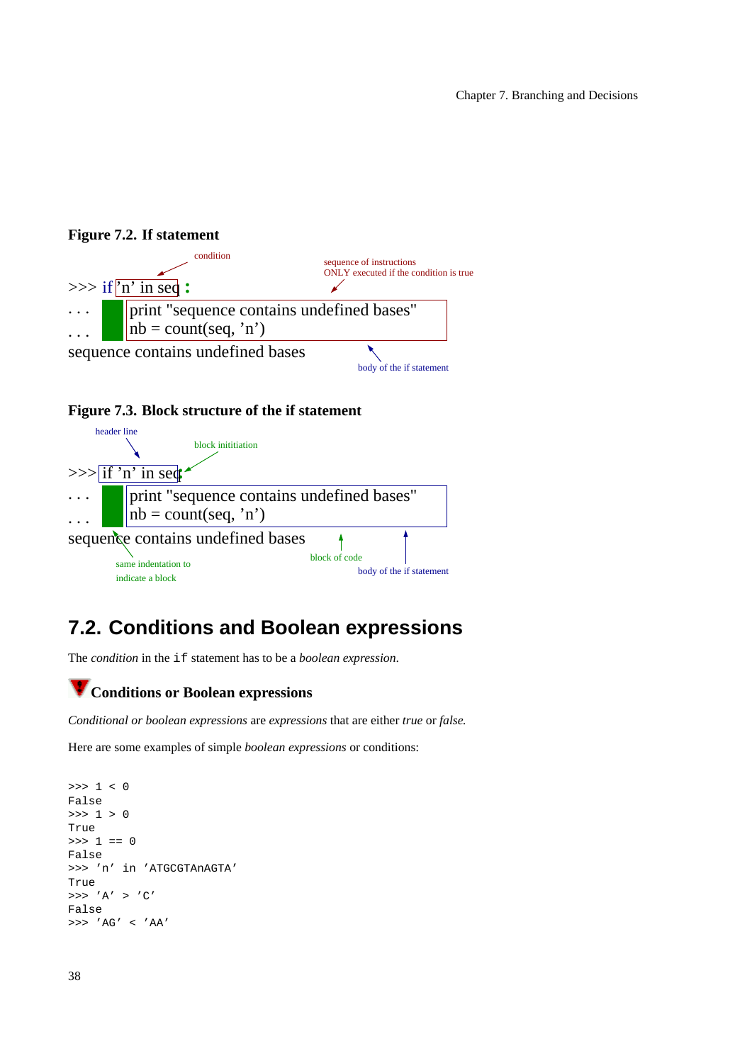**Figure 7.2. If statement**

```
>>> if 'n' in seq :
...     print "sequence contains undefined bases"
...     nb = count(seq, 'n')
sequence contains undefined bases
```

condition

sequence of instructions ONLY executed if the condition is true

body of the if statement

**Figure 7.3. Block structure of the if statement**

```
>>> if 'n' in seq:
...     print "sequence contains undefined bases"
...     nb = count(seq, 'n')
sequence contains undefined bases
```

header line

block inititiation

same indentation to indicate a block

block of code

body of the if statement

## 7.2. Conditions and Boolean expressions

The *condition* in the `if` statement has to be a *boolean expression*.

### Conditions or Boolean expressions

*Conditional or boolean expressions* are *expressions* that are either *true* or *false.*

Here are some examples of simple *boolean expressions* or conditions:

```
>>> 1 < 0
False
>>> 1 > 0
True
>>> 1 == 0
False
>>> 'n' in 'ATGCGTAnAGTA'
True
>>> 'A' > 'C'
False
>>> 'AG' < 'AA'
```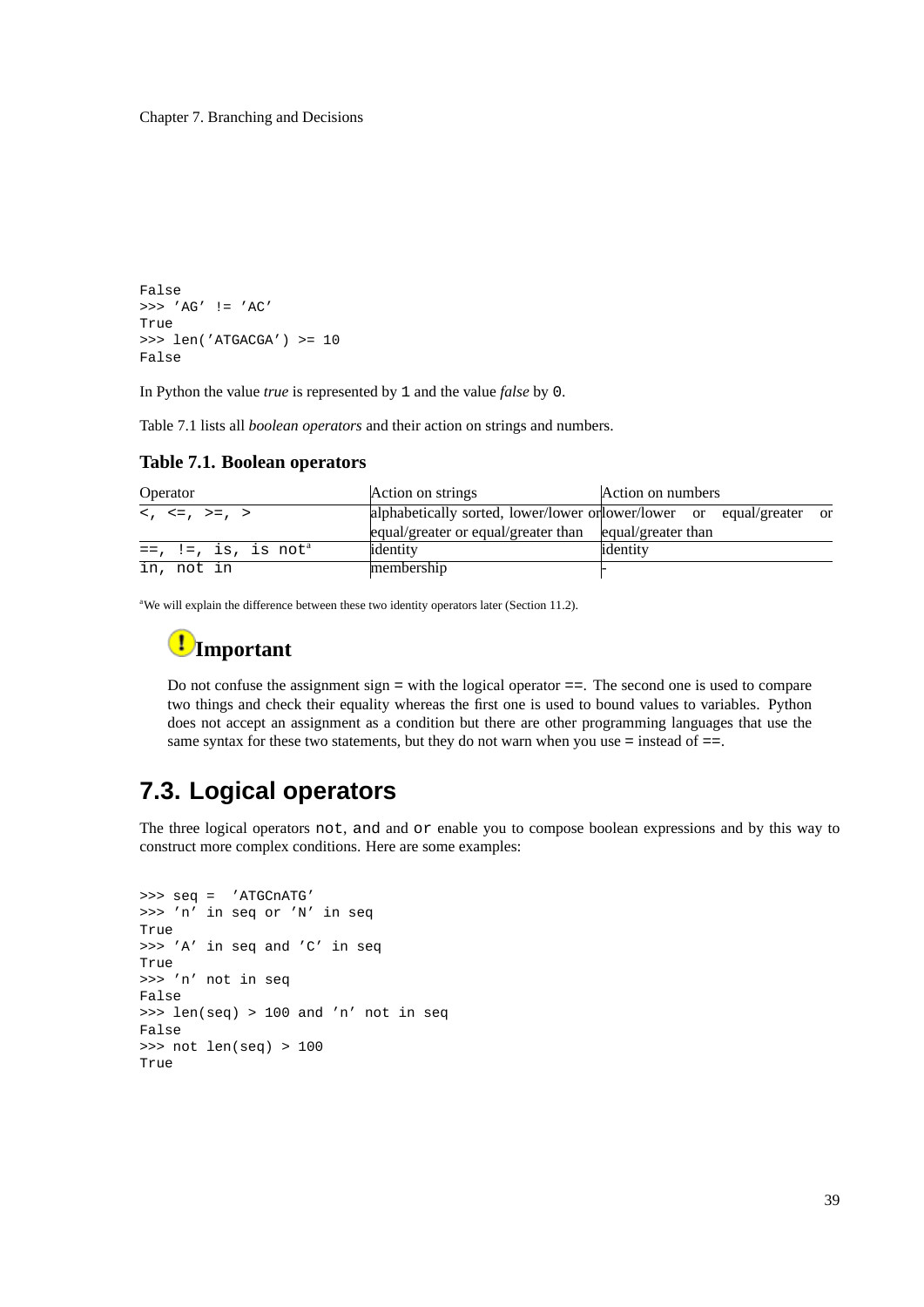```
False
>>> 'AG' != 'AC'
True
>>> len('ATGACGA') >= 10
False
```

In Python the value *true* is represented by `1` and the value *false* by `0`.

Table 7.1 lists all *boolean operators* and their action on strings and numbers.

**Table 7.1. Boolean operators**

| Operator | Action on strings | Action on numbers |
|---|---|---|
| `<, <=, >=, >` | alphabetically sorted, lower/lower or equal/greater or equal/greater than | lower/lower or equal/greater or equal/greater than |
| `==, !=, is, is not`[a] | identity | identity |
| `in, not in` | membership | - |

[a]We will explain the difference between these two identity operators later (Section 11.2).

> **Important**
>
> Do not confuse the assignment sign `=` with the logical operator `==`. The second one is used to compare two things and check their equality whereas the first one is used to bound values to variables. Python does not accept an assignment as a condition but there are other programming languages that use the same syntax for these two statements, but they do not warn when you use `=` instead of `==`.

## 7.3. Logical operators

The three logical operators `not`, `and` and `or` enable you to compose boolean expressions and by this way to construct more complex conditions. Here are some examples:

```
>>> seq =  'ATGCnATG'
>>> 'n' in seq or 'N' in seq
True
>>> 'A' in seq and 'C' in seq
True
>>> 'n' not in seq
False
>>> len(seq) > 100 and 'n' not in seq
False
>>> not len(seq) > 100
True
```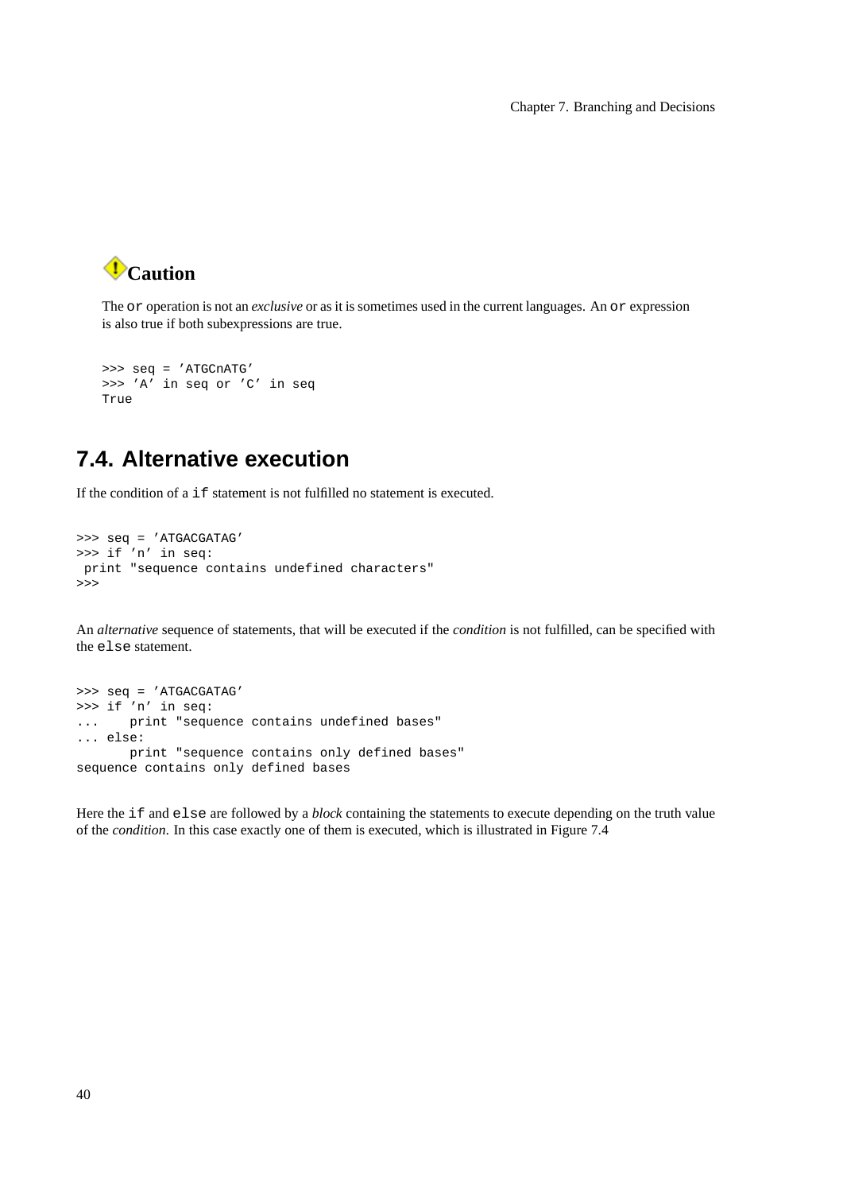**Caution**

The `or` operation is not an *exclusive* or as it is sometimes used in the current languages. An `or` expression is also true if both subexpressions are true.

```
>>> seq = 'ATGCnATG'
>>> 'A' in seq or 'C' in seq
True
```

## 7.4. Alternative execution

If the condition of a `if` statement is not fulfilled no statement is executed.

```
>>> seq = 'ATGACGATAG'
>>> if 'n' in seq:
 print "sequence contains undefined characters"
>>>
```

An *alternative* sequence of statements, that will be executed if the *condition* is not fulfilled, can be specified with the `else` statement.

```
>>> seq = 'ATGACGATAG'
>>> if 'n' in seq:
...     print "sequence contains undefined bases"
... else:
        print "sequence contains only defined bases"
sequence contains only defined bases
```

Here the `if` and `else` are followed by a *block* containing the statements to execute depending on the truth value of the *condition*. In this case exactly one of them is executed, which is illustrated in Figure 7.4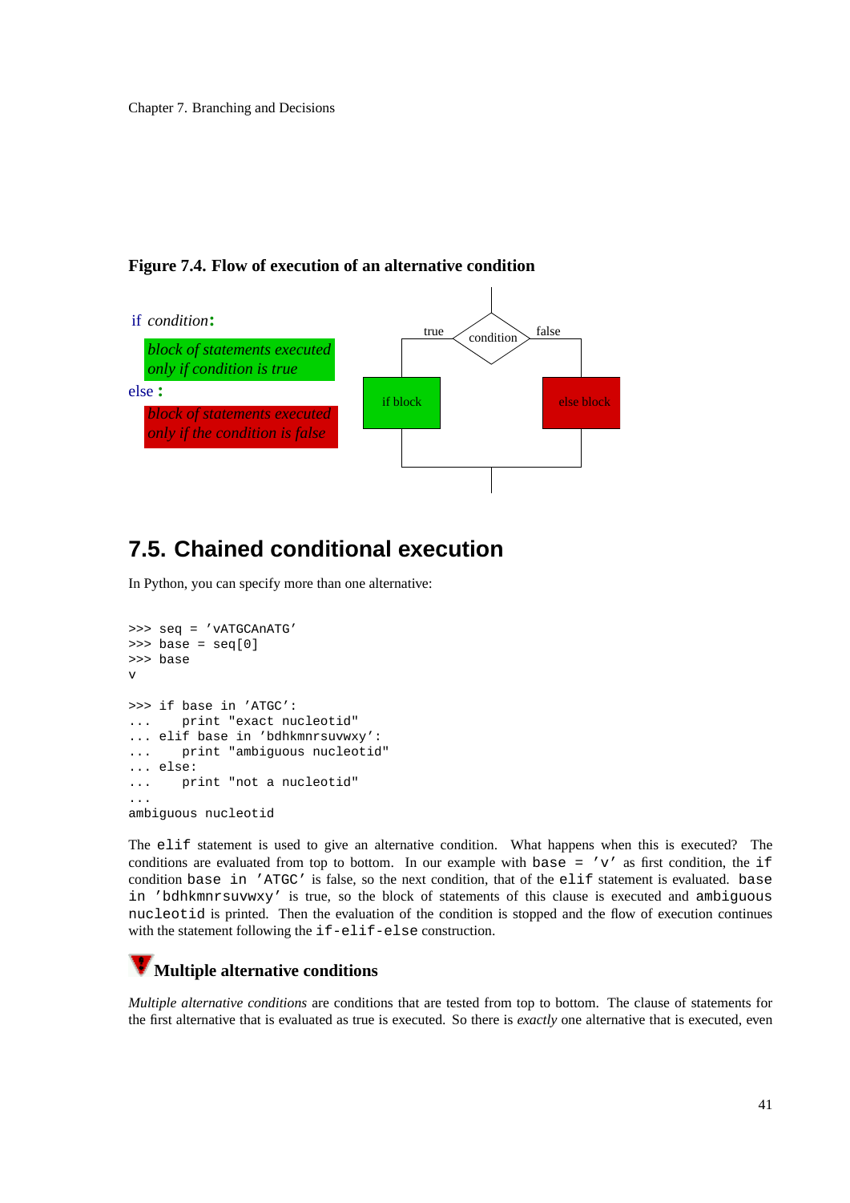**Figure 7.4. Flow of execution of an alternative condition**

if *condition*:

*block of statements executed only if condition is true*

else :

*block of statements executed only if the condition is false*

true condition false

if block else block

## 7.5. Chained conditional execution

In Python, you can specify more than one alternative:

```
>>> seq = 'vATGCAnATG'
>>> base = seq[0]
>>> base
v

>>> if base in 'ATGC':
...     print "exact nucleotid"
... elif base in 'bdhkmnrsuvwxy':
...     print "ambiguous nucleotid"
... else:
...     print "not a nucleotid"
...
ambiguous nucleotid
```

The `elif` statement is used to give an alternative condition. What happens when this is executed? The conditions are evaluated from top to bottom. In our example with `base = 'v'` as first condition, the `if` condition `base in 'ATGC'` is false, so the next condition, that of the `elif` statement is evaluated. `base in 'bdhkmnrsuvwxy'` is true, so the block of statements of this clause is executed and `ambiguous nucleotid` is printed. Then the evaluation of the condition is stopped and the flow of execution continues with the statement following the `if-elif-else` construction.

### Multiple alternative conditions

*Multiple alternative conditions* are conditions that are tested from top to bottom. The clause of statements for the first alternative that is evaluated as true is executed. So there is *exactly* one alternative that is executed, even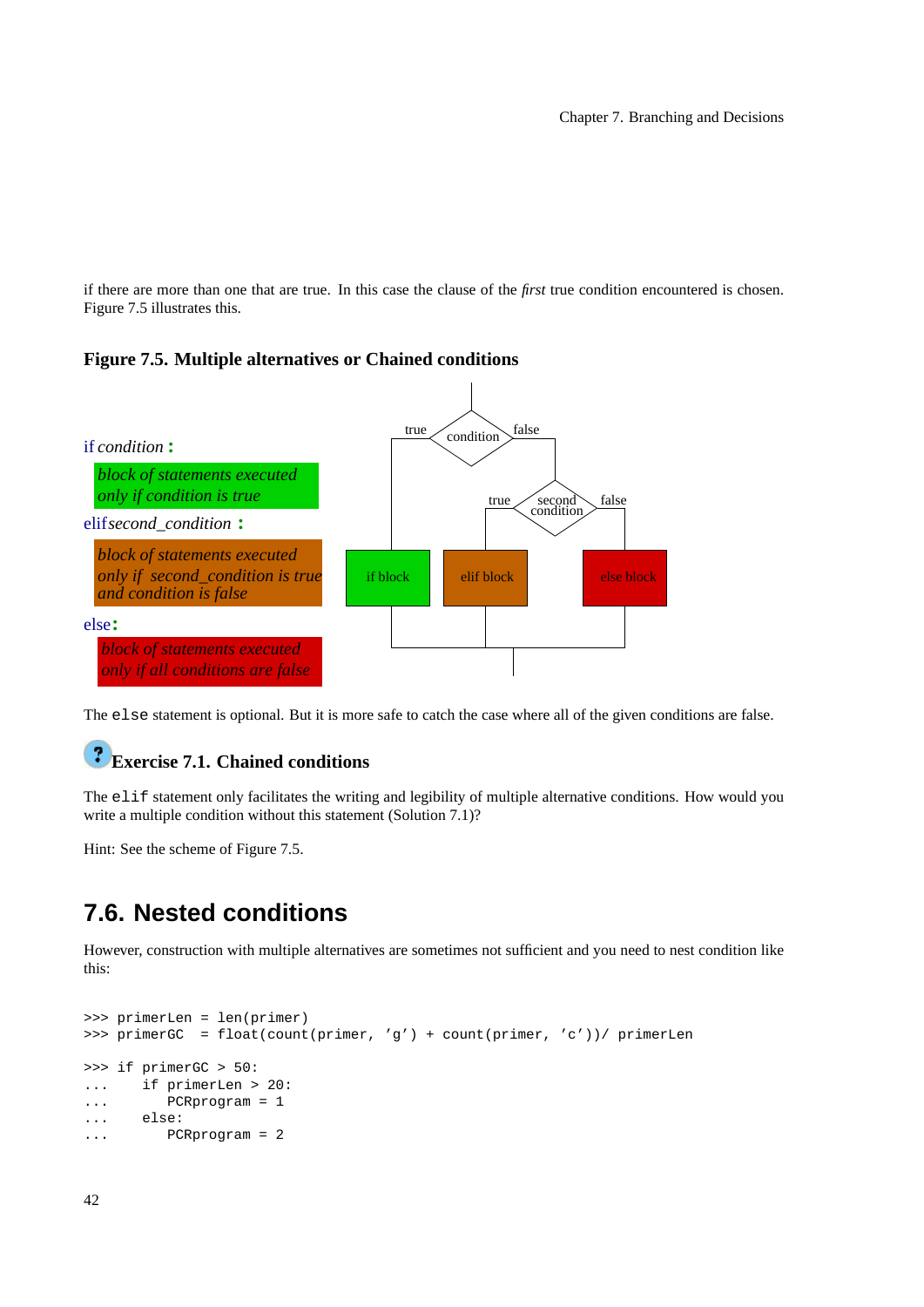if there are more than one that are true. In this case the clause of the *first* true condition encountered is chosen. Figure 7.5 illustrates this.

**Figure 7.5. Multiple alternatives or Chained conditions**

if *condition* **:**

*block of statements executed only if condition is true*

elif *second_condition* **:**

*block of statements executed only if second_condition is true and condition is false*

else**:**

*block of statements executed only if all conditions are false*

The `else` statement is optional. But it is more safe to catch the case where all of the given conditions are false.

### Exercise 7.1. Chained conditions

The `elif` statement only facilitates the writing and legibility of multiple alternative conditions. How would you write a multiple condition without this statement (Solution 7.1)?

Hint: See the scheme of Figure 7.5.

## 7.6. Nested conditions

However, construction with multiple alternatives are sometimes not sufficient and you need to nest condition like this:

```
>>> primerLen = len(primer)
>>> primerGC  = float(count(primer, 'g') + count(primer, 'c'))/ primerLen

>>> if primerGC > 50:
...     if primerLen > 20:
...        PCRprogram = 1
...     else:
...        PCRprogram = 2
```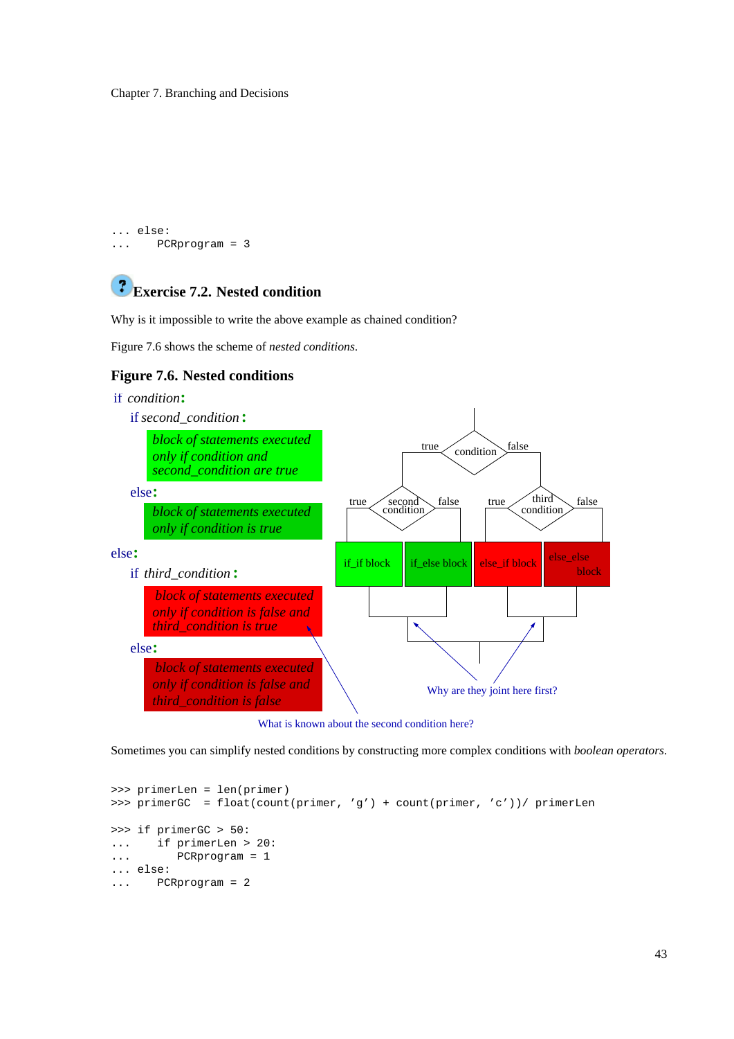```
... else:
...     PCRprogram = 3
```

### Exercise 7.2. Nested condition

Why is it impossible to write the above example as chained condition?

Figure 7.6 shows the scheme of *nested conditions*.

### Figure 7.6. Nested conditions

```
if condition:
    if second_condition:
        block of statements executed
        only if condition and
        second_condition are true
    else:
        block of statements executed
        only if condition is true
else:
    if third_condition:
        block of statements executed
        only if condition is false and
        third_condition is true
    else:
        block of statements executed
        only if condition is false and
        third_condition is false
```

condition: true → second condition (true → if_if block; false → if_else block); false → third condition (true → else_if block; false → else_else block)

Why are they joint here first?

What is known about the second condition here?

Sometimes you can simplify nested conditions by constructing more complex conditions with *boolean operators*.

```
>>> primerLen = len(primer)
>>> primerGC  = float(count(primer, 'g') + count(primer, 'c'))/ primerLen

>>> if primerGC > 50:
...     if primerLen > 20:
...         PCRprogram = 1
... else:
...     PCRprogram = 2
```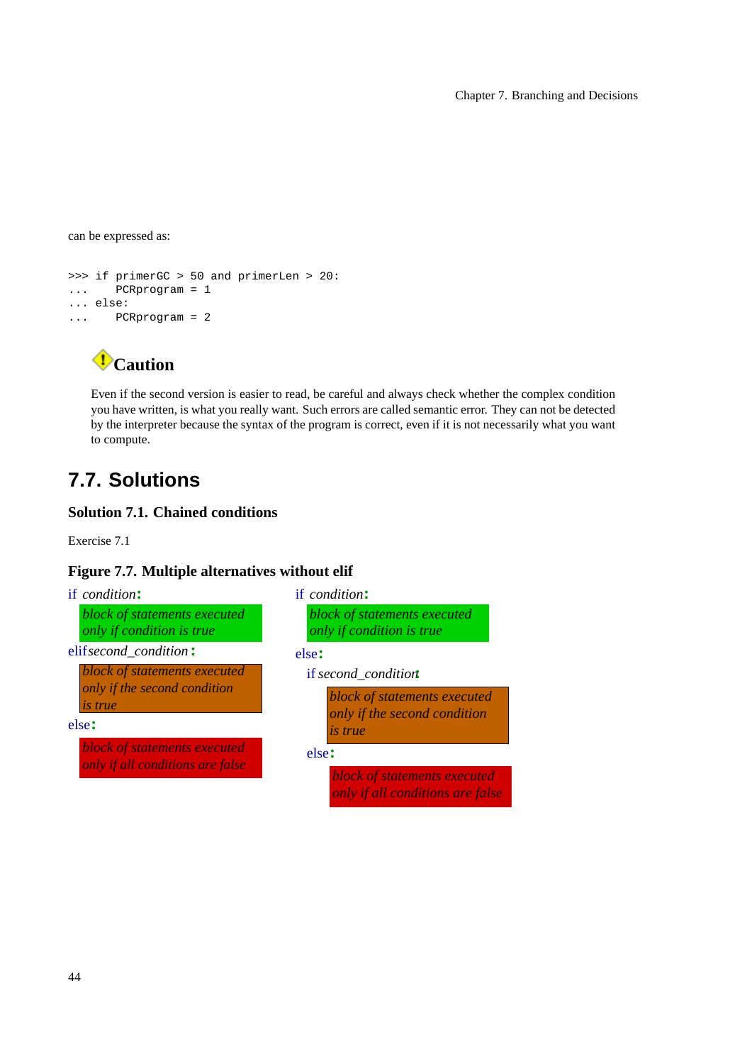can be expressed as:

```
>>> if primerGC > 50 and primerLen > 20:
...     PCRprogram = 1
... else:
...     PCRprogram = 2
```

### Caution

Even if the second version is easier to read, be careful and always check whether the complex condition you have written, is what you really want. Such errors are called semantic error. They can not be detected by the interpreter because the syntax of the program is correct, even if it is not necessarily what you want to compute.

## 7.7. Solutions

### Solution 7.1. Chained conditions

Exercise 7.1

**Figure 7.7. Multiple alternatives without elif**

```
if condition:
    block of statements executed
    only if condition is true
elif second_condition:
    block of statements executed
    only if the second condition
    is true
else:
    block of statements executed
    only if all conditions are false
```

```
if condition:
    block of statements executed
    only if condition is true
else:
    if second_condition:
        block of statements executed
        only if the second condition
        is true
    else:
        block of statements executed
        only if all conditions are false
```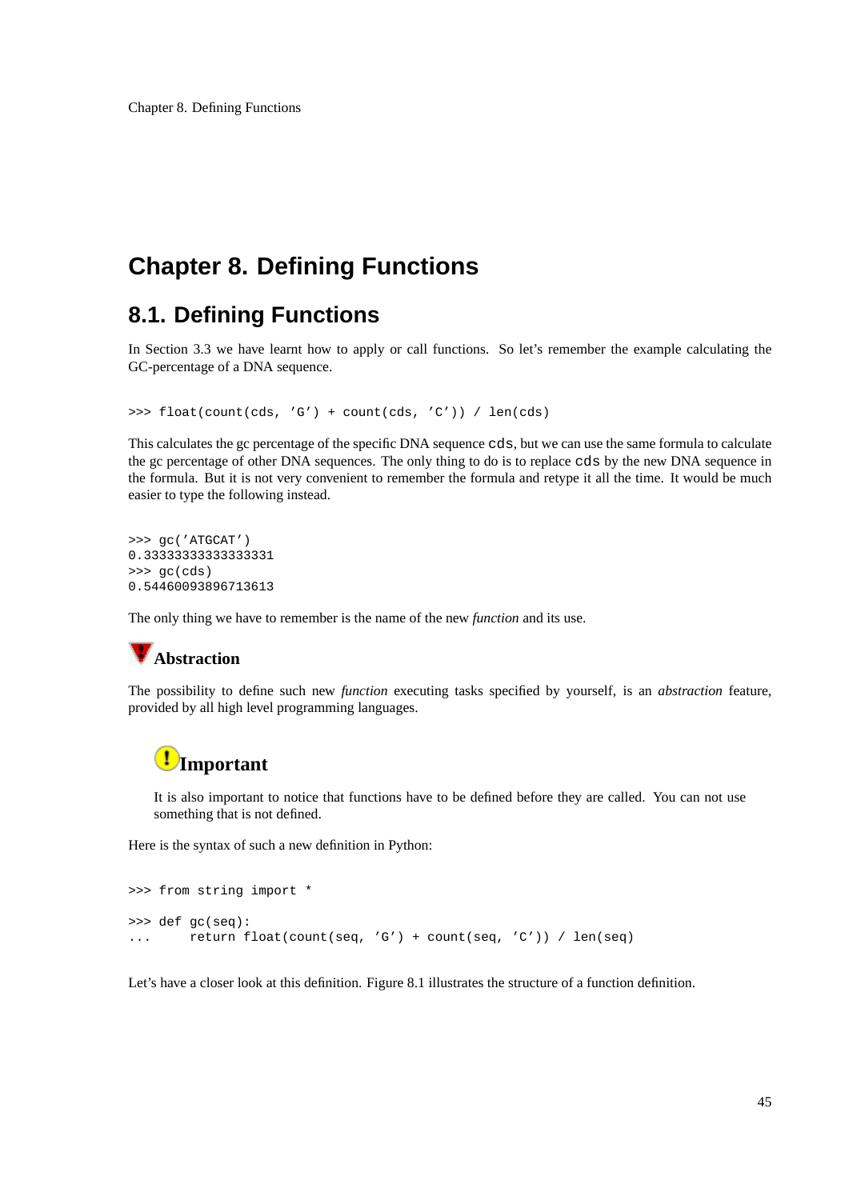# Chapter 8. Defining Functions

## 8.1. Defining Functions

In Section 3.3 we have learnt how to apply or call functions. So let's remember the example calculating the GC-percentage of a DNA sequence.

```
>>> float(count(cds, 'G') + count(cds, 'C')) / len(cds)
```

This calculates the gc percentage of the specific DNA sequence `cds`, but we can use the same formula to calculate the gc percentage of other DNA sequences. The only thing to do is to replace `cds` by the new DNA sequence in the formula. But it is not very convenient to remember the formula and retype it all the time. It would be much easier to type the following instead.

```
>>> gc('ATGCAT')
0.33333333333333331
>>> gc(cds)
0.54460093896713613
```

The only thing we have to remember is the name of the new *function* and its use.

### Abstraction

The possibility to define such new *function* executing tasks specified by yourself, is an *abstraction* feature, provided by all high level programming languages.

### Important

It is also important to notice that functions have to be defined before they are called. You can not use something that is not defined.

Here is the syntax of such a new definition in Python:

```
>>> from string import *

>>> def gc(seq):
...     return float(count(seq, 'G') + count(seq, 'C')) / len(seq)
```

Let's have a closer look at this definition. Figure 8.1 illustrates the structure of a function definition.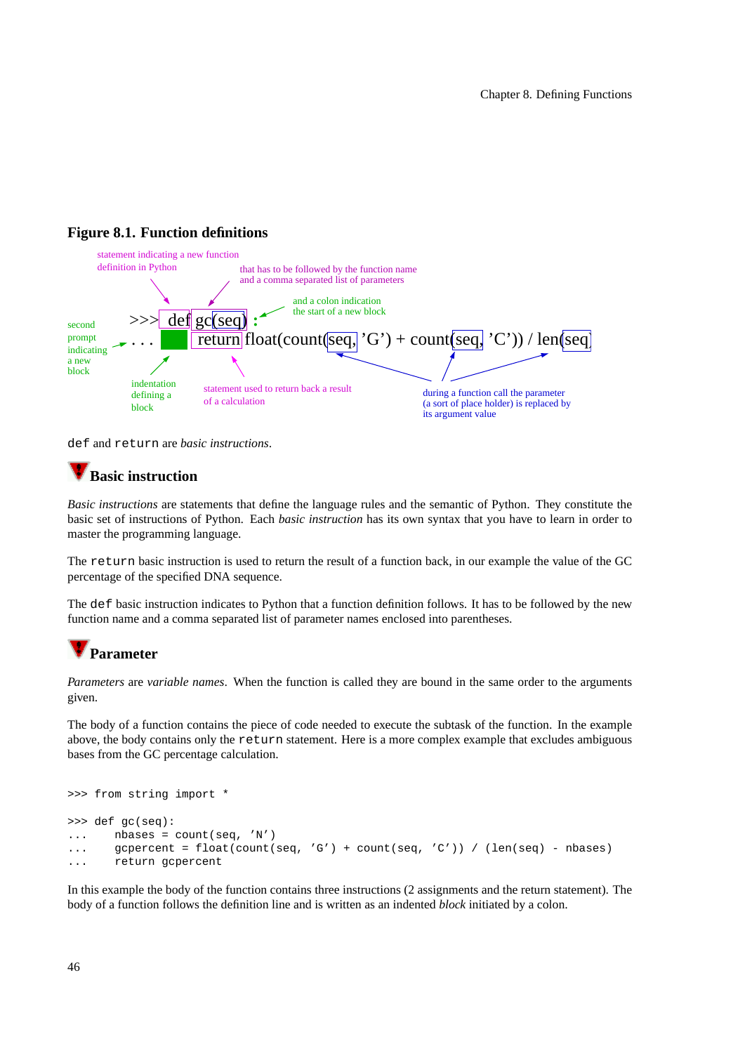**Figure 8.1. Function definitions**

statement indicating a new function definition in Python

that has to be followed by the function name and a comma separated list of parameters

and a colon indication the start of a new block

```
>>> def gc(seq):
...     return float(count(seq, 'G') + count(seq, 'C')) / len(seq)
```

second prompt indicating a new block

indentation defining a block

statement used to return back a result of a calculation

during a function call the parameter (a sort of place holder) is replaced by its argument value

`def` and `return` are *basic instructions*.

## Basic instruction

*Basic instructions* are statements that define the language rules and the semantic of Python. They constitute the basic set of instructions of Python. Each *basic instruction* has its own syntax that you have to learn in order to master the programming language.

The `return` basic instruction is used to return the result of a function back, in our example the value of the GC percentage of the specified DNA sequence.

The `def` basic instruction indicates to Python that a function definition follows. It has to be followed by the new function name and a comma separated list of parameter names enclosed into parentheses.

## Parameter

*Parameters* are *variable names*. When the function is called they are bound in the same order to the arguments given.

The body of a function contains the piece of code needed to execute the subtask of the function. In the example above, the body contains only the `return` statement. Here is a more complex example that excludes ambiguous bases from the GC percentage calculation.

```
>>> from string import *

>>> def gc(seq):
...     nbases = count(seq, 'N')
...     gcpercent = float(count(seq, 'G') + count(seq, 'C')) / (len(seq) - nbases)
...     return gcpercent
```

In this example the body of the function contains three instructions (2 assignments and the return statement). The body of a function follows the definition line and is written as an indented *block* initiated by a colon.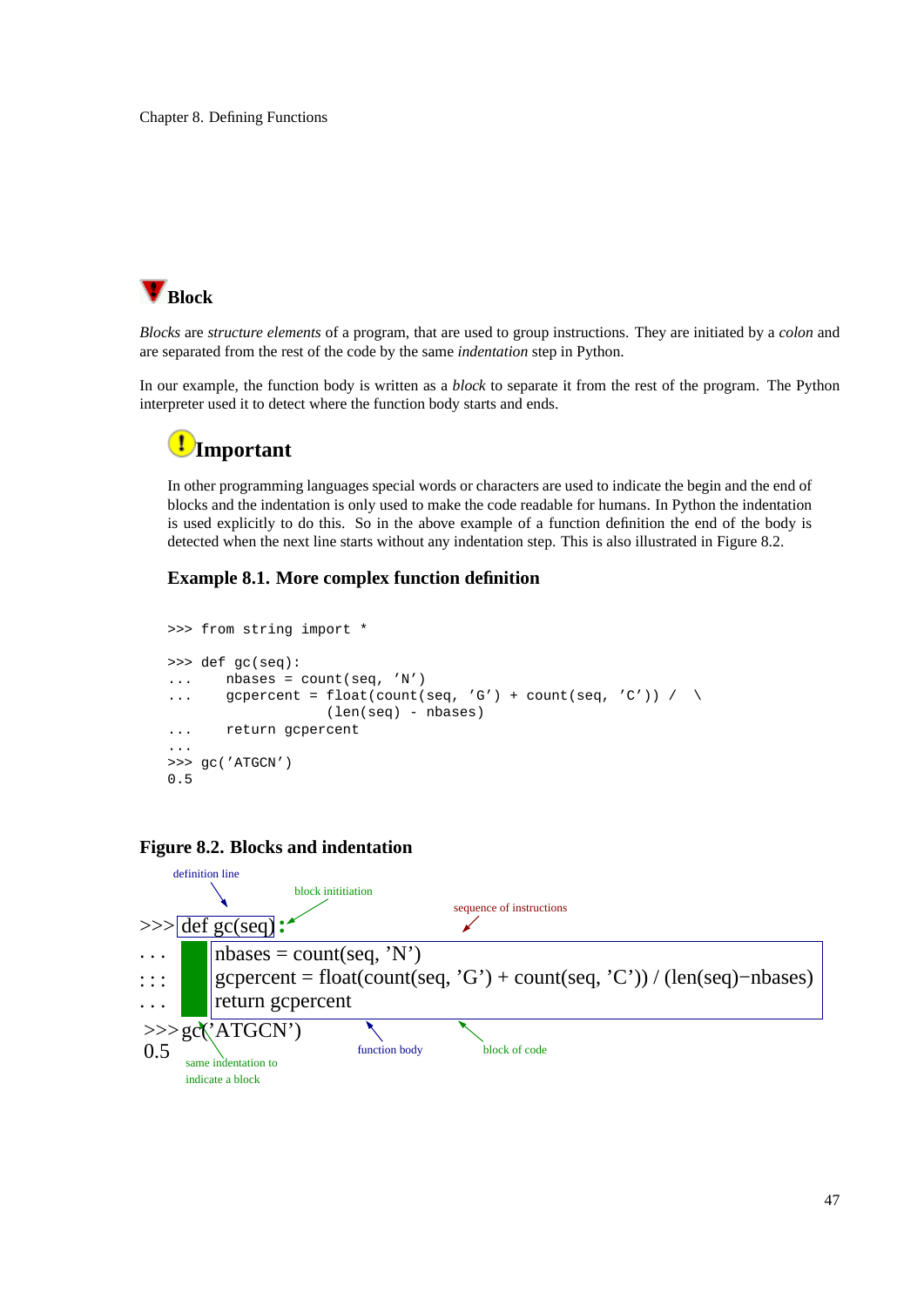## Block

*Blocks* are *structure elements* of a program, that are used to group instructions. They are initiated by a *colon* and are separated from the rest of the code by the same *indentation* step in Python.

In our example, the function body is written as a *block* to separate it from the rest of the program. The Python interpreter used it to detect where the function body starts and ends.

### Important

In other programming languages special words or characters are used to indicate the begin and the end of blocks and the indentation is only used to make the code readable for humans. In Python the indentation is used explicitly to do this. So in the above example of a function definition the end of the body is detected when the next line starts without any indentation step. This is also illustrated in Figure 8.2.

**Example 8.1. More complex function definition**

```
>>> from string import *

>>> def gc(seq):
...     nbases = count(seq, 'N')
...     gcpercent = float(count(seq, 'G') + count(seq, 'C')) /  \
                    (len(seq) - nbases)
...     return gcpercent
...
>>> gc('ATGCN')
0.5
```

**Figure 8.2. Blocks and indentation**

```
>>> def gc(seq):
...     nbases = count(seq, 'N')
:::     gcpercent = float(count(seq, 'G') + count(seq, 'C')) / (len(seq)−nbases)
...     return gcpercent
>>> gc('ATGCN')
0.5
```

definition line; block initiation; sequence of instructions; function body; block of code; same indentation to indicate a block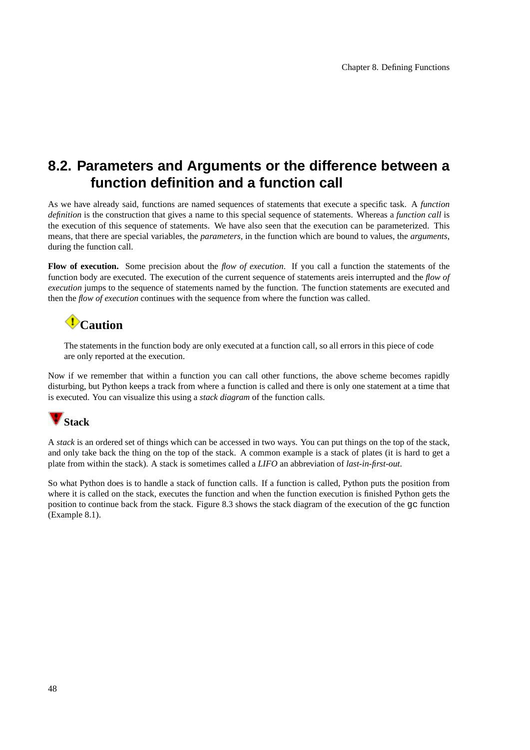## 8.2. Parameters and Arguments or the difference between a function definition and a function call

As we have already said, functions are named sequences of statements that execute a specific task. A *function definition* is the construction that gives a name to this special sequence of statements. Whereas a *function call* is the execution of this sequence of statements. We have also seen that the execution can be parameterized. This means, that there are special variables, the *parameters*, in the function which are bound to values, the *arguments*, during the function call.

**Flow of execution.** Some precision about the *flow of execution*. If you call a function the statements of the function body are executed. The execution of the current sequence of statements areis interrupted and the *flow of execution* jumps to the sequence of statements named by the function. The function statements are executed and then the *flow of execution* continues with the sequence from where the function was called.

### Caution

The statements in the function body are only executed at a function call, so all errors in this piece of code are only reported at the execution.

Now if we remember that within a function you can call other functions, the above scheme becomes rapidly disturbing, but Python keeps a track from where a function is called and there is only one statement at a time that is executed. You can visualize this using a *stack diagram* of the function calls.

### Stack

A *stack* is an ordered set of things which can be accessed in two ways. You can put things on the top of the stack, and only take back the thing on the top of the stack. A common example is a stack of plates (it is hard to get a plate from within the stack). A stack is sometimes called a *LIFO* an abbreviation of *last-in-first-out*.

So what Python does is to handle a stack of function calls. If a function is called, Python puts the position from where it is called on the stack, executes the function and when the function execution is finished Python gets the position to continue back from the stack. Figure 8.3 shows the stack diagram of the execution of the `gc` function (Example 8.1).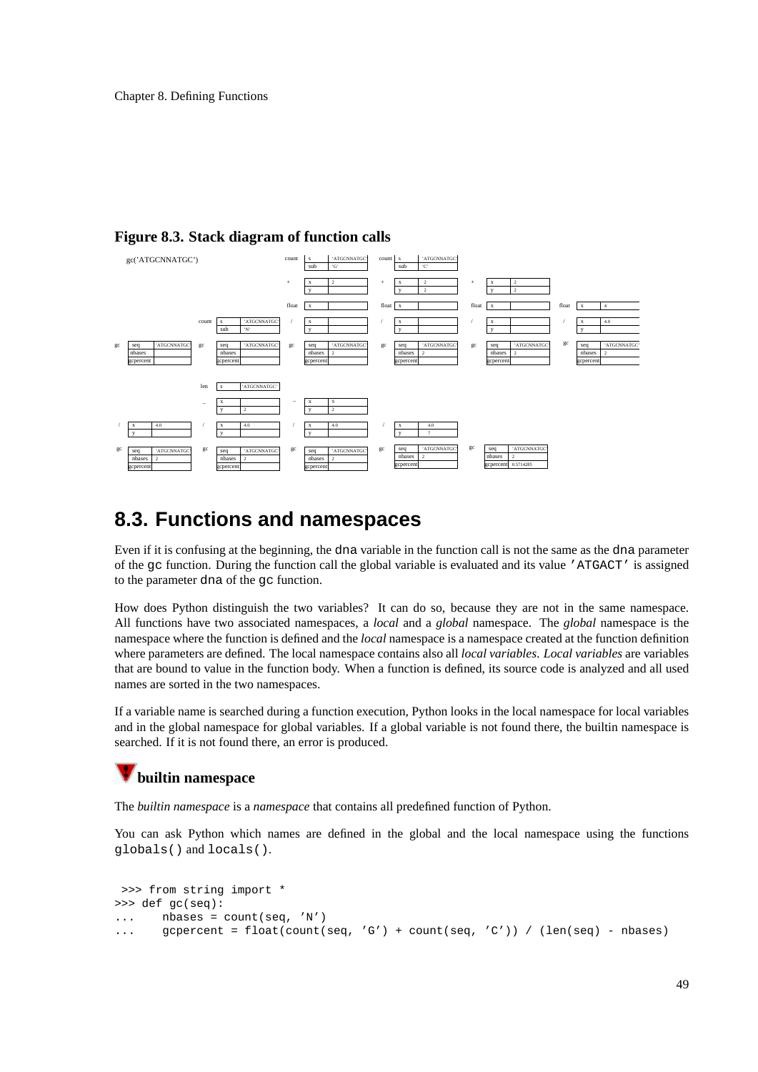**Figure 8.3. Stack diagram of function calls**

# 8.3. Functions and namespaces

Even if it is confusing at the beginning, the `dna` variable in the function call is not the same as the `dna` parameter of the `gc` function. During the function call the global variable is evaluated and its value `'ATGACT'` is assigned to the parameter `dna` of the `gc` function.

How does Python distinguish the two variables? It can do so, because they are not in the same namespace. All functions have two associated namespaces, a *local* and a *global* namespace. The *global* namespace is the namespace where the function is defined and the *local* namespace is a namespace created at the function definition where parameters are defined. The local namespace contains also all *local variables*. *Local variables* are variables that are bound to value in the function body. When a function is defined, its source code is analyzed and all used names are sorted in the two namespaces.

If a variable name is searched during a function execution, Python looks in the local namespace for local variables and in the global namespace for global variables. If a global variable is not found there, the builtin namespace is searched. If it is not found there, an error is produced.

### builtin namespace

The *builtin namespace* is a *namespace* that contains all predefined function of Python.

You can ask Python which names are defined in the global and the local namespace using the functions `globals()` and `locals()`.

```
 >>> from string import *
>>> def gc(seq):
...     nbases = count(seq, 'N')
...     gcpercent = float(count(seq, 'G') + count(seq, 'C')) / (len(seq) - nbases)
```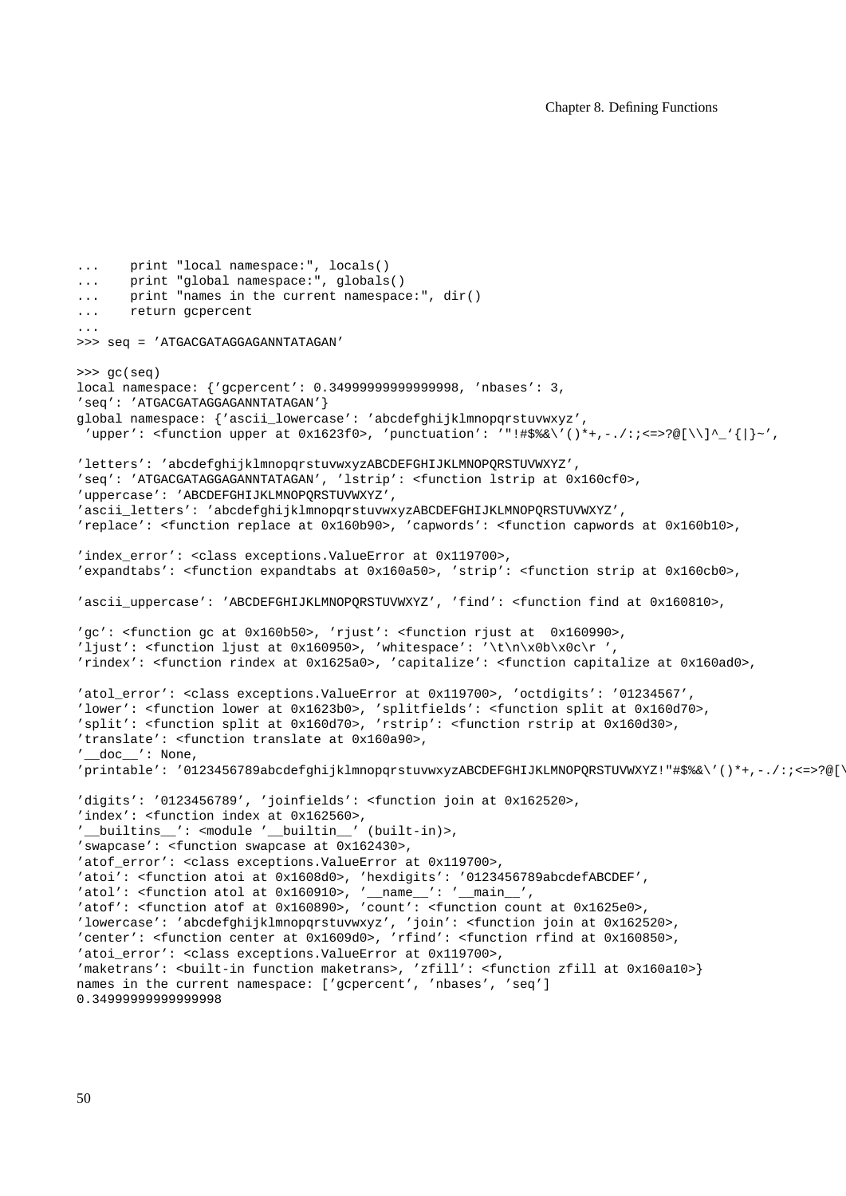```
...     print "local namespace:", locals()
...     print "global namespace:", globals()
...     print "names in the current namespace:", dir()
...     return gcpercent
...
>>> seq = 'ATGACGATAGGAGANNTATAGAN'

>>> gc(seq)
local namespace: {'gcpercent': 0.34999999999999998, 'nbases': 3,
'seq': 'ATGACGATAGGAGANNTATAGAN'}
global namespace: {'ascii_lowercase': 'abcdefghijklmnopqrstuvwxyz',
 'upper': <function upper at 0x1623f0>, 'punctuation': '"!#$%&\'()*+,-./:;<=>?@[\\]^_'{|}~',

'letters': 'abcdefghijklmnopqrstuvwxyzABCDEFGHIJKLMNOPQRSTUVWXYZ',
'seq': 'ATGACGATAGGAGANNTATAGAN', 'lstrip': <function lstrip at 0x160cf0>,
'uppercase': 'ABCDEFGHIJKLMNOPQRSTUVWXYZ',
'ascii_letters': 'abcdefghijklmnopqrstuvwxyzABCDEFGHIJKLMNOPQRSTUVWXYZ',
'replace': <function replace at 0x160b90>, 'capwords': <function capwords at 0x160b10>,

'index_error': <class exceptions.ValueError at 0x119700>,
'expandtabs': <function expandtabs at 0x160a50>, 'strip': <function strip at 0x160cb0>,

'ascii_uppercase': 'ABCDEFGHIJKLMNOPQRSTUVWXYZ', 'find': <function find at 0x160810>,

'gc': <function gc at 0x160b50>, 'rjust': <function rjust at  0x160990>,
'ljust': <function ljust at 0x160950>, 'whitespace': '\t\n\x0b\x0c\r ',
'rindex': <function rindex at 0x1625a0>, 'capitalize': <function capitalize at 0x160ad0>,

'atol_error': <class exceptions.ValueError at 0x119700>, 'octdigits': '01234567',
'lower': <function lower at 0x1623b0>, 'splitfields': <function split at 0x160d70>,
'split': <function split at 0x160d70>, 'rstrip': <function rstrip at 0x160d30>,
'translate': <function translate at 0x160a90>,
'__doc__': None,
'printable': '0123456789abcdefghijklmnopqrstuvwxyzABCDEFGHIJKLMNOPQRSTUVWXYZ!"#$%&\'()*+,-./:;<=>?@[\

'digits': '0123456789', 'joinfields': <function join at 0x162520>,
'index': <function index at 0x162560>,
'__builtins__': <module '__builtin__' (built-in)>,
'swapcase': <function swapcase at 0x162430>,
'atof_error': <class exceptions.ValueError at 0x119700>,
'atoi': <function atoi at 0x1608d0>, 'hexdigits': '0123456789abcdefABCDEF',
'atol': <function atol at 0x160910>, '__name__': '__main__',
'atof': <function atof at 0x160890>, 'count': <function count at 0x1625e0>,
'lowercase': 'abcdefghijklmnopqrstuvwxyz', 'join': <function join at 0x162520>,
'center': <function center at 0x1609d0>, 'rfind': <function rfind at 0x160850>,
'atoi_error': <class exceptions.ValueError at 0x119700>,
'maketrans': <built-in function maketrans>, 'zfill': <function zfill at 0x160a10>}
names in the current namespace: ['gcpercent', 'nbases', 'seq']
0.34999999999999998
```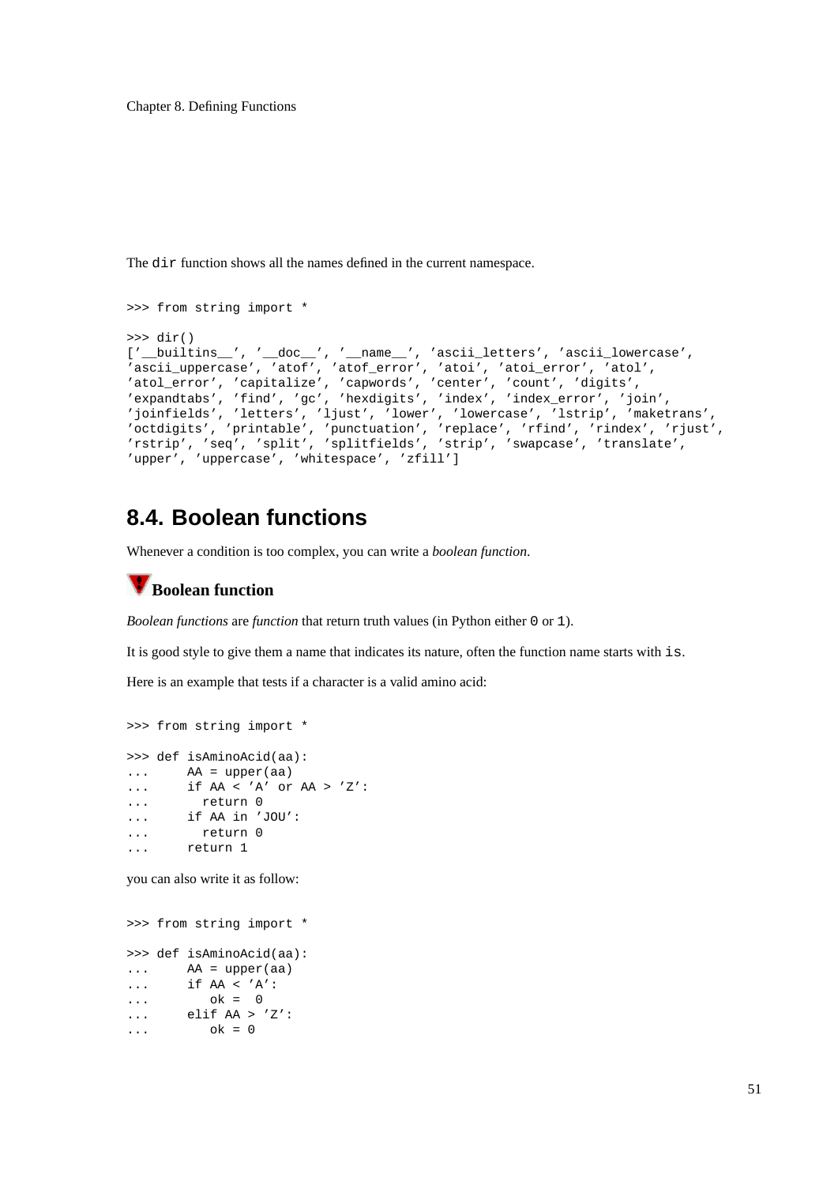The `dir` function shows all the names defined in the current namespace.

```
>>> from string import *
>>> dir()
['__builtins__', '__doc__', '__name__', 'ascii_letters', 'ascii_lowercase',
'ascii_uppercase', 'atof', 'atof_error', 'atoi', 'atoi_error', 'atol',
'atol_error', 'capitalize', 'capwords', 'center', 'count', 'digits',
'expandtabs', 'find', 'gc', 'hexdigits', 'index', 'index_error', 'join',
'joinfields', 'letters', 'ljust', 'lower', 'lowercase', 'lstrip', 'maketrans',
'octdigits', 'printable', 'punctuation', 'replace', 'rfind', 'rindex', 'rjust',
'rstrip', 'seq', 'split', 'splitfields', 'strip', 'swapcase', 'translate',
'upper', 'uppercase', 'whitespace', 'zfill']
```

## 8.4. Boolean functions

Whenever a condition is too complex, you can write a *boolean function*.

### Boolean function

*Boolean functions* are *function* that return truth values (in Python either `0` or `1`).

It is good style to give them a name that indicates its nature, often the function name starts with `is`.

Here is an example that tests if a character is a valid amino acid:

```
>>> from string import *
>>> def isAminoAcid(aa):
...     AA = upper(aa)
...     if AA < 'A' or AA > 'Z':
...       return 0
...     if AA in 'JOU':
...       return 0
...     return 1
```

you can also write it as follow:

```
>>> from string import *
>>> def isAminoAcid(aa):
...     AA = upper(aa)
...     if AA < 'A':
...        ok =  0
...     elif AA > 'Z':
...        ok = 0
```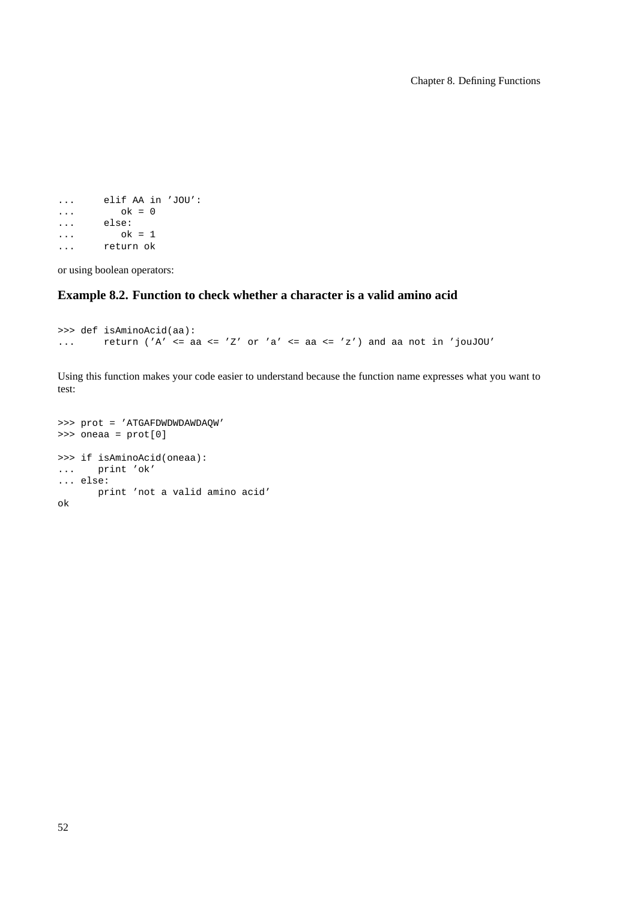```
...     elif AA in 'JOU':
...        ok = 0
...     else:
...        ok = 1
...     return ok
```

or using boolean operators:

### Example 8.2. Function to check whether a character is a valid amino acid

```
>>> def isAminoAcid(aa):
...     return ('A' <= aa <= 'Z' or 'a' <= aa <= 'z') and aa not in 'jouJOU'
```

Using this function makes your code easier to understand because the function name expresses what you want to test:

```
>>> prot = 'ATGAFDWDWDAWDAQW'
>>> oneaa = prot[0]

>>> if isAminoAcid(oneaa):
...    print 'ok'
... else:
       print 'not a valid amino acid'
ok
```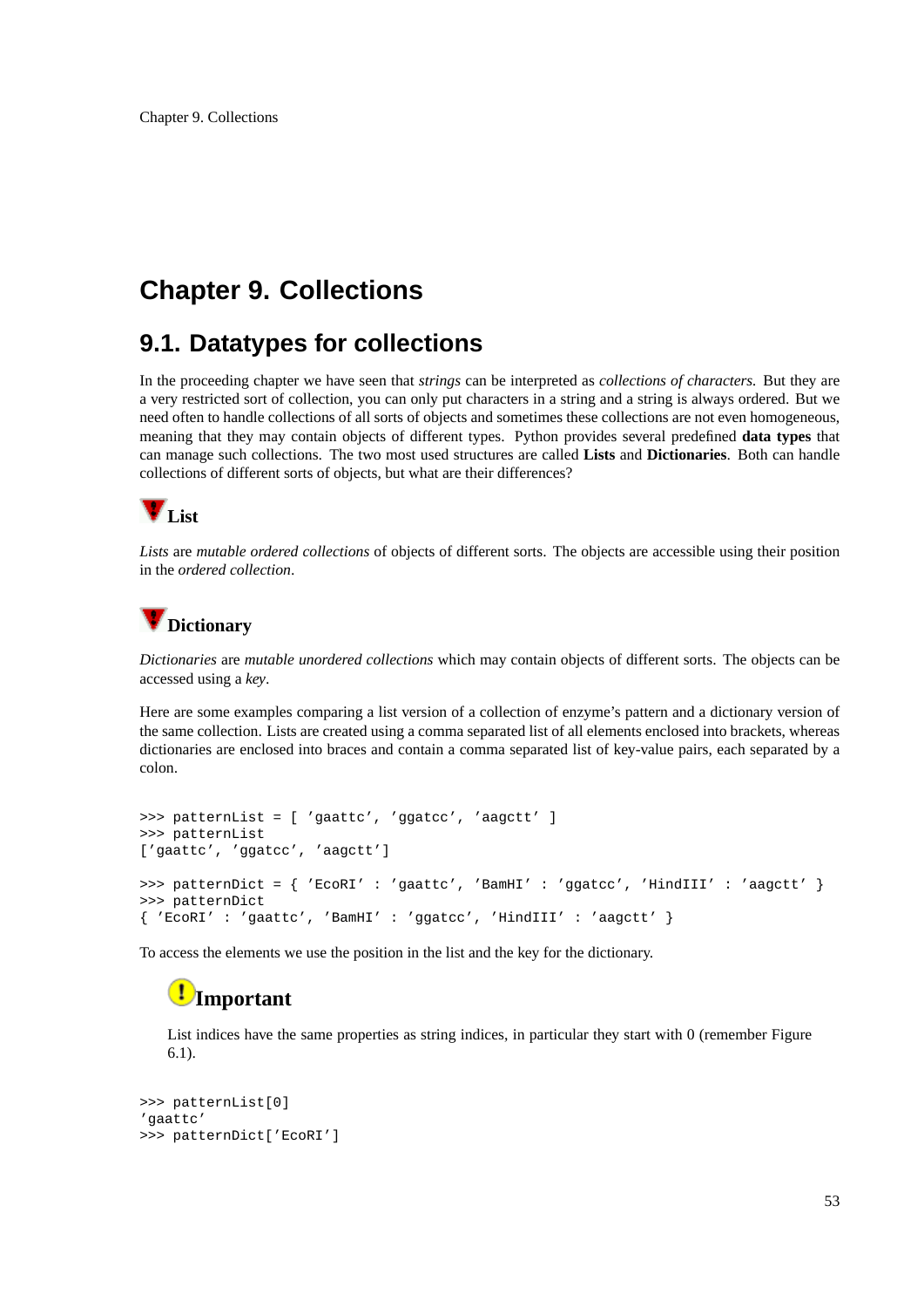# Chapter 9. Collections

## 9.1. Datatypes for collections

In the proceeding chapter we have seen that *strings* can be interpreted as *collections of characters.* But they are a very restricted sort of collection, you can only put characters in a string and a string is always ordered. But we need often to handle collections of all sorts of objects and sometimes these collections are not even homogeneous, meaning that they may contain objects of different types. Python provides several predefined **data types** that can manage such collections. The two most used structures are called **Lists** and **Dictionaries**. Both can handle collections of different sorts of objects, but what are their differences?

### List

*Lists* are *mutable ordered collections* of objects of different sorts. The objects are accessible using their position in the *ordered collection*.

### Dictionary

*Dictionaries* are *mutable unordered collections* which may contain objects of different sorts. The objects can be accessed using a *key*.

Here are some examples comparing a list version of a collection of enzyme's pattern and a dictionary version of the same collection. Lists are created using a comma separated list of all elements enclosed into brackets, whereas dictionaries are enclosed into braces and contain a comma separated list of key-value pairs, each separated by a colon.

```
>>> patternList = [ 'gaattc', 'ggatcc', 'aagctt' ]
>>> patternList
['gaattc', 'ggatcc', 'aagctt']

>>> patternDict = { 'EcoRI' : 'gaattc', 'BamHI' : 'ggatcc', 'HindIII' : 'aagctt' }
>>> patternDict
{ 'EcoRI' : 'gaattc', 'BamHI' : 'ggatcc', 'HindIII' : 'aagctt' }
```

To access the elements we use the position in the list and the key for the dictionary.

> **Important**
>
> List indices have the same properties as string indices, in particular they start with 0 (remember Figure 6.1).

```
>>> patternList[0]
'gaattc'
>>> patternDict['EcoRI']
```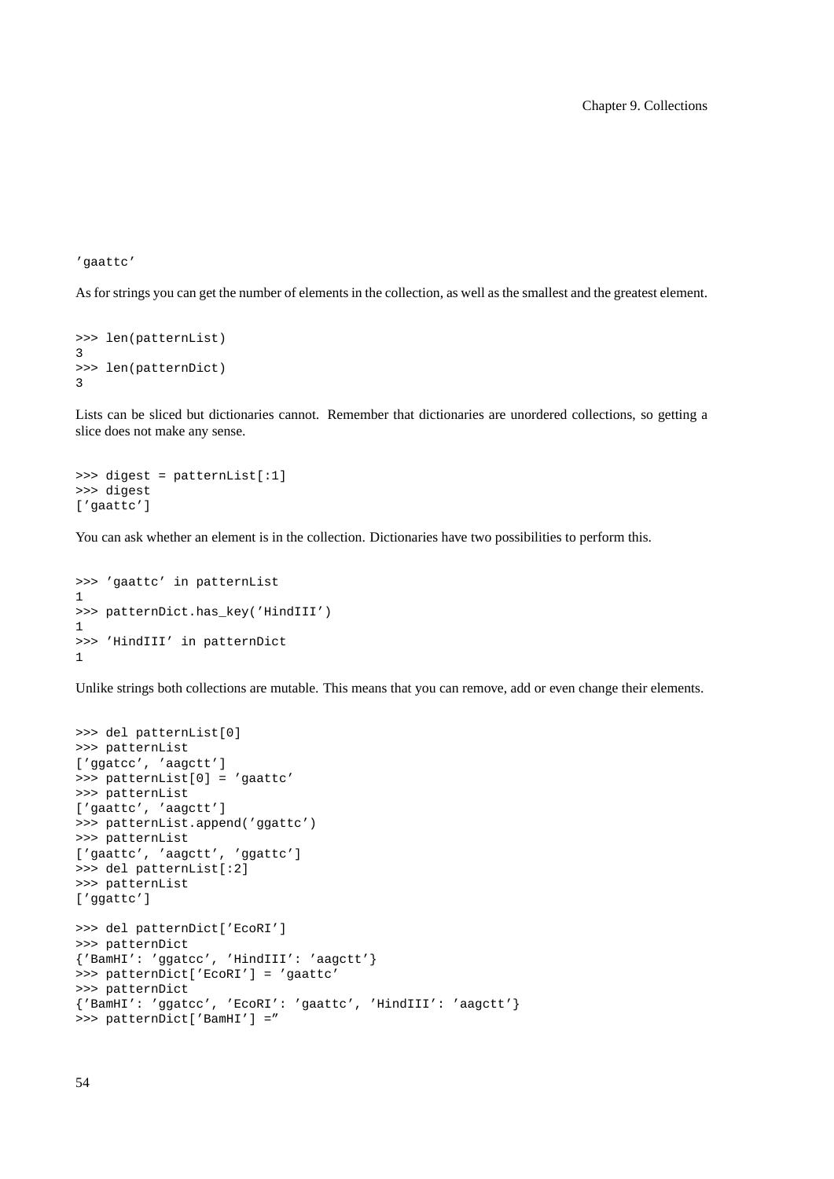```
'gaattc'
```

As for strings you can get the number of elements in the collection, as well as the smallest and the greatest element.

```
>>> len(patternList)
3
>>> len(patternDict)
3
```

Lists can be sliced but dictionaries cannot. Remember that dictionaries are unordered collections, so getting a slice does not make any sense.

```
>>> digest = patternList[:1]
>>> digest
['gaattc']
```

You can ask whether an element is in the collection. Dictionaries have two possibilities to perform this.

```
>>> 'gaattc' in patternList
1
>>> patternDict.has_key('HindIII')
1
>>> 'HindIII' in patternDict
1
```

Unlike strings both collections are mutable. This means that you can remove, add or even change their elements.

```
>>> del patternList[0]
>>> patternList
['ggatcc', 'aagctt']
>>> patternList[0] = 'gaattc'
>>> patternList
['gaattc', 'aagctt']
>>> patternList.append('ggattc')
>>> patternList
['gaattc', 'aagctt', 'ggattc']
>>> del patternList[:2]
>>> patternList
['ggattc']

>>> del patternDict['EcoRI']
>>> patternDict
{'BamHI': 'ggatcc', 'HindIII': 'aagctt'}
>>> patternDict['EcoRI'] = 'gaattc'
>>> patternDict
{'BamHI': 'ggatcc', 'EcoRI': 'gaattc', 'HindIII': 'aagctt'}
>>> patternDict['BamHI'] =''
```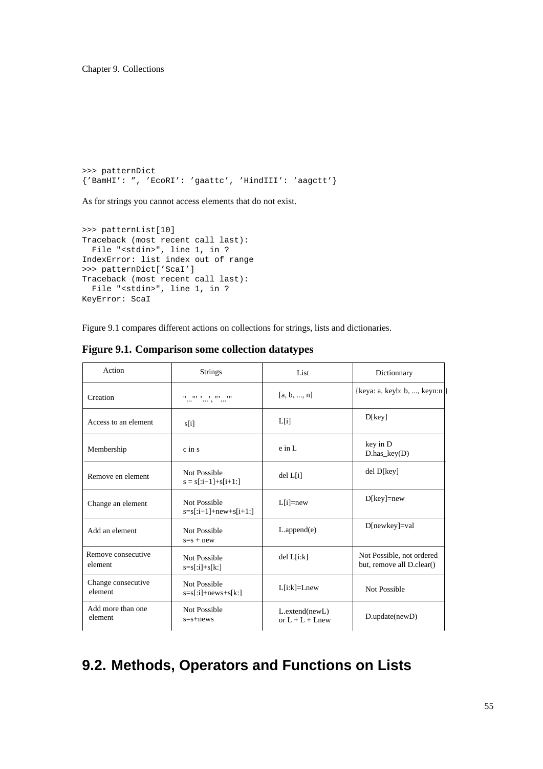```
>>> patternDict
{'BamHI': ", 'EcoRI': 'gaattc', 'HindIII': 'aagctt'}
```

As for strings you cannot access elements that do not exist.

```
>>> patternList[10]
Traceback (most recent call last):
  File "<stdin>", line 1, in ?
IndexError: list index out of range
>>> patternDict['ScaI']
Traceback (most recent call last):
  File "<stdin>", line 1, in ?
KeyError: ScaI
```

Figure 9.1 compares different actions on collections for strings, lists and dictionaries.

**Figure 9.1. Comparison some collection datatypes**

| Action | Strings | List | Dictionnary |
|---|---|---|---|
| Creation | "...", '...', '''...''' | [a, b, ..., n] | {keya: a, keyb: b, ..., keyn:n } |
| Access to an element | s[i] | L[i] | D[key] |
| Membership | c in s | e in L | key in D<br>D.has_key(D) |
| Remove en element | Not Possible<br>s = s[:i−1]+s[i+1:] | del L[i] | del D[key] |
| Change an element | Not Possible<br>s=s[:i−1]+new+s[i+1:] | L[i]=new | D[key]=new |
| Add an element | Not Possible<br>s=s + new | L.append(e) | D[newkey]=val |
| Remove consecutive element | Not Possible<br>s=s[:i]+s[k:] | del L[i:k] | Not Possible, not ordered but, remove all D.clear() |
| Change consecutive element | Not Possible<br>s=s[:i]+news+s[k:] | L[i:k]=Lnew | Not Possible |
| Add more than one element | Not Possible<br>s=s+news | L.extend(newL)<br>or L + L + Lnew | D.update(newD) |

## 9.2. Methods, Operators and Functions on Lists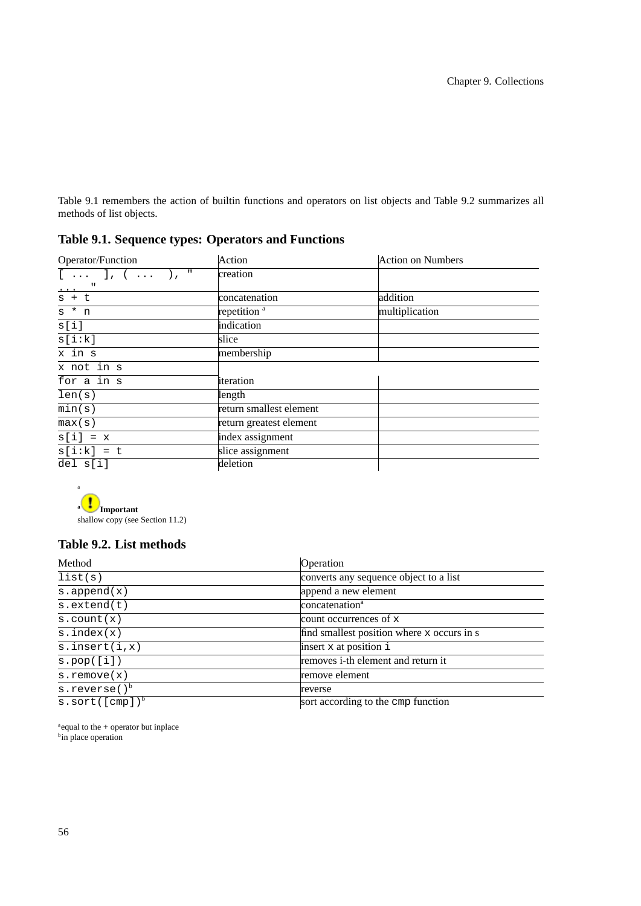Table 9.1 remembers the action of builtin functions and operators on list objects and Table 9.2 summarizes all methods of list objects.

**Table 9.1. Sequence types: Operators and Functions**

| Operator/Function | Action | Action on Numbers |
| --- | --- | --- |
| `[ ... ], ( ... ), " ... "` | creation | |
| `s + t` | concatenation | addition |
| `s * n` | repetition [a] | multiplication |
| `s[i]` | indication | |
| `s[i:k]` | slice | |
| `x in s` | membership | |
| `x not in s` | | |
| `for a in s` | iteration | |
| `len(s)` | length | |
| `min(s)` | return smallest element | |
| `max(s)` | return greatest element | |
| `s[i] = x` | index assignment | |
| `s[i:k] = t` | slice assignment | |
| `del s[i]` | deletion | |

[a] **Important**
shallow copy (see Section 11.2)

**Table 9.2. List methods**

| Method | Operation |
| --- | --- |
| `list(s)` | converts any sequence object to a list |
| `s.append(x)` | append a new element |
| `s.extend(t)` | concatenation[a] |
| `s.count(x)` | count occurrences of `x` |
| `s.index(x)` | find smallest position where `x` occurs in s |
| `s.insert(i,x)` | insert `x` at position `i` |
| `s.pop([i])` | removes i-th element and return it |
| `s.remove(x)` | remove element |
| `s.reverse()`[b] | reverse |
| `s.sort([cmp])`[b] | sort according to the `cmp` function |

[a] equal to the + operator but inplace
[b] in place operation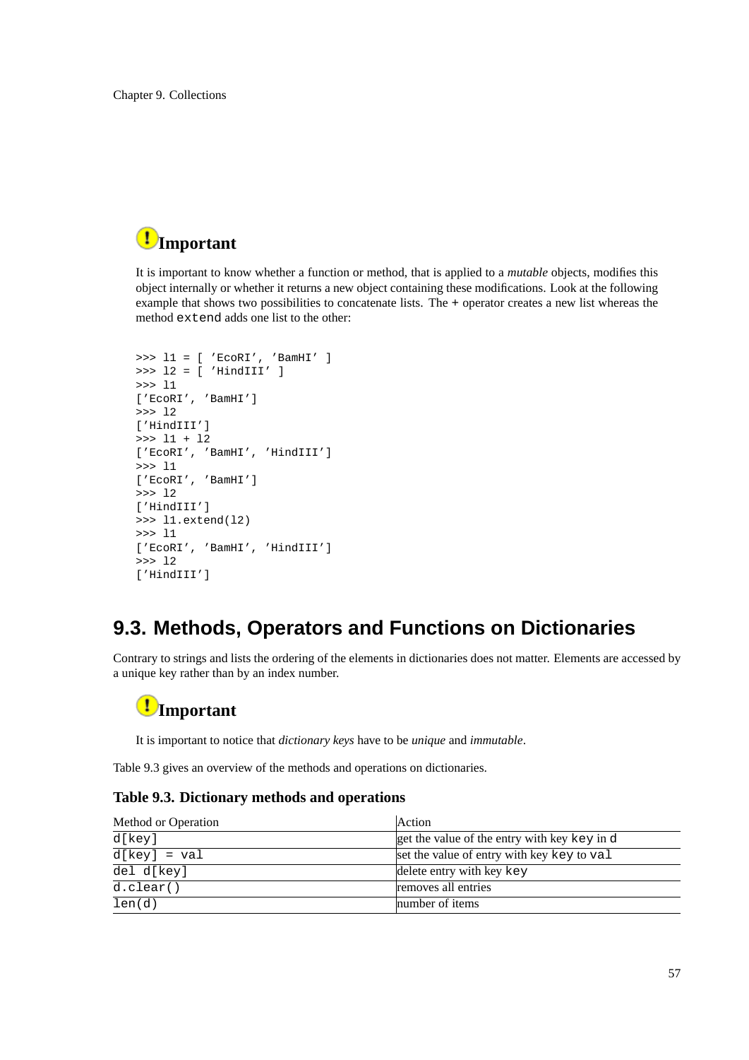**Important**

It is important to know whether a function or method, that is applied to a *mutable* objects, modifies this object internally or whether it returns a new object containing these modifications. Look at the following example that shows two possibilities to concatenate lists. The `+` operator creates a new list whereas the method `extend` adds one list to the other:

```
>>> l1 = [ 'EcoRI', 'BamHI' ]
>>> l2 = [ 'HindIII' ]
>>> l1
['EcoRI', 'BamHI']
>>> l2
['HindIII']
>>> l1 + l2
['EcoRI', 'BamHI', 'HindIII']
>>> l1
['EcoRI', 'BamHI']
>>> l2
['HindIII']
>>> l1.extend(l2)
>>> l1
['EcoRI', 'BamHI', 'HindIII']
>>> l2
['HindIII']
```

## 9.3. Methods, Operators and Functions on Dictionaries

Contrary to strings and lists the ordering of the elements in dictionaries does not matter. Elements are accessed by a unique key rather than by an index number.

**Important**

It is important to notice that *dictionary keys* have to be *unique* and *immutable*.

Table 9.3 gives an overview of the methods and operations on dictionaries.

**Table 9.3. Dictionary methods and operations**

| Method or Operation | Action |
|---|---|
| `d[key]` | get the value of the entry with key `key` in `d` |
| `d[key] = val` | set the value of entry with key `key` to `val` |
| `del d[key]` | delete entry with key `key` |
| `d.clear()` | removes all entries |
| `len(d)` | number of items |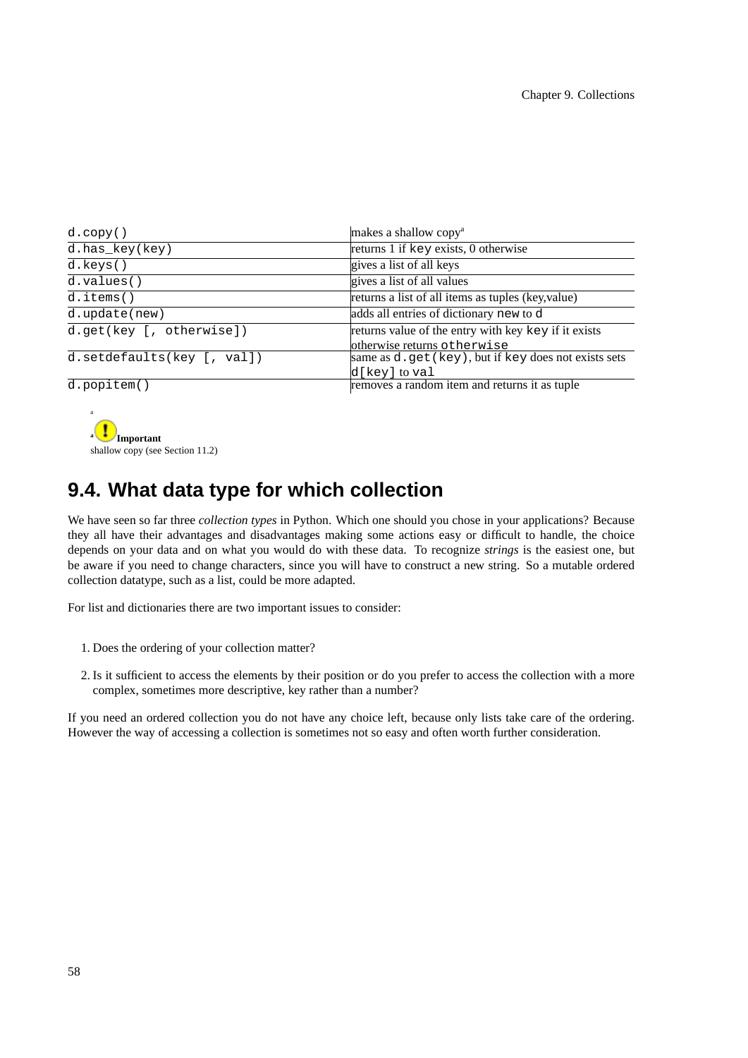| | |
|---|---|
| `d.copy()` | makes a shallow copy[a] |
| `d.has_key(key)` | returns 1 if `key` exists, 0 otherwise |
| `d.keys()` | gives a list of all keys |
| `d.values()` | gives a list of all values |
| `d.items()` | returns a list of all items as tuples (key,value) |
| `d.update(new)` | adds all entries of dictionary `new` to `d` |
| `d.get(key [, otherwise])` | returns value of the entry with key `key` if it exists otherwise returns `otherwise` |
| `d.setdefaults(key [, val])` | same as `d.get(key)`, but if `key` does not exists sets `d[key]` to `val` |
| `d.popitem()` | removes a random item and returns it as tuple |

[a] **Important**
shallow copy (see Section 11.2)

## 9.4. What data type for which collection

We have seen so far three *collection types* in Python. Which one should you chose in your applications? Because they all have their advantages and disadvantages making some actions easy or difficult to handle, the choice depends on your data and on what you would do with these data. To recognize *strings* is the easiest one, but be aware if you need to change characters, since you will have to construct a new string. So a mutable ordered collection datatype, such as a list, could be more adapted.

For list and dictionaries there are two important issues to consider:

1. Does the ordering of your collection matter?
2. Is it sufficient to access the elements by their position or do you prefer to access the collection with a more complex, sometimes more descriptive, key rather than a number?

If you need an ordered collection you do not have any choice left, because only lists take care of the ordering. However the way of accessing a collection is sometimes not so easy and often worth further consideration.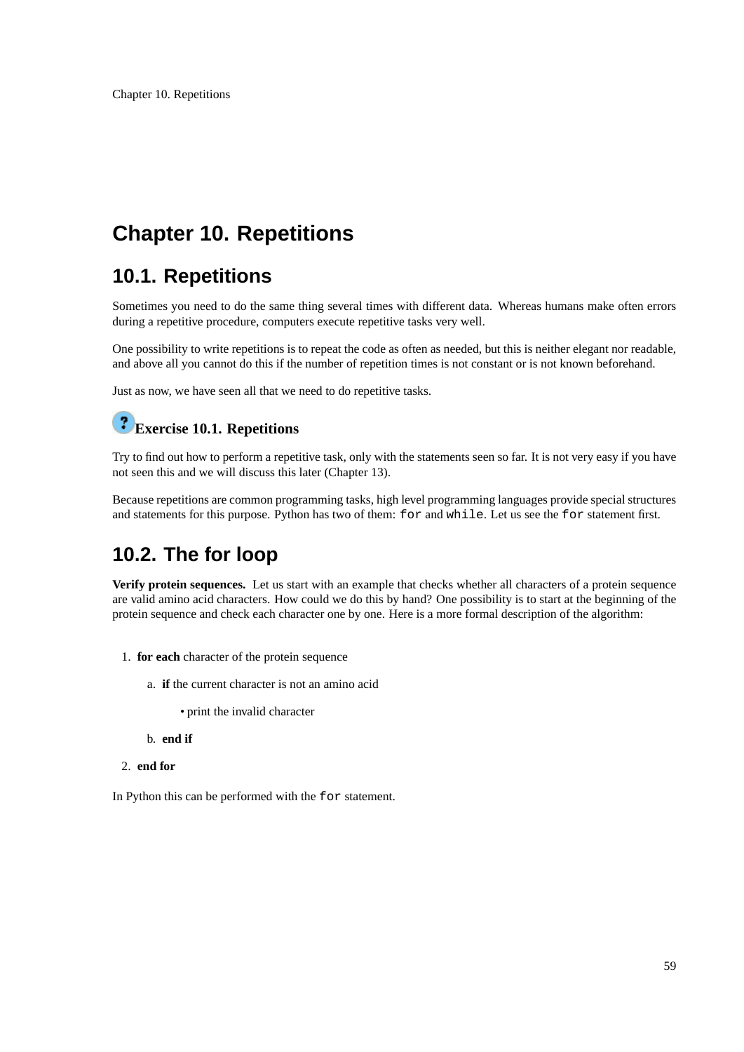# Chapter 10. Repetitions

## 10.1. Repetitions

Sometimes you need to do the same thing several times with different data. Whereas humans make often errors during a repetitive procedure, computers execute repetitive tasks very well.

One possibility to write repetitions is to repeat the code as often as needed, but this is neither elegant nor readable, and above all you cannot do this if the number of repetition times is not constant or is not known beforehand.

Just as now, we have seen all that we need to do repetitive tasks.

### Exercise 10.1. Repetitions

Try to find out how to perform a repetitive task, only with the statements seen so far. It is not very easy if you have not seen this and we will discuss this later (Chapter 13).

Because repetitions are common programming tasks, high level programming languages provide special structures and statements for this purpose. Python has two of them: `for` and `while`. Let us see the `for` statement first.

## 10.2. The for loop

**Verify protein sequences.** Let us start with an example that checks whether all characters of a protein sequence are valid amino acid characters. How could we do this by hand? One possibility is to start at the beginning of the protein sequence and check each character one by one. Here is a more formal description of the algorithm:

1. **for each** character of the protein sequence
   a. **if** the current character is not an amino acid
      - print the invalid character
   b. **end if**
2. **end for**

In Python this can be performed with the `for` statement.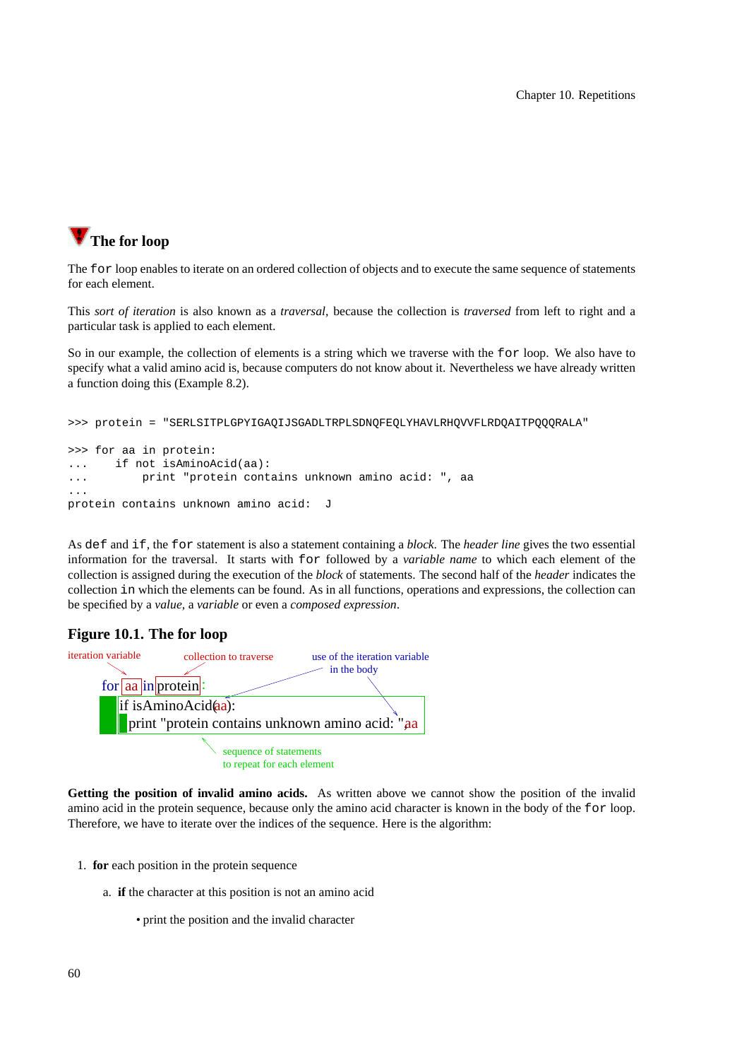## The for loop

The `for` loop enables to iterate on an ordered collection of objects and to execute the same sequence of statements for each element.

This *sort of iteration* is also known as a *traversal*, because the collection is *traversed* from left to right and a particular task is applied to each element.

So in our example, the collection of elements is a string which we traverse with the `for` loop. We also have to specify what a valid amino acid is, because computers do not know about it. Nevertheless we have already written a function doing this (Example 8.2).

```
>>> protein = "SERLSITPLGPYIGAQIJSGADLTRPLSDNQFEQLYHAVLRHQVVFLRDQAITPQQQRALA"

>>> for aa in protein:
...     if not isAminoAcid(aa):
...         print "protein contains unknown amino acid: ", aa
...
protein contains unknown amino acid:  J
```

As `def` and `if`, the `for` statement is also a statement containing a *block*. The *header line* gives the two essential information for the traversal. It starts with `for` followed by a *variable name* to which each element of the collection is assigned during the execution of the *block* of statements. The second half of the *header* indicates the collection `in` which the elements can be found. As in all functions, operations and expressions, the collection can be specified by a *value*, a *variable* or even a *composed expression*.

### Figure 10.1. The for loop

iteration variable

collection to traverse

use of the iteration variable in the body

```
for aa in protein:
    if isAminoAcid(aa):
        print "protein contains unknown amino acid: ",aa
```

sequence of statements to repeat for each element

**Getting the position of invalid amino acids.** As written above we cannot show the position of the invalid amino acid in the protein sequence, because only the amino acid character is known in the body of the `for` loop. Therefore, we have to iterate over the indices of the sequence. Here is the algorithm:

1. **for** each position in the protein sequence

    a. **if** the character at this position is not an amino acid

        - print the position and the invalid character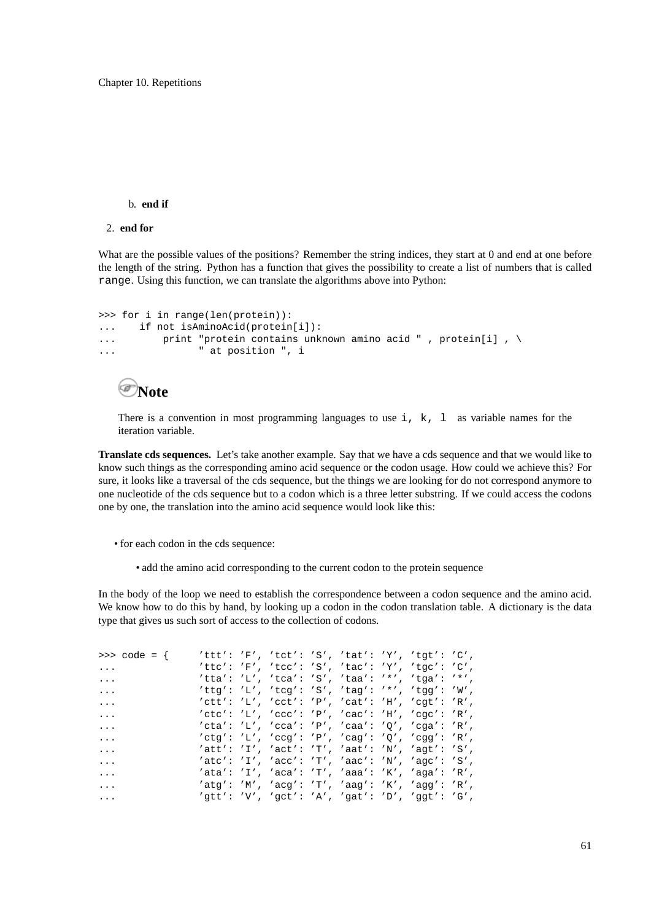b. **end if**

2. **end for**

What are the possible values of the positions? Remember the string indices, they start at 0 and end at one before the length of the string. Python has a function that gives the possibility to create a list of numbers that is called `range`. Using this function, we can translate the algorithms above into Python:

```
>>> for i in range(len(protein)):
...     if not isAminoAcid(protein[i]):
...         print "protein contains unknown amino acid " , protein[i] , \
...               " at position ", i
```

> **Note**
>
> There is a convention in most programming languages to use `i, k, l` as variable names for the iteration variable.

**Translate cds sequences.** Let's take another example. Say that we have a cds sequence and that we would like to know such things as the corresponding amino acid sequence or the codon usage. How could we achieve this? For sure, it looks like a traversal of the cds sequence, but the things we are looking for do not correspond anymore to one nucleotide of the cds sequence but to a codon which is a three letter substring. If we could access the codons one by one, the translation into the amino acid sequence would look like this:

- for each codon in the cds sequence:
  - add the amino acid corresponding to the current codon to the protein sequence

In the body of the loop we need to establish the correspondence between a codon sequence and the amino acid. We know how to do this by hand, by looking up a codon in the codon translation table. A dictionary is the data type that gives us such sort of access to the collection of codons.

```
>>> code = {     'ttt': 'F', 'tct': 'S', 'tat': 'Y', 'tgt': 'C',
...              'ttc': 'F', 'tcc': 'S', 'tac': 'Y', 'tgc': 'C',
...              'tta': 'L', 'tca': 'S', 'taa': '*', 'tga': '*',
...              'ttg': 'L', 'tcg': 'S', 'tag': '*', 'tgg': 'W',
...              'ctt': 'L', 'cct': 'P', 'cat': 'H', 'cgt': 'R',
...              'ctc': 'L', 'ccc': 'P', 'cac': 'H', 'cgc': 'R',
...              'cta': 'L', 'cca': 'P', 'caa': 'Q', 'cga': 'R',
...              'ctg': 'L', 'ccg': 'P', 'cag': 'Q', 'cgg': 'R',
...              'att': 'I', 'act': 'T', 'aat': 'N', 'agt': 'S',
...              'atc': 'I', 'acc': 'T', 'aac': 'N', 'agc': 'S',
...              'ata': 'I', 'aca': 'T', 'aaa': 'K', 'aga': 'R',
...              'atg': 'M', 'acg': 'T', 'aag': 'K', 'agg': 'R',
...              'gtt': 'V', 'gct': 'A', 'gat': 'D', 'ggt': 'G',
```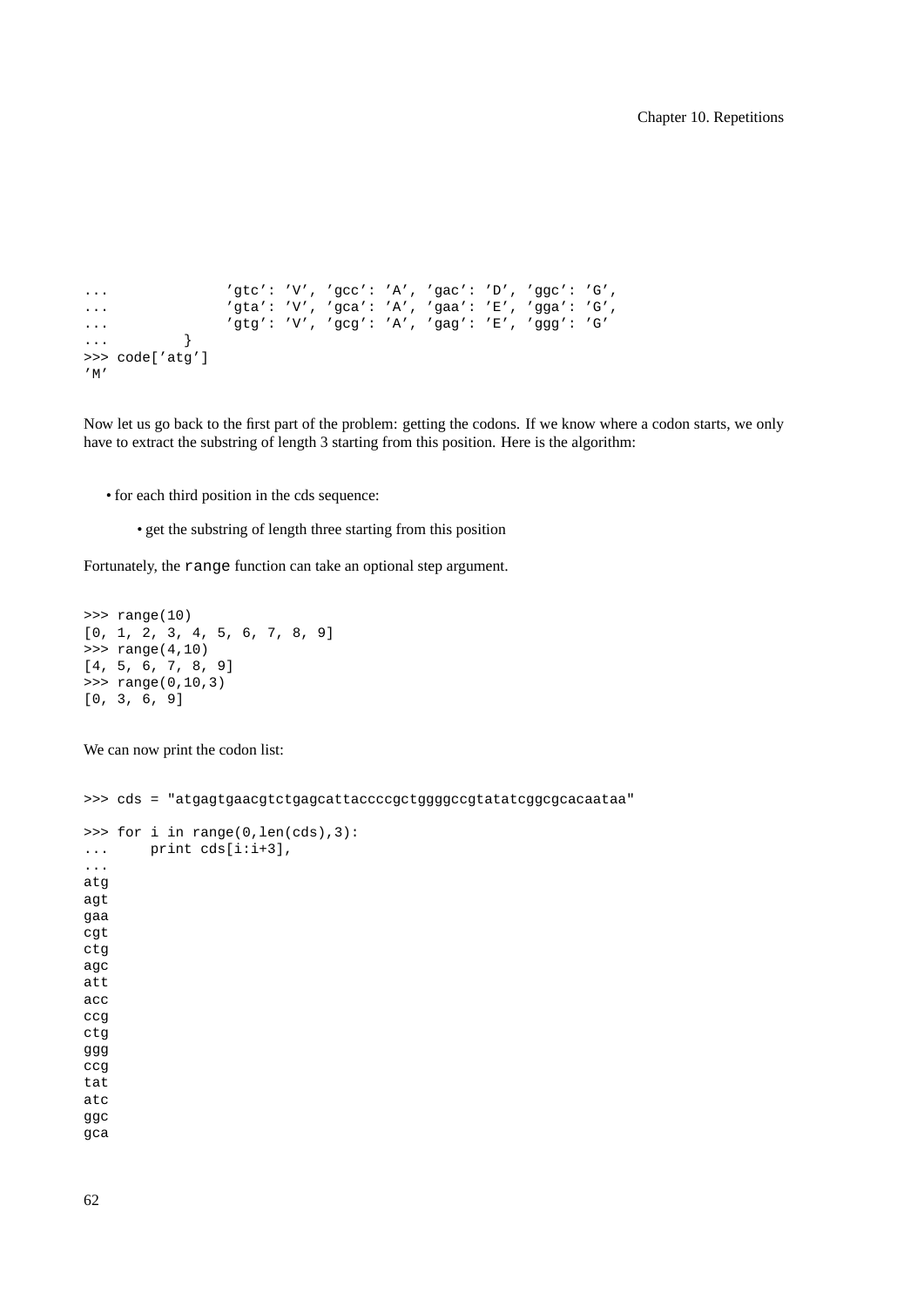```
...               'gtc': 'V', 'gcc': 'A', 'gac': 'D', 'ggc': 'G',
...               'gta': 'V', 'gca': 'A', 'gaa': 'E', 'gga': 'G',
...               'gtg': 'V', 'gcg': 'A', 'gag': 'E', 'ggg': 'G'
...         }
>>> code['atg']
'M'
```

Now let us go back to the first part of the problem: getting the codons. If we know where a codon starts, we only have to extract the substring of length 3 starting from this position. Here is the algorithm:

- for each third position in the cds sequence:
  - get the substring of length three starting from this position

Fortunately, the `range` function can take an optional step argument.

```
>>> range(10)
[0, 1, 2, 3, 4, 5, 6, 7, 8, 9]
>>> range(4,10)
[4, 5, 6, 7, 8, 9]
>>> range(0,10,3)
[0, 3, 6, 9]
```

We can now print the codon list:

```
>>> cds = "atgagtgaacgtctgagcattaccccgctggggccgtatatcggcgcacaataa"

>>> for i in range(0,len(cds),3):
...     print cds[i:i+3],
...
atg
agt
gaa
cgt
ctg
agc
att
acc
ccg
ctg
ggg
ccg
tat
atc
ggc
gca
```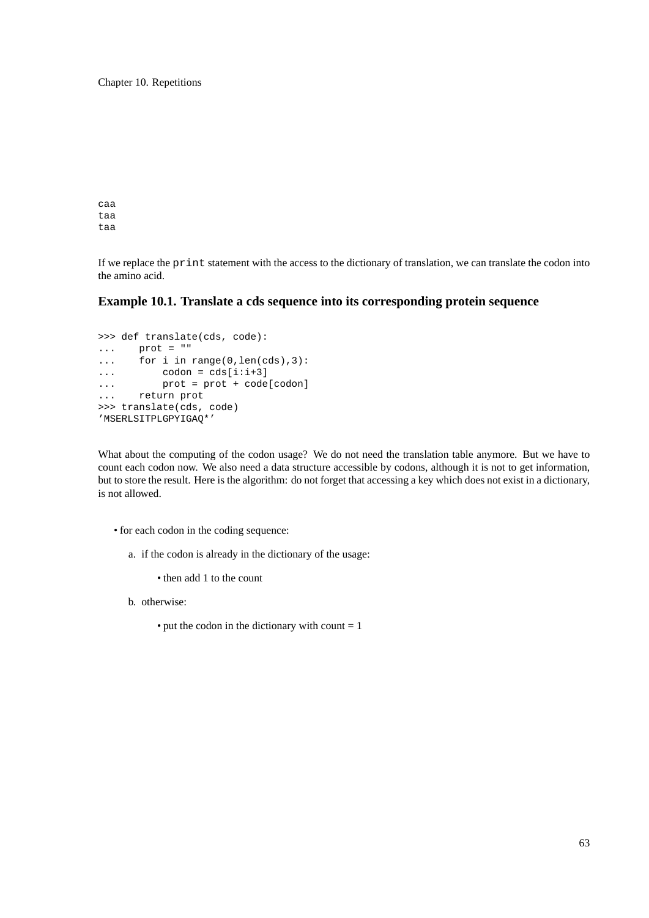```
caa
taa
taa
```

If we replace the `print` statement with the access to the dictionary of translation, we can translate the codon into the amino acid.

### Example 10.1. Translate a cds sequence into its corresponding protein sequence

```
>>> def translate(cds, code):
...     prot = ""
...     for i in range(0,len(cds),3):
...         codon = cds[i:i+3]
...         prot = prot + code[codon]
...     return prot
>>> translate(cds, code)
'MSERLSITPLGPYIGAQ*'
```

What about the computing of the codon usage? We do not need the translation table anymore. But we have to count each codon now. We also need a data structure accessible by codons, although it is not to get information, but to store the result. Here is the algorithm: do not forget that accessing a key which does not exist in a dictionary, is not allowed.

- for each codon in the coding sequence:
  a. if the codon is already in the dictionary of the usage:
     - then add 1 to the count
  b. otherwise:
     - put the codon in the dictionary with count = 1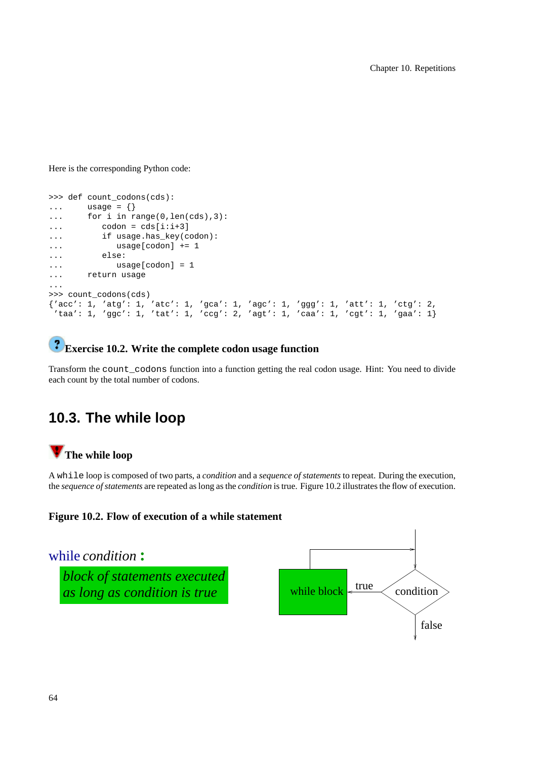Here is the corresponding Python code:

```
>>> def count_codons(cds):
...     usage = {}
...     for i in range(0,len(cds),3):
...        codon = cds[i:i+3]
...        if usage.has_key(codon):
...           usage[codon] += 1
...        else:
...           usage[codon] = 1
...     return usage
...
>>> count_codons(cds)
{'acc': 1, 'atg': 1, 'atc': 1, 'gca': 1, 'agc': 1, 'ggg': 1, 'att': 1, 'ctg': 2,
 'taa': 1, 'ggc': 1, 'tat': 1, 'ccg': 2, 'agt': 1, 'caa': 1, 'cgt': 1, 'gaa': 1}
```

### Exercise 10.2. Write the complete codon usage function

Transform the `count_codons` function into a function getting the real codon usage. Hint: You need to divide each count by the total number of codons.

## 10.3. The while loop

### The while loop

A `while` loop is composed of two parts, a *condition* and a *sequence of statements* to repeat. During the execution, the *sequence of statements* are repeated as long as the *condition* is true. Figure 10.2 illustrates the flow of execution.

**Figure 10.2. Flow of execution of a while statement**

while *condition* :
*block of statements executed as long as condition is true*

while block — true — condition — false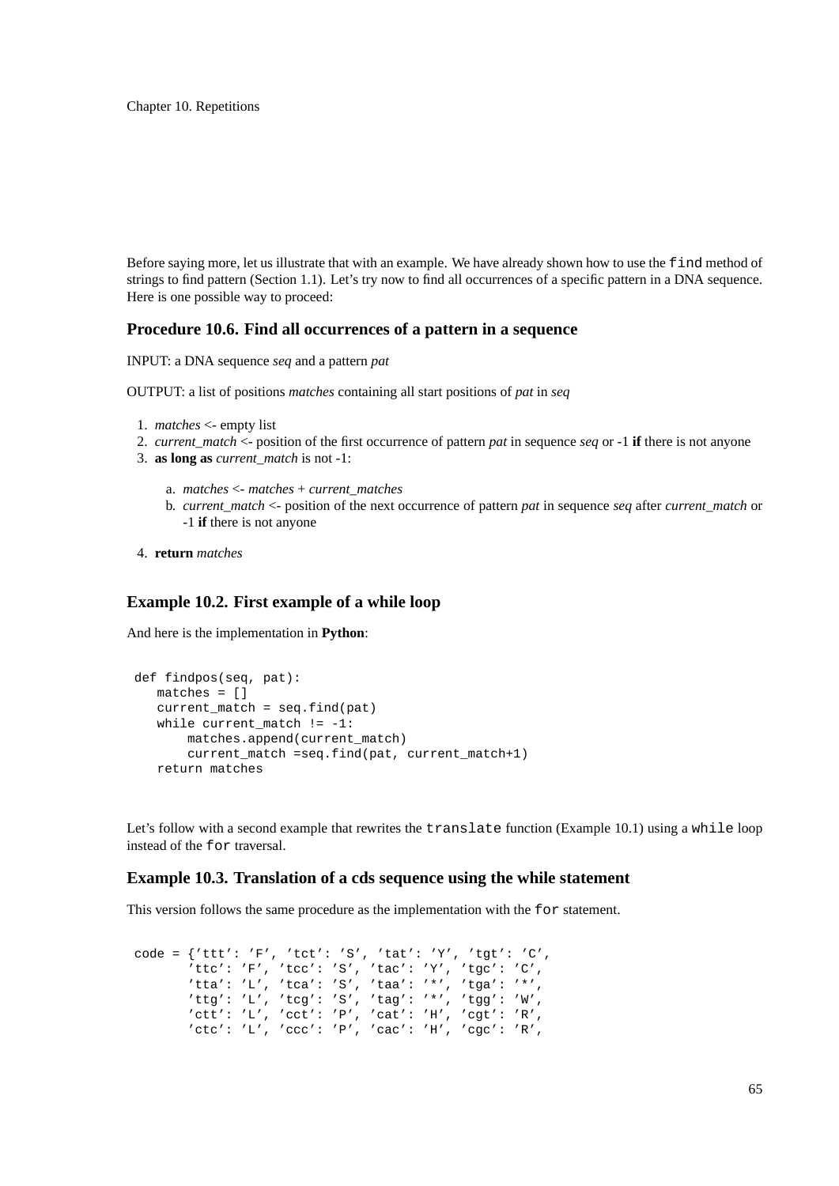Before saying more, let us illustrate that with an example. We have already shown how to use the `find` method of strings to find pattern (Section 1.1). Let's try now to find all occurrences of a specific pattern in a DNA sequence. Here is one possible way to proceed:

### Procedure 10.6. Find all occurrences of a pattern in a sequence

INPUT: a DNA sequence *seq* and a pattern *pat*

OUTPUT: a list of positions *matches* containing all start positions of *pat* in *seq*

1. *matches* <- empty list
2. *current_match* <- position of the first occurrence of pattern *pat* in sequence *seq* or -1 **if** there is not anyone
3. **as long as** *current_match* is not -1:

   a. *matches* <- *matches* + *current_matches*
   b. *current_match* <- position of the next occurrence of pattern *pat* in sequence *seq* after *current_match* or -1 **if** there is not anyone

4. **return** *matches*

### Example 10.2. First example of a while loop

And here is the implementation in **Python**:

```
def findpos(seq, pat):
   matches = []
   current_match = seq.find(pat)
   while current_match != -1:
       matches.append(current_match)
       current_match =seq.find(pat, current_match+1)
   return matches
```

Let's follow with a second example that rewrites the `translate` function (Example 10.1) using a `while` loop instead of the `for` traversal.

### Example 10.3. Translation of a cds sequence using the while statement

This version follows the same procedure as the implementation with the `for` statement.

```
code = {'ttt': 'F', 'tct': 'S', 'tat': 'Y', 'tgt': 'C',
       'ttc': 'F', 'tcc': 'S', 'tac': 'Y', 'tgc': 'C',
       'tta': 'L', 'tca': 'S', 'taa': '*', 'tga': '*',
       'ttg': 'L', 'tcg': 'S', 'tag': '*', 'tgg': 'W',
       'ctt': 'L', 'cct': 'P', 'cat': 'H', 'cgt': 'R',
       'ctc': 'L', 'ccc': 'P', 'cac': 'H', 'cgc': 'R',
```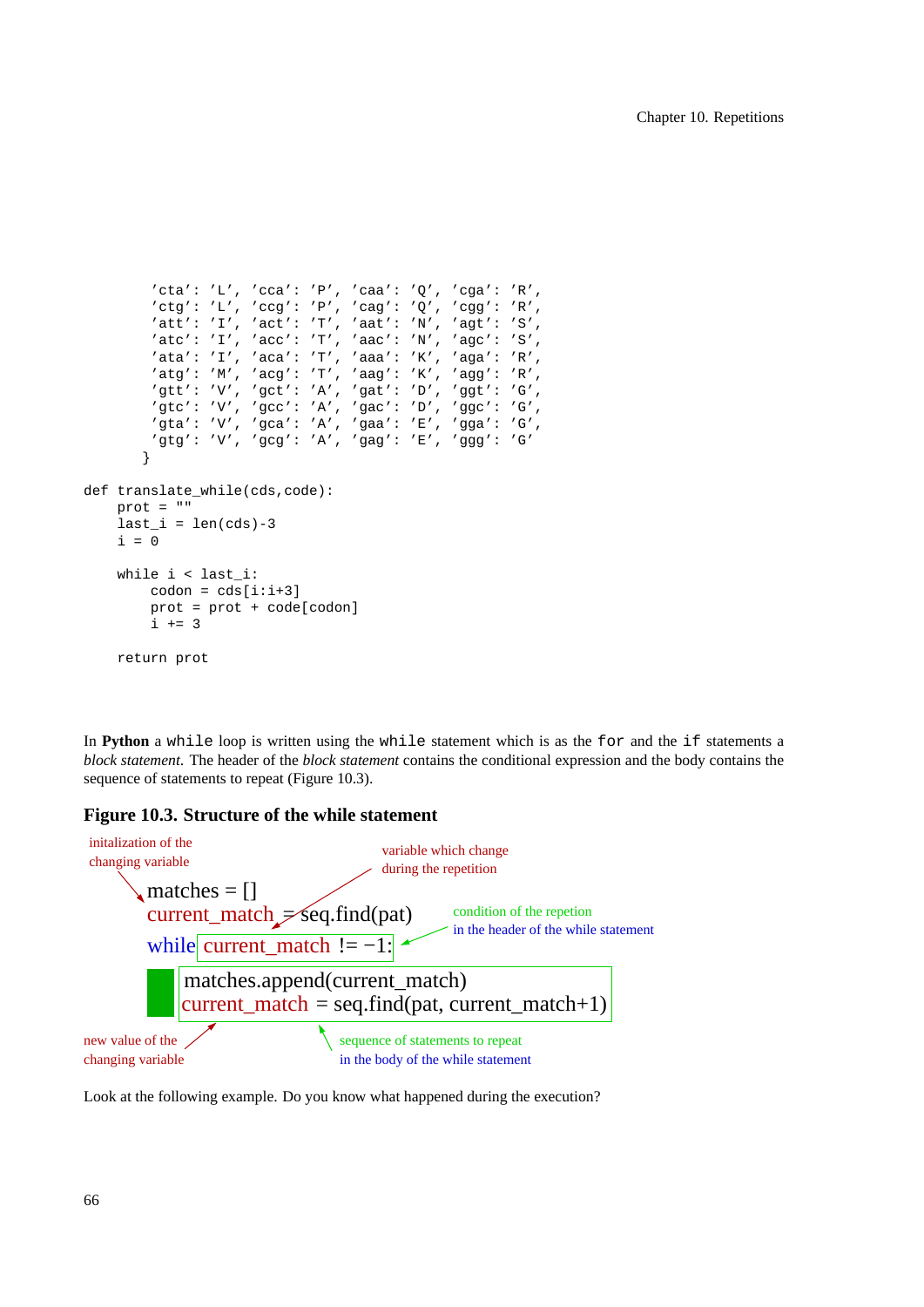```
        'cta': 'L', 'cca': 'P', 'caa': 'Q', 'cga': 'R',
        'ctg': 'L', 'ccg': 'P', 'cag': 'Q', 'cgg': 'R',
        'att': 'I', 'act': 'T', 'aat': 'N', 'agt': 'S',
        'atc': 'I', 'acc': 'T', 'aac': 'N', 'agc': 'S',
        'ata': 'I', 'aca': 'T', 'aaa': 'K', 'aga': 'R',
        'atg': 'M', 'acg': 'T', 'aag': 'K', 'agg': 'R',
        'gtt': 'V', 'gct': 'A', 'gat': 'D', 'ggt': 'G',
        'gtc': 'V', 'gcc': 'A', 'gac': 'D', 'ggc': 'G',
        'gta': 'V', 'gca': 'A', 'gaa': 'E', 'gga': 'G',
        'gtg': 'V', 'gcg': 'A', 'gag': 'E', 'ggg': 'G'
       }

def translate_while(cds,code):
    prot = ""
    last_i = len(cds)-3
    i = 0

    while i < last_i:
        codon = cds[i:i+3]
        prot = prot + code[codon]
        i += 3

    return prot
```

In **Python** a `while` loop is written using the `while` statement which is as the `for` and the `if` statements a *block statement*. The header of the *block statement* contains the conditional expression and the body contains the sequence of statements to repeat (Figure 10.3).

### Figure 10.3. Structure of the while statement

initalization of the changing variable

variable which change during the repetition

```
matches = []
current_match = seq.find(pat)
while current_match != -1:
    matches.append(current_match)
    current_match = seq.find(pat, current_match+1)
```

condition of the repetion in the header of the while statement

new value of the changing variable

sequence of statements to repeat in the body of the while statement

Look at the following example. Do you know what happened during the execution?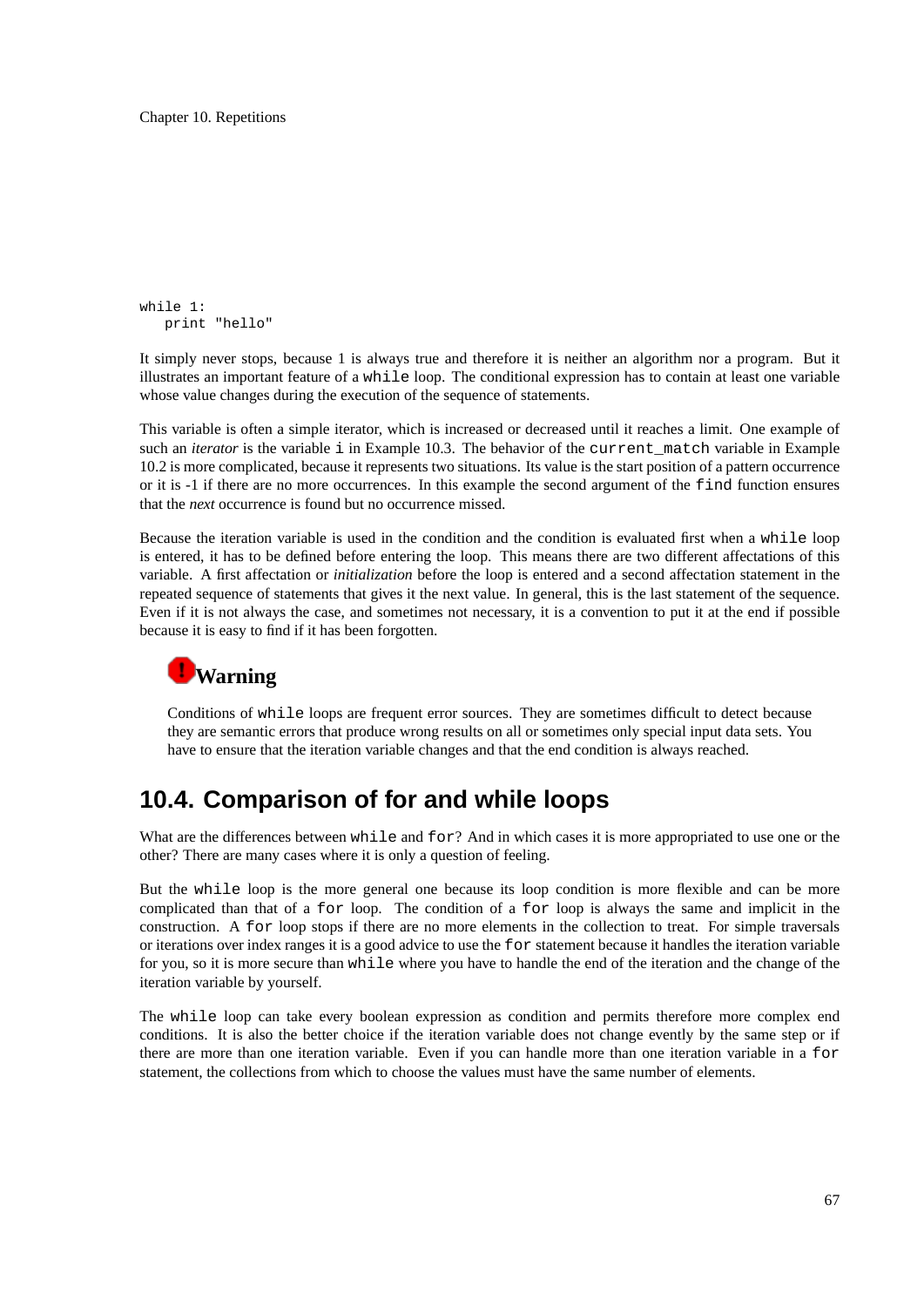```
while 1:
   print "hello"
```

It simply never stops, because 1 is always true and therefore it is neither an algorithm nor a program. But it illustrates an important feature of a `while` loop. The conditional expression has to contain at least one variable whose value changes during the execution of the sequence of statements.

This variable is often a simple iterator, which is increased or decreased until it reaches a limit. One example of such an *iterator* is the variable `i` in Example 10.3. The behavior of the `current_match` variable in Example 10.2 is more complicated, because it represents two situations. Its value is the start position of a pattern occurrence or it is -1 if there are no more occurrences. In this example the second argument of the `find` function ensures that the *next* occurrence is found but no occurrence missed.

Because the iteration variable is used in the condition and the condition is evaluated first when a `while` loop is entered, it has to be defined before entering the loop. This means there are two different affectations of this variable. A first affectation or *initialization* before the loop is entered and a second affectation statement in the repeated sequence of statements that gives it the next value. In general, this is the last statement of the sequence. Even if it is not always the case, and sometimes not necessary, it is a convention to put it at the end if possible because it is easy to find if it has been forgotten.

### Warning

Conditions of `while` loops are frequent error sources. They are sometimes difficult to detect because they are semantic errors that produce wrong results on all or sometimes only special input data sets. You have to ensure that the iteration variable changes and that the end condition is always reached.

## 10.4. Comparison of for and while loops

What are the differences between `while` and `for`? And in which cases it is more appropriated to use one or the other? There are many cases where it is only a question of feeling.

But the `while` loop is the more general one because its loop condition is more flexible and can be more complicated than that of a `for` loop. The condition of a `for` loop is always the same and implicit in the construction. A `for` loop stops if there are no more elements in the collection to treat. For simple traversals or iterations over index ranges it is a good advice to use the `for` statement because it handles the iteration variable for you, so it is more secure than `while` where you have to handle the end of the iteration and the change of the iteration variable by yourself.

The `while` loop can take every boolean expression as condition and permits therefore more complex end conditions. It is also the better choice if the iteration variable does not change evently by the same step or if there are more than one iteration variable. Even if you can handle more than one iteration variable in a `for` statement, the collections from which to choose the values must have the same number of elements.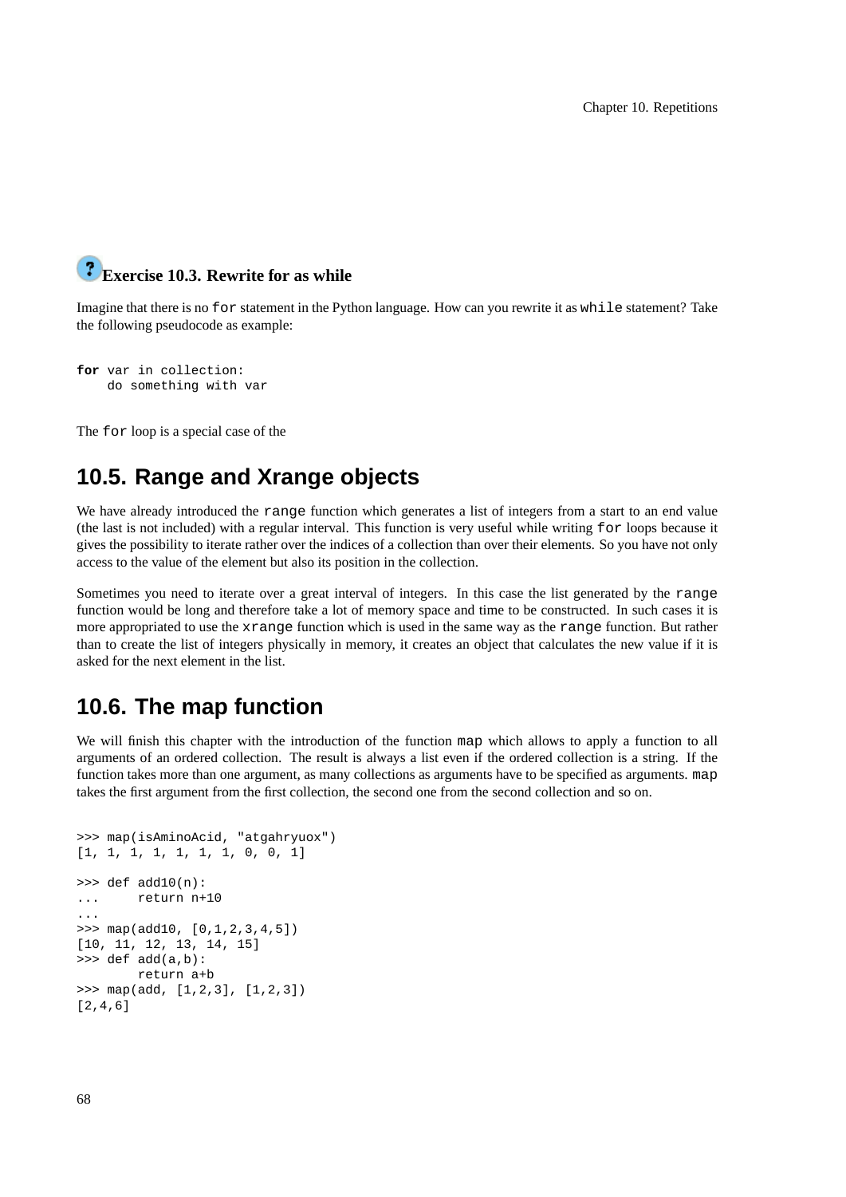### Exercise 10.3. Rewrite for as while

Imagine that there is no `for` statement in the Python language. How can you rewrite it as `while` statement? Take the following pseudocode as example:

```
for var in collection:
    do something with var
```

The `for` loop is a special case of the

## 10.5. Range and Xrange objects

We have already introduced the `range` function which generates a list of integers from a start to an end value (the last is not included) with a regular interval. This function is very useful while writing `for` loops because it gives the possibility to iterate rather over the indices of a collection than over their elements. So you have not only access to the value of the element but also its position in the collection.

Sometimes you need to iterate over a great interval of integers. In this case the list generated by the `range` function would be long and therefore take a lot of memory space and time to be constructed. In such cases it is more appropriated to use the `xrange` function which is used in the same way as the `range` function. But rather than to create the list of integers physically in memory, it creates an object that calculates the new value if it is asked for the next element in the list.

## 10.6. The map function

We will finish this chapter with the introduction of the function `map` which allows to apply a function to all arguments of an ordered collection. The result is always a list even if the ordered collection is a string. If the function takes more than one argument, as many collections as arguments have to be specified as arguments. `map` takes the first argument from the first collection, the second one from the second collection and so on.

```
>>> map(isAminoAcid, "atgahryuox")
[1, 1, 1, 1, 1, 1, 1, 0, 0, 1]

>>> def add10(n):
...     return n+10
...
>>> map(add10, [0,1,2,3,4,5])
[10, 11, 12, 13, 14, 15]
>>> def add(a,b):
        return a+b
>>> map(add, [1,2,3], [1,2,3])
[2,4,6]
```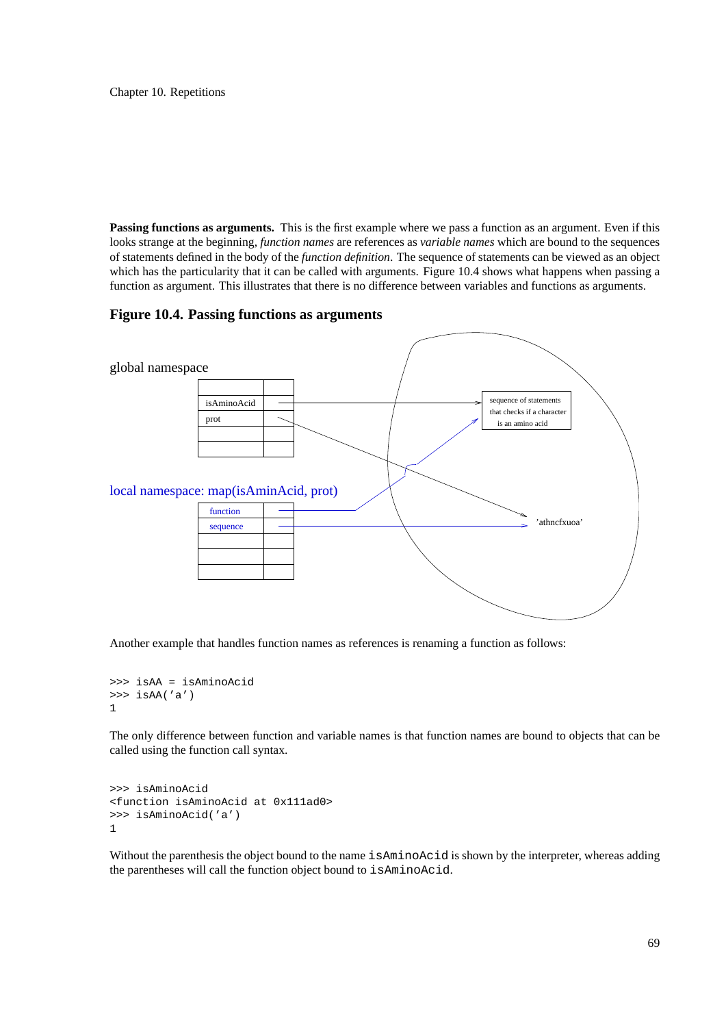**Passing functions as arguments.** This is the first example where we pass a function as an argument. Even if this looks strange at the beginning, *function names* are references as *variable names* which are bound to the sequences of statements defined in the body of the *function definition*. The sequence of statements can be viewed as an object which has the particularity that it can be called with arguments. Figure 10.4 shows what happens when passing a function as argument. This illustrates that there is no difference between variables and functions as arguments.

### Figure 10.4. Passing functions as arguments

global namespace

| | |
|---|---|
| | |
| isAminoAcid | |
| prot | |
| | |
| | |

sequence of statements that checks if a character is an amino acid

local namespace: map(isAminAcid, prot)

| | |
|---|---|
| function | |
| sequence | |
| | |
| | |
| | |

'athncfxuoa'

Another example that handles function names as references is renaming a function as follows:

```
>>> isAA = isAminoAcid
>>> isAA('a')
1
```

The only difference between function and variable names is that function names are bound to objects that can be called using the function call syntax.

```
>>> isAminoAcid
<function isAminoAcid at 0x111ad0>
>>> isAminoAcid('a')
1
```

Without the parenthesis the object bound to the name `isAminoAcid` is shown by the interpreter, whereas adding the parentheses will call the function object bound to `isAminoAcid`.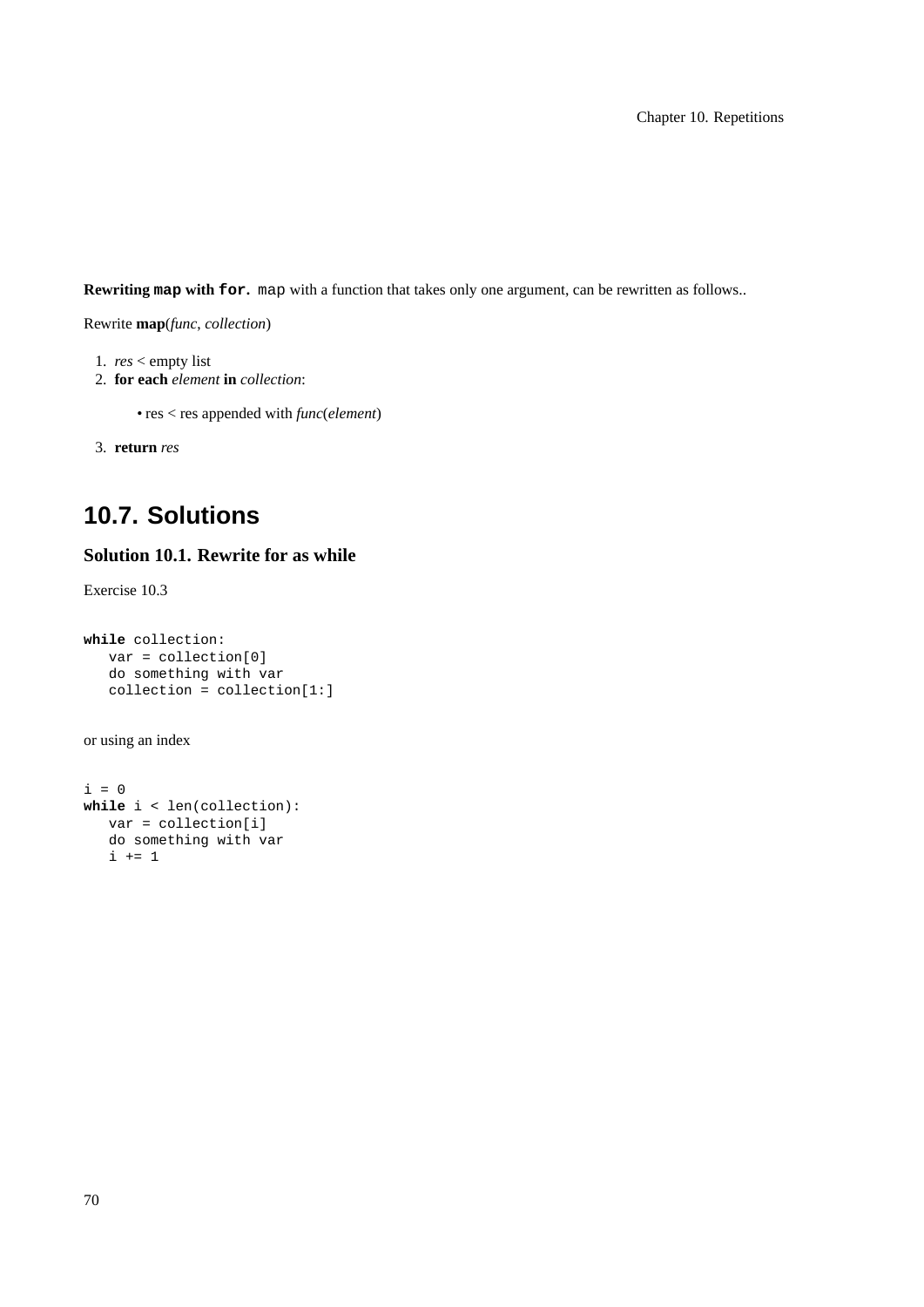**Rewriting `map` with `for`.** `map` with a function that takes only one argument, can be rewritten as follows..

Rewrite **map**(*func*, *collection*)

1. *res* < empty list
2. **for each** *element* **in** *collection*:

    • res < res appended with *func*(*element*)

3. **return** *res*

## 10.7. Solutions

### Solution 10.1. Rewrite for as while

Exercise 10.3

```
while collection:
   var = collection[0]
   do something with var
   collection = collection[1:]
```

or using an index

```
i = 0
while i < len(collection):
   var = collection[i]
   do something with var
   i += 1
```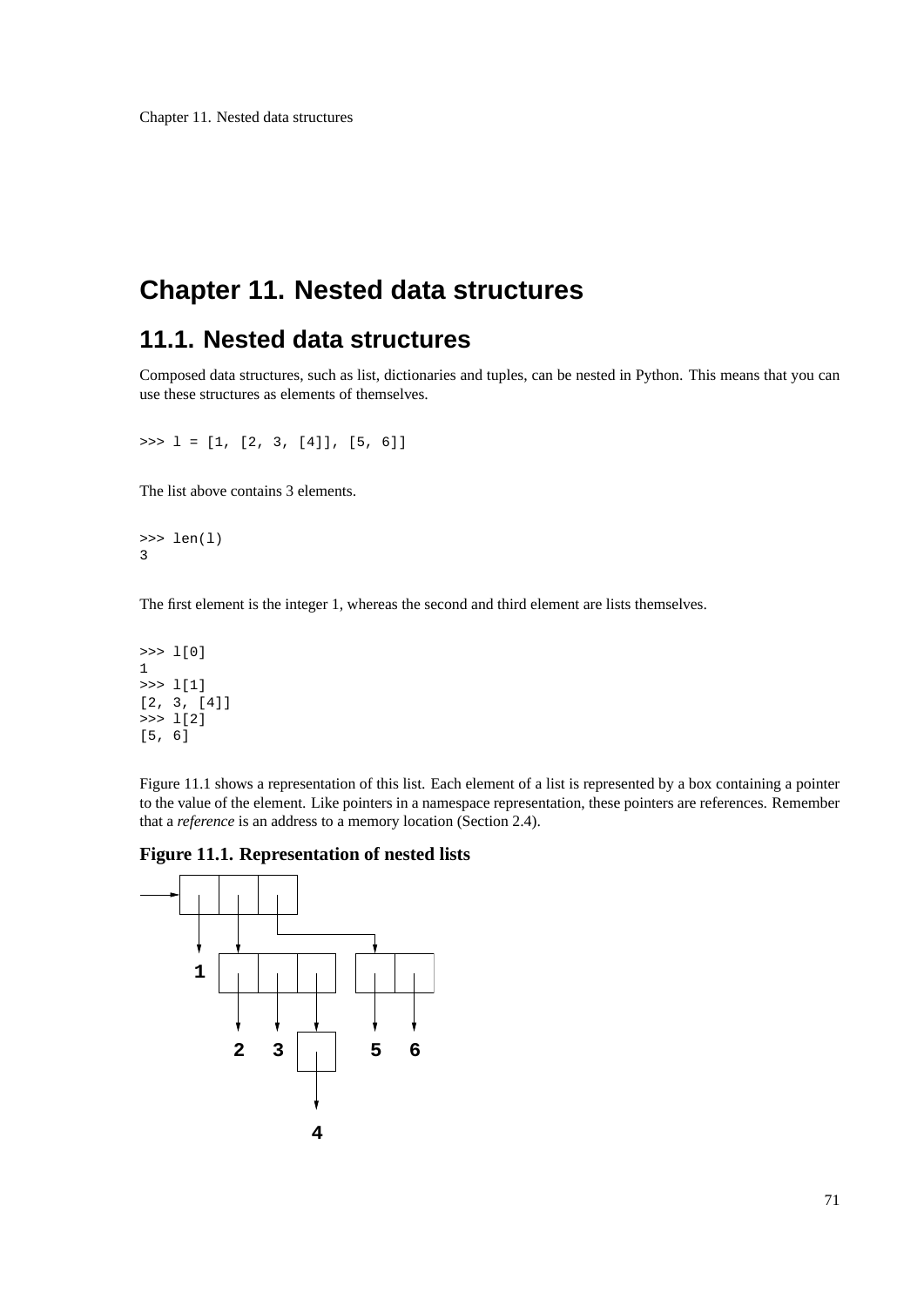# Chapter 11. Nested data structures

## 11.1. Nested data structures

Composed data structures, such as list, dictionaries and tuples, can be nested in Python. This means that you can use these structures as elements of themselves.

```
>>> l = [1, [2, 3, [4]], [5, 6]]
```

The list above contains 3 elements.

```
>>> len(l)
3
```

The first element is the integer 1, whereas the second and third element are lists themselves.

```
>>> l[0]
1
>>> l[1]
[2, 3, [4]]
>>> l[2]
[5, 6]
```

Figure 11.1 shows a representation of this list. Each element of a list is represented by a box containing a pointer to the value of the element. Like pointers in a namespace representation, these pointers are references. Remember that a *reference* is an address to a memory location (Section 2.4).

**Figure 11.1. Representation of nested lists**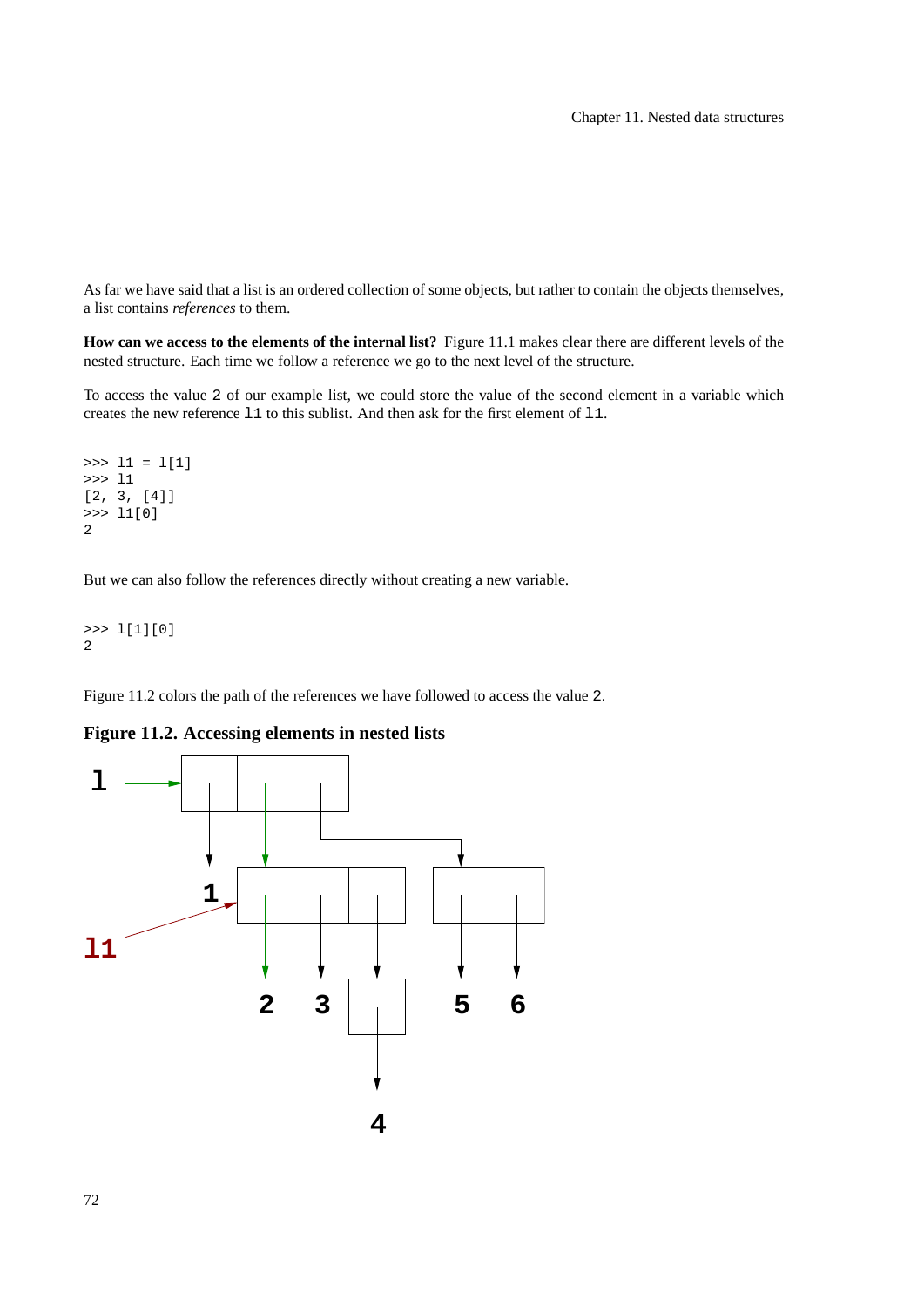As far we have said that a list is an ordered collection of some objects, but rather to contain the objects themselves, a list contains *references* to them.

**How can we access to the elements of the internal list?** Figure 11.1 makes clear there are different levels of the nested structure. Each time we follow a reference we go to the next level of the structure.

To access the value 2 of our example list, we could store the value of the second element in a variable which creates the new reference l1 to this sublist. And then ask for the first element of l1.

```
>>> l1 = l[1]
>>> l1
[2, 3, [4]]
>>> l1[0]
2
```

But we can also follow the references directly without creating a new variable.

```
>>> l[1][0]
2
```

Figure 11.2 colors the path of the references we have followed to access the value 2.

**Figure 11.2. Accessing elements in nested lists**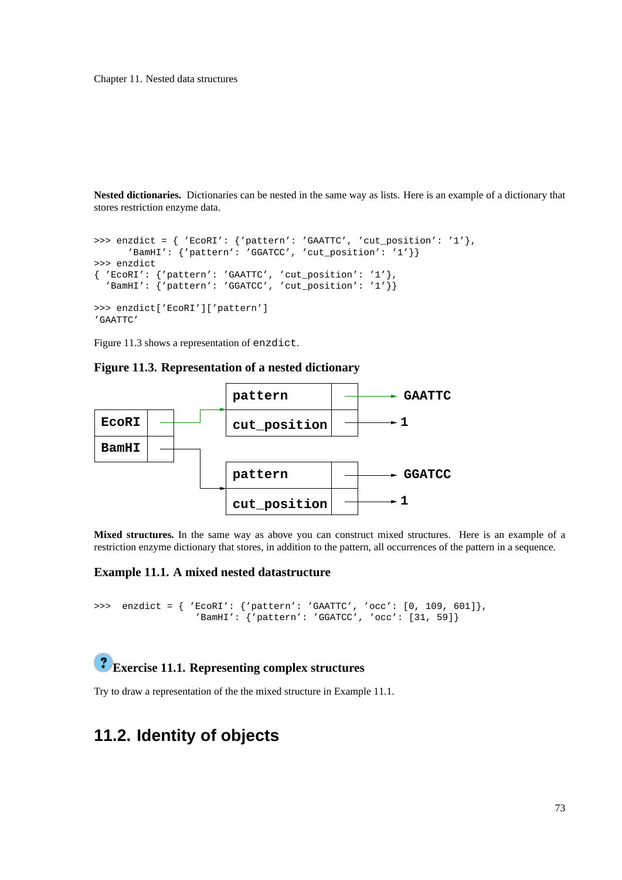**Nested dictionaries.** Dictionaries can be nested in the same way as lists. Here is an example of a dictionary that stores restriction enzyme data.

```
>>> enzdict = { 'EcoRI': {'pattern': 'GAATTC', 'cut_position': '1'},
      'BamHI': {'pattern': 'GGATCC', 'cut_position': '1'}}
>>> enzdict
{ 'EcoRI': {'pattern': 'GAATTC', 'cut_position': '1'},
  'BamHI': {'pattern': 'GGATCC', 'cut_position': '1'}}

>>> enzdict['EcoRI']['pattern']
'GAATTC'
```

Figure 11.3 shows a representation of `enzdict`.

**Figure 11.3. Representation of a nested dictionary**

**Mixed structures.** In the same way as above you can construct mixed structures. Here is an example of a restriction enzyme dictionary that stores, in addition to the pattern, all occurrences of the pattern in a sequence.

### Example 11.1. A mixed nested datastructure

```
>>>  enzdict = { 'EcoRI': {'pattern': 'GAATTC', 'occ': [0, 109, 601]},
                 'BamHI': {'pattern': 'GGATCC', 'occ': [31, 59]}}
```

### Exercise 11.1. Representing complex structures

Try to draw a representation of the the mixed structure in Example 11.1.

## 11.2. Identity of objects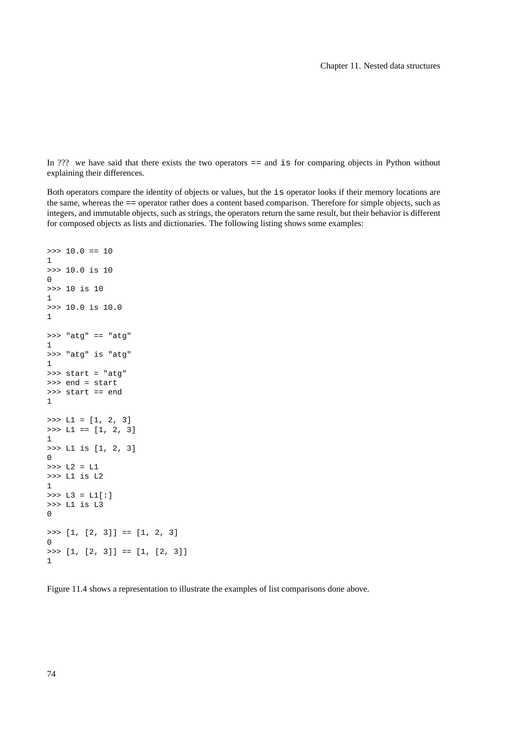In ??? we have said that there exists the two operators `==` and `is` for comparing objects in Python without explaining their differences.

Both operators compare the identity of objects or values, but the `is` operator looks if their memory locations are the same, whereas the `==` operator rather does a content based comparison. Therefore for simple objects, such as integers, and immutable objects, such as strings, the operators return the same result, but their behavior is different for composed objects as lists and dictionaries. The following listing shows some examples:

```
>>> 10.0 == 10
1
>>> 10.0 is 10
0
>>> 10 is 10
1
>>> 10.0 is 10.0
1

>>> "atg" == "atg"
1
>>> "atg" is "atg"
1
>>> start = "atg"
>>> end = start
>>> start == end
1

>>> L1 = [1, 2, 3]
>>> L1 == [1, 2, 3]
1
>>> L1 is [1, 2, 3]
0
>>> L2 = L1
>>> L1 is L2
1
>>> L3 = L1[:]
>>> L1 is L3
0

>>> [1, [2, 3]] == [1, 2, 3]
0
>>> [1, [2, 3]] == [1, [2, 3]]
1
```

Figure 11.4 shows a representation to illustrate the examples of list comparisons done above.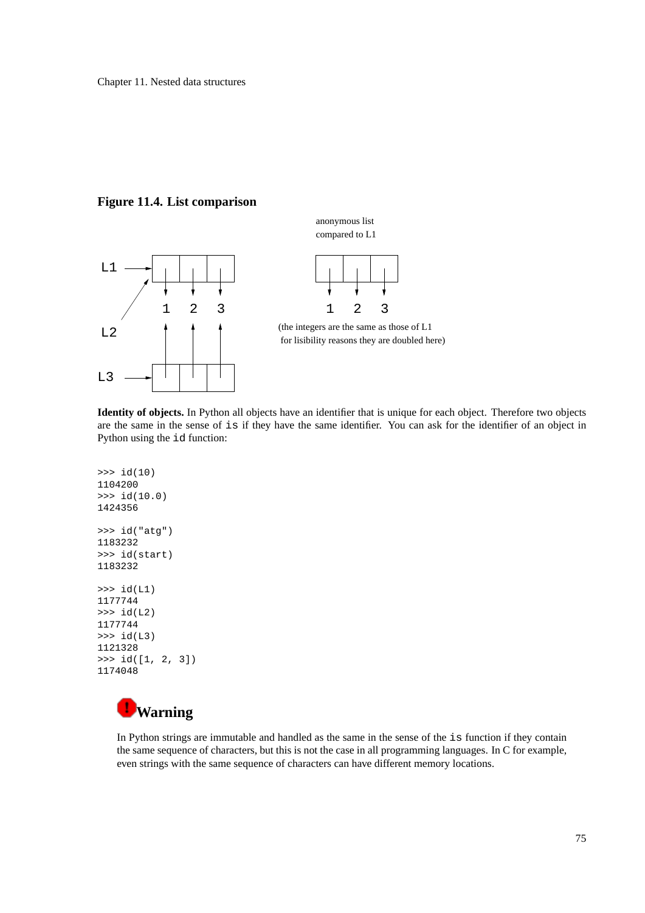**Figure 11.4. List comparison**

anonymous list
compared to L1

(the integers are the same as those of L1
for lisibility reasons they are doubled here)

**Identity of objects.** In Python all objects have an identifier that is unique for each object. Therefore two objects are the same in the sense of `is` if they have the same identifier. You can ask for the identifier of an object in Python using the `id` function:

```
>>> id(10)
1104200
>>> id(10.0)
1424356

>>> id("atg")
1183232
>>> id(start)
1183232

>>> id(L1)
1177744
>>> id(L2)
1177744
>>> id(L3)
1121328
>>> id([1, 2, 3])
1174048
```

### Warning

In Python strings are immutable and handled as the same in the sense of the `is` function if they contain the same sequence of characters, but this is not the case in all programming languages. In C for example, even strings with the same sequence of characters can have different memory locations.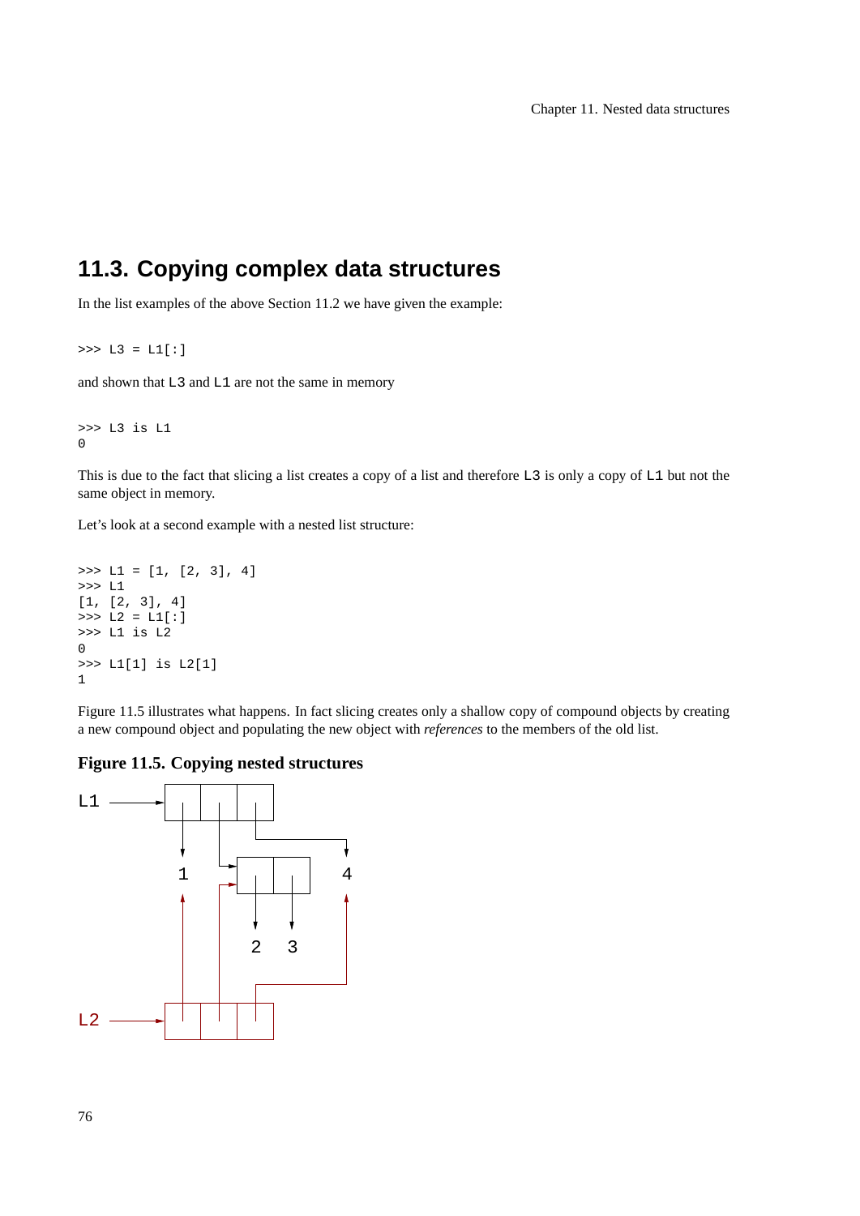## 11.3. Copying complex data structures

In the list examples of the above Section 11.2 we have given the example:

```
>>> L3 = L1[:]
```

and shown that `L3` and `L1` are not the same in memory

```
>>> L3 is L1
0
```

This is due to the fact that slicing a list creates a copy of a list and therefore `L3` is only a copy of `L1` but not the same object in memory.

Let's look at a second example with a nested list structure:

```
>>> L1 = [1, [2, 3], 4]
>>> L1
[1, [2, 3], 4]
>>> L2 = L1[:]
>>> L1 is L2
0
>>> L1[1] is L2[1]
1
```

Figure 11.5 illustrates what happens. In fact slicing creates only a shallow copy of compound objects by creating a new compound object and populating the new object with *references* to the members of the old list.

**Figure 11.5. Copying nested structures**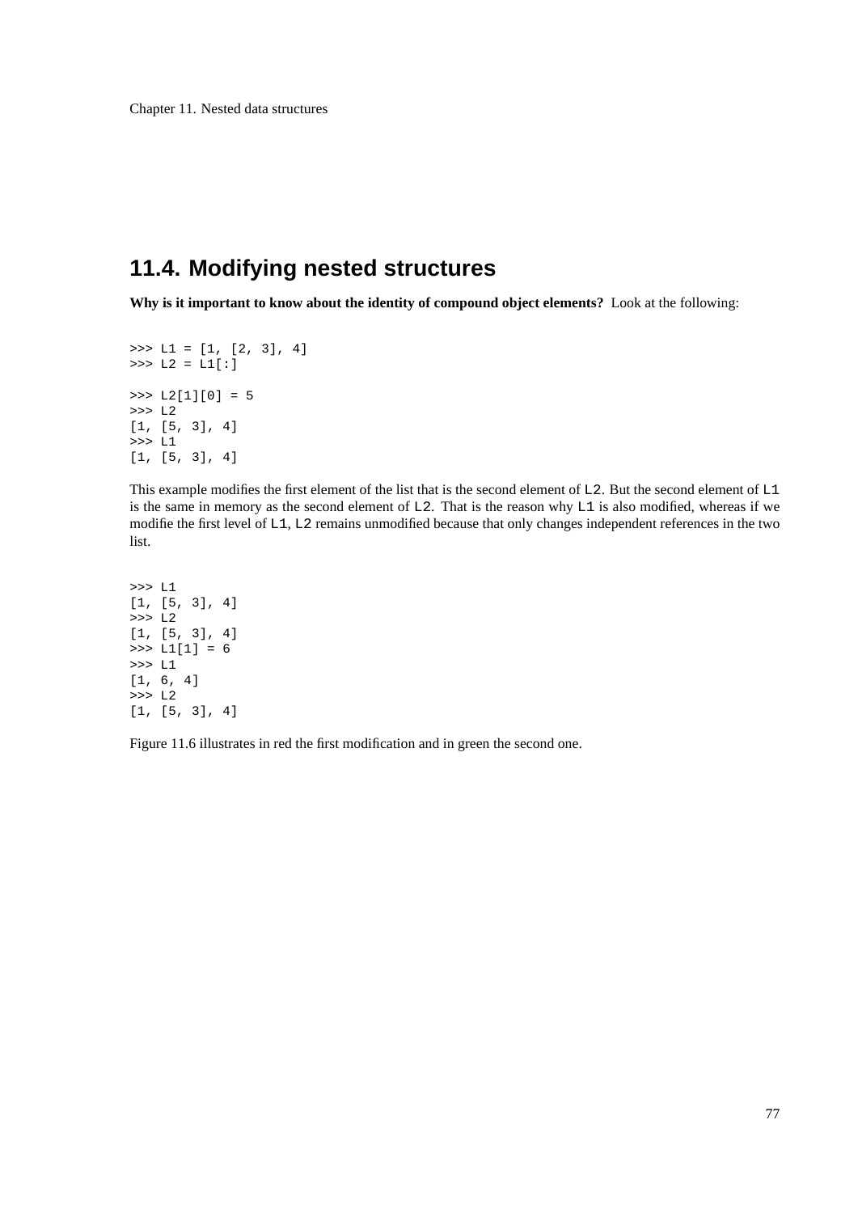## 11.4. Modifying nested structures

**Why is it important to know about the identity of compound object elements?** Look at the following:

```
>>> L1 = [1, [2, 3], 4]
>>> L2 = L1[:]

>>> L2[1][0] = 5
>>> L2
[1, [5, 3], 4]
>>> L1
[1, [5, 3], 4]
```

This example modifies the first element of the list that is the second element of `L2`. But the second element of `L1` is the same in memory as the second element of `L2`. That is the reason why `L1` is also modified, whereas if we modifie the first level of `L1`, `L2` remains unmodified because that only changes independent references in the two list.

```
>>> L1
[1, [5, 3], 4]
>>> L2
[1, [5, 3], 4]
>>> L1[1] = 6
>>> L1
[1, 6, 4]
>>> L2
[1, [5, 3], 4]
```

Figure 11.6 illustrates in red the first modification and in green the second one.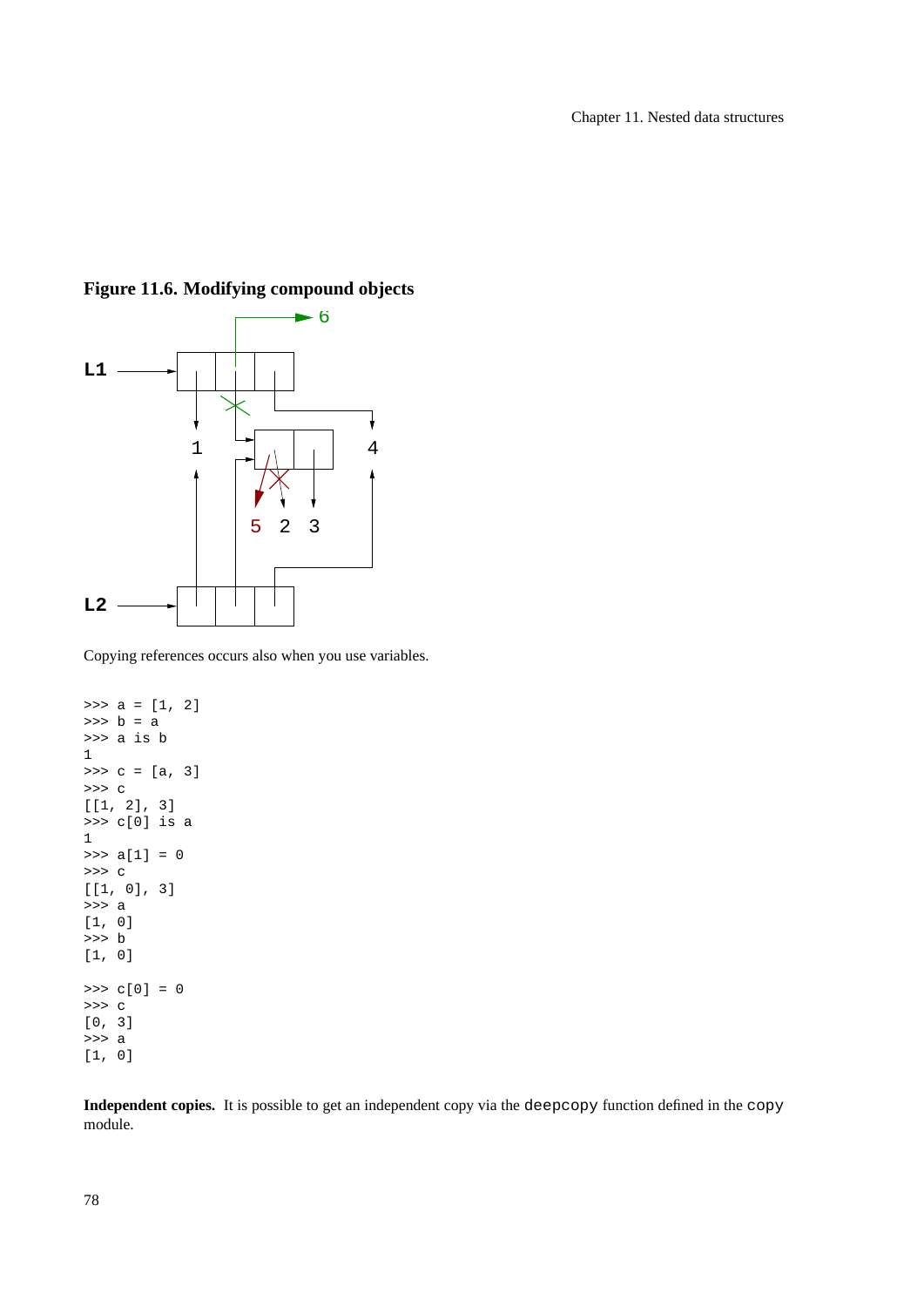**Figure 11.6. Modifying compound objects**

Copying references occurs also when you use variables.

```
>>> a = [1, 2]
>>> b = a
>>> a is b
1
>>> c = [a, 3]
>>> c
[[1, 2], 3]
>>> c[0] is a
1
>>> a[1] = 0
>>> c
[[1, 0], 3]
>>> a
[1, 0]
>>> b
[1, 0]

>>> c[0] = 0
>>> c
[0, 3]
>>> a
[1, 0]
```

**Independent copies.** It is possible to get an independent copy via the `deepcopy` function defined in the `copy` module.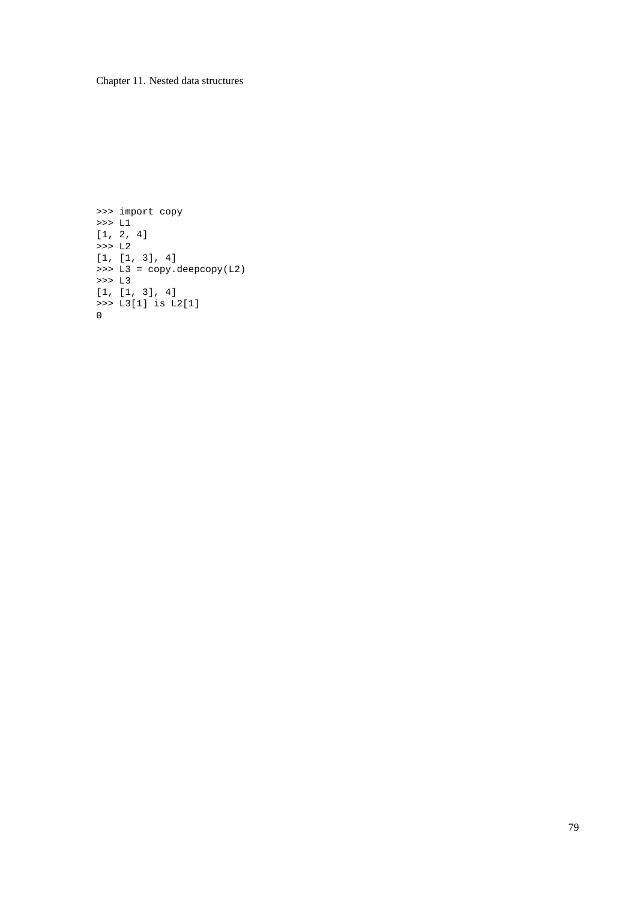```
>>> import copy
>>> L1
[1, 2, 4]
>>> L2
[1, [1, 3], 4]
>>> L3 = copy.deepcopy(L2)
>>> L3
[1, [1, 3], 4]
>>> L3[1] is L2[1]
0
```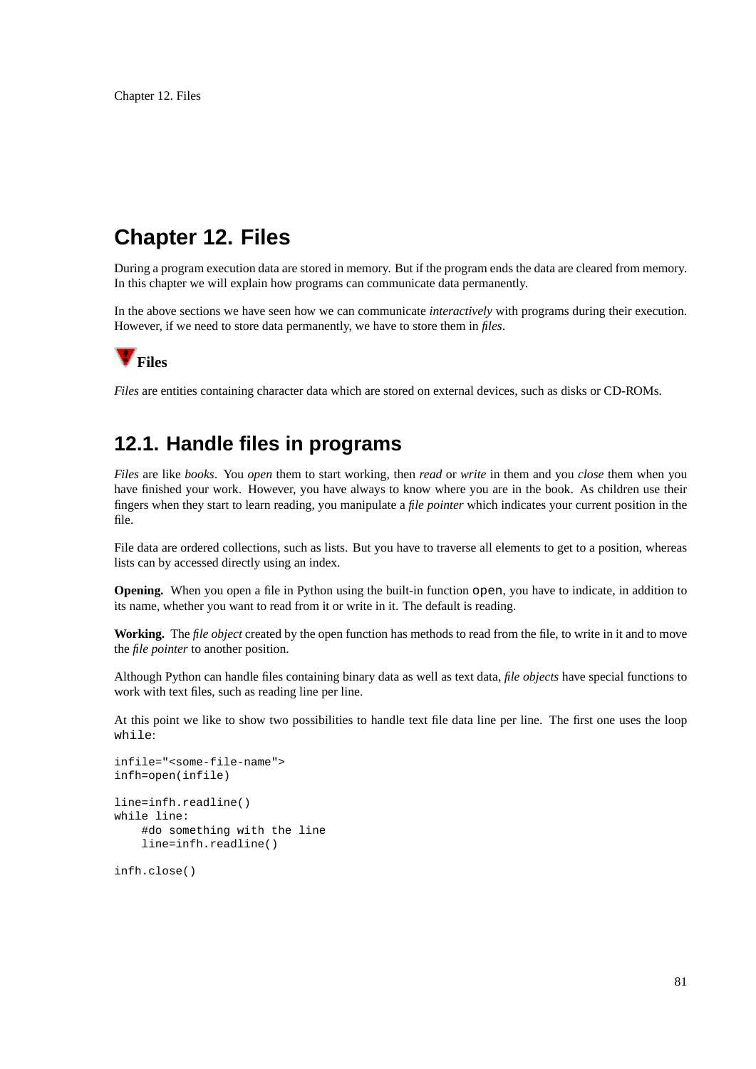# Chapter 12. Files

During a program execution data are stored in memory. But if the program ends the data are cleared from memory. In this chapter we will explain how programs can communicate data permanently.

In the above sections we have seen how we can communicate *interactively* with programs during their execution. However, if we need to store data permanently, we have to store them in *files*.

### Files

*Files* are entities containing character data which are stored on external devices, such as disks or CD-ROMs.

## 12.1. Handle files in programs

*Files* are like *books*. You *open* them to start working, then *read* or *write* in them and you *close* them when you have finished your work. However, you have always to know where you are in the book. As children use their fingers when they start to learn reading, you manipulate a *file pointer* which indicates your current position in the file.

File data are ordered collections, such as lists. But you have to traverse all elements to get to a position, whereas lists can by accessed directly using an index.

**Opening.** When you open a file in Python using the built-in function `open`, you have to indicate, in addition to its name, whether you want to read from it or write in it. The default is reading.

**Working.** The *file object* created by the open function has methods to read from the file, to write in it and to move the *file pointer* to another position.

Although Python can handle files containing binary data as well as text data, *file objects* have special functions to work with text files, such as reading line per line.

At this point we like to show two possibilities to handle text file data line per line. The first one uses the loop `while`:

```
infile="<some-file-name">
infh=open(infile)

line=infh.readline()
while line:
    #do something with the line
    line=infh.readline()

infh.close()
```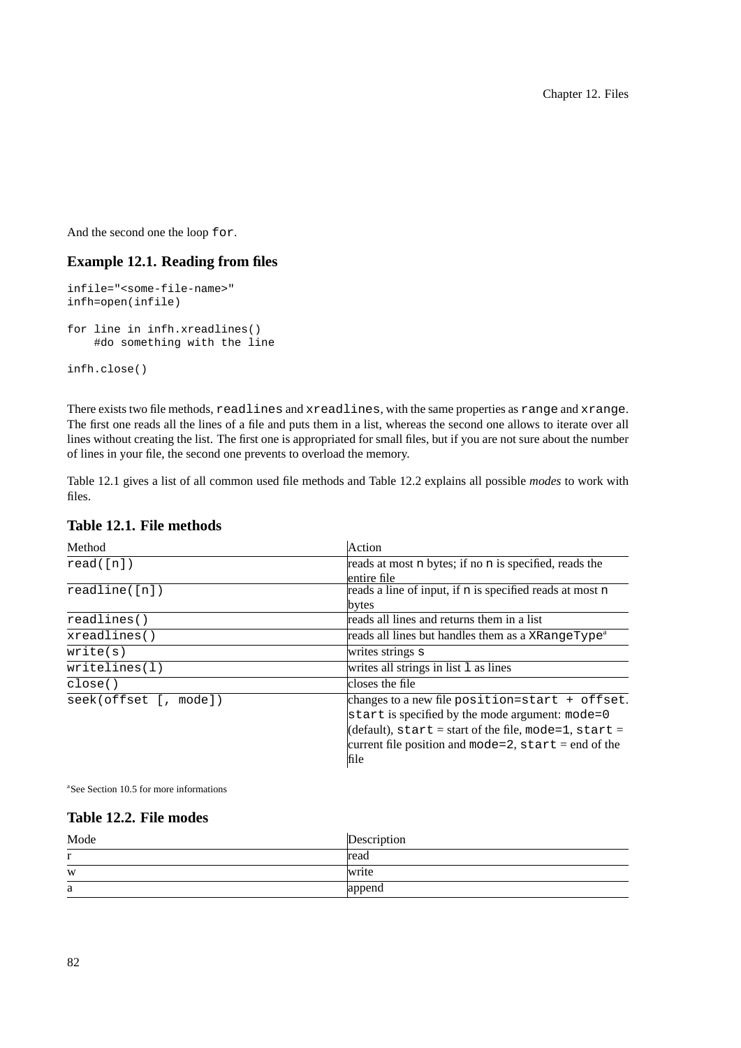And the second one the loop `for`.

### Example 12.1. Reading from files

```
infile="<some-file-name>"
infh=open(infile)

for line in infh.xreadlines()
    #do something with the line

infh.close()
```

There exists two file methods, `readlines` and `xreadlines`, with the same properties as `range` and `xrange`. The first one reads all the lines of a file and puts them in a list, whereas the second one allows to iterate over all lines without creating the list. The first one is appropriated for small files, but if you are not sure about the number of lines in your file, the second one prevents to overload the memory.

Table 12.1 gives a list of all common used file methods and Table 12.2 explains all possible *modes* to work with files.

### Table 12.1. File methods

| Method | Action |
|---|---|
| `read([n])` | reads at most `n` bytes; if no `n` is specified, reads the entire file |
| `readline([n])` | reads a line of input, if `n` is specified reads at most `n` bytes |
| `readlines()` | reads all lines and returns them in a list |
| `xreadlines()` | reads all lines but handles them as a `XRangeType`[a] |
| `write(s)` | writes strings `s` |
| `writelines(l)` | writes all strings in list `l` as lines |
| `close()` | closes the file |
| `seek(offset [, mode])` | changes to a new file `position=start + offset`. `start` is specified by the mode argument: `mode=0` (default), `start` = start of the file, `mode=1`, `start` = current file position and `mode=2`, `start` = end of the file |

[a]See Section 10.5 for more informations

### Table 12.2. File modes

| Mode | Description |
|---|---|
| r | read |
| w | write |
| a | append |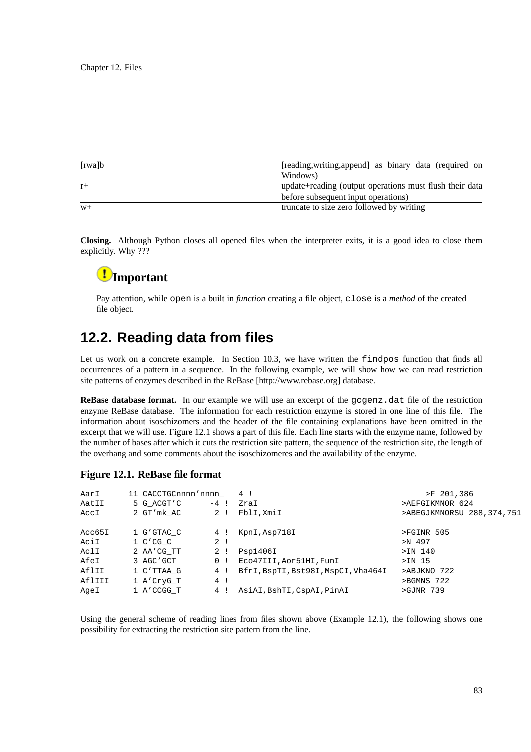| | |
|---|---|
| [rwa]b | [reading,writing,append] as binary data (required on Windows) |
| r+ | update+reading (output operations must flush their data before subsequent input operations) |
| w+ | truncate to size zero followed by writing |

**Closing.** Although Python closes all opened files when the interpreter exits, it is a good idea to close them explicitly. Why ???

### Important

Pay attention, while `open` is a built in *function* creating a file object, `close` is a *method* of the created file object.

## 12.2. Reading data from files

Let us work on a concrete example. In Section 10.3, we have written the `findpos` function that finds all occurrences of a pattern in a sequence. In the following example, we will show how we can read restriction site patterns of enzymes described in the ReBase [http://www.rebase.org] database.

**ReBase database format.** In our example we will use an excerpt of the `gcgenz.dat` file of the restriction enzyme ReBase database. The information for each restriction enzyme is stored in one line of this file. The information about isoschizomers and the header of the file containing explanations have been omitted in the excerpt that we will use. Figure 12.1 shows a part of this file. Each line starts with the enzyme name, followed by the number of bases after which it cuts the restriction site pattern, the sequence of the restriction site, the length of the overhang and some comments about the isoschizomeres and the availability of the enzyme.

**Figure 12.1. ReBase file format**

```
AarI      11 CACCTGCnnnn'nnnn_   4 !                                    >F 201,386
AatII      5 G_ACGT'C      -4 !  ZraI                             >AEFGIKMNOR 624
AccI       2 GT'mk_AC       2 !  FblI,XmiI                        >ABEGJKMNORSU 288,374,751

Acc65I     1 G'GTAC_C       4 !  KpnI,Asp718I                     >FGINR 505
AciI       1 C'CG_C         2 !                                   >N 497
AclI       2 AA'CG_TT       2 !  Psp1406I                         >IN 140
AfeI       3 AGC'GCT        0 !  Eco47III,Aor51HI,FunI            >IN 15
AflII      1 C'TTAA_G       4 !  BfrI,BspTI,Bst98I,MspCI,Vha464I  >ABJKNO 722
AflIII     1 A'CryG_T       4 !                                   >BGMNS 722
AgeI       1 A'CCGG_T       4 !  AsiAI,BshTI,CspAI,PinAI          >GJNR 739
```

Using the general scheme of reading lines from files shown above (Example 12.1), the following shows one possibility for extracting the restriction site pattern from the line.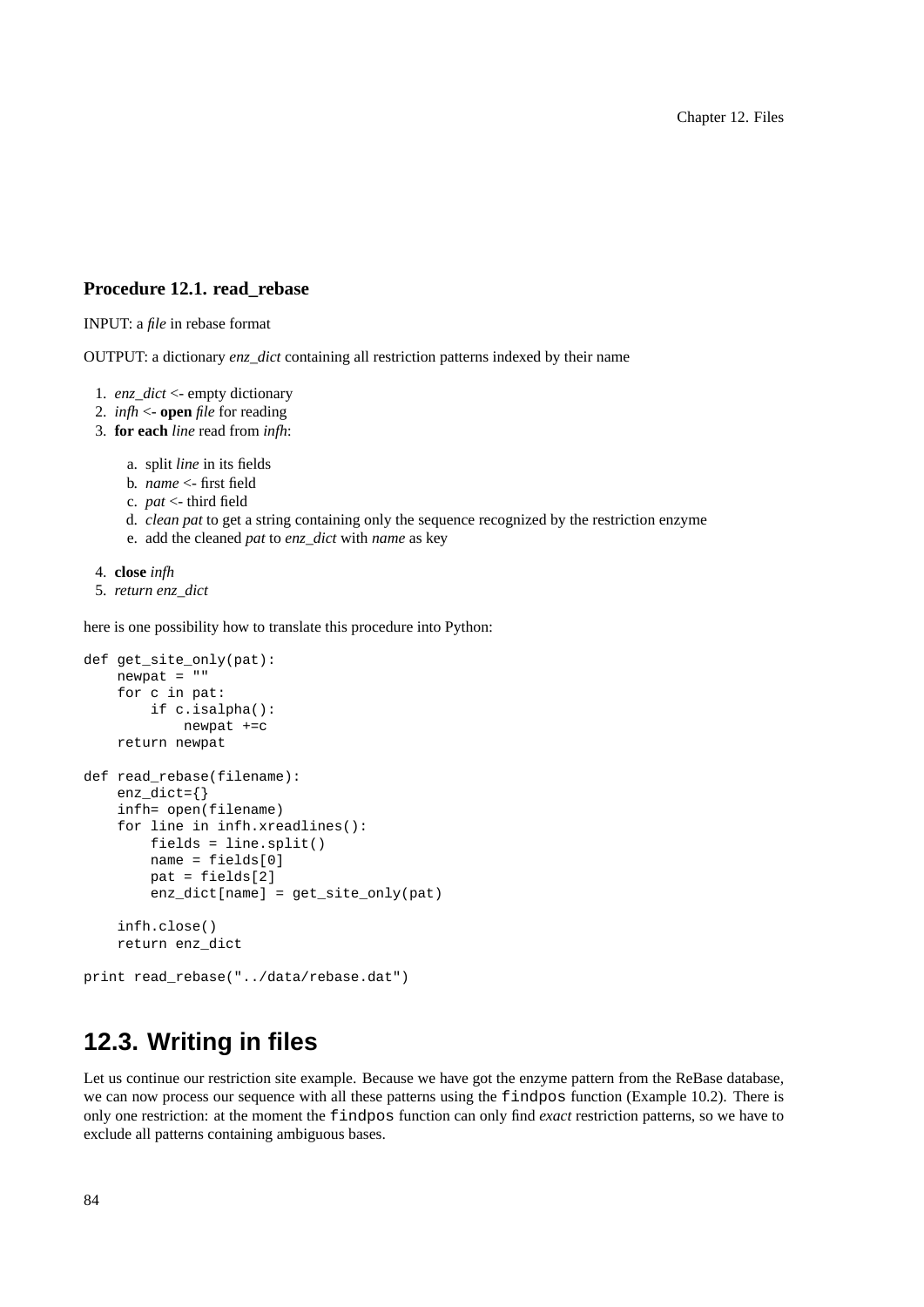### Procedure 12.1. read_rebase

INPUT: a *file* in rebase format

OUTPUT: a dictionary *enz_dict* containing all restriction patterns indexed by their name

1. *enz_dict* <- empty dictionary
2. *infh* <- **open** *file* for reading
3. **for each** *line* read from *infh*:

   a. split *line* in its fields
   b. *name* <- first field
   c. *pat* <- third field
   d. *clean pat* to get a string containing only the sequence recognized by the restriction enzyme
   e. add the cleaned *pat* to *enz_dict* with *name* as key

4. **close** *infh*
5. *return enz_dict*

here is one possibility how to translate this procedure into Python:

```
def get_site_only(pat):
    newpat = ""
    for c in pat:
        if c.isalpha():
            newpat +=c
    return newpat

def read_rebase(filename):
    enz_dict={}
    infh= open(filename)
    for line in infh.xreadlines():
        fields = line.split()
        name = fields[0]
        pat = fields[2]
        enz_dict[name] = get_site_only(pat)

    infh.close()
    return enz_dict

print read_rebase("../data/rebase.dat")
```

## 12.3. Writing in files

Let us continue our restriction site example. Because we have got the enzyme pattern from the ReBase database, we can now process our sequence with all these patterns using the `findpos` function (Example 10.2). There is only one restriction: at the moment the `findpos` function can only find *exact* restriction patterns, so we have to exclude all patterns containing ambiguous bases.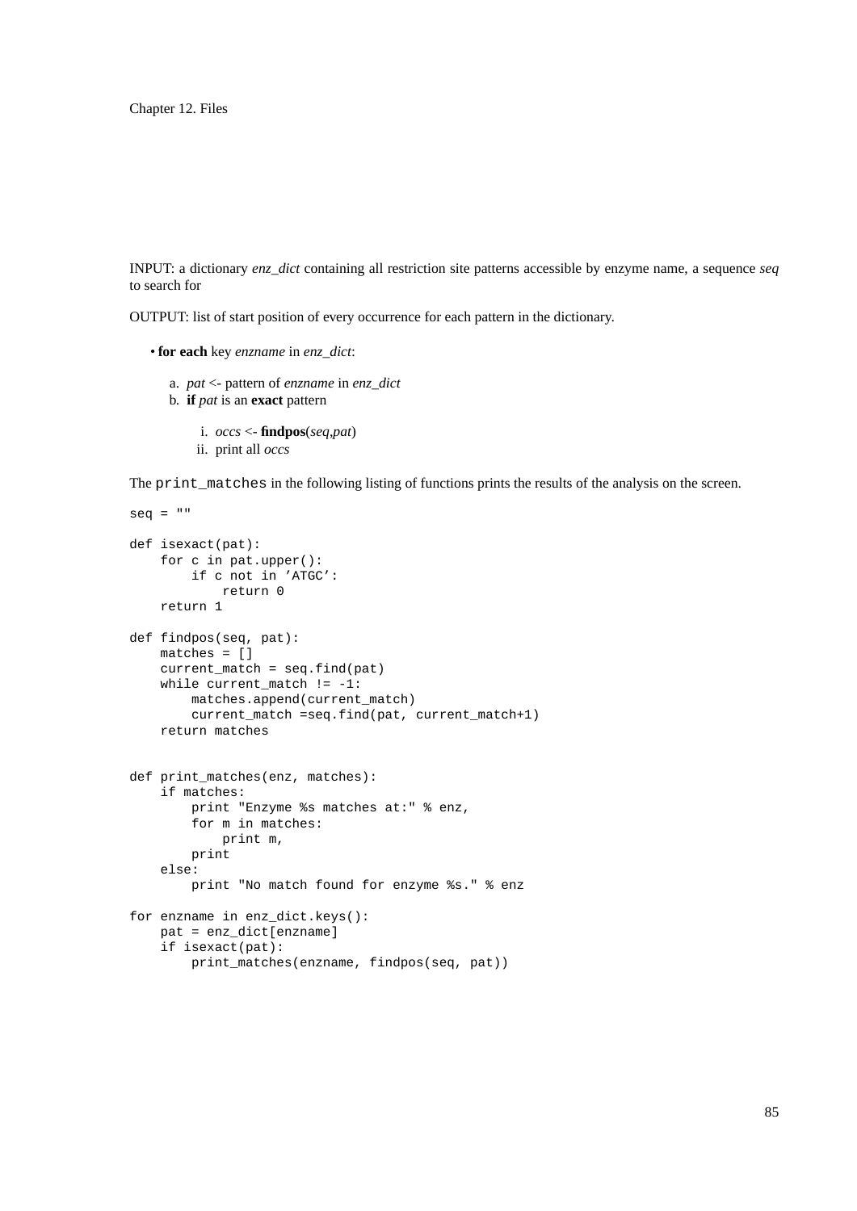INPUT: a dictionary *enz_dict* containing all restriction site patterns accessible by enzyme name, a sequence *seq* to search for

OUTPUT: list of start position of every occurrence for each pattern in the dictionary.

- **for each** key *enzname* in *enz_dict*:

  a. *pat* <- pattern of *enzname* in *enz_dict*
  b. **if** *pat* is an **exact** pattern

     i. *occs* <- **findpos**(*seq*,*pat*)
     ii. print all *occs*

The `print_matches` in the following listing of functions prints the results of the analysis on the screen.

```
seq = ""

def isexact(pat):
    for c in pat.upper():
        if c not in 'ATGC':
            return 0
    return 1

def findpos(seq, pat):
    matches = []
    current_match = seq.find(pat)
    while current_match != -1:
        matches.append(current_match)
        current_match =seq.find(pat, current_match+1)
    return matches


def print_matches(enz, matches):
    if matches:
        print "Enzyme %s matches at:" % enz,
        for m in matches:
            print m,
        print
    else:
        print "No match found for enzyme %s." % enz

for enzname in enz_dict.keys():
    pat = enz_dict[enzname]
    if isexact(pat):
        print_matches(enzname, findpos(seq, pat))
```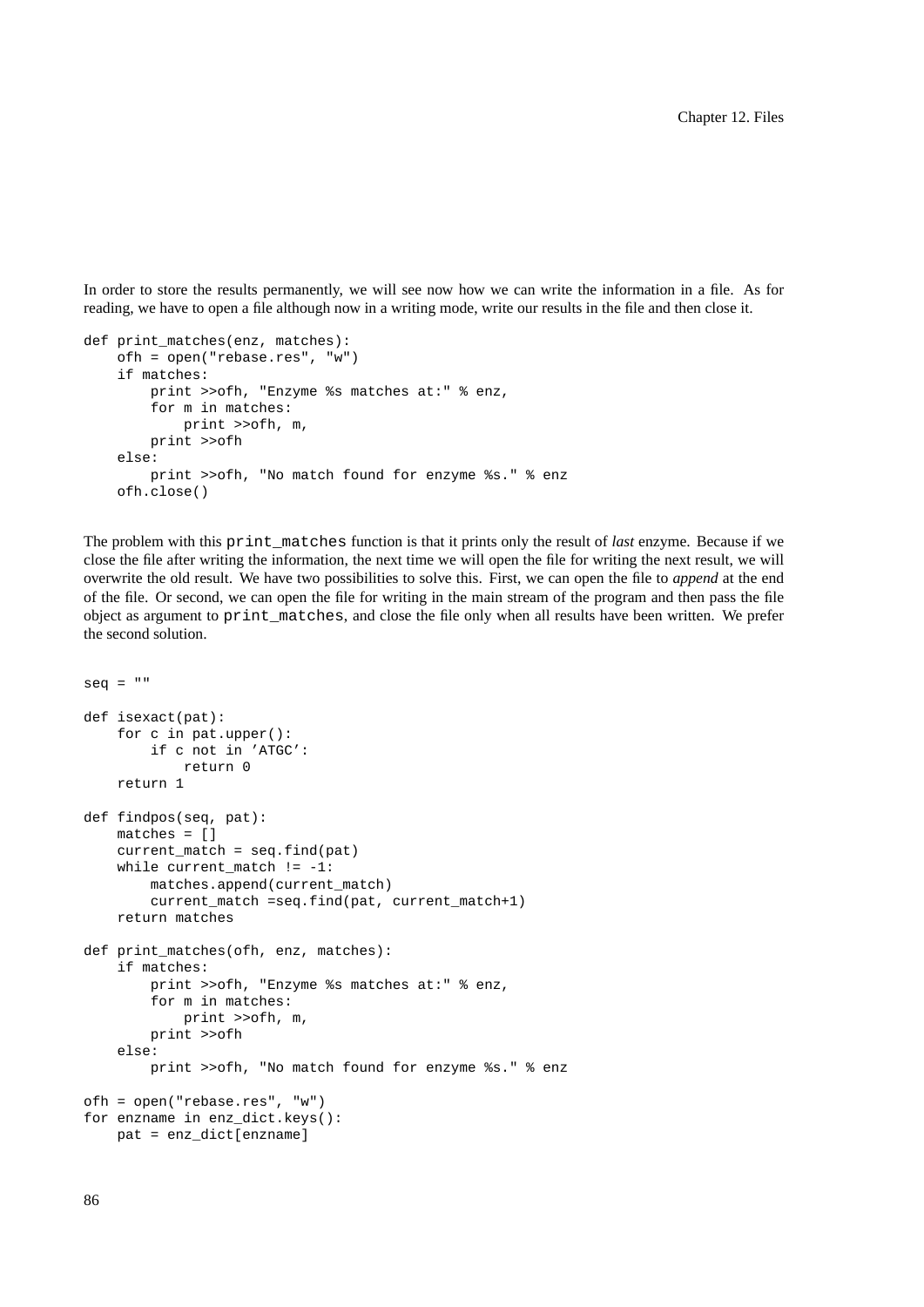In order to store the results permanently, we will see now how we can write the information in a file. As for reading, we have to open a file although now in a writing mode, write our results in the file and then close it.

```
def print_matches(enz, matches):
    ofh = open("rebase.res", "w")
    if matches:
        print >>ofh, "Enzyme %s matches at:" % enz,
        for m in matches:
            print >>ofh, m,
        print >>ofh
    else:
        print >>ofh, "No match found for enzyme %s." % enz
    ofh.close()
```

The problem with this `print_matches` function is that it prints only the result of *last* enzyme. Because if we close the file after writing the information, the next time we will open the file for writing the next result, we will overwrite the old result. We have two possibilities to solve this. First, we can open the file to *append* at the end of the file. Or second, we can open the file for writing in the main stream of the program and then pass the file object as argument to `print_matches`, and close the file only when all results have been written. We prefer the second solution.

```
seq = ""

def isexact(pat):
    for c in pat.upper():
        if c not in 'ATGC':
            return 0
    return 1

def findpos(seq, pat):
    matches = []
    current_match = seq.find(pat)
    while current_match != -1:
        matches.append(current_match)
        current_match =seq.find(pat, current_match+1)
    return matches

def print_matches(ofh, enz, matches):
    if matches:
        print >>ofh, "Enzyme %s matches at:" % enz,
        for m in matches:
            print >>ofh, m,
        print >>ofh
    else:
        print >>ofh, "No match found for enzyme %s." % enz

ofh = open("rebase.res", "w")
for enzname in enz_dict.keys():
    pat = enz_dict[enzname]
```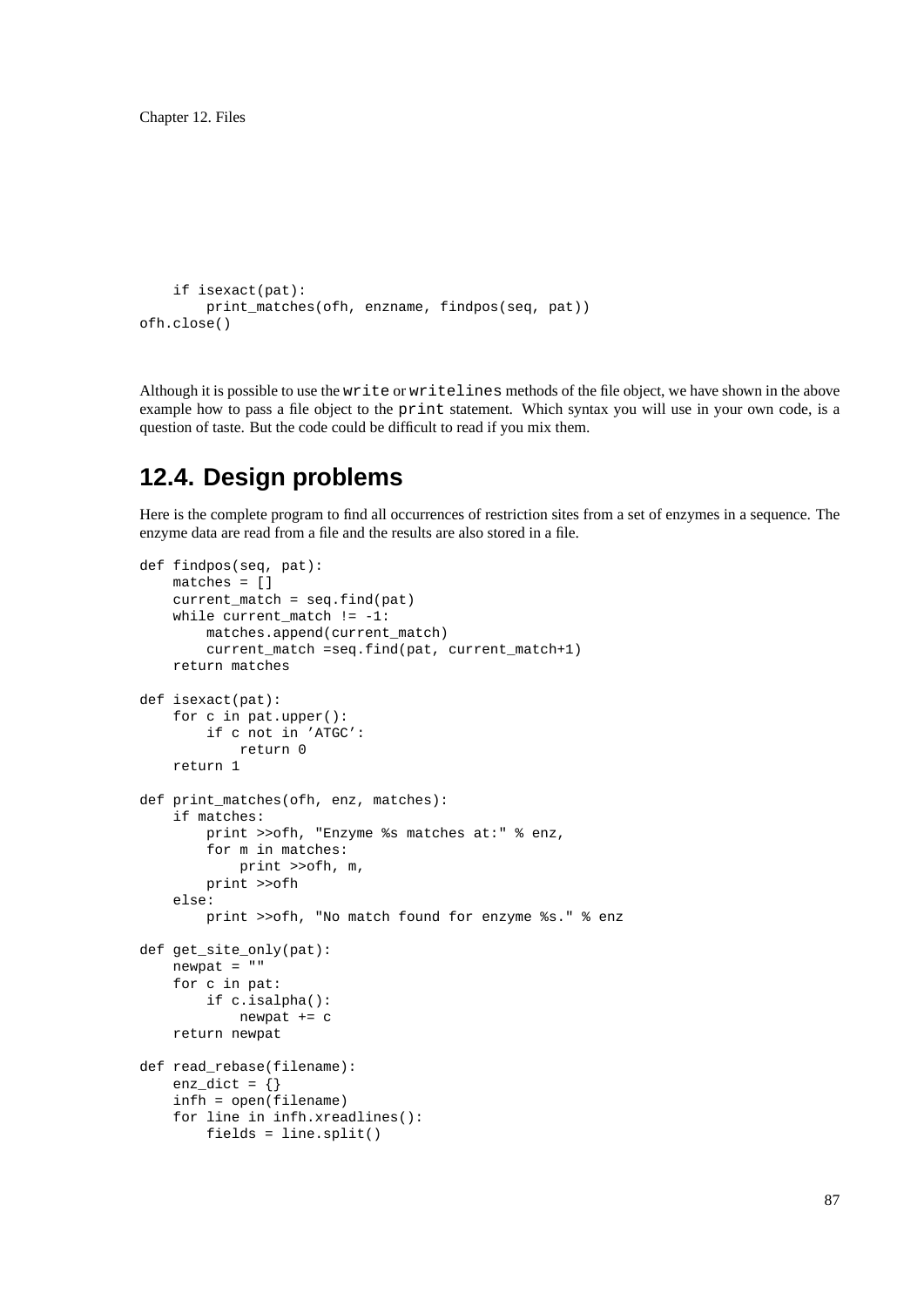```
    if isexact(pat):
        print_matches(ofh, enzname, findpos(seq, pat))
ofh.close()
```

Although it is possible to use the `write` or `writelines` methods of the file object, we have shown in the above example how to pass a file object to the `print` statement. Which syntax you will use in your own code, is a question of taste. But the code could be difficult to read if you mix them.

## 12.4. Design problems

Here is the complete program to find all occurrences of restriction sites from a set of enzymes in a sequence. The enzyme data are read from a file and the results are also stored in a file.

```
def findpos(seq, pat):
    matches = []
    current_match = seq.find(pat)
    while current_match != -1:
        matches.append(current_match)
        current_match =seq.find(pat, current_match+1)
    return matches

def isexact(pat):
    for c in pat.upper():
        if c not in 'ATGC':
            return 0
    return 1

def print_matches(ofh, enz, matches):
    if matches:
        print >>ofh, "Enzyme %s matches at:" % enz,
        for m in matches:
            print >>ofh, m,
        print >>ofh
    else:
        print >>ofh, "No match found for enzyme %s." % enz

def get_site_only(pat):
    newpat = ""
    for c in pat:
        if c.isalpha():
            newpat += c
    return newpat

def read_rebase(filename):
    enz_dict = {}
    infh = open(filename)
    for line in infh.xreadlines():
        fields = line.split()
```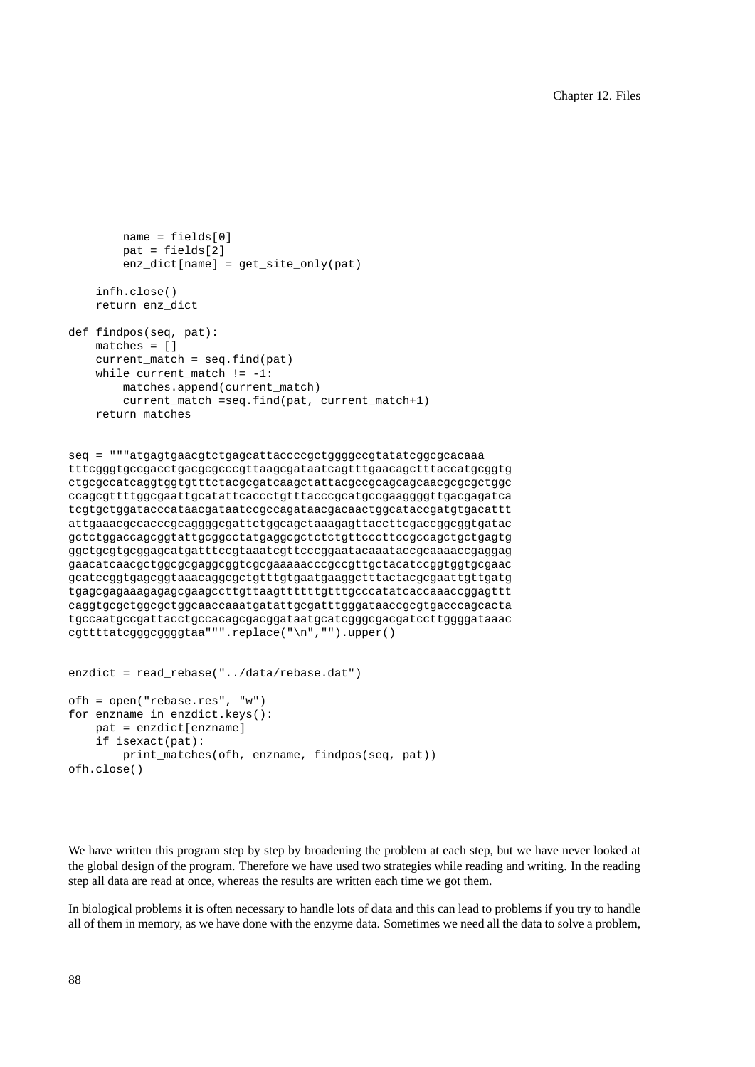```
        name = fields[0]
        pat = fields[2]
        enz_dict[name] = get_site_only(pat)

    infh.close()
    return enz_dict

def findpos(seq, pat):
    matches = []
    current_match = seq.find(pat)
    while current_match != -1:
        matches.append(current_match)
        current_match =seq.find(pat, current_match+1)
    return matches


seq = """atgagtgaacgtctgagcattaccccgctggggccgtatatcggcgcacaaa
tttcgggtgccgacctgacgcgcccgttaagcgataatcagtttgaacagctttaccatgcggtg
ctgcgccatcaggtggtgtttctacgcgatcaagctattacgccgcagcagcaacgcgcgctggc
ccagcgttttggcgaattgcatattcaccctgtttacccgcatgccgaaggggttgacgagatca
tcgtgctggatacccataacgataatccgccagataacgacaactggcataccgatgtgacattt
attgaaacgccacccgcaggggcgattctggcagctaaagagttaccttcgaccggcggtgatac
gctctggaccagcggtattgcggcctatgaggcgctctctgttcccttccgccagctgctgagtg
ggctgcgtgcggagcatgatttccgtaaatcgttcccggaatacaaataccgcaaaaccgaggag
gaacatcaacgctggcgcgaggcggtcgcgaaaaacccgccgttgctacatccggtggtgcgaac
gcatccggtgagcggtaaacaggcgctgtttgtgaatgaaggctttactacgcgaattgttgatg
tgagcgagaaagagagcgaagccttgttaagtttttttgtttgcccatatcaccaaaccggagttt
caggtgcgctggcgctggcaaccaaatgatattgcgatttgggataaccgcgtgacccagcacta
tgccaatgccgattacctgccacagcgacggataatgcatcgggcgacgatccttggggataaac
cgttttatcgggcggggtaa""".replace("\n","").upper()


enzdict = read_rebase("../data/rebase.dat")

ofh = open("rebase.res", "w")
for enzname in enzdict.keys():
    pat = enzdict[enzname]
    if isexact(pat):
        print_matches(ofh, enzname, findpos(seq, pat))
ofh.close()
```

We have written this program step by step by broadening the problem at each step, but we have never looked at the global design of the program. Therefore we have used two strategies while reading and writing. In the reading step all data are read at once, whereas the results are written each time we got them.

In biological problems it is often necessary to handle lots of data and this can lead to problems if you try to handle all of them in memory, as we have done with the enzyme data. Sometimes we need all the data to solve a problem,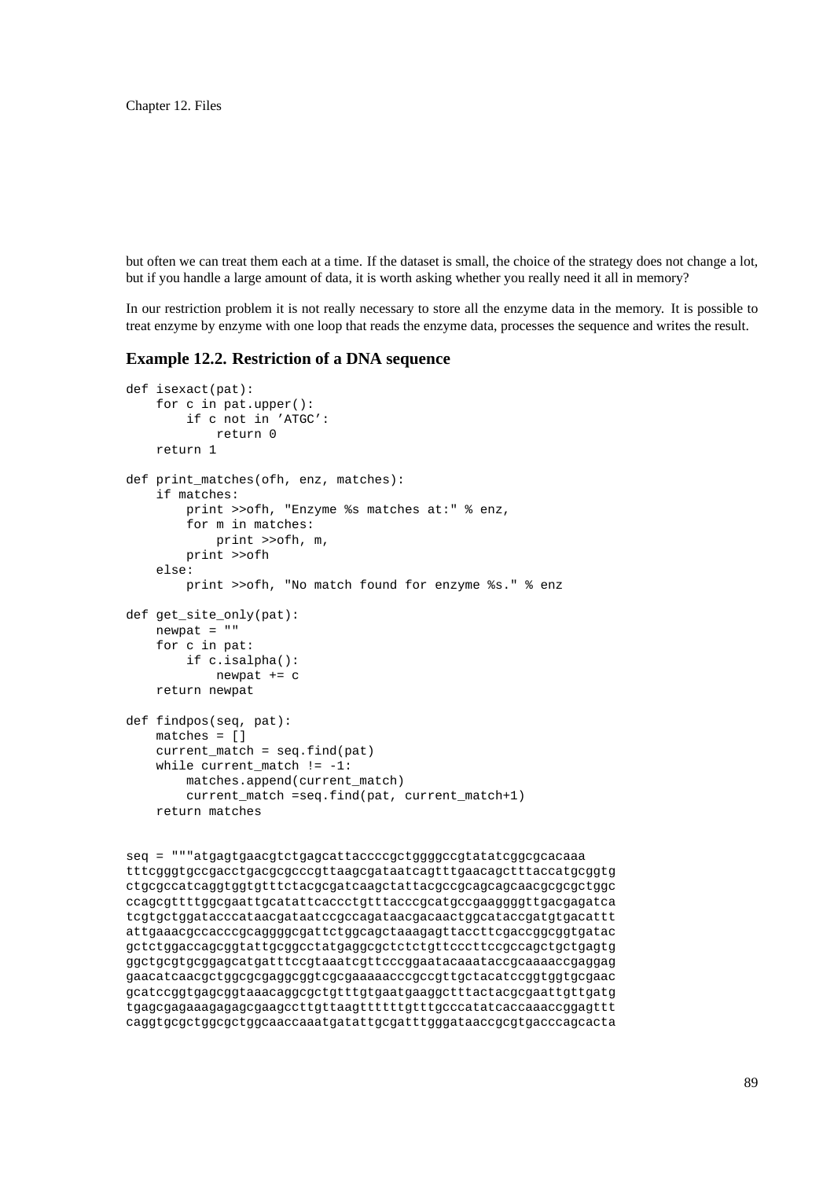but often we can treat them each at a time. If the dataset is small, the choice of the strategy does not change a lot, but if you handle a large amount of data, it is worth asking whether you really need it all in memory?

In our restriction problem it is not really necessary to store all the enzyme data in the memory. It is possible to treat enzyme by enzyme with one loop that reads the enzyme data, processes the sequence and writes the result.

### Example 12.2. Restriction of a DNA sequence

```
def isexact(pat):
    for c in pat.upper():
        if c not in ’ATGC’:
            return 0
    return 1

def print_matches(ofh, enz, matches):
    if matches:
        print >>ofh, "Enzyme %s matches at:" % enz,
        for m in matches:
            print >>ofh, m,
        print >>ofh
    else:
        print >>ofh, "No match found for enzyme %s." % enz

def get_site_only(pat):
    newpat = ""
    for c in pat:
        if c.isalpha():
            newpat += c
    return newpat

def findpos(seq, pat):
    matches = []
    current_match = seq.find(pat)
    while current_match != -1:
        matches.append(current_match)
        current_match =seq.find(pat, current_match+1)
    return matches


seq = """atgagtgaacgtctgagcattaccccgctggggccgtatatcggcgcacaaa
tttcgggtgccgacctgacgcgcccgttaagcgataatcagtttgaacagctttaccatgcggtg
ctgcgccatcaggtggtgtttctacgcgatcaagctattacgccgcagcagcaacgcgcgctggc
ccagcgttttggcgaattgcatattcaccctgtttacccgcatgccgaaggggttgacgagatca
tcgtgctggatacccataacgataatccgccagataacgacaactggcataccgatgtgacattt
attgaaacgccacccgcaggggcgattctggcagctaaagagttaccttcgaccggcggtgatac
gctctggaccagcggtattgcggcctatgaggcgctctctgttcccttccgccagctgctgagtg
ggctgcgtgcggagcatgatttccgtaaatcgttcccggaatacaaataccgcaaaaccgaggag
gaacatcaacgctggcgcgaggcggtcgcgaaaaacccgccgttgctacatccggtggtgcgaac
gcatccggtgagcggtaaacaggcgctgtttgtgaatgaaggctttactacgcgaattgttgatg
tgagcgagaaagagagcgaagccttgttaagtttttttgtttgcccatatcaccaaaccggagttt
caggtgcgctggcgctggcaaccaaatgatattgcgatttgggataaccgcgtgacccagcacta
```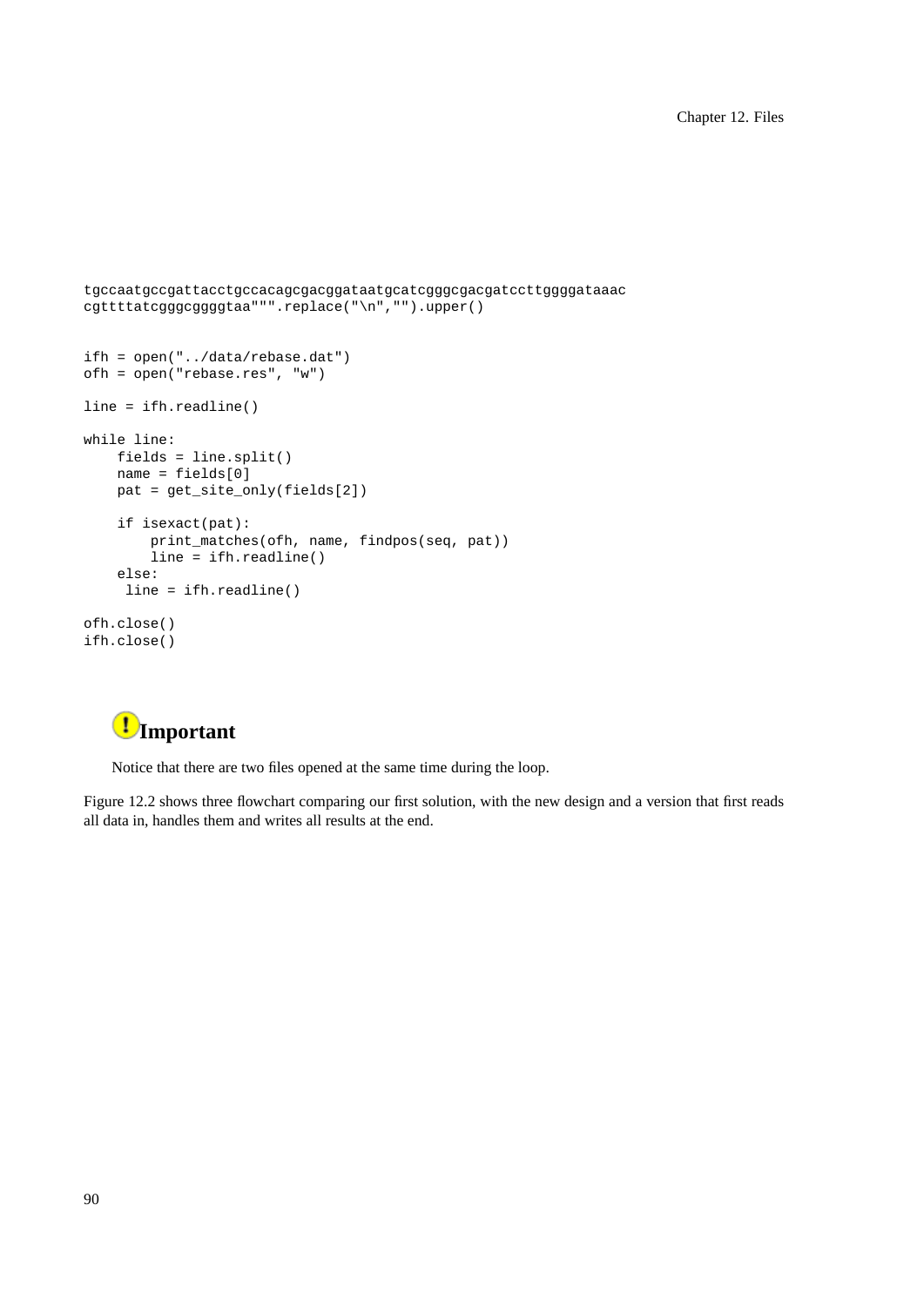```
tgccaatgccgattacctgccacagcgacggataatgcatcgggcgacgatccttggggataaac
cgttttatcgggcggggtaa""".replace("\n","").upper()


ifh = open("../data/rebase.dat")
ofh = open("rebase.res", "w")

line = ifh.readline()

while line:
    fields = line.split()
    name = fields[0]
    pat = get_site_only(fields[2])

    if isexact(pat):
        print_matches(ofh, name, findpos(seq, pat))
        line = ifh.readline()
    else:
     line = ifh.readline()

ofh.close()
ifh.close()
```

### Important

Notice that there are two files opened at the same time during the loop.

Figure 12.2 shows three flowchart comparing our first solution, with the new design and a version that first reads all data in, handles them and writes all results at the end.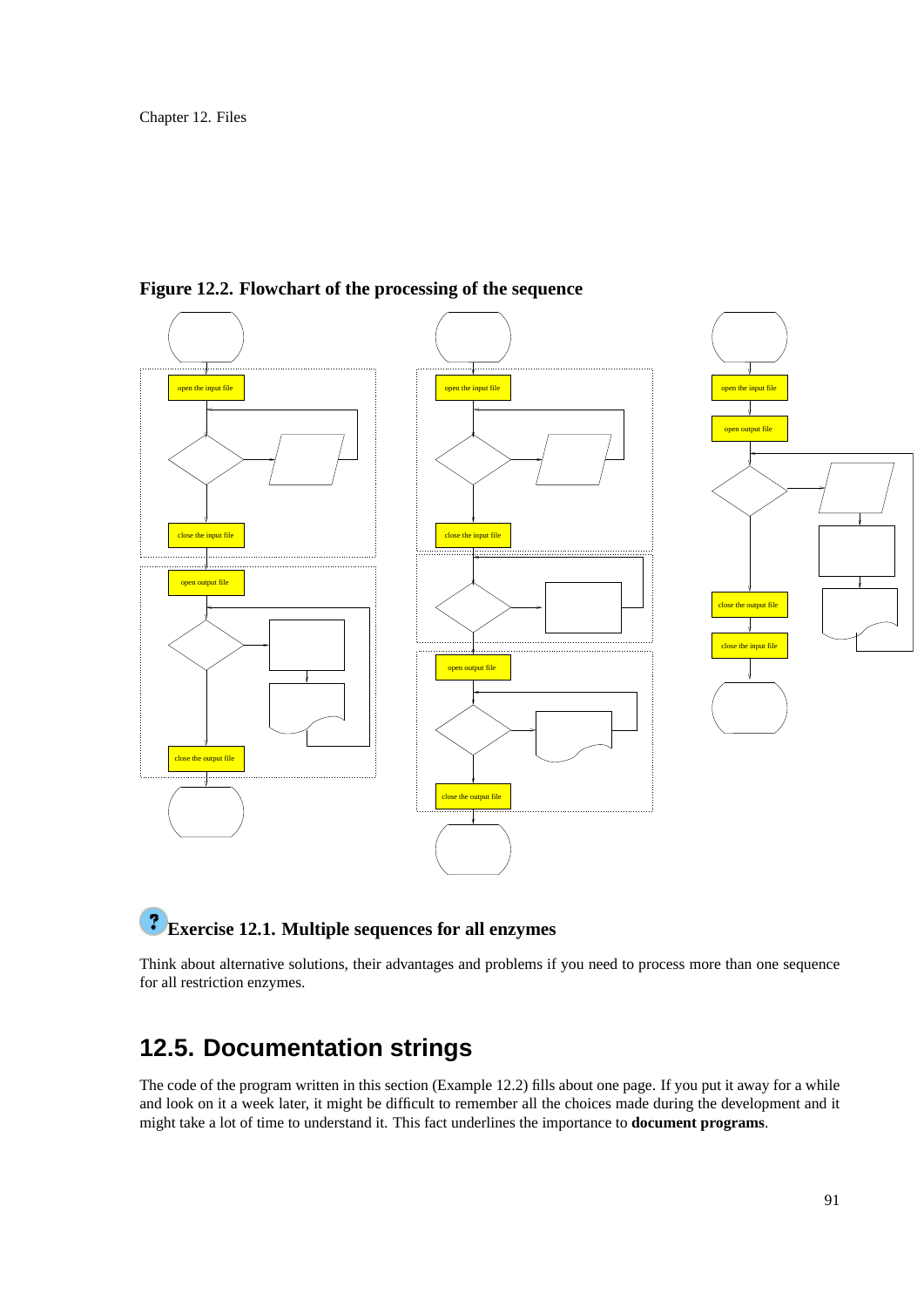**Figure 12.2. Flowchart of the processing of the sequence**

### Exercise 12.1. Multiple sequences for all enzymes

Think about alternative solutions, their advantages and problems if you need to process more than one sequence for all restriction enzymes.

## 12.5. Documentation strings

The code of the program written in this section (Example 12.2) fills about one page. If you put it away for a while and look on it a week later, it might be difficult to remember all the choices made during the development and it might take a lot of time to understand it. This fact underlines the importance to **document programs**.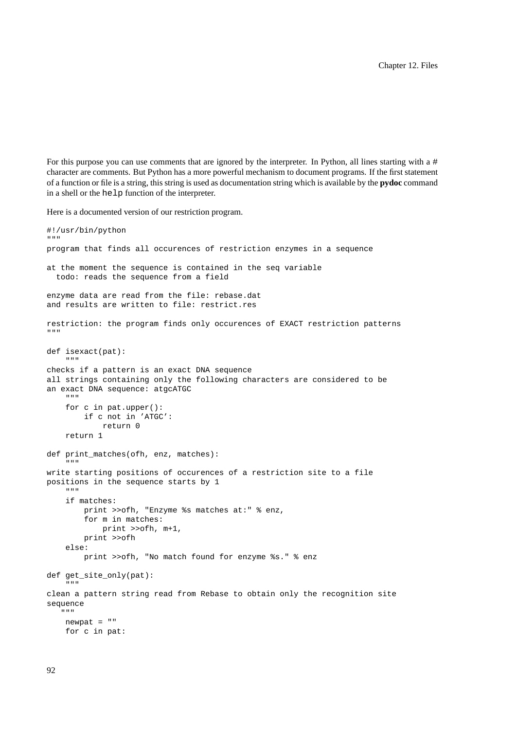For this purpose you can use comments that are ignored by the interpreter. In Python, all lines starting with a # character are comments. But Python has a more powerful mechanism to document programs. If the first statement of a function or file is a string, this string is used as documentation string which is available by the **pydoc** command in a shell or the `help` function of the interpreter.

Here is a documented version of our restriction program.

```
#!/usr/bin/python
"""
program that finds all occurences of restriction enzymes in a sequence

at the moment the sequence is contained in the seq variable
  todo: reads the sequence from a field

enzyme data are read from the file: rebase.dat
and results are written to file: restrict.res

restriction: the program finds only occurences of EXACT restriction patterns
"""

def isexact(pat):
    """
checks if a pattern is an exact DNA sequence
all strings containing only the following characters are considered to be
an exact DNA sequence: atgcATGC
    """
    for c in pat.upper():
        if c not in 'ATGC':
            return 0
    return 1

def print_matches(ofh, enz, matches):
    """
write starting positions of occurences of a restriction site to a file
positions in the sequence starts by 1
    """
    if matches:
        print >>ofh, "Enzyme %s matches at:" % enz,
        for m in matches:
            print >>ofh, m+1,
        print >>ofh
    else:
        print >>ofh, "No match found for enzyme %s." % enz

def get_site_only(pat):
    """
clean a pattern string read from Rebase to obtain only the recognition site
sequence
   """
    newpat = ""
    for c in pat:
```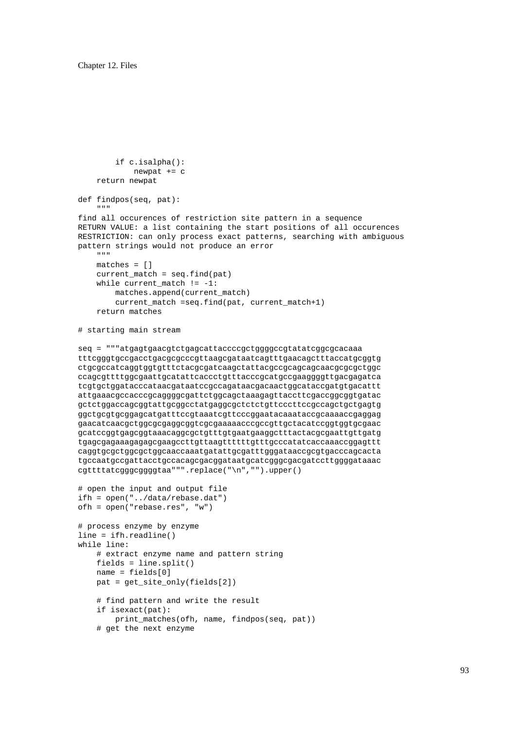```
        if c.isalpha():
            newpat += c
    return newpat

def findpos(seq, pat):
    """
find all occurences of restriction site pattern in a sequence
RETURN VALUE: a list containing the start positions of all occurences
RESTRICTION: can only process exact patterns, searching with ambiguous
pattern strings would not produce an error
    """
    matches = []
    current_match = seq.find(pat)
    while current_match != -1:
        matches.append(current_match)
        current_match =seq.find(pat, current_match+1)
    return matches

# starting main stream

seq = """atgagtgaacgtctgagcattaccccgctggggccgtatatcggcgcacaaa
tttcgggtgccgacctgacgcgcccgttaagcgataatcagtttgaacagctttaccatgcggtg
ctgcgccatcaggtggtgtttctacgcgatcaagctattacgccgcagcagcaacgcgcgctggc
ccagcgttttggcgaattgcatattcaccctgtttacccgcatgccgaaggggttgacgagatca
tcgtgctggatacccataacgataatccgccagataacgacaactggcataccgatgtgacattt
attgaaacgccacccgcaggggcgattctggcagctaaagagttaccttcgaccggcggtgatac
gctctggaccagcggtattgcggcctatgaggcgctctctgttcccttccgccagctgctgagtg
ggctgcgtgcggagcatgatttccgtaaatcgttcccggaatacaaataccgcaaaaccgaggag
gaacatcaacgctggcgcgaggcggtcgcgaaaaacccgccgttgctacatccggtggtgcgaac
gcatccggtgagcggtaaacaggcgctgtttgtgaatgaaggctttactacgcgaattgttgatg
tgagcgagaaagagagcgaagccttgttaagtttttttgtttgcccatatcaccaaaccggagttt
caggtgcgctggcgctggcaaccaaatgatattgcgatttgggataaccgcgtgacccagcacta
tgccaatgccgattacctgccacagcgacggataatgcatcgggcgacgatccttggggataaac
cgttttatcgggcggggtaa""".replace("\n","").upper()

# open the input and output file
ifh = open("../data/rebase.dat")
ofh = open("rebase.res", "w")

# process enzyme by enzyme
line = ifh.readline()
while line:
    # extract enzyme name and pattern string
    fields = line.split()
    name = fields[0]
    pat = get_site_only(fields[2])

    # find pattern and write the result
    if isexact(pat):
        print_matches(ofh, name, findpos(seq, pat))
    # get the next enzyme
```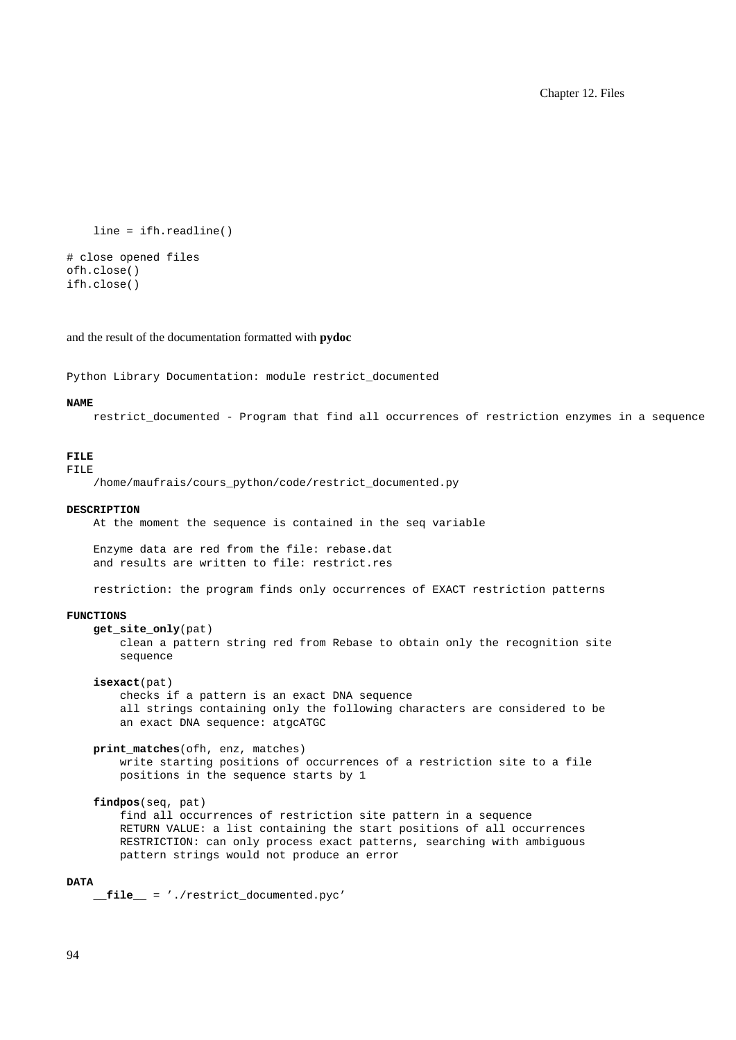```
    line = ifh.readline()

# close opened files
ofh.close()
ifh.close()
```

and the result of the documentation formatted with **pydoc**

```
Python Library Documentation: module restrict_documented

NAME
    restrict_documented - Program that find all occurrences of restriction enzymes in a sequence


FILE
FILE
    /home/maufrais/cours_python/code/restrict_documented.py

DESCRIPTION
    At the moment the sequence is contained in the seq variable

    Enzyme data are red from the file: rebase.dat
    and results are written to file: restrict.res

    restriction: the program finds only occurrences of EXACT restriction patterns

FUNCTIONS
    get_site_only(pat)
        clean a pattern string red from Rebase to obtain only the recognition site
        sequence

    isexact(pat)
        checks if a pattern is an exact DNA sequence
        all strings containing only the following characters are considered to be
        an exact DNA sequence: atgcATGC

    print_matches(ofh, enz, matches)
        write starting positions of occurrences of a restriction site to a file
        positions in the sequence starts by 1

    findpos(seq, pat)
        find all occurrences of restriction site pattern in a sequence
        RETURN VALUE: a list containing the start positions of all occurrences
        RESTRICTION: can only process exact patterns, searching with ambiguous
        pattern strings would not produce an error

DATA
    __file__ = './restrict_documented.pyc'
```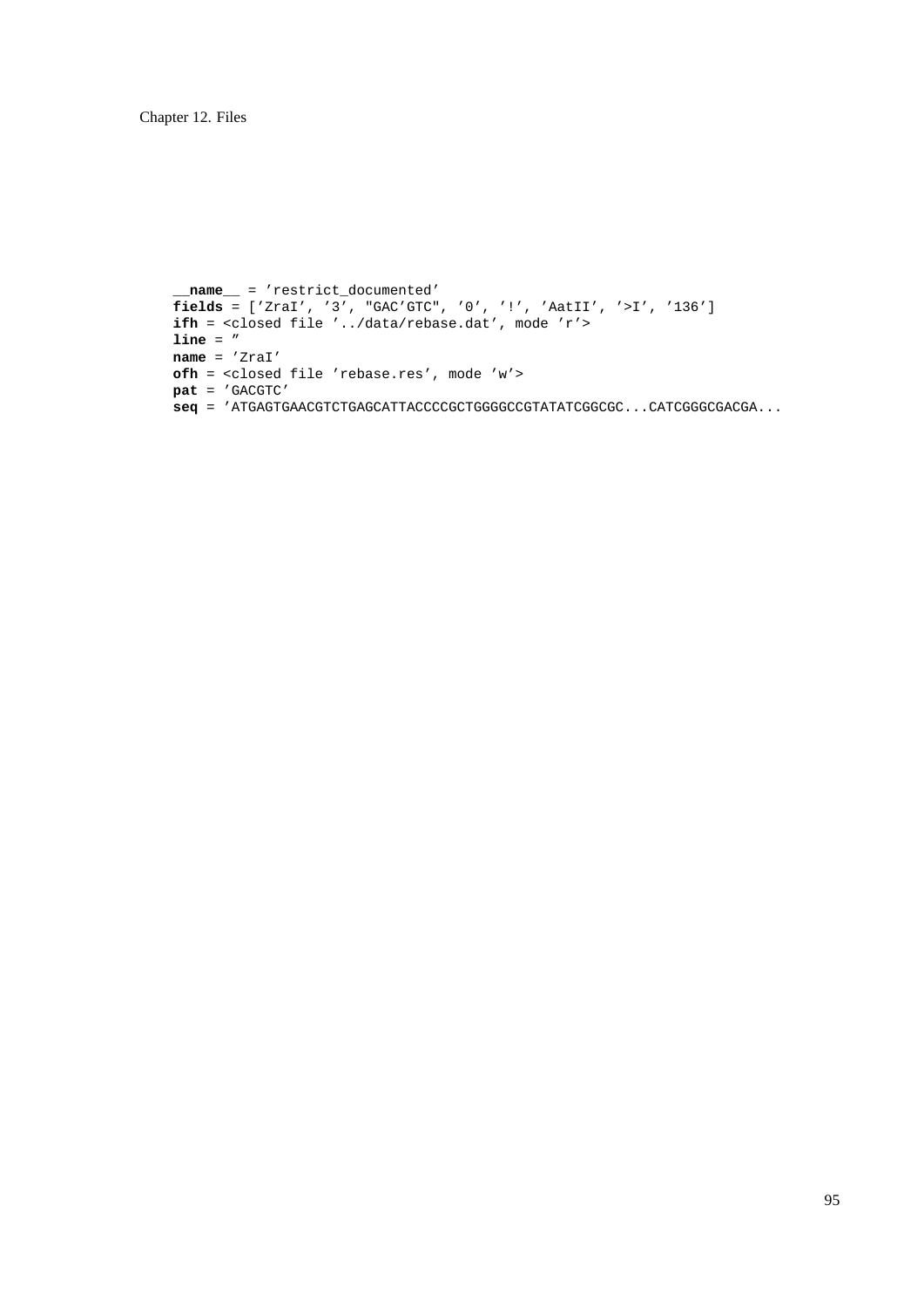```
__name__ = 'restrict_documented'
fields = ['ZraI', '3', "GAC'GTC", '0', '!', 'AatII', '>I', '136']
ifh = <closed file '../data/rebase.dat', mode 'r'>
line = ''
name = 'ZraI'
ofh = <closed file 'rebase.res', mode 'w'>
pat = 'GACGTC'
seq = 'ATGAGTGAACGTCTGAGCATTACCCCGCTGGGGCCGTATATCGGCGC...CATCGGGCGACGA...
```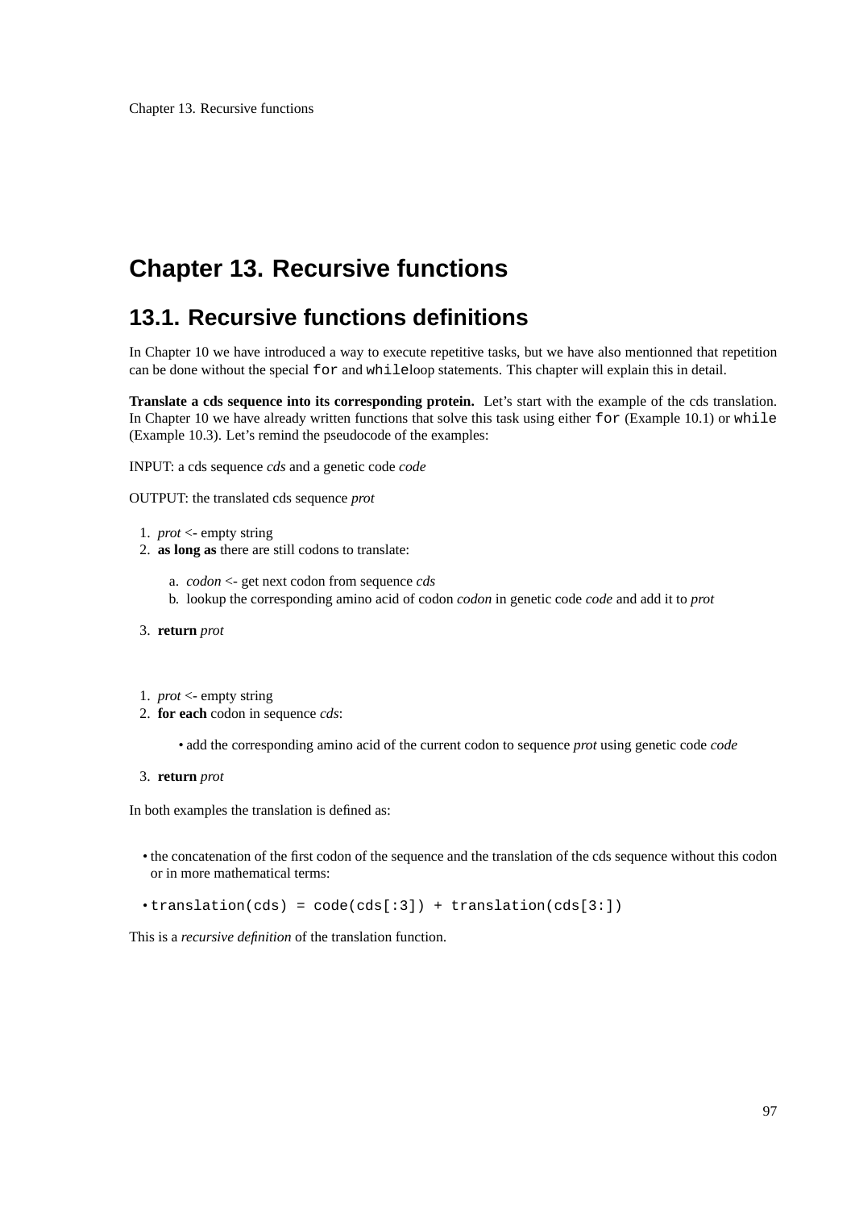# Chapter 13. Recursive functions

## 13.1. Recursive functions definitions

In Chapter 10 we have introduced a way to execute repetitive tasks, but we have also mentionned that repetition can be done without the special `for` and `while`loop statements. This chapter will explain this in detail.

**Translate a cds sequence into its corresponding protein.** Let's start with the example of the cds translation. In Chapter 10 we have already written functions that solve this task using either `for` (Example 10.1) or `while` (Example 10.3). Let's remind the pseudocode of the examples:

INPUT: a cds sequence *cds* and a genetic code *code*

OUTPUT: the translated cds sequence *prot*

1. *prot* <- empty string
2. **as long as** there are still codons to translate:
   a. *codon* <- get next codon from sequence *cds*
   b. lookup the corresponding amino acid of codon *codon* in genetic code *code* and add it to *prot*
3. **return** *prot*

1. *prot* <- empty string
2. **for each** codon in sequence *cds*:
   - add the corresponding amino acid of the current codon to sequence *prot* using genetic code *code*
3. **return** *prot*

In both examples the translation is defined as:

- the concatenation of the first codon of the sequence and the translation of the cds sequence without this codon or in more mathematical terms:
- `translation(cds) = code(cds[:3]) + translation(cds[3:])`

This is a *recursive definition* of the translation function.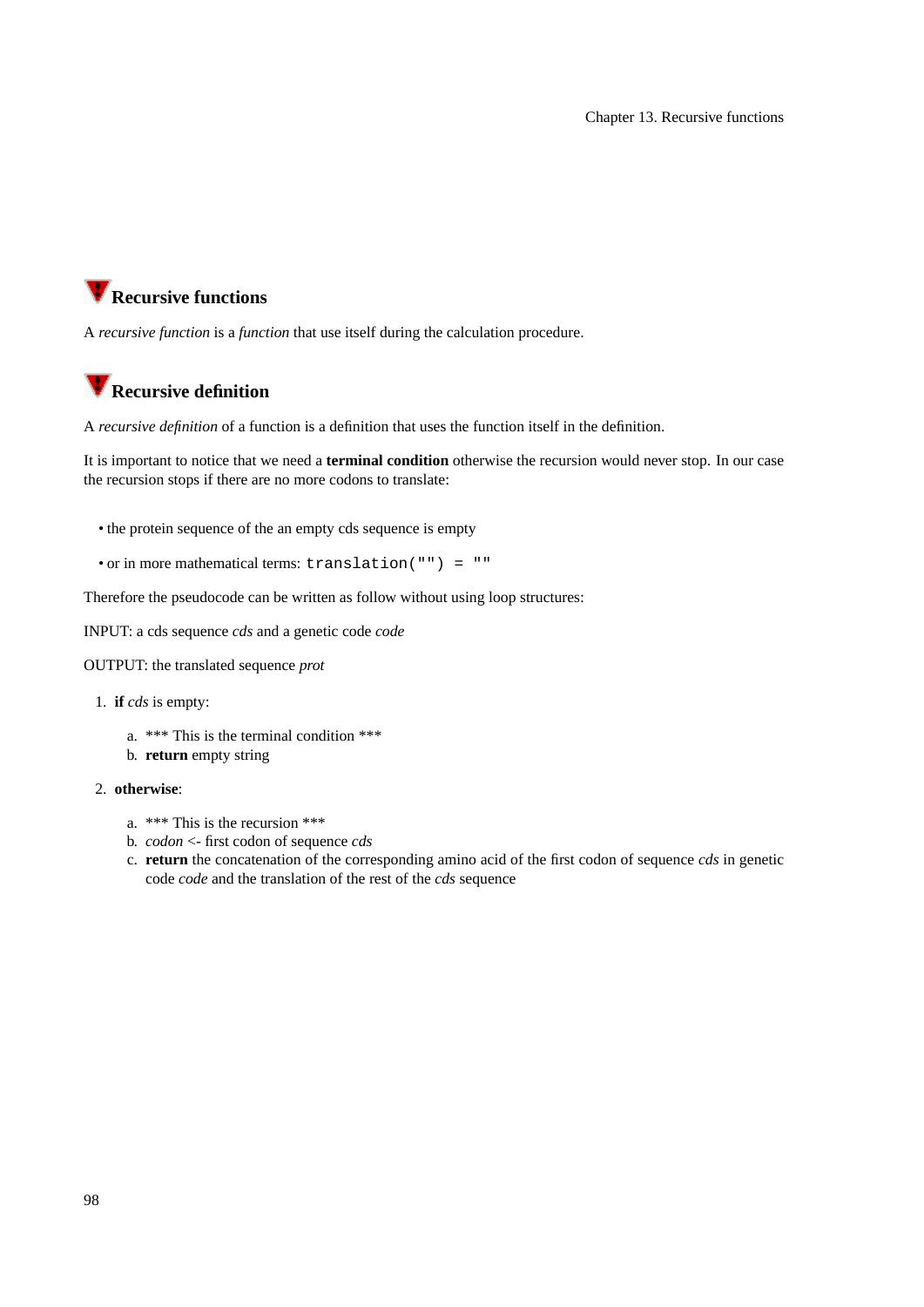## Recursive functions

A *recursive function* is a *function* that use itself during the calculation procedure.

## Recursive definition

A *recursive definition* of a function is a definition that uses the function itself in the definition.

It is important to notice that we need a **terminal condition** otherwise the recursion would never stop. In our case the recursion stops if there are no more codons to translate:

- the protein sequence of the an empty cds sequence is empty
- or in more mathematical terms: `translation("") = ""`

Therefore the pseudocode can be written as follow without using loop structures:

INPUT: a cds sequence *cds* and a genetic code *code*

OUTPUT: the translated sequence *prot*

1. **if** *cds* is empty:
   a. *** This is the terminal condition ***
   b. **return** empty string
2. **otherwise**:
   a. *** This is the recursion ***
   b. *codon* <- first codon of sequence *cds*
   c. **return** the concatenation of the corresponding amino acid of the first codon of sequence *cds* in genetic code *code* and the translation of the rest of the *cds* sequence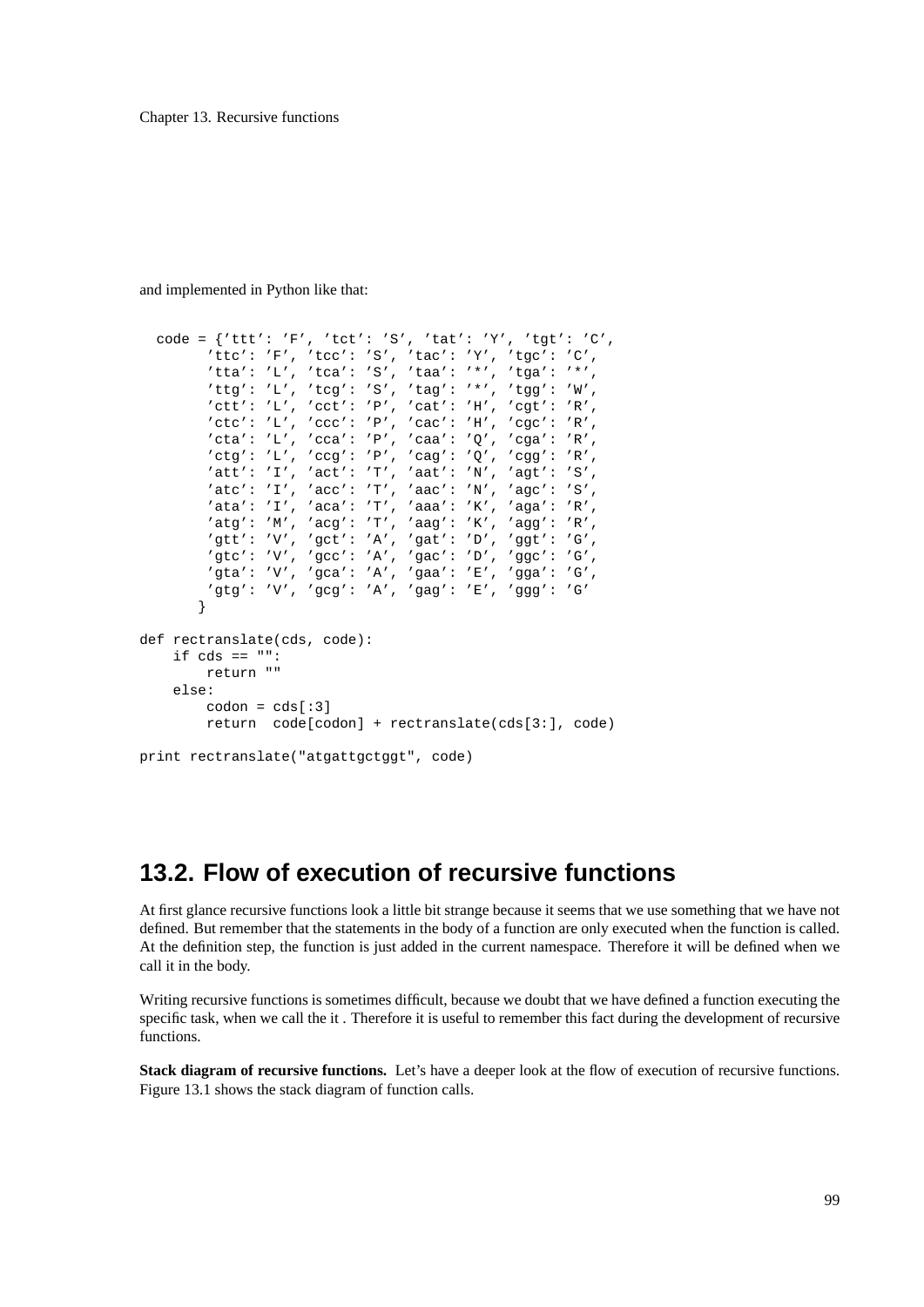and implemented in Python like that:

```
  code = {'ttt': 'F', 'tct': 'S', 'tat': 'Y', 'tgt': 'C',
        'ttc': 'F', 'tcc': 'S', 'tac': 'Y', 'tgc': 'C',
        'tta': 'L', 'tca': 'S', 'taa': '*', 'tga': '*',
        'ttg': 'L', 'tcg': 'S', 'tag': '*', 'tgg': 'W',
        'ctt': 'L', 'cct': 'P', 'cat': 'H', 'cgt': 'R',
        'ctc': 'L', 'ccc': 'P', 'cac': 'H', 'cgc': 'R',
        'cta': 'L', 'cca': 'P', 'caa': 'Q', 'cga': 'R',
        'ctg': 'L', 'ccg': 'P', 'cag': 'Q', 'cgg': 'R',
        'att': 'I', 'act': 'T', 'aat': 'N', 'agt': 'S',
        'atc': 'I', 'acc': 'T', 'aac': 'N', 'agc': 'S',
        'ata': 'I', 'aca': 'T', 'aaa': 'K', 'aga': 'R',
        'atg': 'M', 'acg': 'T', 'aag': 'K', 'agg': 'R',
        'gtt': 'V', 'gct': 'A', 'gat': 'D', 'ggt': 'G',
        'gtc': 'V', 'gcc': 'A', 'gac': 'D', 'ggc': 'G',
        'gta': 'V', 'gca': 'A', 'gaa': 'E', 'gga': 'G',
        'gtg': 'V', 'gcg': 'A', 'gag': 'E', 'ggg': 'G'
       }

def rectranslate(cds, code):
    if cds == "":
        return ""
    else:
        codon = cds[:3]
        return  code[codon] + rectranslate(cds[3:], code)

print rectranslate("atgattgctggt", code)
```

## 13.2. Flow of execution of recursive functions

At first glance recursive functions look a little bit strange because it seems that we use something that we have not defined. But remember that the statements in the body of a function are only executed when the function is called. At the definition step, the function is just added in the current namespace. Therefore it will be defined when we call it in the body.

Writing recursive functions is sometimes difficult, because we doubt that we have defined a function executing the specific task, when we call the it . Therefore it is useful to remember this fact during the development of recursive functions.

**Stack diagram of recursive functions.** Let's have a deeper look at the flow of execution of recursive functions. Figure 13.1 shows the stack diagram of function calls.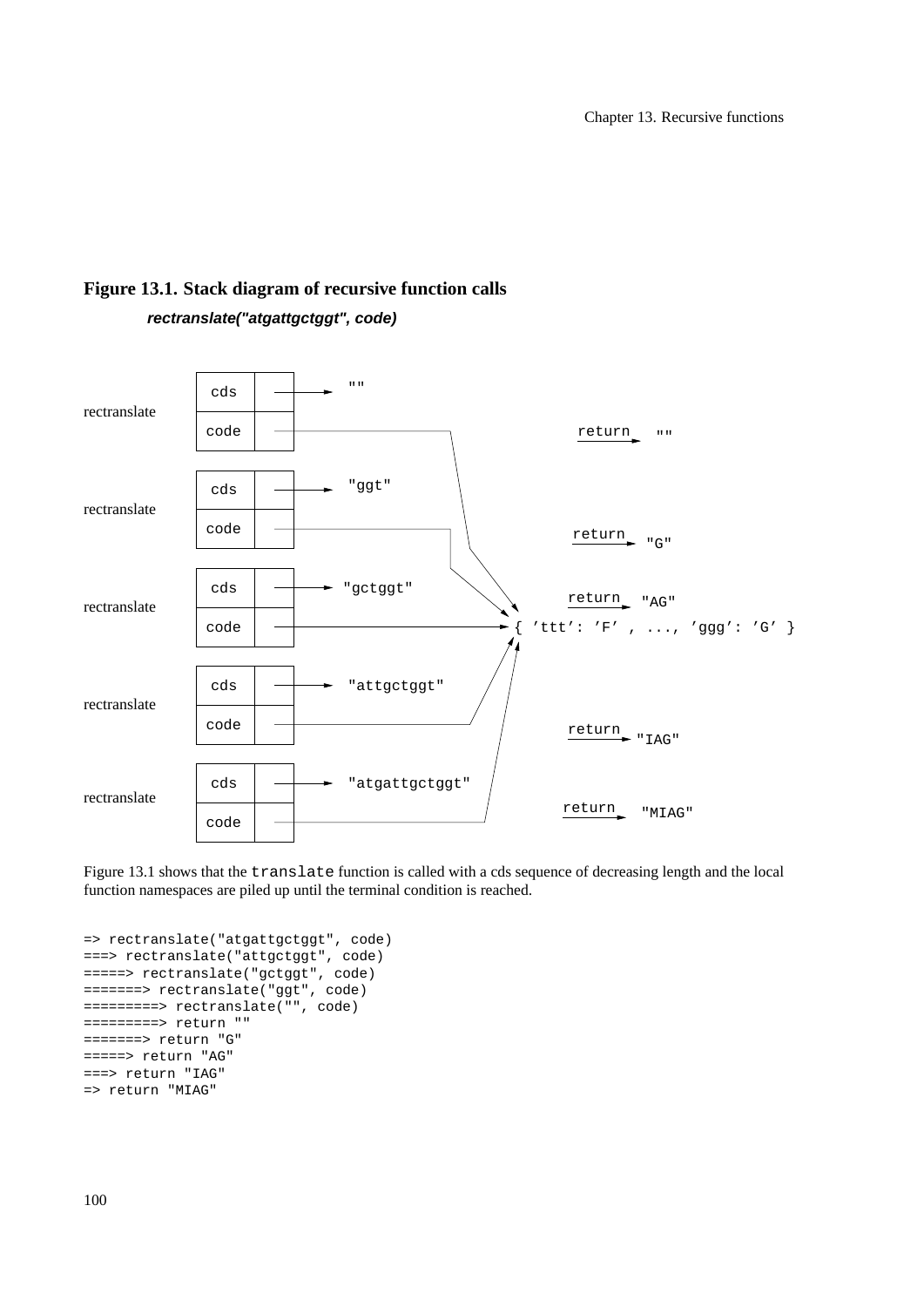**Figure 13.1. Stack diagram of recursive function calls**

***rectranslate("atgattgctggt", code)***

Figure 13.1 shows that the `translate` function is called with a cds sequence of decreasing length and the local function namespaces are piled up until the terminal condition is reached.

```
=> rectranslate("atgattgctggt", code)
===> rectranslate("attgctggt", code)
=====> rectranslate("gctggt", code)
=======> rectranslate("ggt", code)
=========> rectranslate("", code)
=========> return ""
=======> return "G"
=====> return "AG"
===> return "IAG"
=> return "MIAG"
```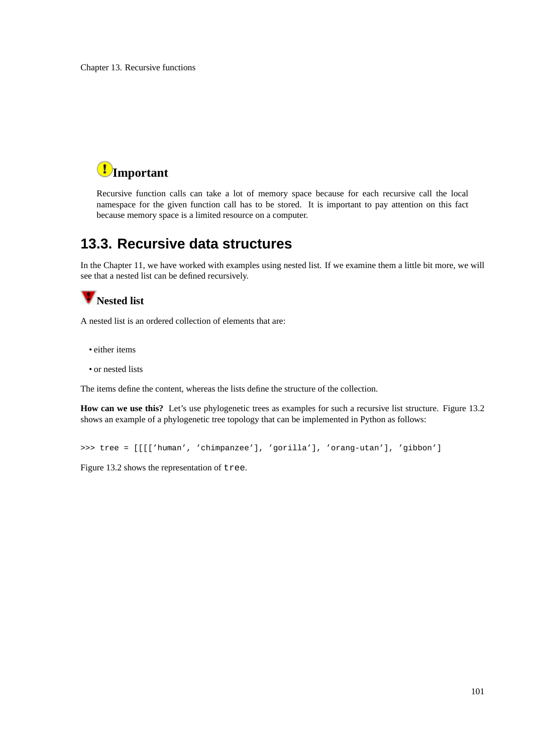### Important

Recursive function calls can take a lot of memory space because for each recursive call the local namespace for the given function call has to be stored. It is important to pay attention on this fact because memory space is a limited resource on a computer.

## 13.3. Recursive data structures

In the Chapter 11, we have worked with examples using nested list. If we examine them a little bit more, we will see that a nested list can be defined recursively.

### Nested list

A nested list is an ordered collection of elements that are:

- either items
- or nested lists

The items define the content, whereas the lists define the structure of the collection.

**How can we use this?** Let's use phylogenetic trees as examples for such a recursive list structure. Figure 13.2 shows an example of a phylogenetic tree topology that can be implemented in Python as follows:

```
>>> tree = [[[['human', 'chimpanzee'], 'gorilla'], 'orang-utan'], 'gibbon']
```

Figure 13.2 shows the representation of `tree`.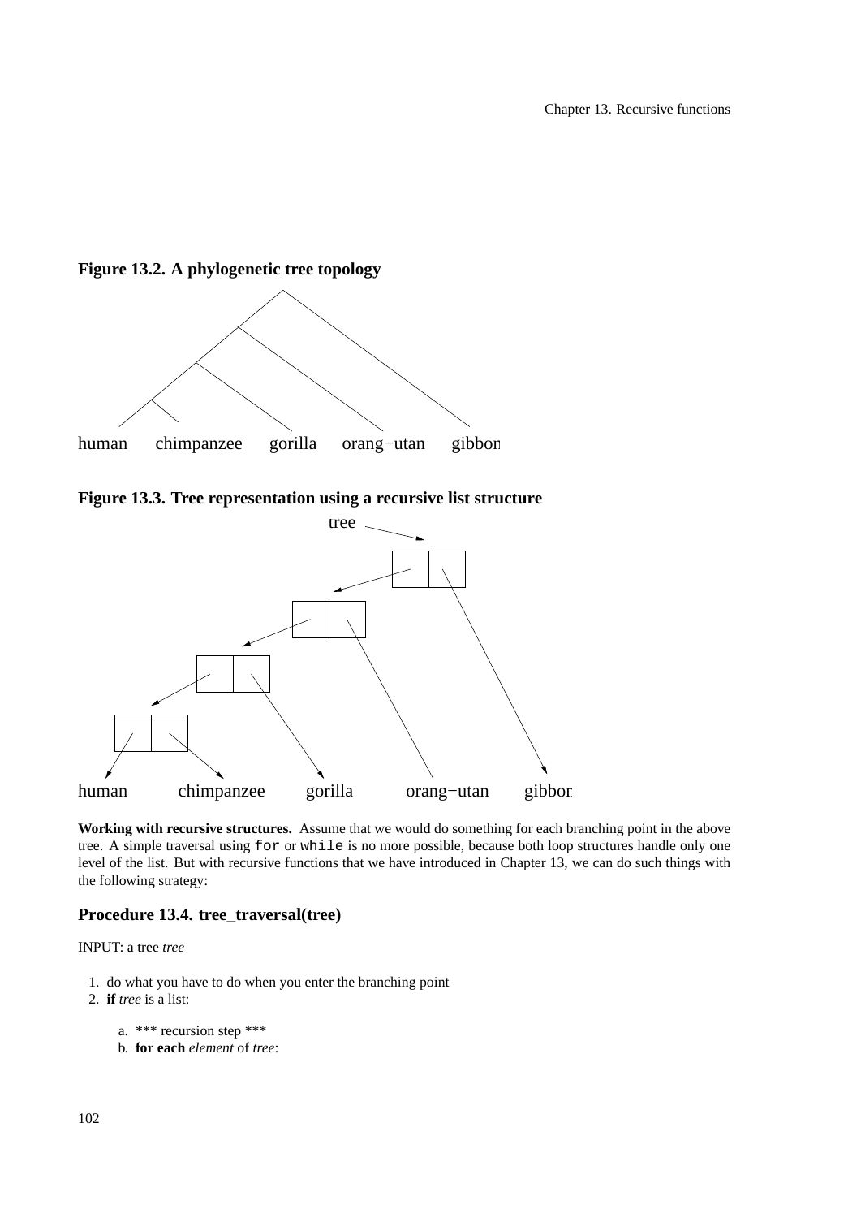**Figure 13.2. A phylogenetic tree topology**

human chimpanzee gorilla orang−utan gibbon

**Figure 13.3. Tree representation using a recursive list structure**

tree

human chimpanzee gorilla orang−utan gibbon

**Working with recursive structures.** Assume that we would do something for each branching point in the above tree. A simple traversal using `for` or `while` is no more possible, because both loop structures handle only one level of the list. But with recursive functions that we have introduced in Chapter 13, we can do such things with the following strategy:

### Procedure 13.4. tree_traversal(tree)

INPUT: a tree *tree*

1. do what you have to do when you enter the branching point
2. **if** *tree* is a list:

   a. *** recursion step ***

   b. **for each** *element* of *tree*: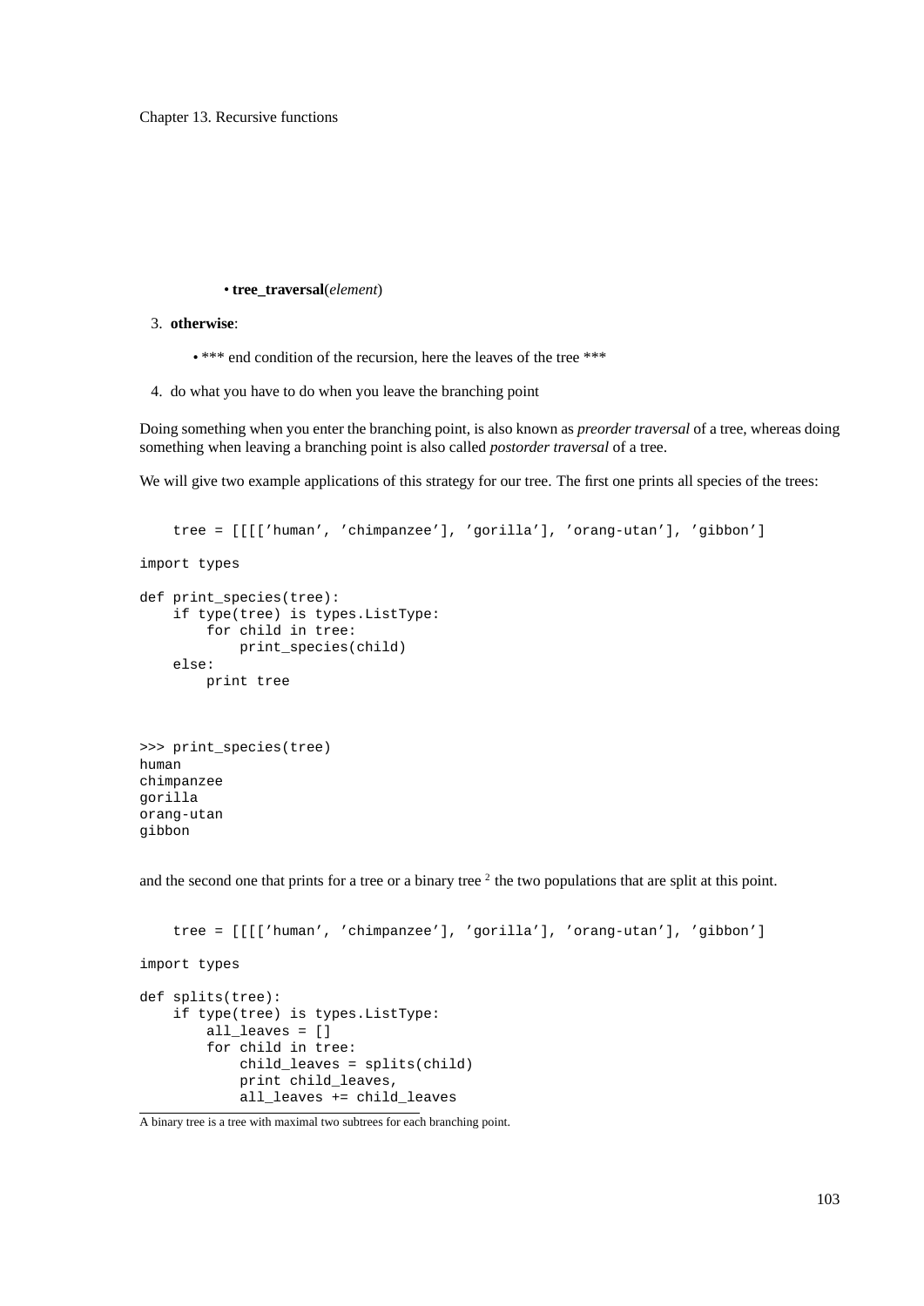- **tree_traversal**(*element*)

3. **otherwise**:

   - *** end condition of the recursion, here the leaves of the tree ***

4. do what you have to do when you leave the branching point

Doing something when you enter the branching point, is also known as *preorder traversal* of a tree, whereas doing something when leaving a branching point is also called *postorder traversal* of a tree.

We will give two example applications of this strategy for our tree. The first one prints all species of the trees:

```
    tree = [[[['human', 'chimpanzee'], 'gorilla'], 'orang-utan'], 'gibbon']

import types

def print_species(tree):
    if type(tree) is types.ListType:
        for child in tree:
            print_species(child)
    else:
        print tree
```

```
>>> print_species(tree)
human
chimpanzee
gorilla
orang-utan
gibbon
```

and the second one that prints for a tree or a binary tree [2] the two populations that are split at this point.

```
    tree = [[[['human', 'chimpanzee'], 'gorilla'], 'orang-utan'], 'gibbon']

import types

def splits(tree):
    if type(tree) is types.ListType:
        all_leaves = []
        for child in tree:
            child_leaves = splits(child)
            print child_leaves,
            all_leaves += child_leaves
```

A binary tree is a tree with maximal two subtrees for each branching point.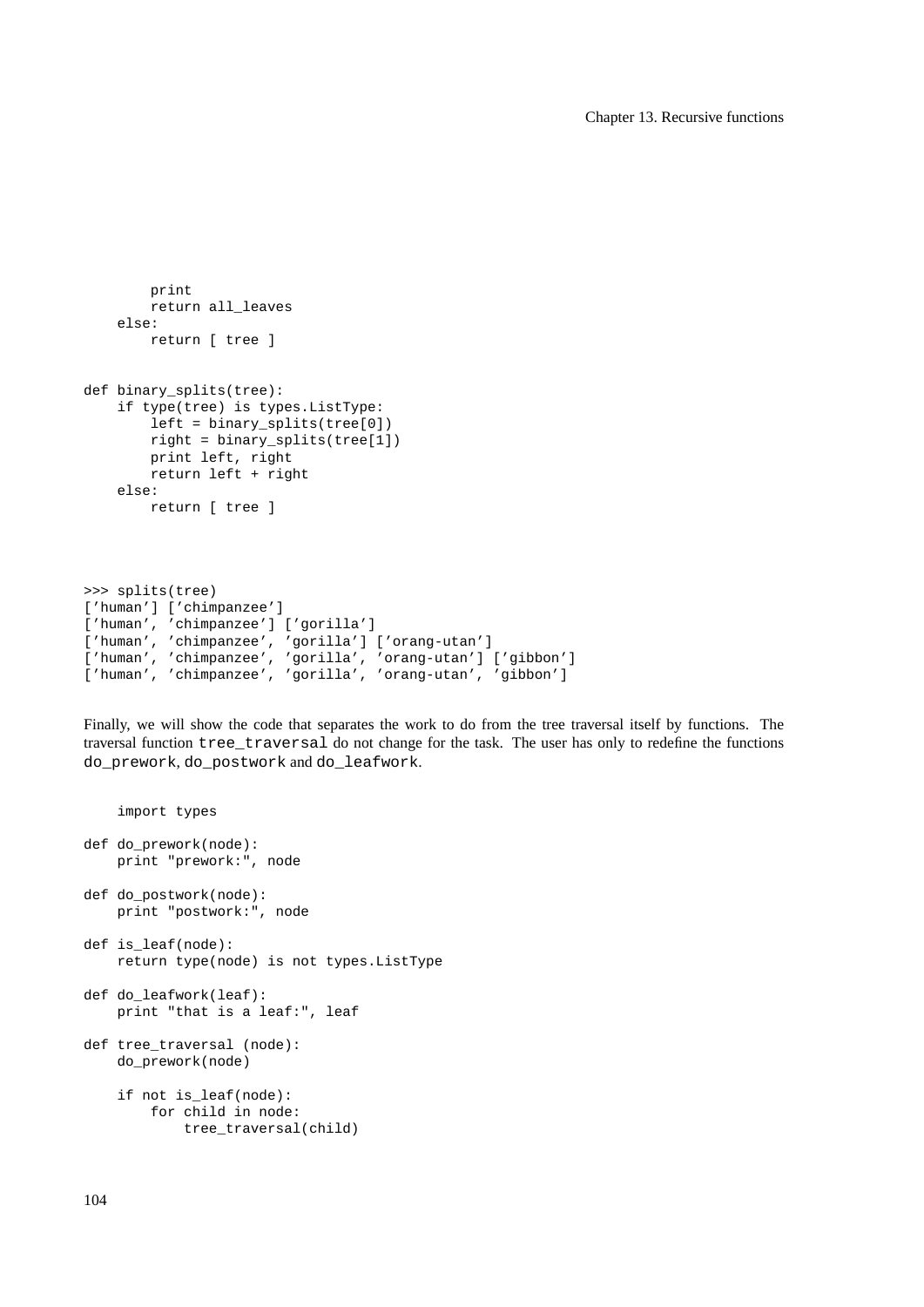```
        print
        return all_leaves
    else:
        return [ tree ]


def binary_splits(tree):
    if type(tree) is types.ListType:
        left = binary_splits(tree[0])
        right = binary_splits(tree[1])
        print left, right
        return left + right
    else:
        return [ tree ]
```

```
>>> splits(tree)
['human'] ['chimpanzee']
['human', 'chimpanzee'] ['gorilla']
['human', 'chimpanzee', 'gorilla'] ['orang-utan']
['human', 'chimpanzee', 'gorilla', 'orang-utan'] ['gibbon']
['human', 'chimpanzee', 'gorilla', 'orang-utan', 'gibbon']
```

Finally, we will show the code that separates the work to do from the tree traversal itself by functions. The traversal function `tree_traversal` do not change for the task. The user has only to redefine the functions `do_prework`, `do_postwork` and `do_leafwork`.

```
    import types

def do_prework(node):
    print "prework:", node

def do_postwork(node):
    print "postwork:", node

def is_leaf(node):
    return type(node) is not types.ListType

def do_leafwork(leaf):
    print "that is a leaf:", leaf

def tree_traversal (node):
    do_prework(node)

    if not is_leaf(node):
        for child in node:
            tree_traversal(child)
```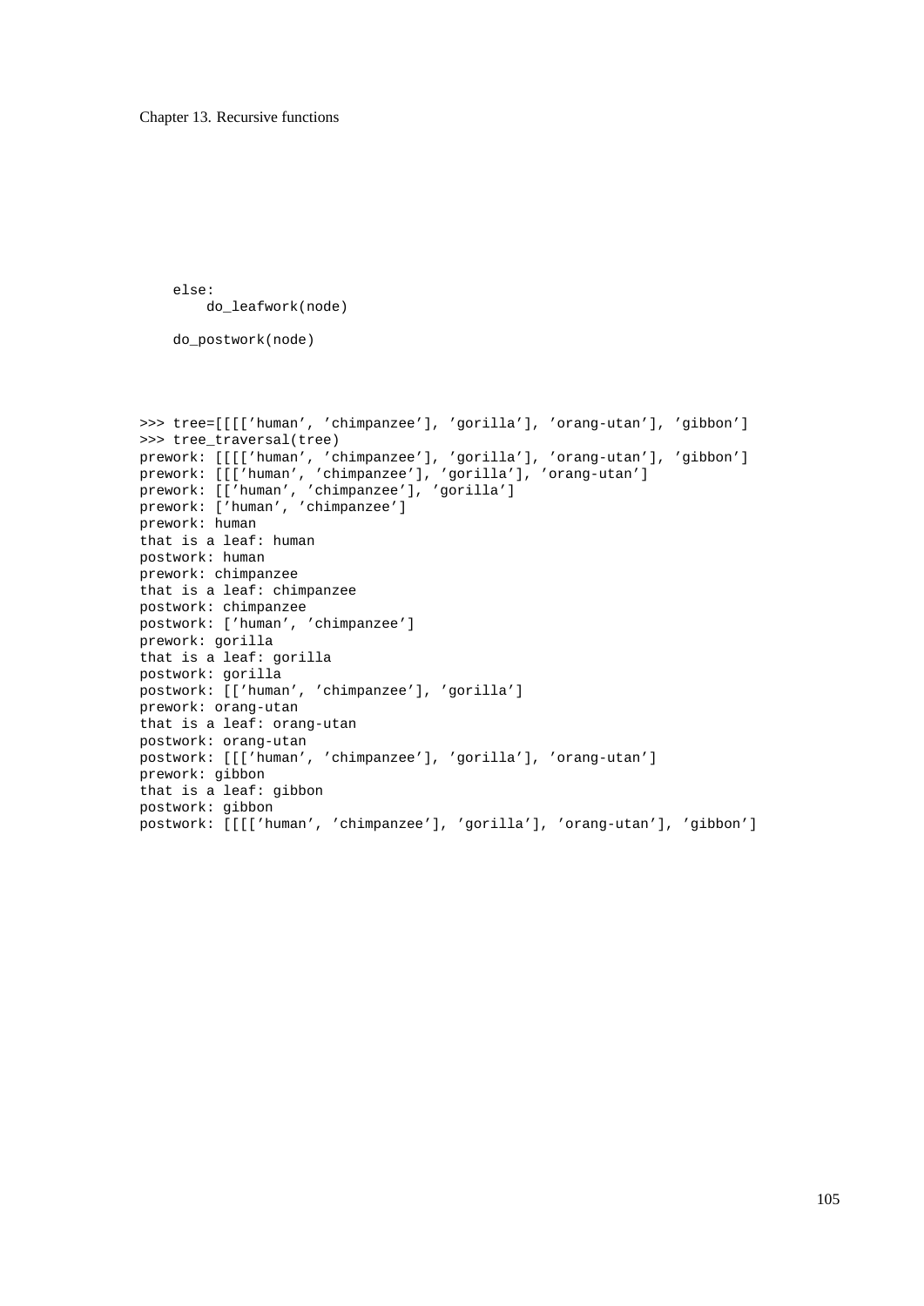```
    else:
        do_leafwork(node)

    do_postwork(node)
```

```
>>> tree=[[[['human', 'chimpanzee'], 'gorilla'], 'orang-utan'], 'gibbon']
>>> tree_traversal(tree)
prework: [[[['human', 'chimpanzee'], 'gorilla'], 'orang-utan'], 'gibbon']
prework: [[['human', 'chimpanzee'], 'gorilla'], 'orang-utan']
prework: [['human', 'chimpanzee'], 'gorilla']
prework: ['human', 'chimpanzee']
prework: human
that is a leaf: human
postwork: human
prework: chimpanzee
that is a leaf: chimpanzee
postwork: chimpanzee
postwork: ['human', 'chimpanzee']
prework: gorilla
that is a leaf: gorilla
postwork: gorilla
postwork: [['human', 'chimpanzee'], 'gorilla']
prework: orang-utan
that is a leaf: orang-utan
postwork: orang-utan
postwork: [[['human', 'chimpanzee'], 'gorilla'], 'orang-utan']
prework: gibbon
that is a leaf: gibbon
postwork: gibbon
postwork: [[[['human', 'chimpanzee'], 'gorilla'], 'orang-utan'], 'gibbon']
```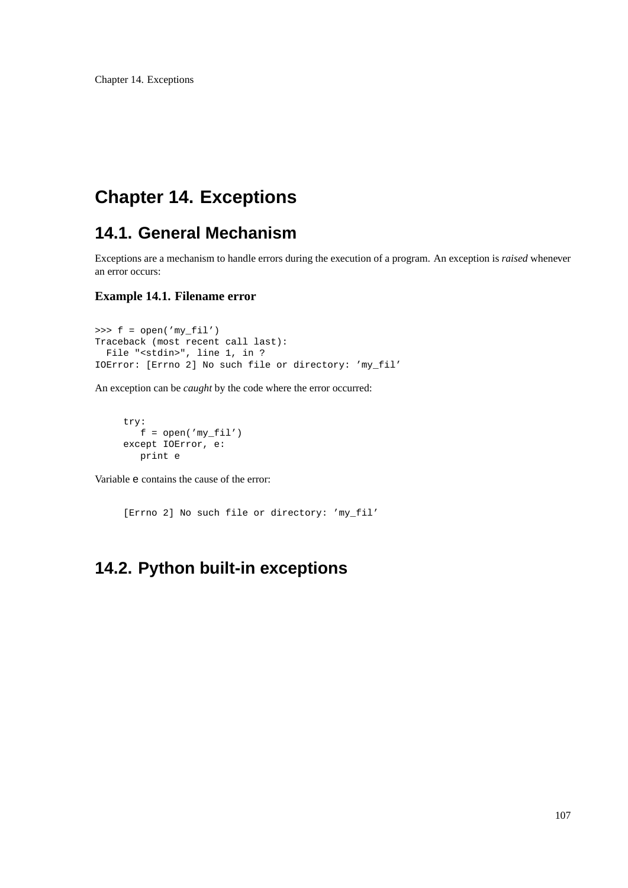# Chapter 14. Exceptions

## 14.1. General Mechanism

Exceptions are a mechanism to handle errors during the execution of a program. An exception is *raised* whenever an error occurs:

### Example 14.1. Filename error

```
>>> f = open('my_fil')
Traceback (most recent call last):
  File "<stdin>", line 1, in ?
IOError: [Errno 2] No such file or directory: 'my_fil'
```

An exception can be *caught* by the code where the error occurred:

```
try:
   f = open('my_fil')
except IOError, e:
   print e
```

Variable `e` contains the cause of the error:

```
[Errno 2] No such file or directory: 'my_fil'
```

## 14.2. Python built-in exceptions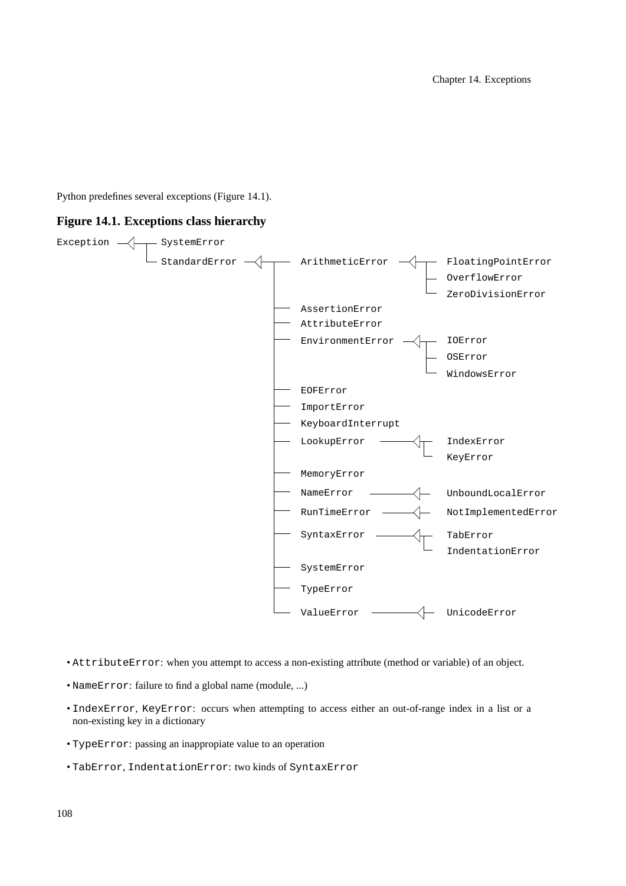Python predefines several exceptions (Figure 14.1).

**Figure 14.1. Exceptions class hierarchy**

```
Exception ─<├── SystemError
            └── StandardError ─<┬── ArithmeticError ─<┬── FloatingPointError
                                │                     ├── OverflowError
                                │                     └── ZeroDivisionError
                                ├── AssertionError
                                ├── AttributeError
                                ├── EnvironmentError ─<┬── IOError
                                │                      ├── OSError
                                │                      └── WindowsError
                                ├── EOFError
                                ├── ImportError
                                ├── KeyboardInterrupt
                                ├── LookupError ─<┬── IndexError
                                │                 └── KeyError
                                ├── MemoryError
                                ├── NameError ─<── UnboundLocalError
                                ├── RunTimeError ─<── NotImplementedError
                                ├── SyntaxError ─<┬── TabError
                                │                 └── IndentationError
                                ├── SystemError
                                ├── TypeError
                                └── ValueError ─<── UnicodeError
```

- `AttributeError`: when you attempt to access a non-existing attribute (method or variable) of an object.
- `NameError`: failure to find a global name (module, ...)
- `IndexError`, `KeyError`: occurs when attempting to access either an out-of-range index in a list or a non-existing key in a dictionary
- `TypeError`: passing an inappropiate value to an operation
- `TabError`, `IndentationError`: two kinds of `SyntaxError`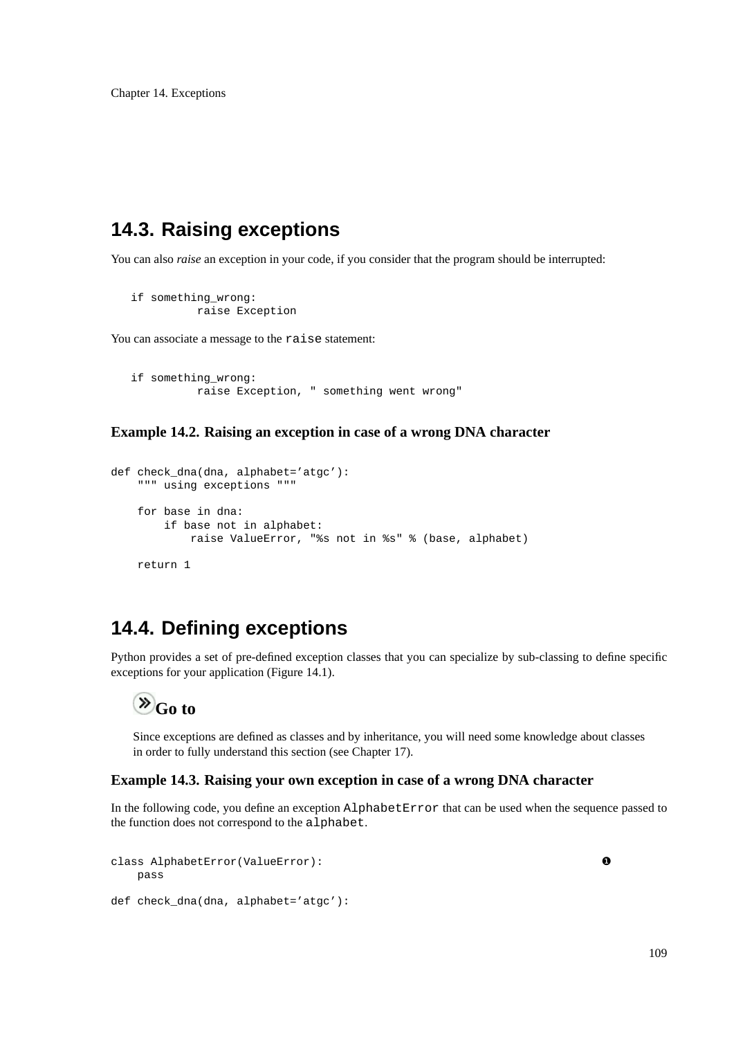## 14.3. Raising exceptions

You can also *raise* an exception in your code, if you consider that the program should be interrupted:

```
if something_wrong:
        raise Exception
```

You can associate a message to the `raise` statement:

```
if something_wrong:
        raise Exception, " something went wrong"
```

**Example 14.2. Raising an exception in case of a wrong DNA character**

```
def check_dna(dna, alphabet='atgc'):
    """ using exceptions """

    for base in dna:
        if base not in alphabet:
            raise ValueError, "%s not in %s" % (base, alphabet)

    return 1
```

## 14.4. Defining exceptions

Python provides a set of pre-defined exception classes that you can specialize by sub-classing to define specific exceptions for your application (Figure 14.1).

> **Go to**
>
> Since exceptions are defined as classes and by inheritance, you will need some knowledge about classes in order to fully understand this section (see Chapter 17).

**Example 14.3. Raising your own exception in case of a wrong DNA character**

In the following code, you define an exception `AlphabetError` that can be used when the sequence passed to the function does not correspond to the `alphabet`.

```
class AlphabetError(ValueError):                                        ❶
    pass

def check_dna(dna, alphabet='atgc'):
```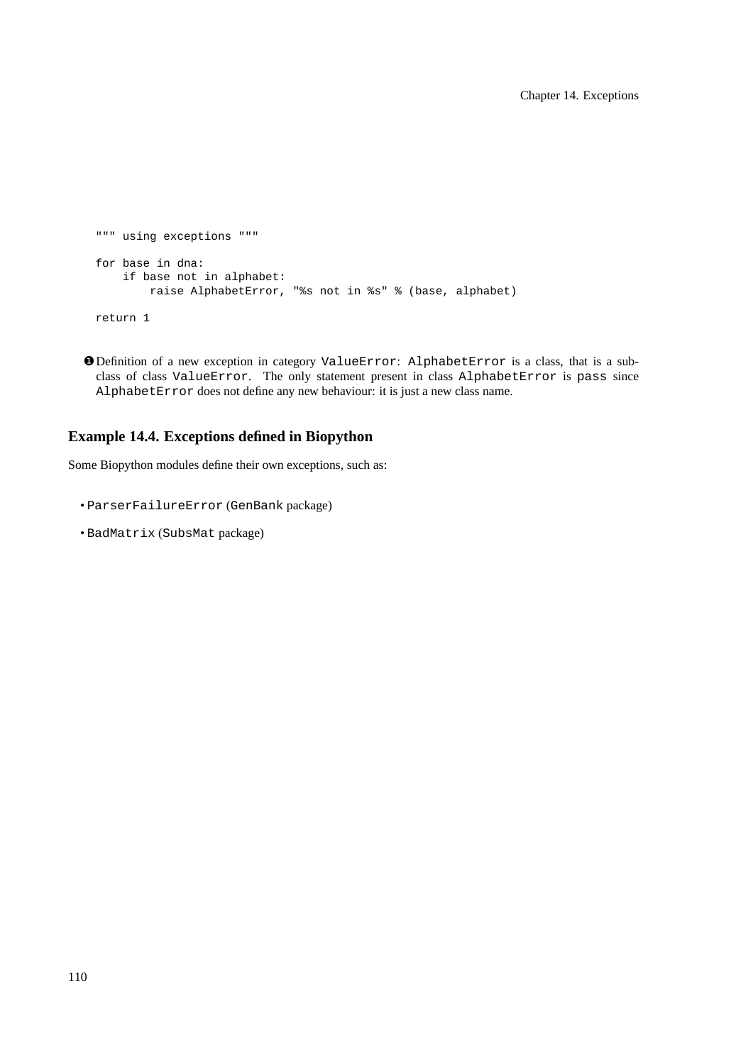```
    """ using exceptions """

    for base in dna:
        if base not in alphabet:
            raise AlphabetError, "%s not in %s" % (base, alphabet)

    return 1
```

❶ Definition of a new exception in category `ValueError`: `AlphabetError` is a class, that is a sub-class of class `ValueError`. The only statement present in class `AlphabetError` is `pass` since `AlphabetError` does not define any new behaviour: it is just a new class name.

### Example 14.4. Exceptions defined in Biopython

Some Biopython modules define their own exceptions, such as:

- `ParserFailureError` (`GenBank` package)
- `BadMatrix` (`SubsMat` package)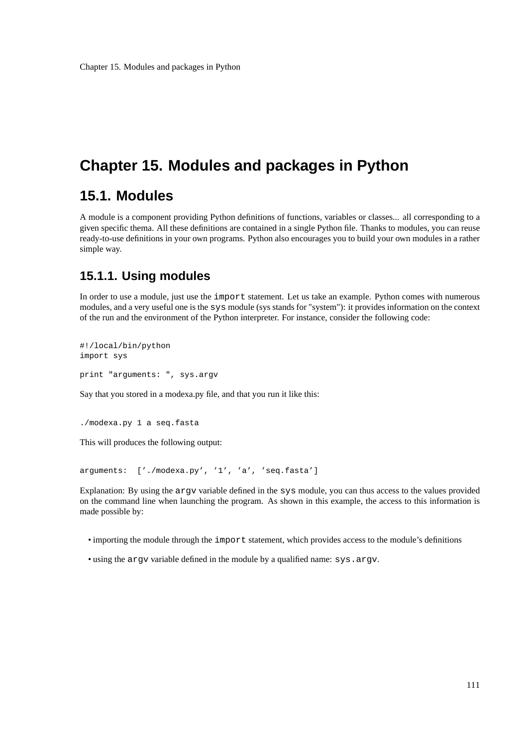# Chapter 15. Modules and packages in Python

## 15.1. Modules

A module is a component providing Python definitions of functions, variables or classes... all corresponding to a given specific thema. All these definitions are contained in a single Python file. Thanks to modules, you can reuse ready-to-use definitions in your own programs. Python also encourages you to build your own modules in a rather simple way.

### 15.1.1. Using modules

In order to use a module, just use the `import` statement. Let us take an example. Python comes with numerous modules, and a very useful one is the `sys` module (sys stands for "system"): it provides information on the context of the run and the environment of the Python interpreter. For instance, consider the following code:

```
#!/local/bin/python
import sys

print "arguments: ", sys.argv
```

Say that you stored in a modexa.py file, and that you run it like this:

```
./modexa.py 1 a seq.fasta
```

This will produces the following output:

```
arguments:  ['./modexa.py', '1', 'a', 'seq.fasta']
```

Explanation: By using the `argv` variable defined in the `sys` module, you can thus access to the values provided on the command line when launching the program. As shown in this example, the access to this information is made possible by:

- importing the module through the `import` statement, which provides access to the module's definitions
- using the `argv` variable defined in the module by a qualified name: `sys.argv`.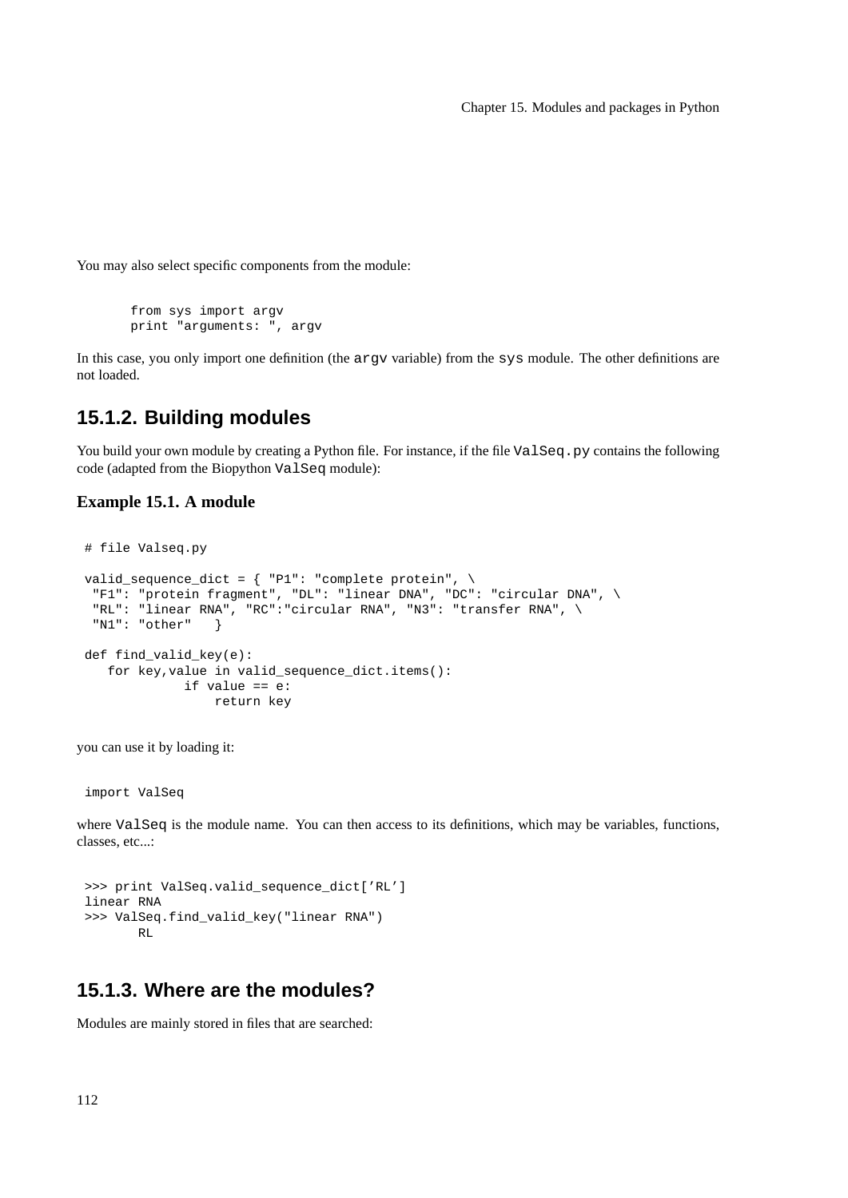You may also select specific components from the module:

```
from sys import argv
print "arguments: ", argv
```

In this case, you only import one definition (the `argv` variable) from the `sys` module. The other definitions are not loaded.

## 15.1.2. Building modules

You build your own module by creating a Python file. For instance, if the file `ValSeq.py` contains the following code (adapted from the Biopython `ValSeq` module):

### Example 15.1. A module

```
# file Valseq.py

valid_sequence_dict = { "P1": "complete protein", \
 "F1": "protein fragment", "DL": "linear DNA", "DC": "circular DNA", \
 "RL": "linear RNA", "RC":"circular RNA", "N3": "transfer RNA", \
 "N1": "other"   }

def find_valid_key(e):
   for key,value in valid_sequence_dict.items():
            if value == e:
                return key
```

you can use it by loading it:

```
import ValSeq
```

where `ValSeq` is the module name. You can then access to its definitions, which may be variables, functions, classes, etc...:

```
>>> print ValSeq.valid_sequence_dict['RL']
linear RNA
>>> ValSeq.find_valid_key("linear RNA")
       RL
```

## 15.1.3. Where are the modules?

Modules are mainly stored in files that are searched: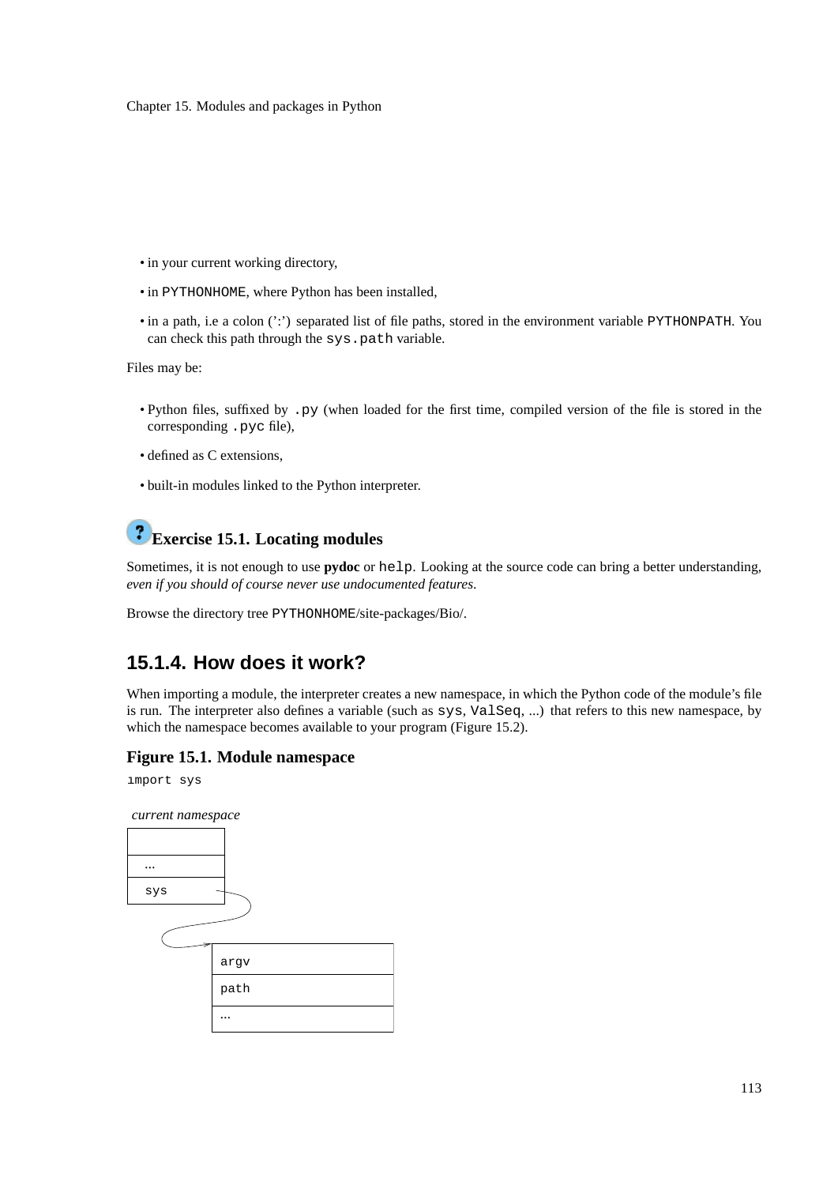- in your current working directory,
- in PYTHONHOME, where Python has been installed,
- in a path, i.e a colon (':') separated list of file paths, stored in the environment variable PYTHONPATH. You can check this path through the sys.path variable.

Files may be:

- Python files, suffixed by .py (when loaded for the first time, compiled version of the file is stored in the corresponding .pyc file),
- defined as C extensions,
- built-in modules linked to the Python interpreter.

### Exercise 15.1. Locating modules

Sometimes, it is not enough to use **pydoc** or help. Looking at the source code can bring a better understanding, *even if you should of course never use undocumented features.*

Browse the directory tree PYTHONHOME/site-packages/Bio/.

## 15.1.4. How does it work?

When importing a module, the interpreter creates a new namespace, in which the Python code of the module's file is run. The interpreter also defines a variable (such as sys, ValSeq, ...) that refers to this new namespace, by which the namespace becomes available to your program (Figure 15.2).

### Figure 15.1. Module namespace

```
import sys
```

*current namespace*

| |
|---|
| ... |
| sys |

| |
|---|
| argv |
| path |
| ... |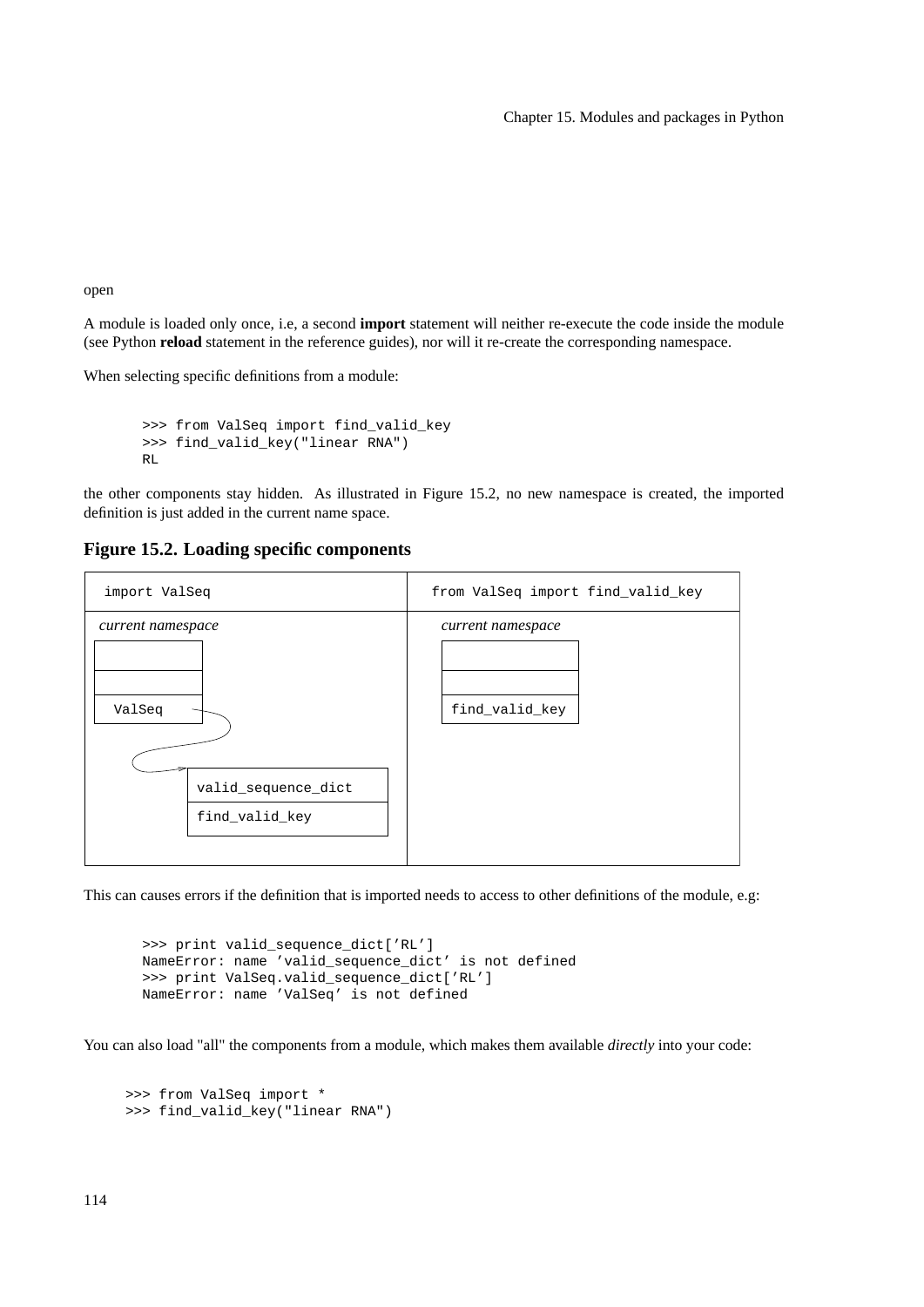open

A module is loaded only once, i.e, a second **import** statement will neither re-execute the code inside the module (see Python **reload** statement in the reference guides), nor will it re-create the corresponding namespace.

When selecting specific definitions from a module:

```
>>> from ValSeq import find_valid_key
>>> find_valid_key("linear RNA")
RL
```

the other components stay hidden. As illustrated in Figure 15.2, no new namespace is created, the imported definition is just added in the current name space.

**Figure 15.2. Loading specific components**

| import ValSeq | from ValSeq import find_valid_key |
|---|---|
| *current namespace*: ValSeq → valid_sequence_dict, find_valid_key | *current namespace*: find_valid_key |

This can causes errors if the definition that is imported needs to access to other definitions of the module, e.g:

```
>>> print valid_sequence_dict['RL']
NameError: name 'valid_sequence_dict' is not defined
>>> print ValSeq.valid_sequence_dict['RL']
NameError: name 'ValSeq' is not defined
```

You can also load "all" the components from a module, which makes them available *directly* into your code:

```
>>> from ValSeq import *
>>> find_valid_key("linear RNA")
```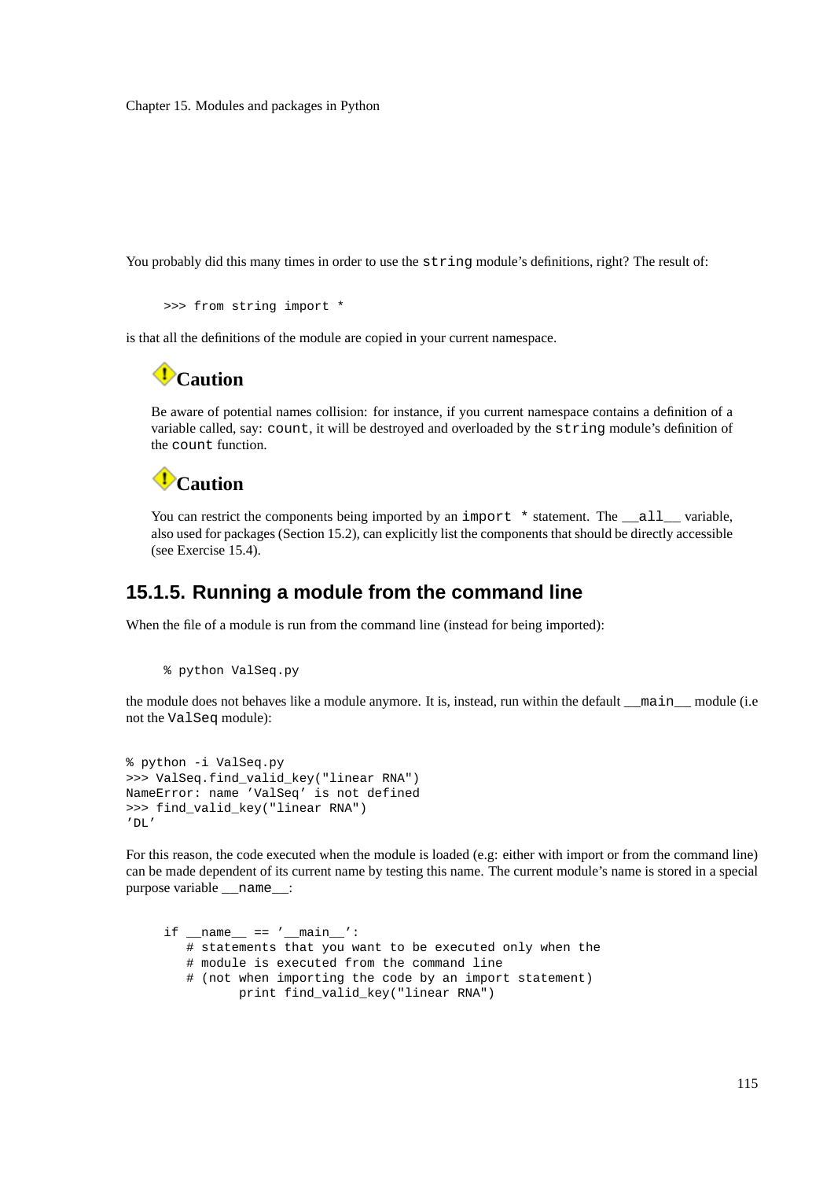You probably did this many times in order to use the `string` module's definitions, right? The result of:

```
>>> from string import *
```

is that all the definitions of the module are copied in your current namespace.

> **Caution**
>
> Be aware of potential names collision: for instance, if you current namespace contains a definition of a variable called, say: `count`, it will be destroyed and overloaded by the `string` module's definition of the `count` function.

> **Caution**
>
> You can restrict the components being imported by an `import *` statement. The `__all__` variable, also used for packages (Section 15.2), can explicitly list the components that should be directly accessible (see Exercise 15.4).

### 15.1.5. Running a module from the command line

When the file of a module is run from the command line (instead for being imported):

```
% python ValSeq.py
```

the module does not behaves like a module anymore. It is, instead, run within the default `__main__` module (i.e not the `ValSeq` module):

```
% python -i ValSeq.py
>>> ValSeq.find_valid_key("linear RNA")
NameError: name 'ValSeq' is not defined
>>> find_valid_key("linear RNA")
'DL'
```

For this reason, the code executed when the module is loaded (e.g: either with import or from the command line) can be made dependent of its current name by testing this name. The current module's name is stored in a special purpose variable `__name__`:

```
if __name__ == '__main__':
   # statements that you want to be executed only when the
   # module is executed from the command line
   # (not when importing the code by an import statement)
         print find_valid_key("linear RNA")
```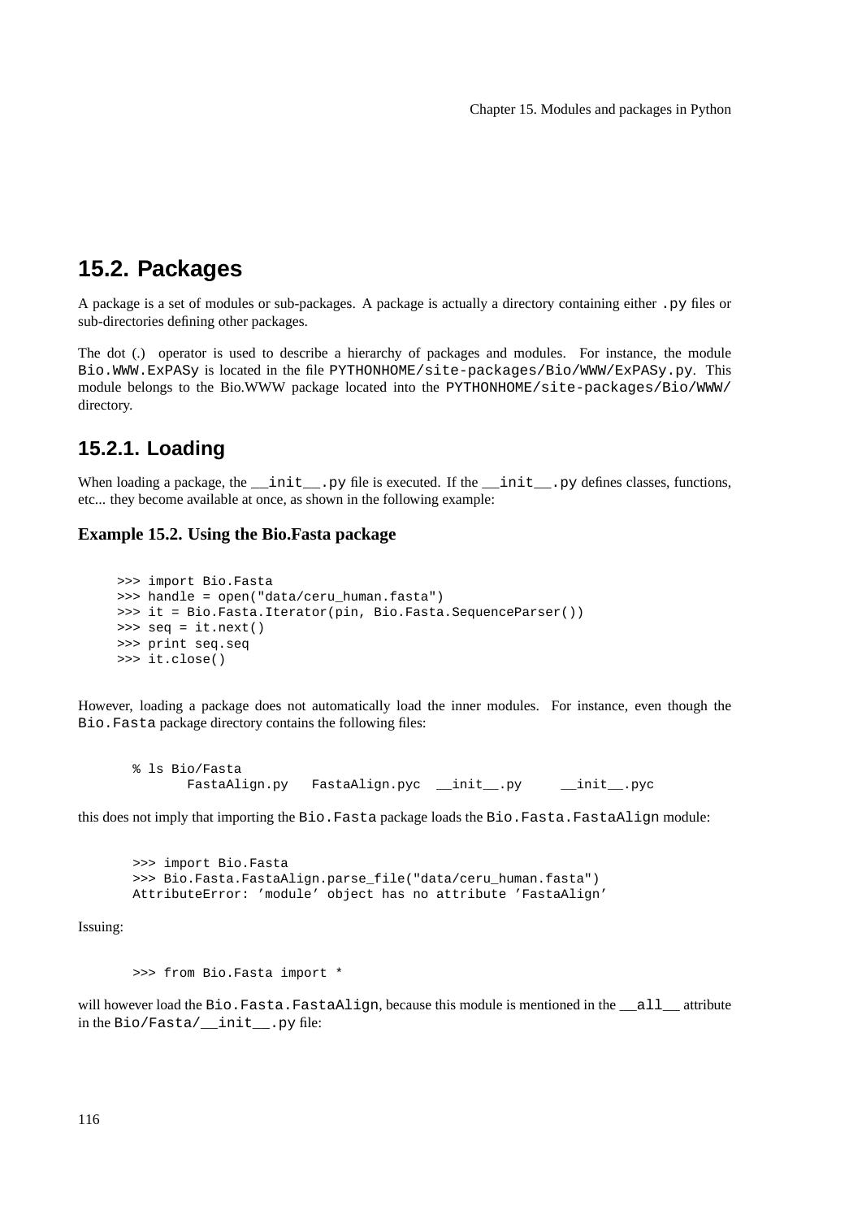## 15.2. Packages

A package is a set of modules or sub-packages. A package is actually a directory containing either `.py` files or sub-directories defining other packages.

The dot (.) operator is used to describe a hierarchy of packages and modules. For instance, the module `Bio.WWW.ExPASy` is located in the file `PYTHONHOME/site-packages/Bio/WWW/ExPASy.py`. This module belongs to the Bio.WWW package located into the `PYTHONHOME/site-packages/Bio/WWW/` directory.

### 15.2.1. Loading

When loading a package, the `__init__.py` file is executed. If the `__init__.py` defines classes, functions, etc... they become available at once, as shown in the following example:

**Example 15.2. Using the Bio.Fasta package**

```
>>> import Bio.Fasta
>>> handle = open("data/ceru_human.fasta")
>>> it = Bio.Fasta.Iterator(pin, Bio.Fasta.SequenceParser())
>>> seq = it.next()
>>> print seq.seq
>>> it.close()
```

However, loading a package does not automatically load the inner modules. For instance, even though the `Bio.Fasta` package directory contains the following files:

```
% ls Bio/Fasta
      FastaAlign.py   FastaAlign.pyc  __init__.py     __init__.pyc
```

this does not imply that importing the `Bio.Fasta` package loads the `Bio.Fasta.FastaAlign` module:

```
>>> import Bio.Fasta
>>> Bio.Fasta.FastaAlign.parse_file("data/ceru_human.fasta")
AttributeError: 'module' object has no attribute 'FastaAlign'
```

Issuing:

```
>>> from Bio.Fasta import *
```

will however load the `Bio.Fasta.FastaAlign`, because this module is mentioned in the `__all__` attribute in the `Bio/Fasta/__init__.py` file: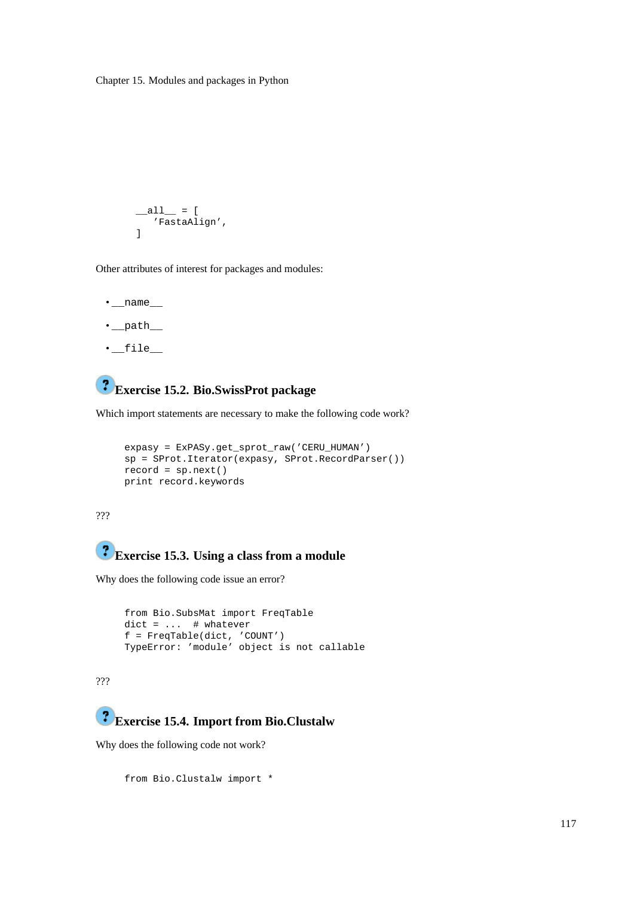```
__all__ = [
   'FastaAlign',
]
```

Other attributes of interest for packages and modules:

- `__name__`
- `__path__`
- `__file__`

### Exercise 15.2. Bio.SwissProt package

Which import statements are necessary to make the following code work?

```
expasy = ExPASy.get_sprot_raw('CERU_HUMAN')
sp = SProt.Iterator(expasy, SProt.RecordParser())
record = sp.next()
print record.keywords
```

???

### Exercise 15.3. Using a class from a module

Why does the following code issue an error?

```
from Bio.SubsMat import FreqTable
dict = ...  # whatever
f = FreqTable(dict, 'COUNT')
TypeError: 'module' object is not callable
```

???

### Exercise 15.4. Import from Bio.Clustalw

Why does the following code not work?

```
from Bio.Clustalw import *
```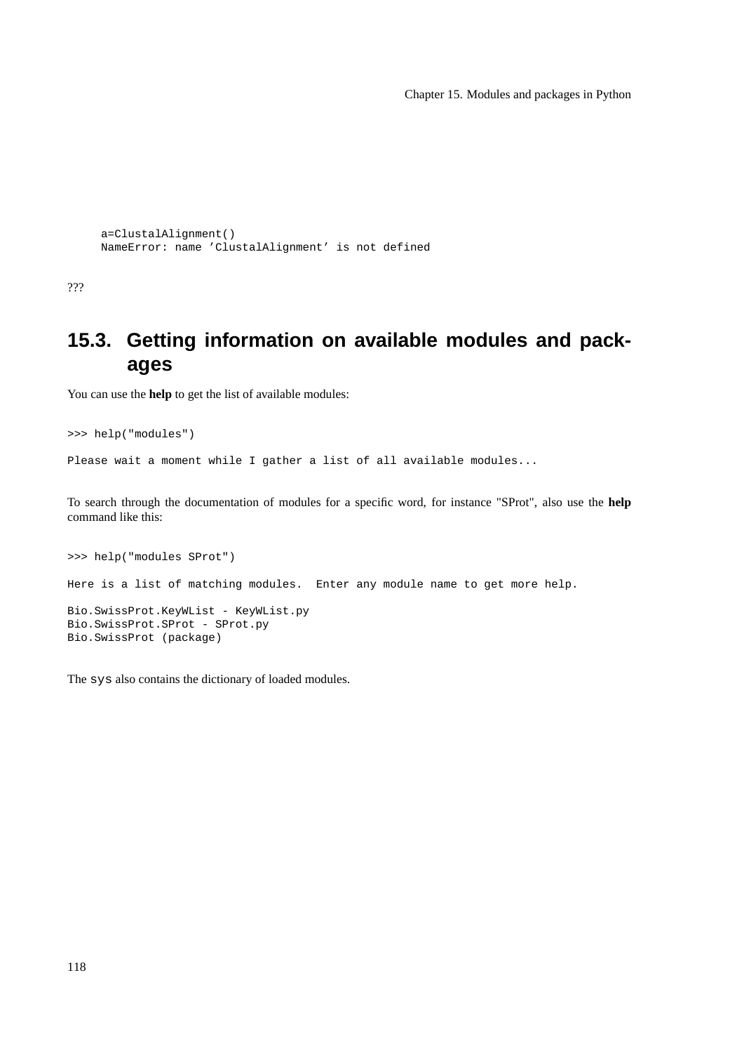```
a=ClustalAlignment()
NameError: name ’ClustalAlignment’ is not defined
```

???

## 15.3. Getting information on available modules and packages

You can use the **help** to get the list of available modules:

```
>>> help("modules")

Please wait a moment while I gather a list of all available modules...
```

To search through the documentation of modules for a specific word, for instance "SProt", also use the **help** command like this:

```
>>> help("modules SProt")

Here is a list of matching modules.  Enter any module name to get more help.

Bio.SwissProt.KeyWList - KeyWList.py
Bio.SwissProt.SProt - SProt.py
Bio.SwissProt (package)
```

The `sys` also contains the dictionary of loaded modules.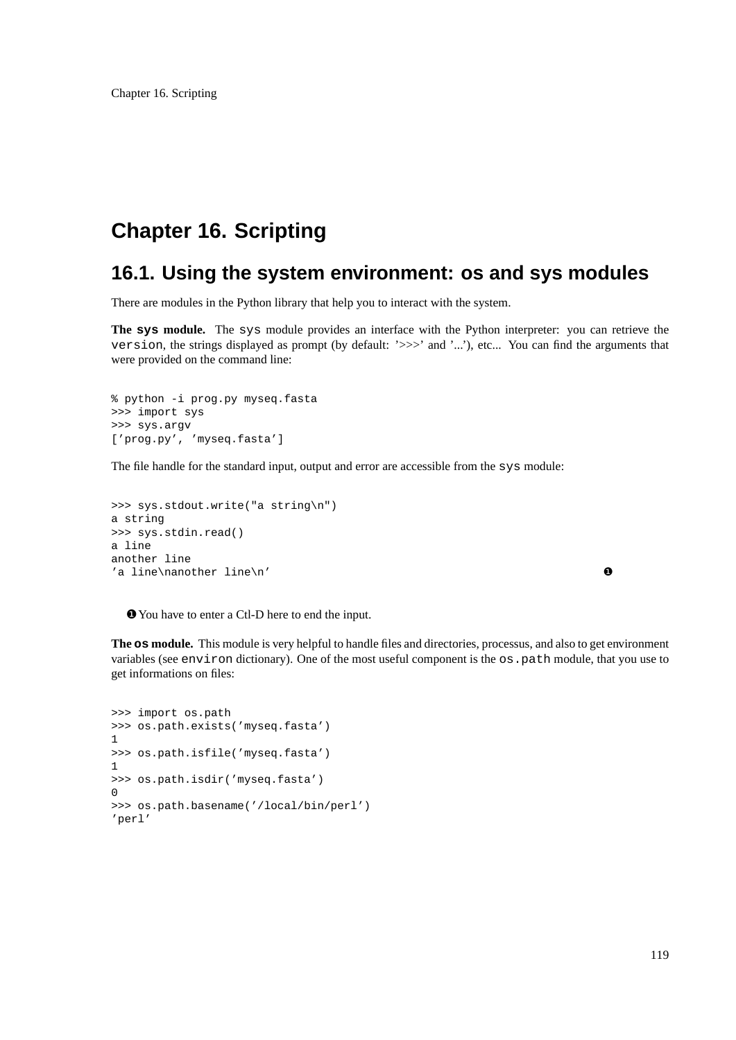# Chapter 16. Scripting

## 16.1. Using the system environment: os and sys modules

There are modules in the Python library that help you to interact with the system.

**The `sys` module.** The `sys` module provides an interface with the Python interpreter: you can retrieve the `version`, the strings displayed as prompt (by default: '>>>' and '...'), etc... You can find the arguments that were provided on the command line:

```
% python -i prog.py myseq.fasta
>>> import sys
>>> sys.argv
['prog.py', 'myseq.fasta']
```

The file handle for the standard input, output and error are accessible from the `sys` module:

```
>>> sys.stdout.write("a string\n")
a string
>>> sys.stdin.read()
a line
another line
'a line\nanother line\n'                                          ❶
```

❶ You have to enter a Ctl-D here to end the input.

**The `os` module.** This module is very helpful to handle files and directories, processus, and also to get environment variables (see `environ` dictionary). One of the most useful component is the `os.path` module, that you use to get informations on files:

```
>>> import os.path
>>> os.path.exists('myseq.fasta')
1
>>> os.path.isfile('myseq.fasta')
1
>>> os.path.isdir('myseq.fasta')
0
>>> os.path.basename('/local/bin/perl')
'perl'
```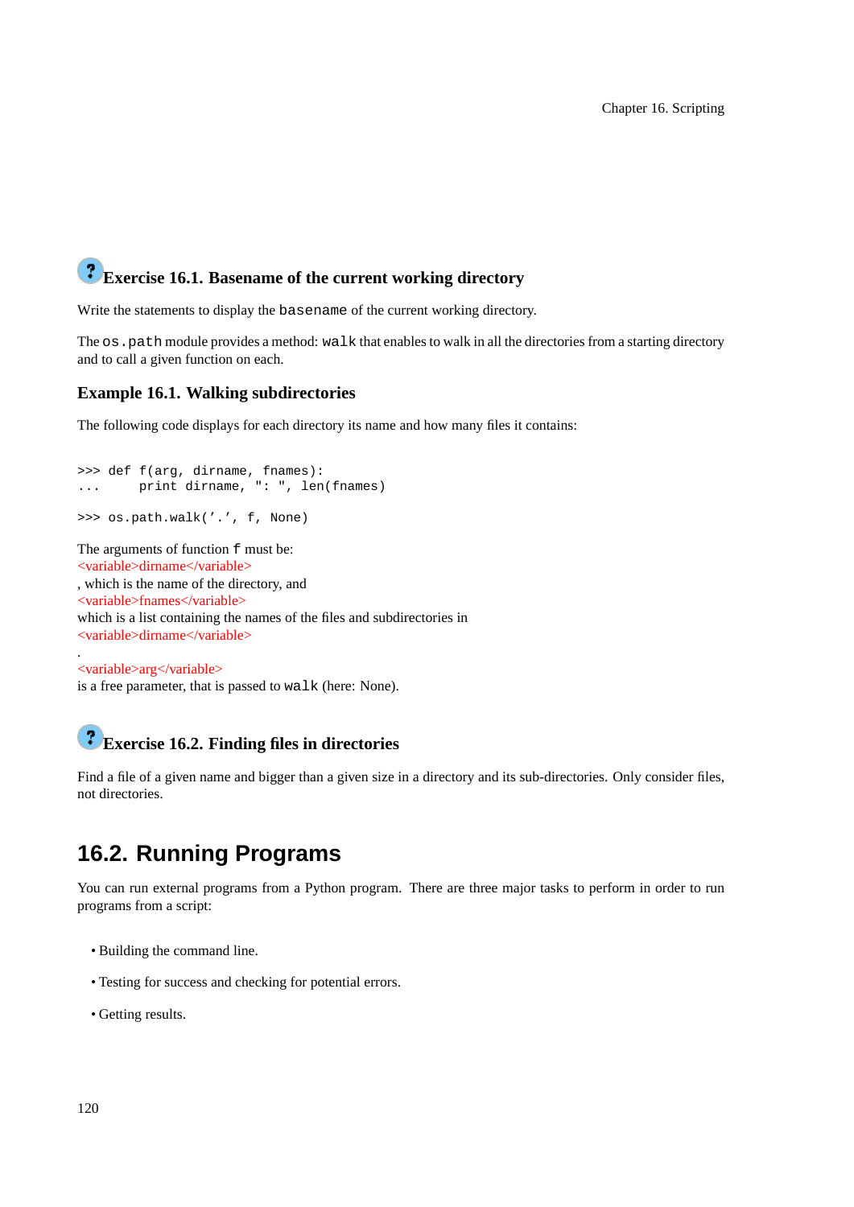### Exercise 16.1. Basename of the current working directory

Write the statements to display the `basename` of the current working directory.

The `os.path` module provides a method: `walk` that enables to walk in all the directories from a starting directory and to call a given function on each.

### Example 16.1. Walking subdirectories

The following code displays for each directory its name and how many files it contains:

```
>>> def f(arg, dirname, fnames):
...     print dirname, ": ", len(fnames)

>>> os.path.walk('.', f, None)
```

The arguments of function `f` must be:
<variable>dirname</variable>
, which is the name of the directory, and
<variable>fnames</variable>
which is a list containing the names of the files and subdirectories in
<variable>dirname</variable>
.
<variable>arg</variable>
is a free parameter, that is passed to `walk` (here: None).

### Exercise 16.2. Finding files in directories

Find a file of a given name and bigger than a given size in a directory and its sub-directories. Only consider files, not directories.

## 16.2. Running Programs

You can run external programs from a Python program. There are three major tasks to perform in order to run programs from a script:

- Building the command line.
- Testing for success and checking for potential errors.
- Getting results.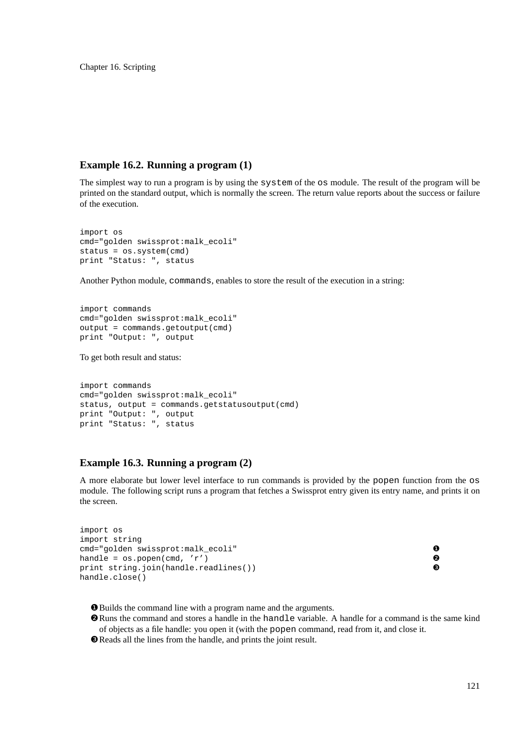### Example 16.2. Running a program (1)

The simplest way to run a program is by using the `system` of the `os` module. The result of the program will be printed on the standard output, which is normally the screen. The return value reports about the success or failure of the execution.

```
import os
cmd="golden swissprot:malk_ecoli"
status = os.system(cmd)
print "Status: ", status
```

Another Python module, `commands`, enables to store the result of the execution in a string:

```
import commands
cmd="golden swissprot:malk_ecoli"
output = commands.getoutput(cmd)
print "Output: ", output
```

To get both result and status:

```
import commands
cmd="golden swissprot:malk_ecoli"
status, output = commands.getstatusoutput(cmd)
print "Output: ", output
print "Status: ", status
```

### Example 16.3. Running a program (2)

A more elaborate but lower level interface to run commands is provided by the `popen` function from the `os` module. The following script runs a program that fetches a Swissprot entry given its entry name, and prints it on the screen.

```
import os
import string
cmd="golden swissprot:malk_ecoli"                    ❶
handle = os.popen(cmd, ’r’)                          ❷
print string.join(handle.readlines())                ❸
handle.close()
```

❶ Builds the command line with a program name and the arguments.

❷ Runs the command and stores a handle in the `handle` variable. A handle for a command is the same kind of objects as a file handle: you open it (with the `popen` command, read from it, and close it.

❸ Reads all the lines from the handle, and prints the joint result.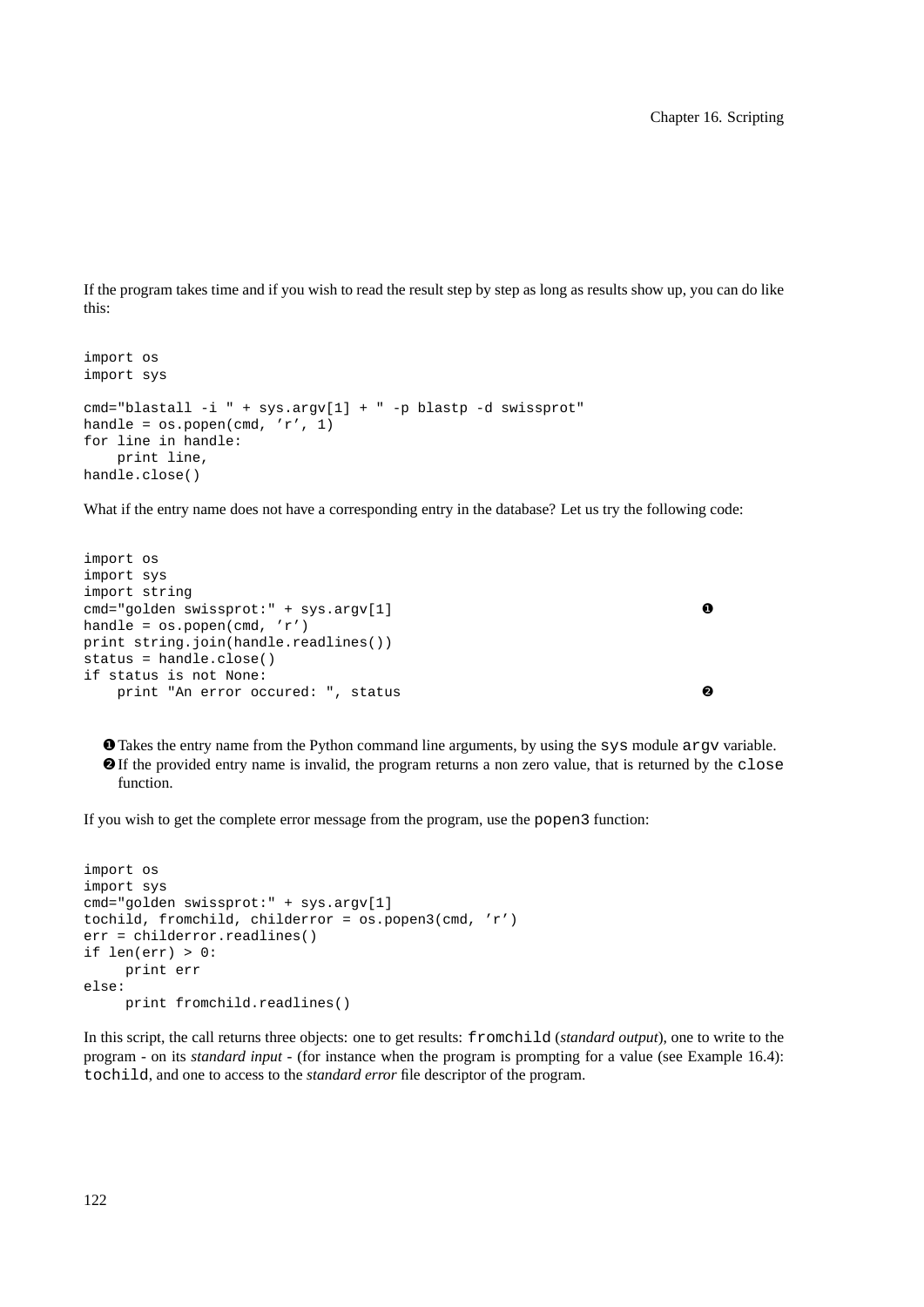If the program takes time and if you wish to read the result step by step as long as results show up, you can do like this:

```
import os
import sys

cmd="blastall -i " + sys.argv[1] + " -p blastp -d swissprot"
handle = os.popen(cmd, 'r', 1)
for line in handle:
    print line,
handle.close()
```

What if the entry name does not have a corresponding entry in the database? Let us try the following code:

```
import os
import sys
import string
cmd="golden swissprot:" + sys.argv[1]                                    ❶
handle = os.popen(cmd, 'r')
print string.join(handle.readlines())
status = handle.close()
if status is not None:
    print "An error occured: ", status                                   ❷
```

❶ Takes the entry name from the Python command line arguments, by using the `sys` module `argv` variable.

❷ If the provided entry name is invalid, the program returns a non zero value, that is returned by the `close` function.

If you wish to get the complete error message from the program, use the `popen3` function:

```
import os
import sys
cmd="golden swissprot:" + sys.argv[1]
tochild, fromchild, childerror = os.popen3(cmd, 'r')
err = childerror.readlines()
if len(err) > 0:
     print err
else:
     print fromchild.readlines()
```

In this script, the call returns three objects: one to get results: `fromchild` (*standard output*), one to write to the program - on its *standard input* - (for instance when the program is prompting for a value (see Example 16.4): `tochild`, and one to access to the *standard error* file descriptor of the program.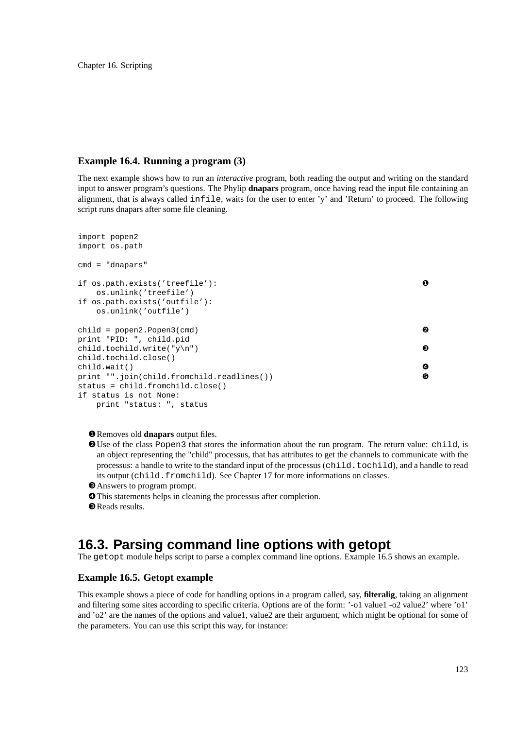### Example 16.4. Running a program (3)

The next example shows how to run an *interactive* program, both reading the output and writing on the standard input to answer program's questions. The Phylip **dnapars** program, once having read the input file containing an alignment, that is always called `infile`, waits for the user to enter 'y' and 'Return' to proceed. The following script runs dnapars after some file cleaning.

```
import popen2
import os.path

cmd = "dnapars"

if os.path.exists('treefile'):                                          ❶
    os.unlink('treefile')
if os.path.exists('outfile'):
    os.unlink('outfile')

child = popen2.Popen3(cmd)                                              ❷
print "PID: ", child.pid
child.tochild.write("y\n")                                              ❸
child.tochild.close()
child.wait()                                                            ❹
print "".join(child.fromchild.readlines())                              ❺
status = child.fromchild.close()
if status is not None:
    print "status: ", status
```

❶ Removes old **dnapars** output files.

❷ Use of the class `Popen3` that stores the information about the run program. The return value: `child`, is an object representing the "child" processus, that has attributes to get the channels to communicate with the processus: a handle to write to the standard input of the processus (`child.tochild`), and a handle to read its output (`child.fromchild`). See Chapter 17 for more informations on classes.

❸ Answers to program prompt.

❹ This statements helps in cleaning the processus after completion.

❺ Reads results.

## 16.3. Parsing command line options with getopt

The `getopt` module helps script to parse a complex command line options. Example 16.5 shows an example.

### Example 16.5. Getopt example

This example shows a piece of code for handling options in a program called, say, **filteralig**, taking an alignment and filtering some sites according to specific criteria. Options are of the form: '-o1 value1 -o2 value2' where 'o1' and 'o2' are the names of the options and value1, value2 are their argument, which might be optional for some of the parameters. You can use this script this way, for instance: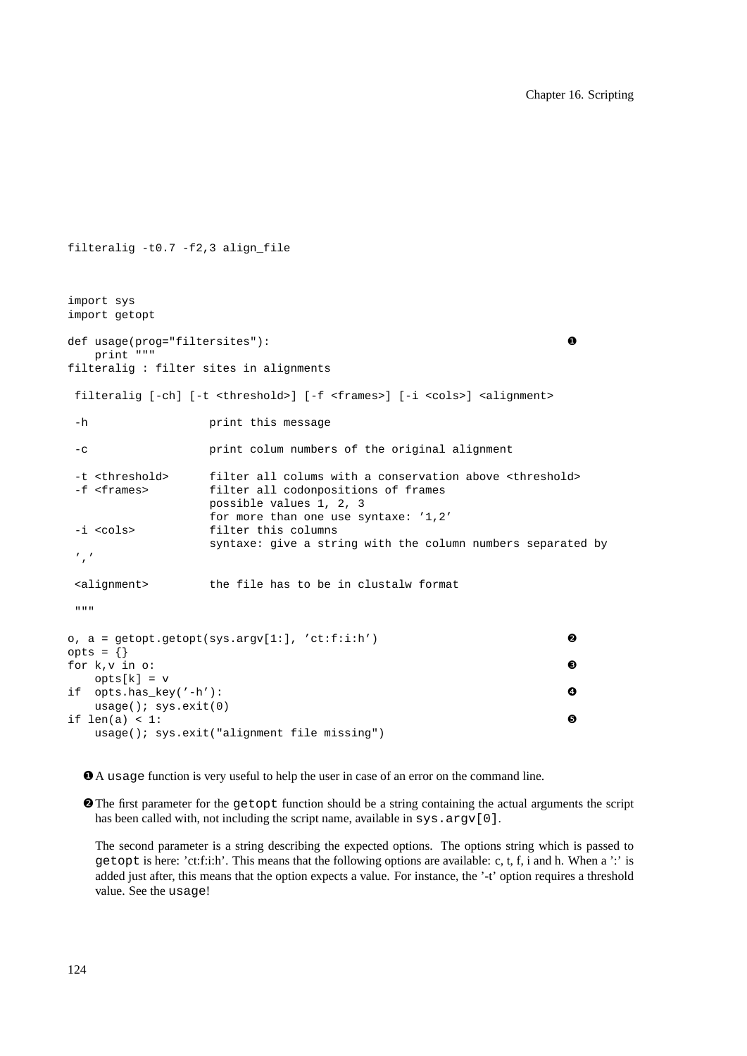```
filteralig -t0.7 -f2,3 align_file
```

```
import sys
import getopt

def usage(prog="filtersites"):                                            ❶
    print """
filteralig : filter sites in alignments

 filteralig [-ch] [-t <threshold>] [-f <frames>] [-i <cols>] <alignment>

 -h                 print this message

 -c                 print colum numbers of the original alignment

 -t <threshold>     filter all colums with a conservation above <threshold>
 -f <frames>        filter all codonpositions of frames
                    possible values 1, 2, 3
                    for more than one use syntaxe: '1,2'
 -i <cols>          filter this columns
                    syntaxe: give a string with the column numbers separated by
 ','

 <alignment>        the file has to be in clustalw format

 """

o, a = getopt.getopt(sys.argv[1:], 'ct:f:i:h')                             ❷
opts = {}
for k,v in o:                                                              ❸
    opts[k] = v
if  opts.has_key('-h'):                                                    ❹
    usage(); sys.exit(0)
if len(a) < 1:                                                             ❺
    usage(); sys.exit("alignment file missing")
```

❶ A `usage` function is very useful to help the user in case of an error on the command line.

❷ The first parameter for the `getopt` function should be a string containing the actual arguments the script has been called with, not including the script name, available in `sys.argv[0]`.

The second parameter is a string describing the expected options. The options string which is passed to `getopt` is here: 'ct:f:i:h'. This means that the following options are available: c, t, f, i and h. When a ':' is added just after, this means that the option expects a value. For instance, the '-t' option requires a threshold value. See the `usage`!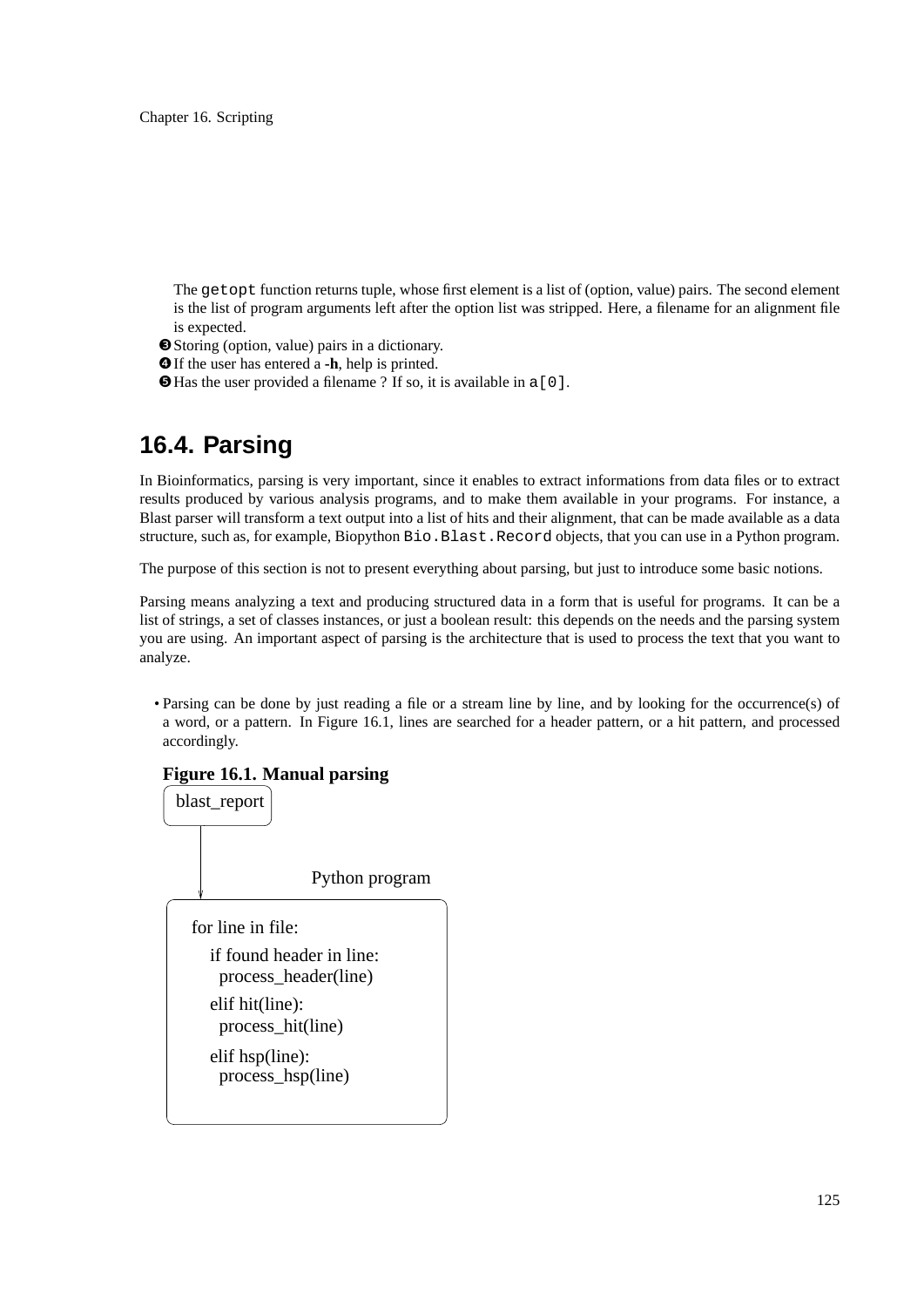The `getopt` function returns tuple, whose first element is a list of (option, value) pairs. The second element is the list of program arguments left after the option list was stripped. Here, a filename for an alignment file is expected.

❸ Storing (option, value) pairs in a dictionary.

❹ If the user has entered a **-h**, help is printed.

❺ Has the user provided a filename ? If so, it is available in `a[0]`.

## 16.4. Parsing

In Bioinformatics, parsing is very important, since it enables to extract informations from data files or to extract results produced by various analysis programs, and to make them available in your programs. For instance, a Blast parser will transform a text output into a list of hits and their alignment, that can be made available as a data structure, such as, for example, Biopython `Bio.Blast.Record` objects, that you can use in a Python program.

The purpose of this section is not to present everything about parsing, but just to introduce some basic notions.

Parsing means analyzing a text and producing structured data in a form that is useful for programs. It can be a list of strings, a set of classes instances, or just a boolean result: this depends on the needs and the parsing system you are using. An important aspect of parsing is the architecture that is used to process the text that you want to analyze.

- Parsing can be done by just reading a file or a stream line by line, and by looking for the occurrence(s) of a word, or a pattern. In Figure 16.1, lines are searched for a header pattern, or a hit pattern, and processed accordingly.

**Figure 16.1. Manual parsing**

blast_report

Python program

for line in file:
if found header in line:
process_header(line)
elif hit(line):
process_hit(line)
elif hsp(line):
process_hsp(line)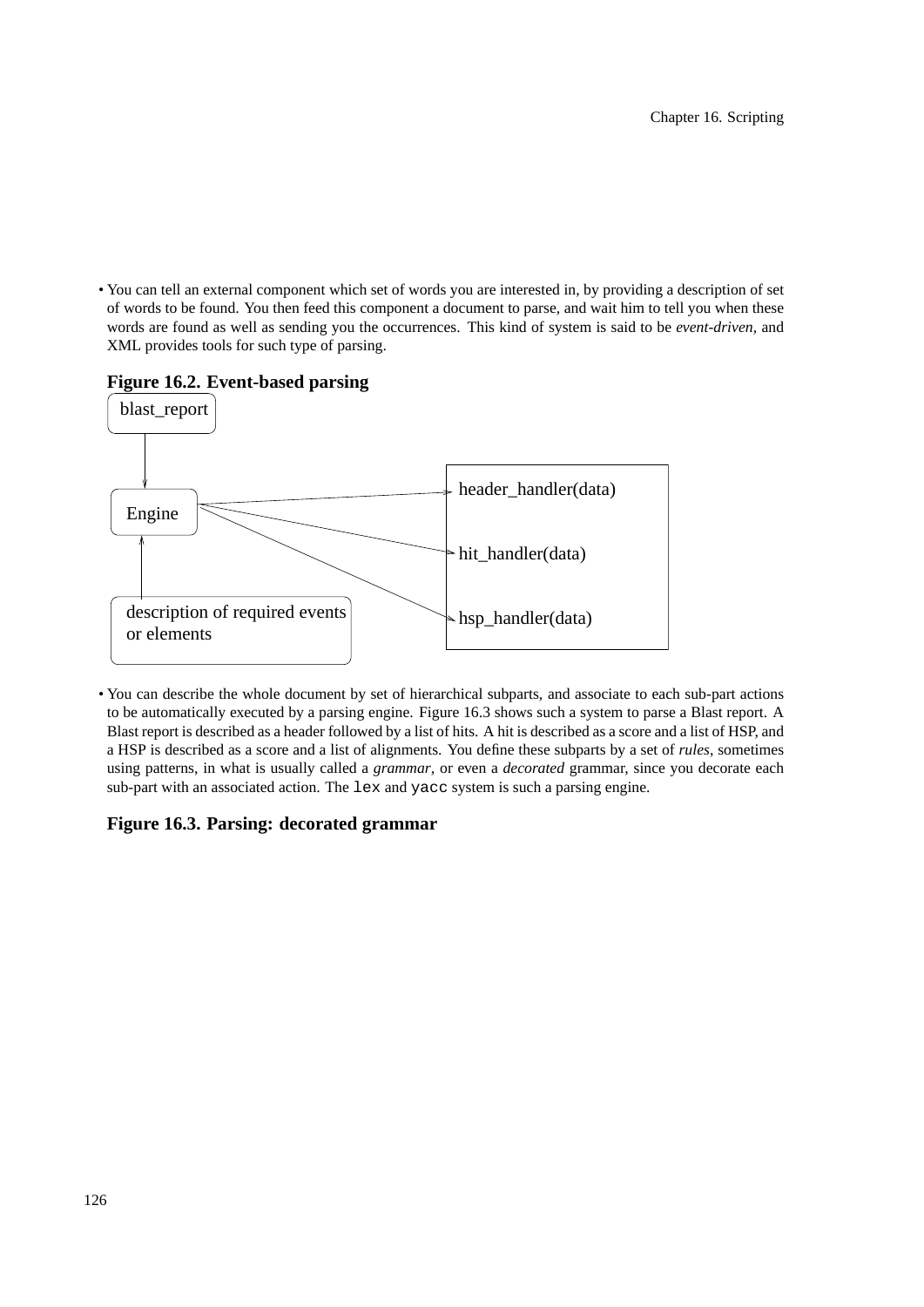- You can tell an external component which set of words you are interested in, by providing a description of set of words to be found. You then feed this component a document to parse, and wait him to tell you when these words are found as well as sending you the occurrences. This kind of system is said to be *event-driven*, and XML provides tools for such type of parsing.

**Figure 16.2. Event-based parsing**

blast_report

Engine

description of required events or elements

header_handler(data)

hit_handler(data)

hsp_handler(data)

- You can describe the whole document by set of hierarchical subparts, and associate to each sub-part actions to be automatically executed by a parsing engine. Figure 16.3 shows such a system to parse a Blast report. A Blast report is described as a header followed by a list of hits. A hit is described as a score and a list of HSP, and a HSP is described as a score and a list of alignments. You define these subparts by a set of *rules*, sometimes using patterns, in what is usually called a *grammar*, or even a *decorated* grammar, since you decorate each sub-part with an associated action. The `lex` and `yacc` system is such a parsing engine.

**Figure 16.3. Parsing: decorated grammar**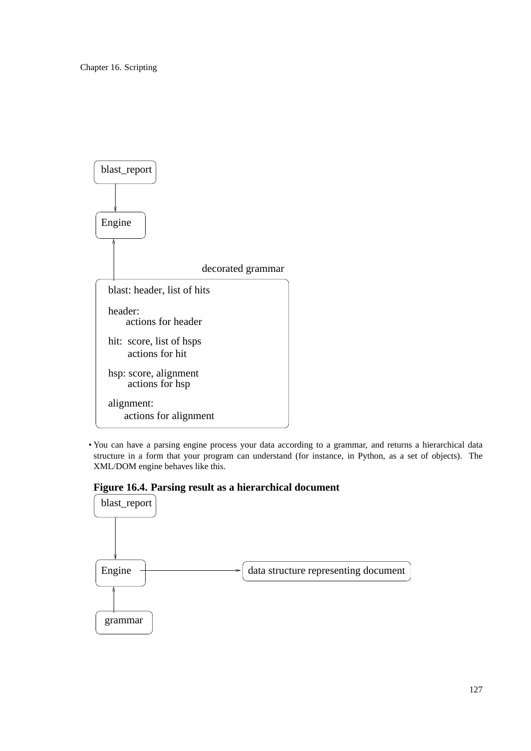blast_report

Engine

decorated grammar

blast: header, list of hits

header:
actions for header

hit: score, list of hsps
actions for hit

hsp: score, alignment
actions for hsp

alignment:
actions for alignment

- You can have a parsing engine process your data according to a grammar, and returns a hierarchical data structure in a form that your program can understand (for instance, in Python, as a set of objects). The XML/DOM engine behaves like this.

**Figure 16.4. Parsing result as a hierarchical document**

blast_report

Engine

data structure representing document

grammar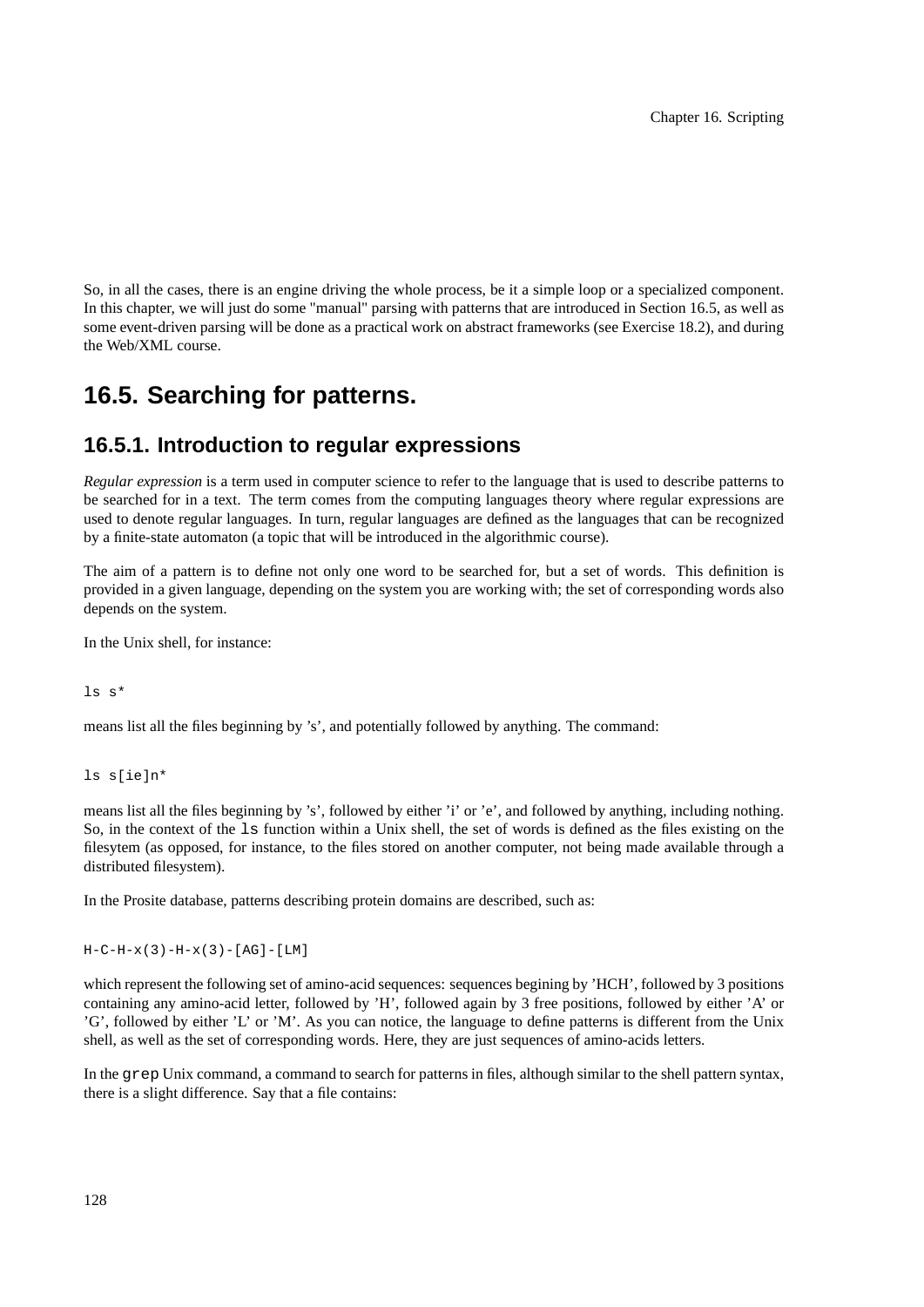So, in all the cases, there is an engine driving the whole process, be it a simple loop or a specialized component. In this chapter, we will just do some "manual" parsing with patterns that are introduced in Section 16.5, as well as some event-driven parsing will be done as a practical work on abstract frameworks (see Exercise 18.2), and during the Web/XML course.

## 16.5. Searching for patterns.

### 16.5.1. Introduction to regular expressions

*Regular expression* is a term used in computer science to refer to the language that is used to describe patterns to be searched for in a text. The term comes from the computing languages theory where regular expressions are used to denote regular languages. In turn, regular languages are defined as the languages that can be recognized by a finite-state automaton (a topic that will be introduced in the algorithmic course).

The aim of a pattern is to define not only one word to be searched for, but a set of words. This definition is provided in a given language, depending on the system you are working with; the set of corresponding words also depends on the system.

In the Unix shell, for instance:

```
ls s*
```

means list all the files beginning by 's', and potentially followed by anything. The command:

```
ls s[ie]n*
```

means list all the files beginning by 's', followed by either 'i' or 'e', and followed by anything, including nothing. So, in the context of the `ls` function within a Unix shell, the set of words is defined as the files existing on the filesytem (as opposed, for instance, to the files stored on another computer, not being made available through a distributed filesystem).

In the Prosite database, patterns describing protein domains are described, such as:

```
H-C-H-x(3)-H-x(3)-[AG]-[LM]
```

which represent the following set of amino-acid sequences: sequences begining by 'HCH', followed by 3 positions containing any amino-acid letter, followed by 'H', followed again by 3 free positions, followed by either 'A' or 'G', followed by either 'L' or 'M'. As you can notice, the language to define patterns is different from the Unix shell, as well as the set of corresponding words. Here, they are just sequences of amino-acids letters.

In the `grep` Unix command, a command to search for patterns in files, although similar to the shell pattern syntax, there is a slight difference. Say that a file contains: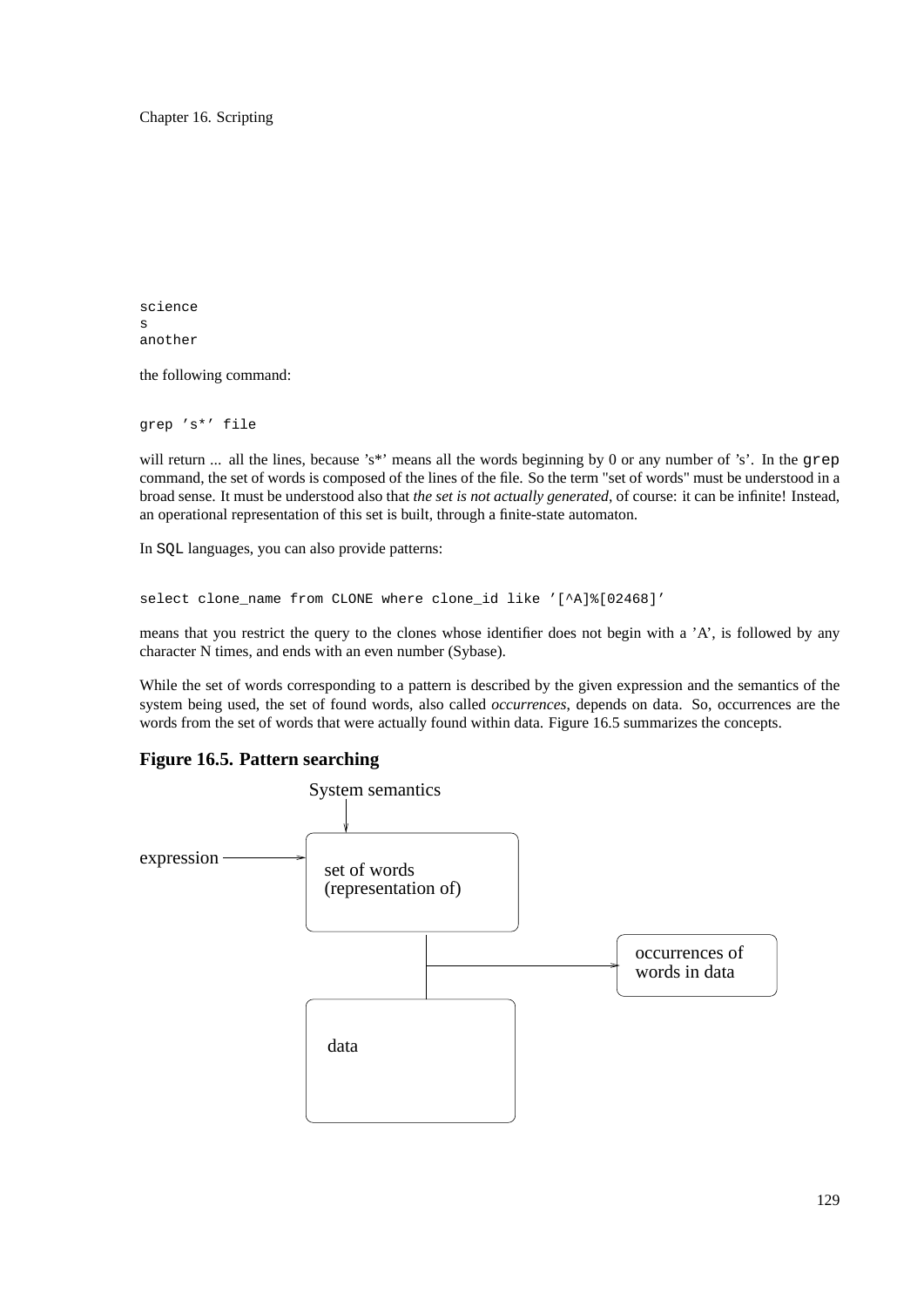```
science
s
another
```

the following command:

```
grep 's*' file
```

will return ... all the lines, because 's*' means all the words beginning by 0 or any number of 's'. In the `grep` command, the set of words is composed of the lines of the file. So the term "set of words" must be understood in a broad sense. It must be understood also that *the set is not actually generated*, of course: it can be infinite! Instead, an operational representation of this set is built, through a finite-state automaton.

In `SQL` languages, you can also provide patterns:

```
select clone_name from CLONE where clone_id like '[^A]%[02468]'
```

means that you restrict the query to the clones whose identifier does not begin with a 'A', is followed by any character N times, and ends with an even number (Sybase).

While the set of words corresponding to a pattern is described by the given expression and the semantics of the system being used, the set of found words, also called *occurrences*, depends on data. So, occurrences are the words from the set of words that were actually found within data. Figure 16.5 summarizes the concepts.

**Figure 16.5. Pattern searching**

System semantics

expression

set of words (representation of)

occurrences of words in data

data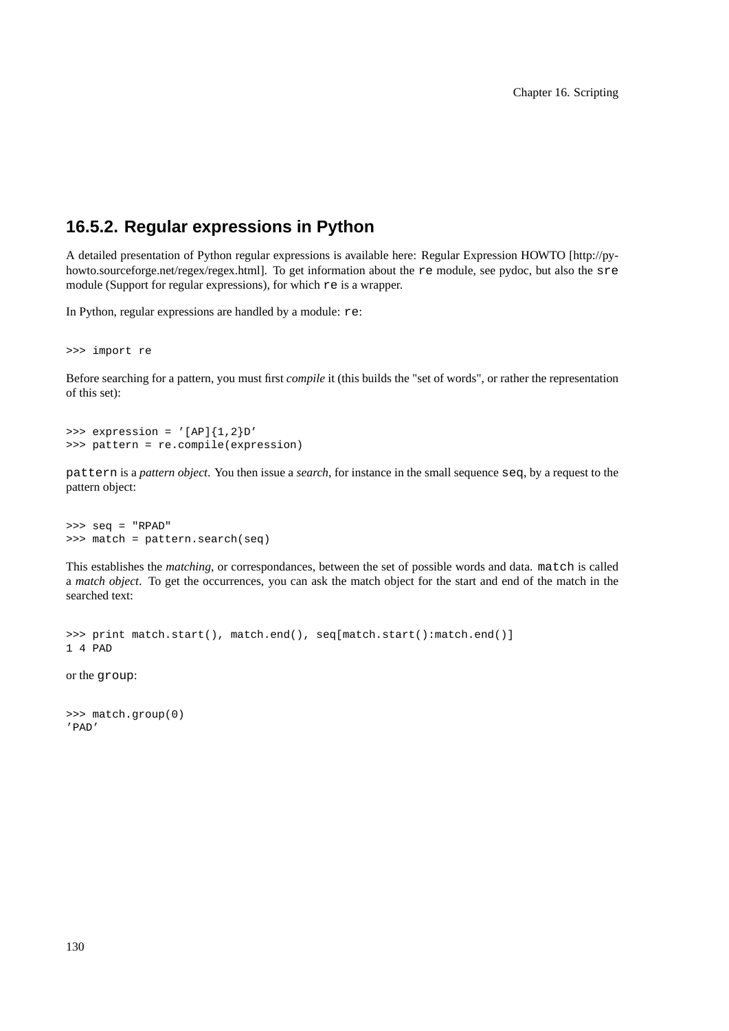### 16.5.2. Regular expressions in Python

A detailed presentation of Python regular expressions is available here: Regular Expression HOWTO [http://py-howto.sourceforge.net/regex/regex.html]. To get information about the `re` module, see pydoc, but also the `sre` module (Support for regular expressions), for which `re` is a wrapper.

In Python, regular expressions are handled by a module: `re`:

```
>>> import re
```

Before searching for a pattern, you must first *compile* it (this builds the "set of words", or rather the representation of this set):

```
>>> expression = '[AP]{1,2}D'
>>> pattern = re.compile(expression)
```

`pattern` is a *pattern object*. You then issue a *search*, for instance in the small sequence `seq`, by a request to the pattern object:

```
>>> seq = "RPAD"
>>> match = pattern.search(seq)
```

This establishes the *matching*, or correspondances, between the set of possible words and data. `match` is called a *match object*. To get the occurrences, you can ask the match object for the start and end of the match in the searched text:

```
>>> print match.start(), match.end(), seq[match.start():match.end()]
1 4 PAD
```

or the `group`:

```
>>> match.group(0)
'PAD'
```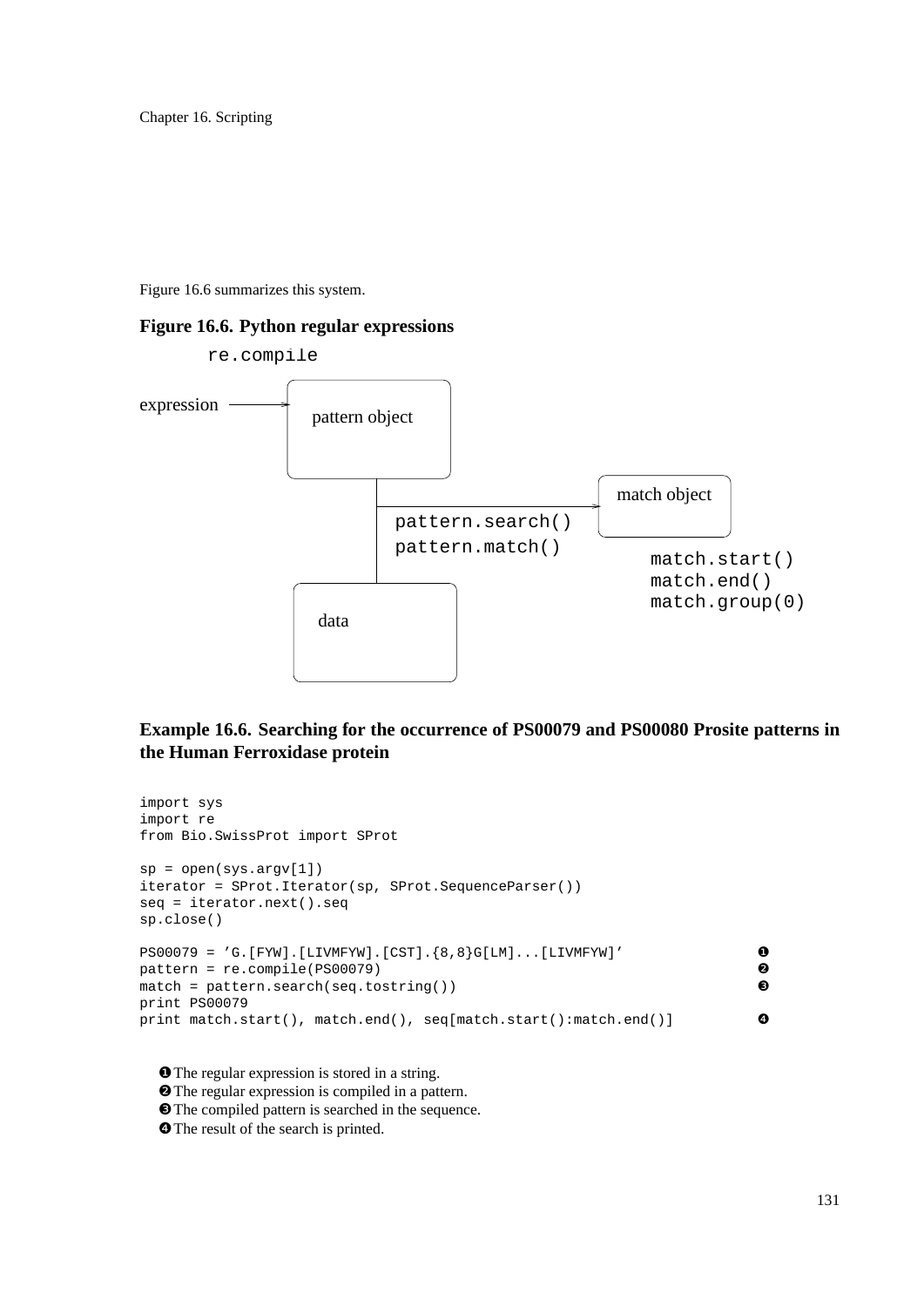Figure 16.6 summarizes this system.

**Figure 16.6. Python regular expressions**

```
        re.compile

expression ------> [ pattern object ]
                          |
                          |-------------------------> [ match object ]
                          |  pattern.search()
                          |  pattern.match()           match.start()
                          |                            match.end()
                     [ data ]                          match.group(0)
```

**Example 16.6. Searching for the occurrence of PS00079 and PS00080 Prosite patterns in the Human Ferroxidase protein**

```
import sys
import re
from Bio.SwissProt import SProt

sp = open(sys.argv[1])
iterator = SProt.Iterator(sp, SProt.SequenceParser())
seq = iterator.next().seq
sp.close()

PS00079 = 'G.[FYW].[LIVMFYW].[CST].{8,8}G[LM]...[LIVMFYW]'          ❶
pattern = re.compile(PS00079)                                        ❷
match = pattern.search(seq.tostring())                               ❸
print PS00079
print match.start(), match.end(), seq[match.start():match.end()]    ❹
```

❶ The regular expression is stored in a string.
❷ The regular expression is compiled in a pattern.
❸ The compiled pattern is searched in the sequence.
❹ The result of the search is printed.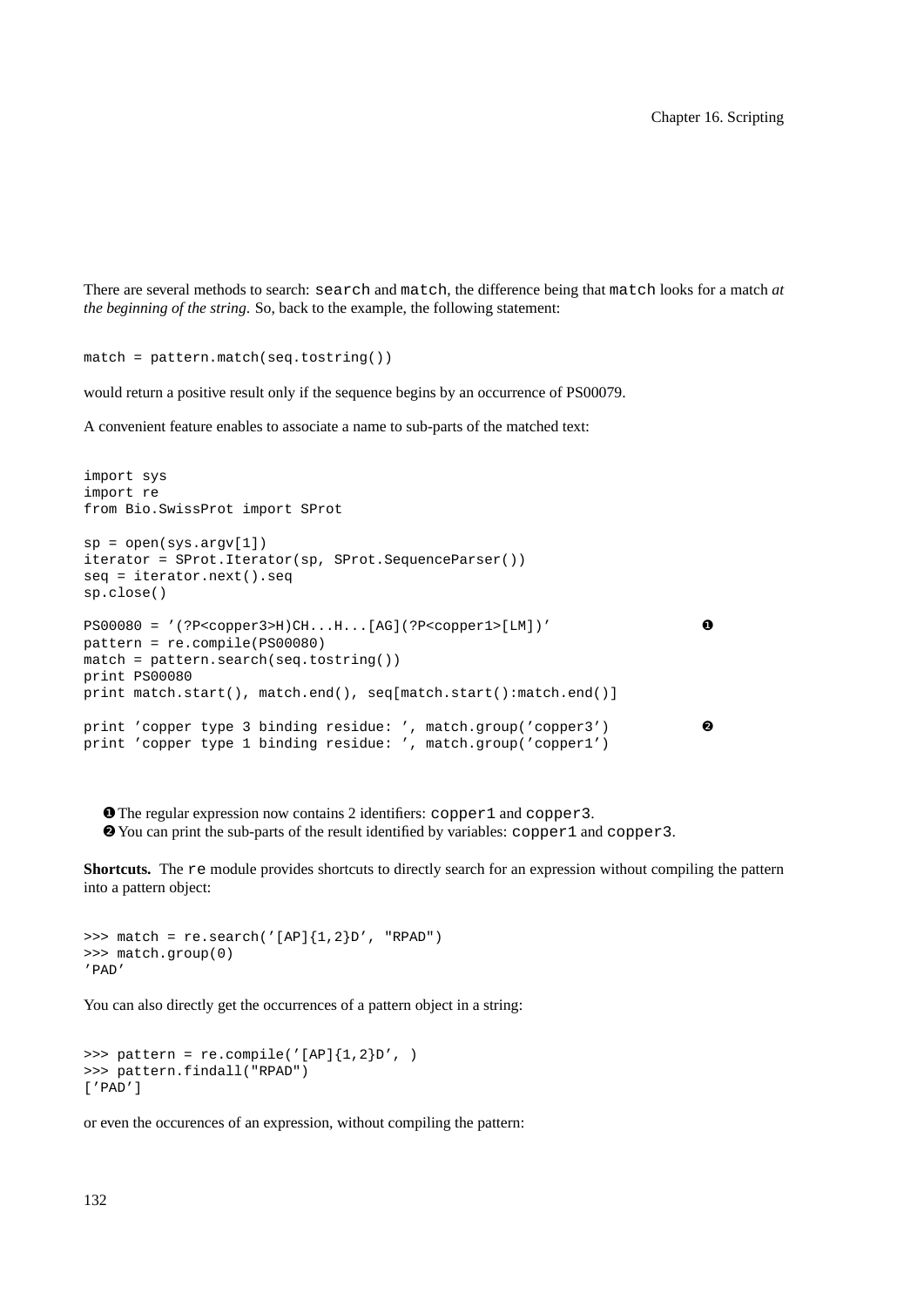There are several methods to search: `search` and `match`, the difference being that `match` looks for a match *at the beginning of the string*. So, back to the example, the following statement:

```
match = pattern.match(seq.tostring())
```

would return a positive result only if the sequence begins by an occurrence of PS00079.

A convenient feature enables to associate a name to sub-parts of the matched text:

```
import sys
import re
from Bio.SwissProt import SProt

sp = open(sys.argv[1])
iterator = SProt.Iterator(sp, SProt.SequenceParser())
seq = iterator.next().seq
sp.close()

PS00080 = '(?P<copper3>H)CH...H...[AG](?P<copper1>[LM])'              ❶
pattern = re.compile(PS00080)
match = pattern.search(seq.tostring())
print PS00080
print match.start(), match.end(), seq[match.start():match.end()]

print 'copper type 3 binding residue: ', match.group('copper3')       ❷
print 'copper type 1 binding residue: ', match.group('copper1')
```

❶ The regular expression now contains 2 identifiers: `copper1` and `copper3`.
❷ You can print the sub-parts of the result identified by variables: `copper1` and `copper3`.

**Shortcuts.** The `re` module provides shortcuts to directly search for an expression without compiling the pattern into a pattern object:

```
>>> match = re.search('[AP]{1,2}D', "RPAD")
>>> match.group(0)
'PAD'
```

You can also directly get the occurrences of a pattern object in a string:

```
>>> pattern = re.compile('[AP]{1,2}D', )
>>> pattern.findall("RPAD")
['PAD']
```

or even the occurences of an expression, without compiling the pattern: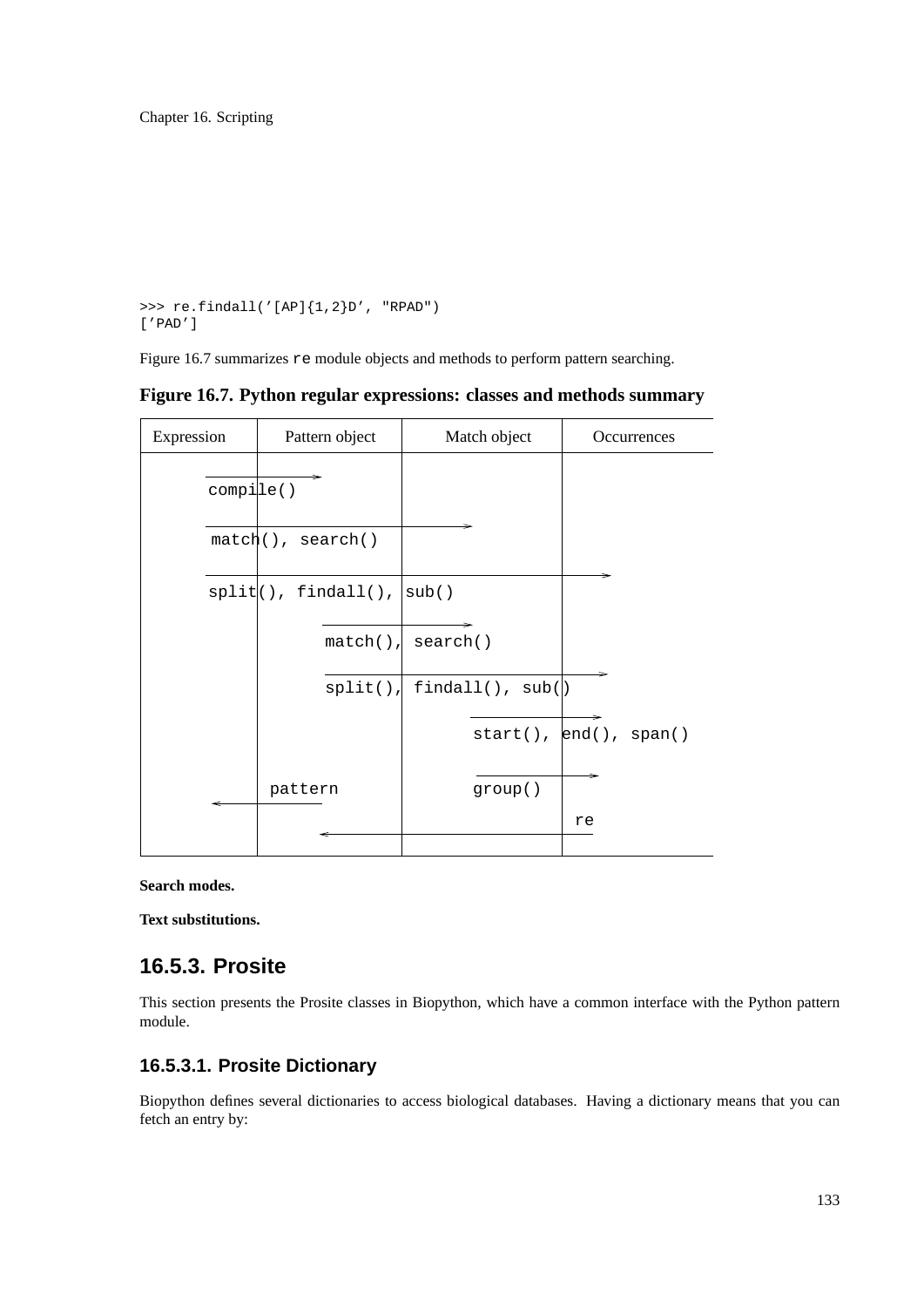```
>>> re.findall('[AP]{1,2}D', "RPAD")
['PAD']
```

Figure 16.7 summarizes `re` module objects and methods to perform pattern searching.

**Figure 16.7. Python regular expressions: classes and methods summary**

| Expression | Pattern object | Match object | Occurrences |
|---|---|---|---|
| compile() → | | | |
| match(), search() → | | | |
| split(), findall(), sub() → | | | |
| | match(), search() → | | |
| | split(), findall(), sub() → | | |
| | | start(), end(), span() → | |
| ← | pattern | group() → | |
| | ← | | re |

**Search modes.**

**Text substitutions.**

## 16.5.3. Prosite

This section presents the Prosite classes in Biopython, which have a common interface with the Python pattern module.

### 16.5.3.1. Prosite Dictionary

Biopython defines several dictionaries to access biological databases. Having a dictionary means that you can fetch an entry by: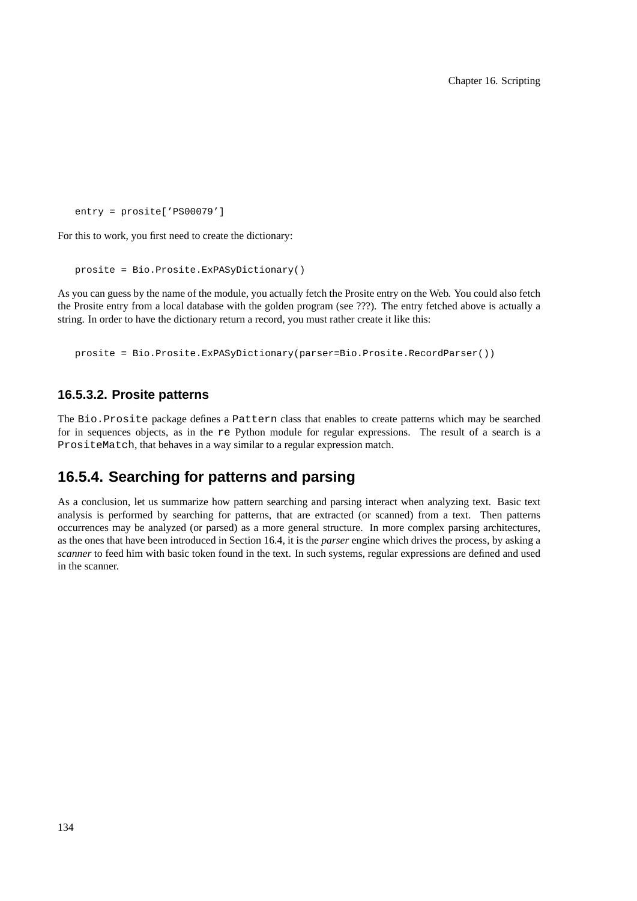```
entry = prosite['PS00079']
```

For this to work, you first need to create the dictionary:

```
prosite = Bio.Prosite.ExPASyDictionary()
```

As you can guess by the name of the module, you actually fetch the Prosite entry on the Web. You could also fetch the Prosite entry from a local database with the golden program (see ???). The entry fetched above is actually a string. In order to have the dictionary return a record, you must rather create it like this:

```
prosite = Bio.Prosite.ExPASyDictionary(parser=Bio.Prosite.RecordParser())
```

#### 16.5.3.2. Prosite patterns

The `Bio.Prosite` package defines a `Pattern` class that enables to create patterns which may be searched for in sequences objects, as in the `re` Python module for regular expressions. The result of a search is a `PrositeMatch`, that behaves in a way similar to a regular expression match.

### 16.5.4. Searching for patterns and parsing

As a conclusion, let us summarize how pattern searching and parsing interact when analyzing text. Basic text analysis is performed by searching for patterns, that are extracted (or scanned) from a text. Then patterns occurrences may be analyzed (or parsed) as a more general structure. In more complex parsing architectures, as the ones that have been introduced in Section 16.4, it is the *parser* engine which drives the process, by asking a *scanner* to feed him with basic token found in the text. In such systems, regular expressions are defined and used in the scanner.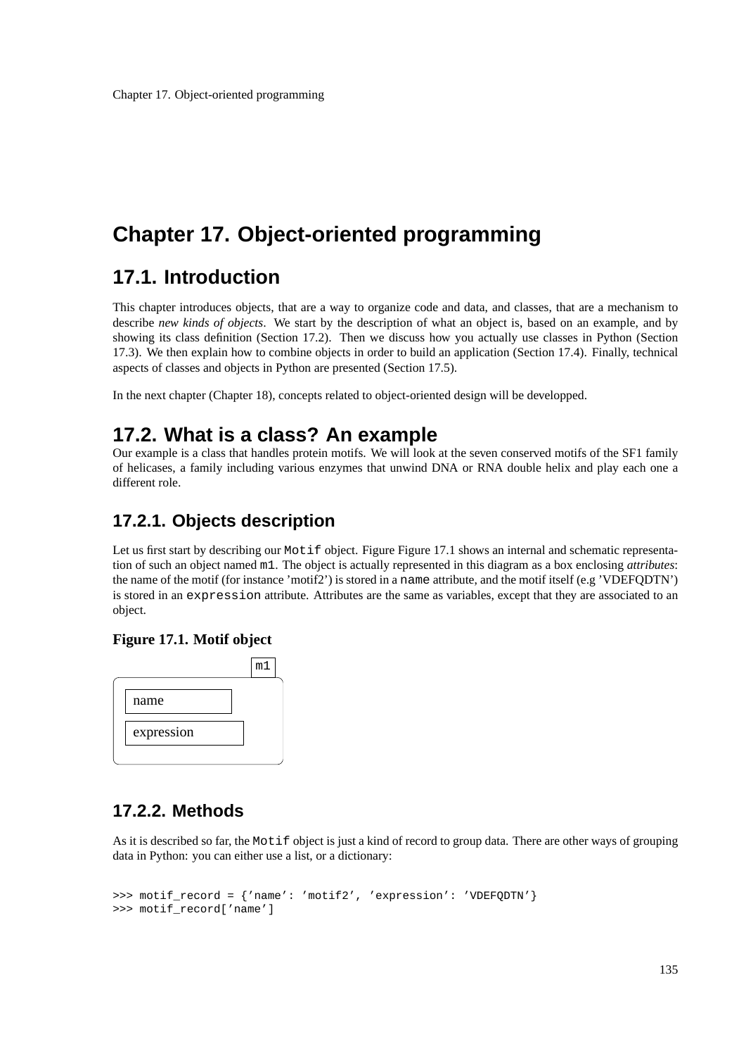# Chapter 17. Object-oriented programming

## 17.1. Introduction

This chapter introduces objects, that are a way to organize code and data, and classes, that are a mechanism to describe *new kinds of objects*. We start by the description of what an object is, based on an example, and by showing its class definition (Section 17.2). Then we discuss how you actually use classes in Python (Section 17.3). We then explain how to combine objects in order to build an application (Section 17.4). Finally, technical aspects of classes and objects in Python are presented (Section 17.5).

In the next chapter (Chapter 18), concepts related to object-oriented design will be developped.

## 17.2. What is a class? An example

Our example is a class that handles protein motifs. We will look at the seven conserved motifs of the SF1 family of helicases, a family including various enzymes that unwind DNA or RNA double helix and play each one a different role.

### 17.2.1. Objects description

Let us first start by describing our `Motif` object. Figure Figure 17.1 shows an internal and schematic representation of such an object named `m1`. The object is actually represented in this diagram as a box enclosing *attributes*: the name of the motif (for instance 'motif2') is stored in a `name` attribute, and the motif itself (e.g 'VDEFQDTN') is stored in an `expression` attribute. Attributes are the same as variables, except that they are associated to an object.

**Figure 17.1. Motif object**

m1

name

expression

### 17.2.2. Methods

As it is described so far, the `Motif` object is just a kind of record to group data. There are other ways of grouping data in Python: you can either use a list, or a dictionary:

```
>>> motif_record = {'name': 'motif2', 'expression': 'VDEFQDTN'}
>>> motif_record['name']
```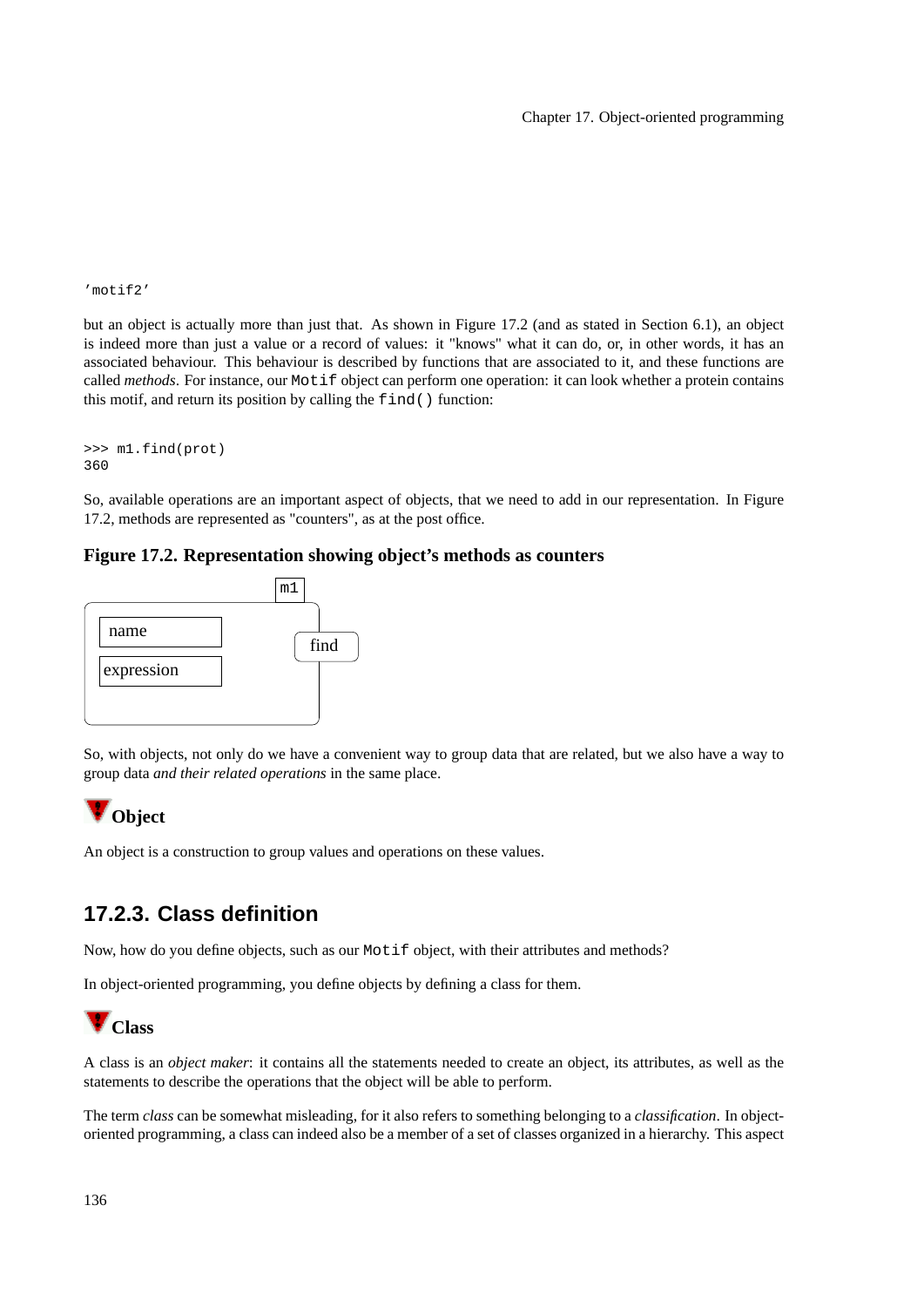```
'motif2'
```

but an object is actually more than just that. As shown in Figure 17.2 (and as stated in Section 6.1), an object is indeed more than just a value or a record of values: it "knows" what it can do, or, in other words, it has an associated behaviour. This behaviour is described by functions that are associated to it, and these functions are called *methods*. For instance, our `Motif` object can perform one operation: it can look whether a protein contains this motif, and return its position by calling the `find()` function:

```
>>> m1.find(prot)
360
```

So, available operations are an important aspect of objects, that we need to add in our representation. In Figure 17.2, methods are represented as "counters", as at the post office.

**Figure 17.2. Representation showing object's methods as counters**

```
m1
+-----------------+
| name            |  find
| expression      |
+-----------------+
```

So, with objects, not only do we have a convenient way to group data that are related, but we also have a way to group data *and their related operations* in the same place.

### Object

An object is a construction to group values and operations on these values.

## 17.2.3. Class definition

Now, how do you define objects, such as our `Motif` object, with their attributes and methods?

In object-oriented programming, you define objects by defining a class for them.

### Class

A class is an *object maker*: it contains all the statements needed to create an object, its attributes, as well as the statements to describe the operations that the object will be able to perform.

The term *class* can be somewhat misleading, for it also refers to something belonging to a *classification*. In object-oriented programming, a class can indeed also be a member of a set of classes organized in a hierarchy. This aspect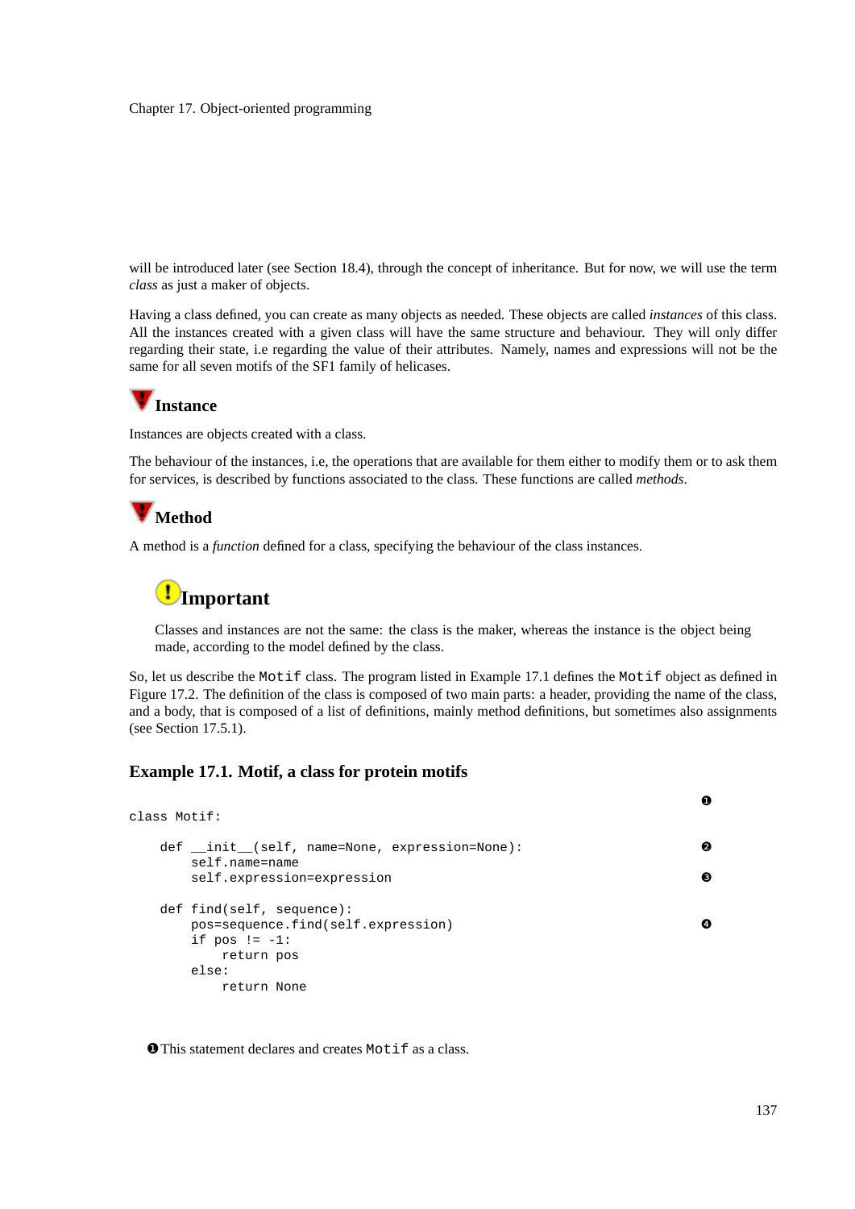will be introduced later (see Section 18.4), through the concept of inheritance. But for now, we will use the term *class* as just a maker of objects.

Having a class defined, you can create as many objects as needed. These objects are called *instances* of this class. All the instances created with a given class will have the same structure and behaviour. They will only differ regarding their state, i.e regarding the value of their attributes. Namely, names and expressions will not be the same for all seven motifs of the SF1 family of helicases.

### Instance

Instances are objects created with a class.

The behaviour of the instances, i.e, the operations that are available for them either to modify them or to ask them for services, is described by functions associated to the class. These functions are called *methods*.

### Method

A method is a *function* defined for a class, specifying the behaviour of the class instances.

> **Important**
>
> Classes and instances are not the same: the class is the maker, whereas the instance is the object being made, according to the model defined by the class.

So, let us describe the `Motif` class. The program listed in Example 17.1 defines the `Motif` object as defined in Figure 17.2. The definition of the class is composed of two main parts: a header, providing the name of the class, and a body, that is composed of a list of definitions, mainly method definitions, but sometimes also assignments (see Section 17.5.1).

### Example 17.1. Motif, a class for protein motifs

```
class Motif:                                                    ❶

    def __init__(self, name=None, expression=None):             ❷
        self.name=name
        self.expression=expression                              ❸

    def find(self, sequence):
        pos=sequence.find(self.expression)                      ❹
        if pos != -1:
            return pos
        else:
            return None
```

❶ This statement declares and creates `Motif` as a class.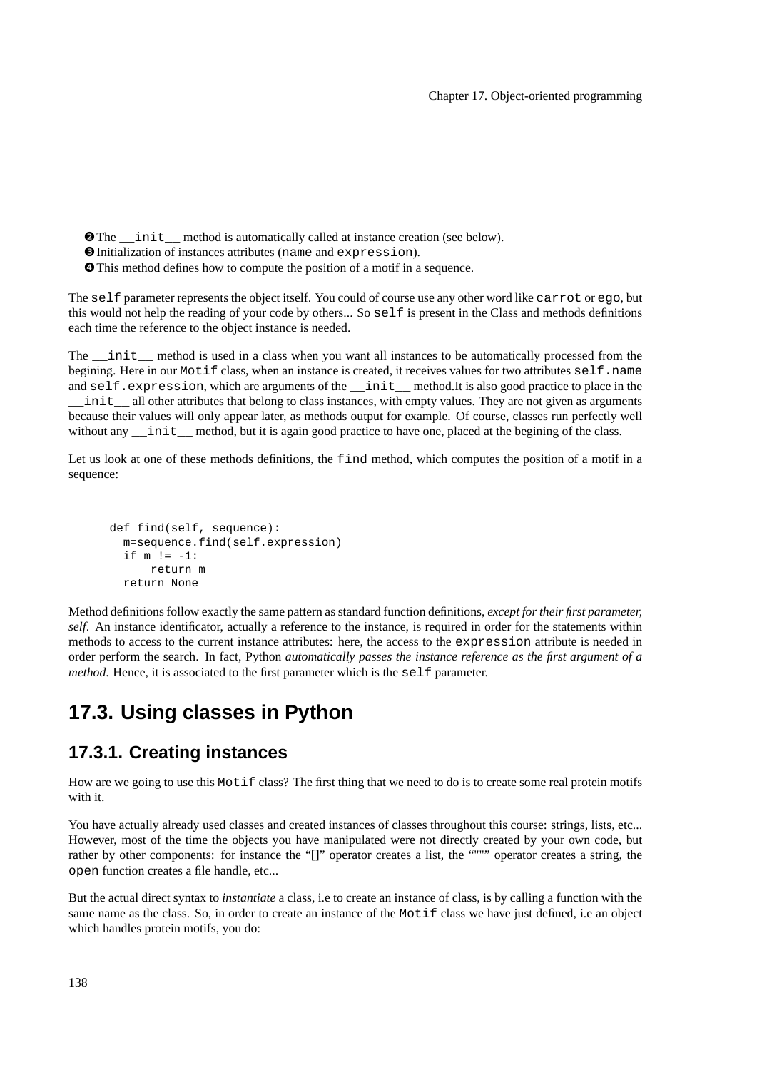❷ The `__init__` method is automatically called at instance creation (see below).
❸ Initialization of instances attributes (`name` and `expression`).
❹ This method defines how to compute the position of a motif in a sequence.

The `self` parameter represents the object itself. You could of course use any other word like `carrot` or `ego`, but this would not help the reading of your code by others... So `self` is present in the Class and methods definitions each time the reference to the object instance is needed.

The `__init__` method is used in a class when you want all instances to be automatically processed from the begining. Here in our `Motif` class, when an instance is created, it receives values for two attributes `self.name` and `self.expression`, which are arguments of the `__init__` method.It is also good practice to place in the `__init__` all other attributes that belong to class instances, with empty values. They are not given as arguments because their values will only appear later, as methods output for example. Of course, classes run perfectly well without any `__init__` method, but it is again good practice to have one, placed at the begining of the class.

Let us look at one of these methods definitions, the `find` method, which computes the position of a motif in a sequence:

```
def find(self, sequence):
  m=sequence.find(self.expression)
  if m != -1:
      return m
  return None
```

Method definitions follow exactly the same pattern as standard function definitions, *except for their first parameter, self*. An instance identificator, actually a reference to the instance, is required in order for the statements within methods to access to the current instance attributes: here, the access to the `expression` attribute is needed in order perform the search. In fact, Python *automatically passes the instance reference as the first argument of a method*. Hence, it is associated to the first parameter which is the `self` parameter.

## 17.3. Using classes in Python

### 17.3.1. Creating instances

How are we going to use this `Motif` class? The first thing that we need to do is to create some real protein motifs with it.

You have actually already used classes and created instances of classes throughout this course: strings, lists, etc... However, most of the time the objects you have manipulated were not directly created by your own code, but rather by other components: for instance the “[]” operator creates a list, the “""” operator creates a string, the `open` function creates a file handle, etc...

But the actual direct syntax to *instantiate* a class, i.e to create an instance of class, is by calling a function with the same name as the class. So, in order to create an instance of the `Motif` class we have just defined, i.e an object which handles protein motifs, you do: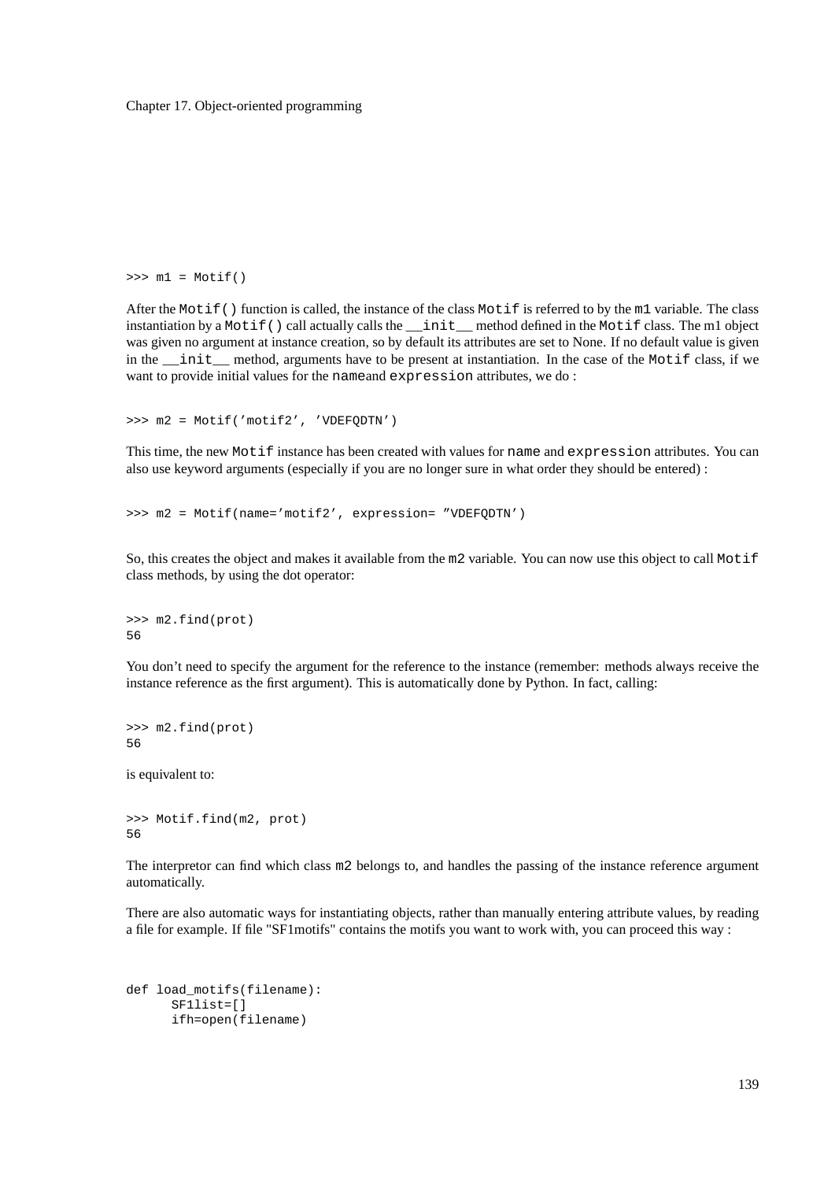```
>>> m1 = Motif()
```

After the `Motif()` function is called, the instance of the class `Motif` is referred to by the `m1` variable. The class instantiation by a `Motif()` call actually calls the `__init__` method defined in the `Motif` class. The m1 object was given no argument at instance creation, so by default its attributes are set to None. If no default value is given in the `__init__` method, arguments have to be present at instantiation. In the case of the `Motif` class, if we want to provide initial values for the `name`and `expression` attributes, we do :

```
>>> m2 = Motif('motif2', 'VDEFQDTN')
```

This time, the new `Motif` instance has been created with values for `name` and `expression` attributes. You can also use keyword arguments (especially if you are no longer sure in what order they should be entered) :

```
>>> m2 = Motif(name='motif2', expression= "VDEFQDTN')
```

So, this creates the object and makes it available from the `m2` variable. You can now use this object to call `Motif` class methods, by using the dot operator:

```
>>> m2.find(prot)
56
```

You don't need to specify the argument for the reference to the instance (remember: methods always receive the instance reference as the first argument). This is automatically done by Python. In fact, calling:

```
>>> m2.find(prot)
56
```

is equivalent to:

```
>>> Motif.find(m2, prot)
56
```

The interpretor can find which class `m2` belongs to, and handles the passing of the instance reference argument automatically.

There are also automatic ways for instantiating objects, rather than manually entering attribute values, by reading a file for example. If file "SF1motifs" contains the motifs you want to work with, you can proceed this way :

```
def load_motifs(filename):
      SF1list=[]
      ifh=open(filename)
```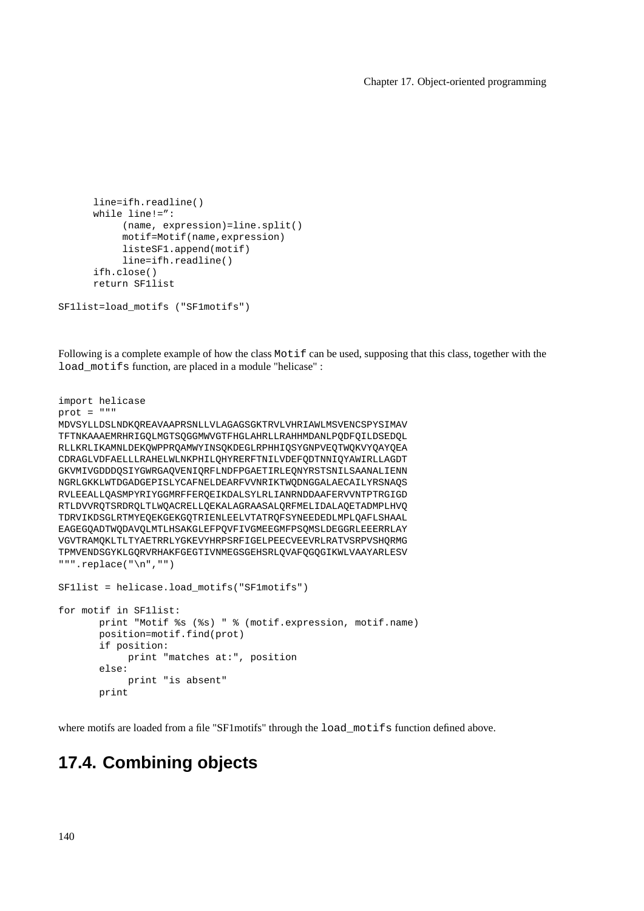```
        line=ifh.readline()
        while line!=”:
             (name, expression)=line.split()
             motif=Motif(name,expression)
             listeSF1.append(motif)
             line=ifh.readline()
        ifh.close()
        return SF1list

SF1list=load_motifs ("SF1motifs")
```

Following is a complete example of how the class `Motif` can be used, supposing that this class, together with the `load_motifs` function, are placed in a module "helicase" :

```
import helicase
prot = """
MDVSYLLDSLNDKQREAVAAPRSNLLVLAGAGSGKTRVLVHRIAWLMSVENCSPYSIMAV
TFTNKAAAEMRHRIGQLMGTSQGGMWVGTFHGLAHRLLRAHHMDANLPQDFQILDSEDQL
RLLKRLIKAMNLDEKQWPPRQAMWYINSQKDEGLRPHHIQSYGNPVEQTWQKVYQAYQEA
CDRAGLVDFAELLLRAHELWLNKPHILQHYRERFTNILVDEFQDTNNIQYAWIRLLAGDT
GKVMIVGDDDQSIYGWRGAQVENIQRFLNDFPGAETIRLEQNYRSTSNILSAANALIENN
NGRLGKKLWTDGADGEPISLYCAFNELDEARFVVNRIKTWQDNGGALAECAILYRSNAQS
RVLEEALLQASMPYRIYGGMRFFERQEIKDALSYLRLIANRNDDAAFERVVNTPTRGIGD
RTLDVVRQTSRDRQLTLWQACRELLQEKALAGRAASALQRFMELIDALAQETADMPLHVQ
TDRVIKDSGLRTMYEQEKGEKGQTRIENLEELVTATRQFSYNEEDEDLMPLQAFLSHAAL
EAGEGQADTWQDAVQLMTLHSAKGLEFPQVFIVGMEEGMFPSQMSLDEGGRLEEERRLAY
VGVTRAMQKLTLTYAETRRLYGKEVYHRPSRFIGELPEECVEEVRLRATVSRPVSHQRMG
TPMVENDSGYKLGQRVRHAKFGEGTIVNMEGSGEHSRLQVAFQGQGIKWLVAAYARLESV
""".replace("\n","")

SF1list = helicase.load_motifs("SF1motifs")

for motif in SF1list:
       print "Motif %s (%s) " % (motif.expression, motif.name)
       position=motif.find(prot)
       if position:
            print "matches at:", position
       else:
            print "is absent"
       print
```

where motifs are loaded from a file "SF1motifs" through the `load_motifs` function defined above.

## 17.4. Combining objects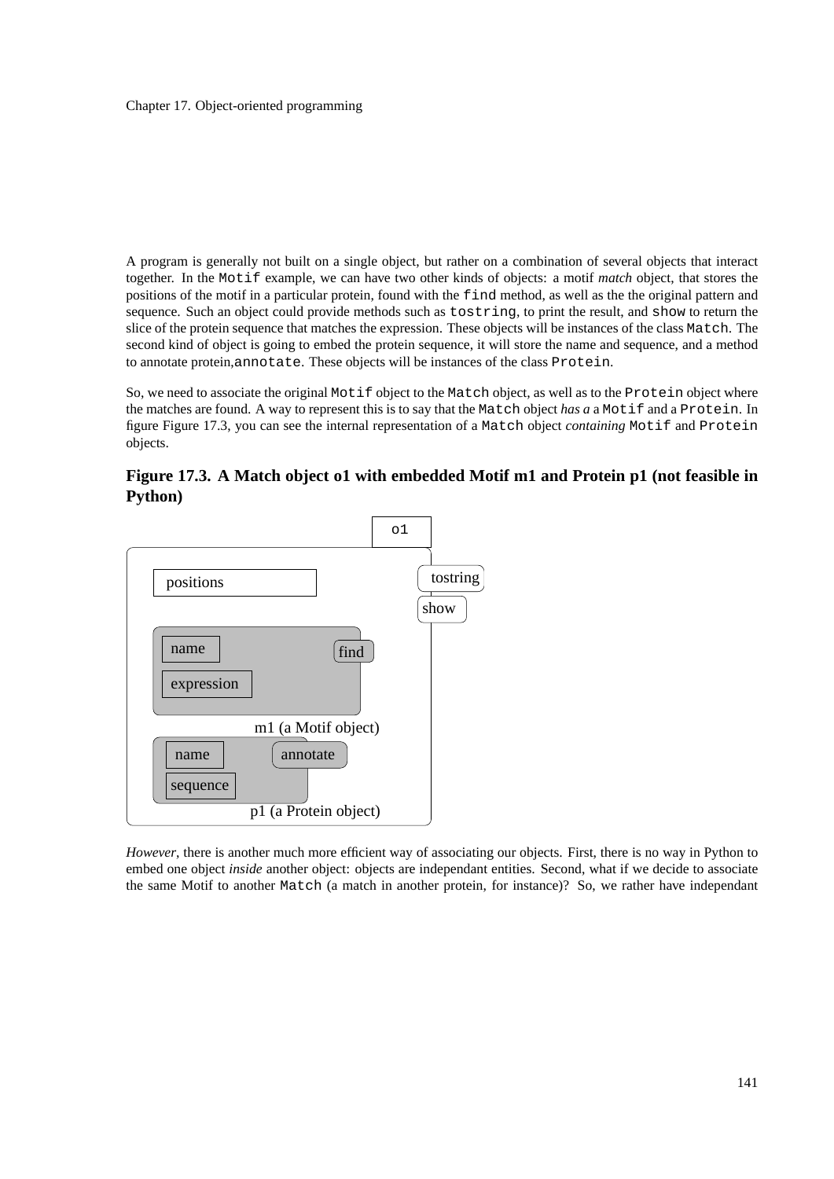A program is generally not built on a single object, but rather on a combination of several objects that interact together. In the `Motif` example, we can have two other kinds of objects: a motif *match* object, that stores the positions of the motif in a particular protein, found with the `find` method, as well as the the original pattern and sequence. Such an object could provide methods such as `tostring`, to print the result, and `show` to return the slice of the protein sequence that matches the expression. These objects will be instances of the class `Match`. The second kind of object is going to embed the protein sequence, it will store the name and sequence, and a method to annotate protein,`annotate`. These objects will be instances of the class `Protein`.

So, we need to associate the original `Motif` object to the `Match` object, as well as to the `Protein` object where the matches are found. A way to represent this is to say that the `Match` object *has a* a `Motif` and a `Protein`. In figure Figure 17.3, you can see the internal representation of a `Match` object *containing* `Motif` and `Protein` objects.

**Figure 17.3. A Match object o1 with embedded Motif m1 and Protein p1 (not feasible in Python)**

*However*, there is another much more efficient way of associating our objects. First, there is no way in Python to embed one object *inside* another object: objects are independant entities. Second, what if we decide to associate the same Motif to another `Match` (a match in another protein, for instance)? So, we rather have independant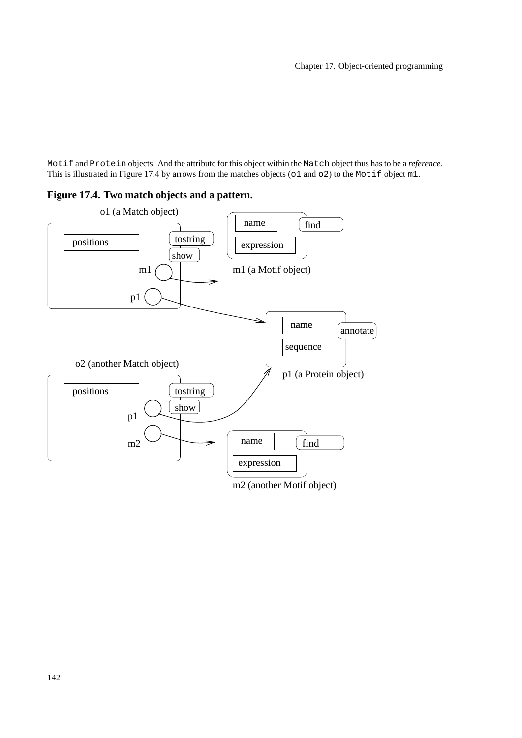`Motif` and `Protein` objects. And the attribute for this object within the `Match` object thus has to be a *reference*. This is illustrated in Figure 17.4 by arrows from the matches objects (`o1` and `o2`) to the `Motif` object `m1`.

**Figure 17.4. Two match objects and a pattern.**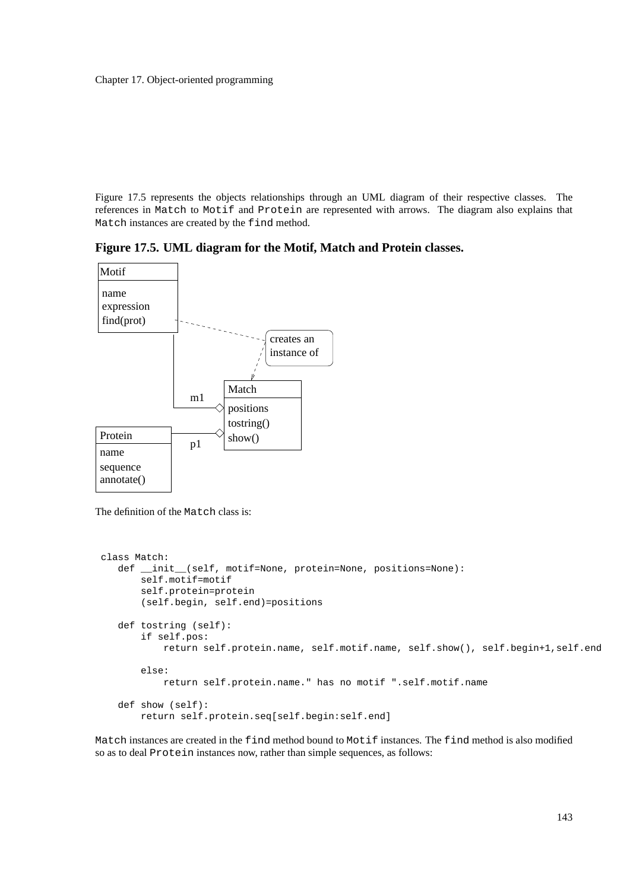Figure 17.5 represents the objects relationships through an UML diagram of their respective classes. The references in `Match` to `Motif` and `Protein` are represented with arrows. The diagram also explains that `Match` instances are created by the `find` method.

**Figure 17.5. UML diagram for the Motif, Match and Protein classes.**

The definition of the `Match` class is:

```
class Match:
   def __init__(self, motif=None, protein=None, positions=None):
       self.motif=motif
       self.protein=protein
       (self.begin, self.end)=positions

   def tostring (self):
       if self.pos:
           return self.protein.name, self.motif.name, self.show(), self.begin+1,self.end

       else:
           return self.protein.name." has no motif ".self.motif.name

   def show (self):
       return self.protein.seq[self.begin:self.end]
```

`Match` instances are created in the `find` method bound to `Motif` instances. The `find` method is also modified so as to deal `Protein` instances now, rather than simple sequences, as follows: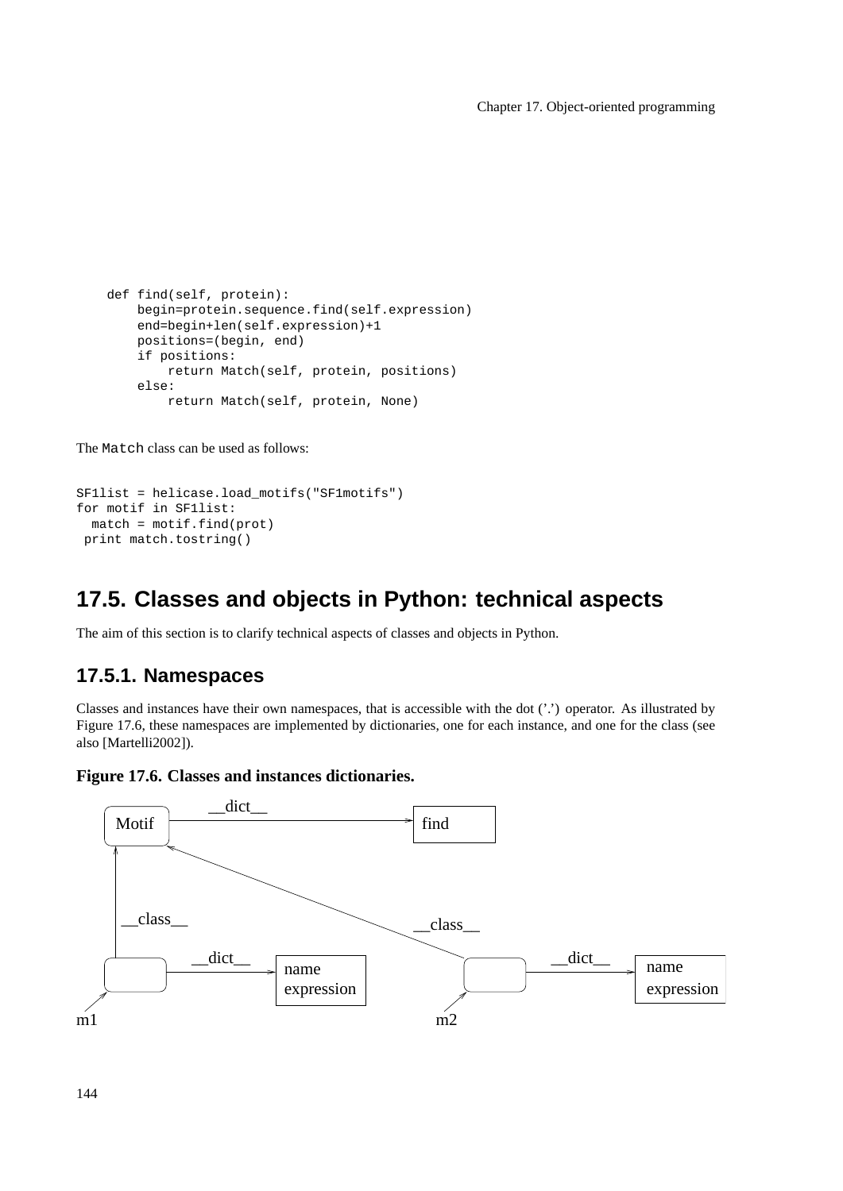```
    def find(self, protein):
        begin=protein.sequence.find(self.expression)
        end=begin+len(self.expression)+1
        positions=(begin, end)
        if positions:
            return Match(self, protein, positions)
        else:
            return Match(self, protein, None)
```

The `Match` class can be used as follows:

```
SF1list = helicase.load_motifs("SF1motifs")
for motif in SF1list:
  match = motif.find(prot)
 print match.tostring()
```

## 17.5. Classes and objects in Python: technical aspects

The aim of this section is to clarify technical aspects of classes and objects in Python.

### 17.5.1. Namespaces

Classes and instances have their own namespaces, that is accessible with the dot ('.') operator. As illustrated by Figure 17.6, these namespaces are implemented by dictionaries, one for each instance, and one for the class (see also [Martelli2002]).

**Figure 17.6. Classes and instances dictionaries.**

Motif —__dict__→ find

m1 —__class__→ Motif; m1 —__dict__→ name, expression

m2 —__class__→ Motif; m2 —__dict__→ name, expression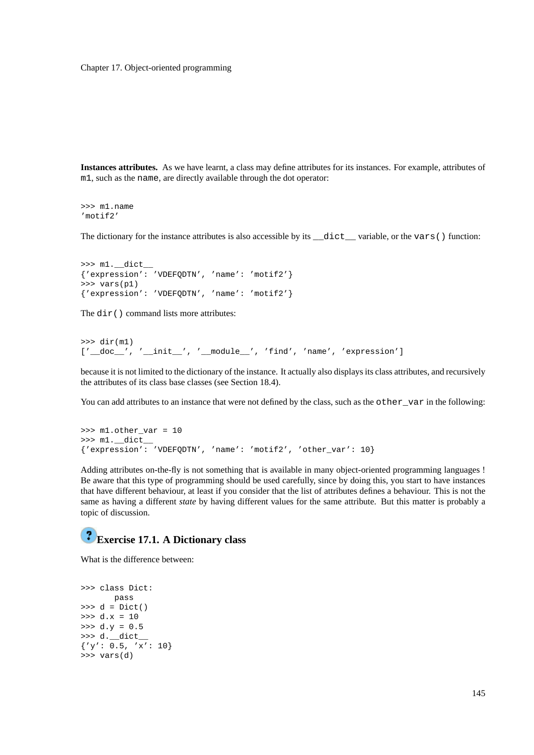**Instances attributes.** As we have learnt, a class may define attributes for its instances. For example, attributes of m1, such as the name, are directly available through the dot operator:

```
>>> m1.name
'motif2'
```

The dictionary for the instance attributes is also accessible by its `__dict__` variable, or the `vars()` function:

```
>>> m1.__dict__
{'expression': 'VDEFQDTN', 'name': 'motif2'}
>>> vars(p1)
{'expression': 'VDEFQDTN', 'name': 'motif2'}
```

The `dir()` command lists more attributes:

```
>>> dir(m1)
['__doc__', '__init__', '__module__', 'find', 'name', 'expression']
```

because it is not limited to the dictionary of the instance. It actually also displays its class attributes, and recursively the attributes of its class base classes (see Section 18.4).

You can add attributes to an instance that were not defined by the class, such as the `other_var` in the following:

```
>>> m1.other_var = 10
>>> m1.__dict__
{'expression': 'VDEFQDTN', 'name': 'motif2', 'other_var': 10}
```

Adding attributes on-the-fly is not something that is available in many object-oriented programming languages ! Be aware that this type of programming should be used carefully, since by doing this, you start to have instances that have different behaviour, at least if you consider that the list of attributes defines a behaviour. This is not the same as having a different *state* by having different values for the same attribute. But this matter is probably a topic of discussion.

### Exercise 17.1. A Dictionary class

What is the difference between:

```
>>> class Dict:
       pass
>>> d = Dict()
>>> d.x = 10
>>> d.y = 0.5
>>> d.__dict__
{'y': 0.5, 'x': 10}
>>> vars(d)
```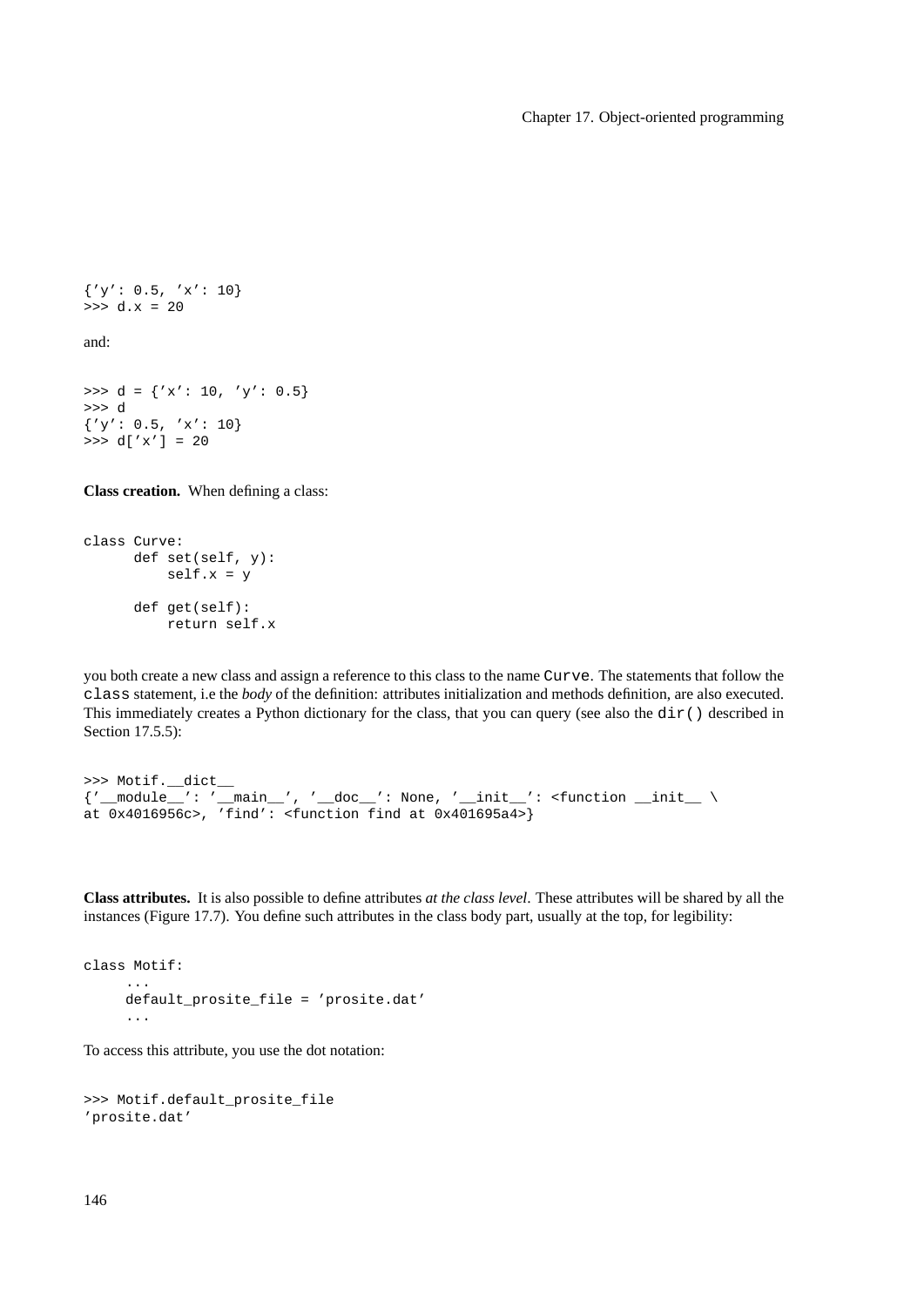```
{'y': 0.5, 'x': 10}
>>> d.x = 20
```

and:

```
>>> d = {'x': 10, 'y': 0.5}
>>> d
{'y': 0.5, 'x': 10}
>>> d['x'] = 20
```

**Class creation.** When defining a class:

```
class Curve:
      def set(self, y):
          self.x = y

      def get(self):
          return self.x
```

you both create a new class and assign a reference to this class to the name `Curve`. The statements that follow the `class` statement, i.e the *body* of the definition: attributes initialization and methods definition, are also executed. This immediately creates a Python dictionary for the class, that you can query (see also the `dir()` described in Section 17.5.5):

```
>>> Motif.__dict__
{'__module__': '__main__', '__doc__': None, '__init__': <function __init__ \
at 0x4016956c>, 'find': <function find at 0x401695a4>}
```

**Class attributes.** It is also possible to define attributes *at the class level*. These attributes will be shared by all the instances (Figure 17.7). You define such attributes in the class body part, usually at the top, for legibility:

```
class Motif:
     ...
     default_prosite_file = 'prosite.dat'
     ...
```

To access this attribute, you use the dot notation:

```
>>> Motif.default_prosite_file
'prosite.dat'
```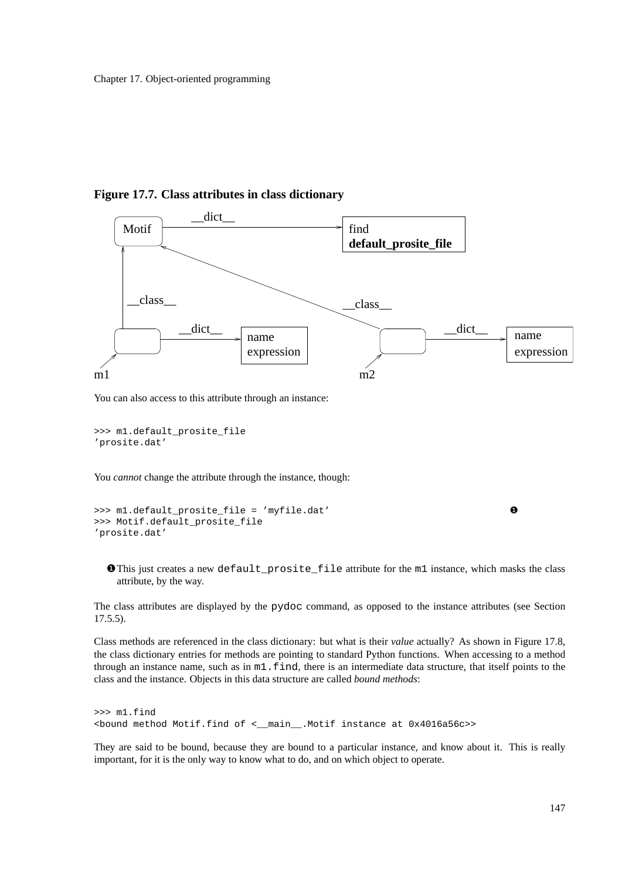**Figure 17.7. Class attributes in class dictionary**

You can also access to this attribute through an instance:

```
>>> m1.default_prosite_file
'prosite.dat'
```

You *cannot* change the attribute through the instance, though:

```
>>> m1.default_prosite_file = 'myfile.dat'                    ❶
>>> Motif.default_prosite_file
'prosite.dat'
```

❶ This just creates a new `default_prosite_file` attribute for the `m1` instance, which masks the class attribute, by the way.

The class attributes are displayed by the `pydoc` command, as opposed to the instance attributes (see Section 17.5.5).

Class methods are referenced in the class dictionary: but what is their *value* actually? As shown in Figure 17.8, the class dictionary entries for methods are pointing to standard Python functions. When accessing to a method through an instance name, such as in `m1.find`, there is an intermediate data structure, that itself points to the class and the instance. Objects in this data structure are called *bound methods*:

```
>>> m1.find
<bound method Motif.find of <__main__.Motif instance at 0x4016a56c>>
```

They are said to be bound, because they are bound to a particular instance, and know about it. This is really important, for it is the only way to know what to do, and on which object to operate.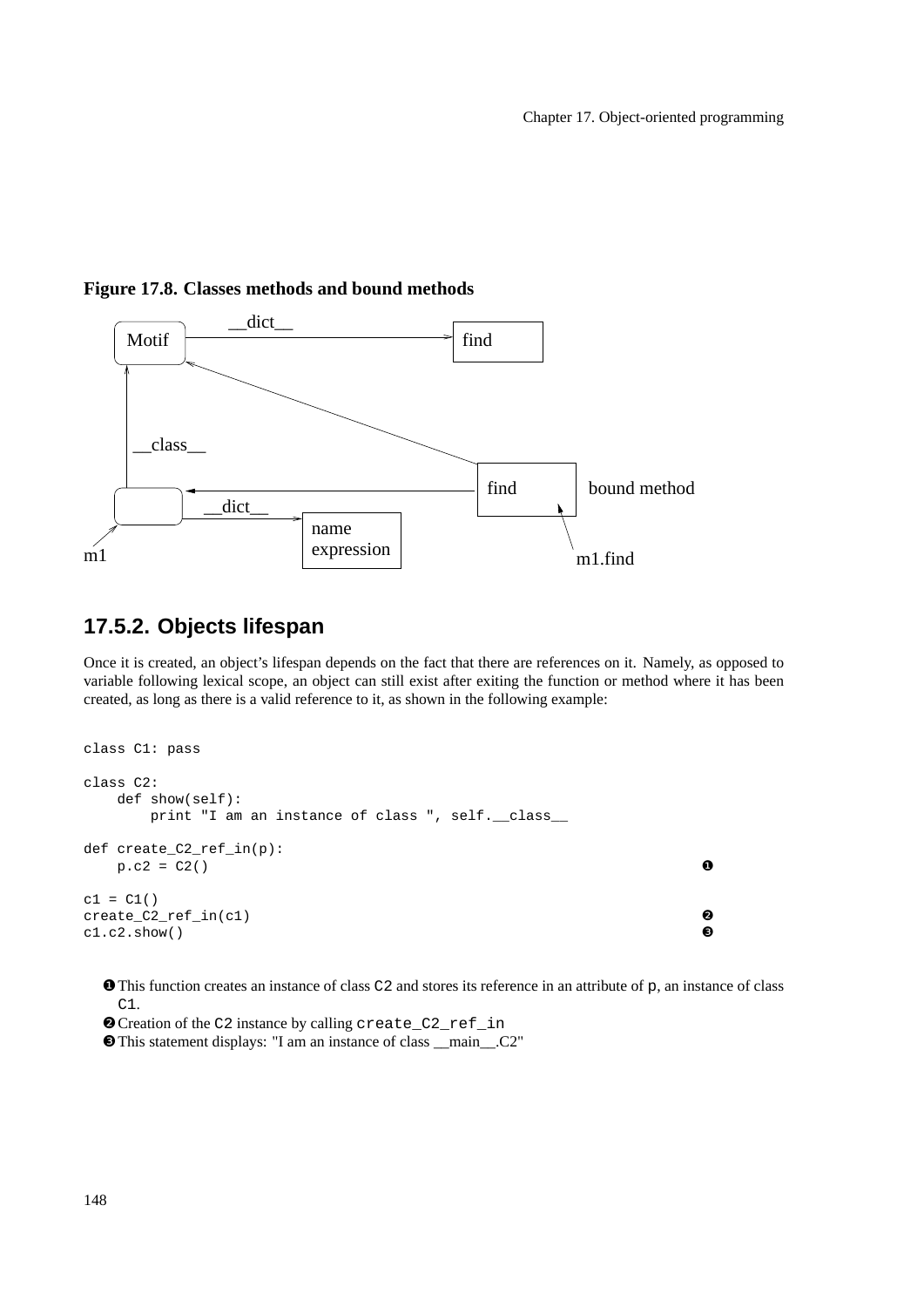**Figure 17.8. Classes methods and bound methods**

## 17.5.2. Objects lifespan

Once it is created, an object's lifespan depends on the fact that there are references on it. Namely, as opposed to variable following lexical scope, an object can still exist after exiting the function or method where it has been created, as long as there is a valid reference to it, as shown in the following example:

```
class C1: pass

class C2:
    def show(self):
        print "I am an instance of class ", self.__class__

def create_C2_ref_in(p):
    p.c2 = C2()                                                     ❶

c1 = C1()
create_C2_ref_in(c1)                                                ❷
c1.c2.show()                                                        ❸
```

❶ This function creates an instance of class `C2` and stores its reference in an attribute of `p`, an instance of class `C1`.

❷ Creation of the `C2` instance by calling `create_C2_ref_in`

❸ This statement displays: "I am an instance of class __main__.C2"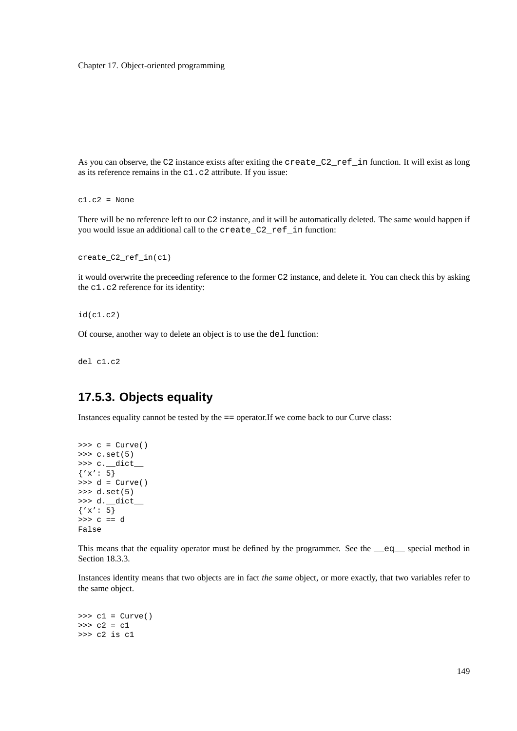As you can observe, the `C2` instance exists after exiting the `create_C2_ref_in` function. It will exist as long as its reference remains in the `c1.c2` attribute. If you issue:

```
c1.c2 = None
```

There will be no reference left to our `C2` instance, and it will be automatically deleted. The same would happen if you would issue an additional call to the `create_C2_ref_in` function:

```
create_C2_ref_in(c1)
```

it would overwrite the preceeding reference to the former `C2` instance, and delete it. You can check this by asking the `c1.c2` reference for its identity:

```
id(c1.c2)
```

Of course, another way to delete an object is to use the `del` function:

```
del c1.c2
```

### 17.5.3. Objects equality

Instances equality cannot be tested by the `==` operator.If we come back to our Curve class:

```
>>> c = Curve()
>>> c.set(5)
>>> c.__dict__
{'x': 5}
>>> d = Curve()
>>> d.set(5)
>>> d.__dict__
{'x': 5}
>>> c == d
False
```

This means that the equality operator must be defined by the programmer. See the `__eq__` special method in Section 18.3.3.

Instances identity means that two objects are in fact *the same* object, or more exactly, that two variables refer to the same object.

```
>>> c1 = Curve()
>>> c2 = c1
>>> c2 is c1
```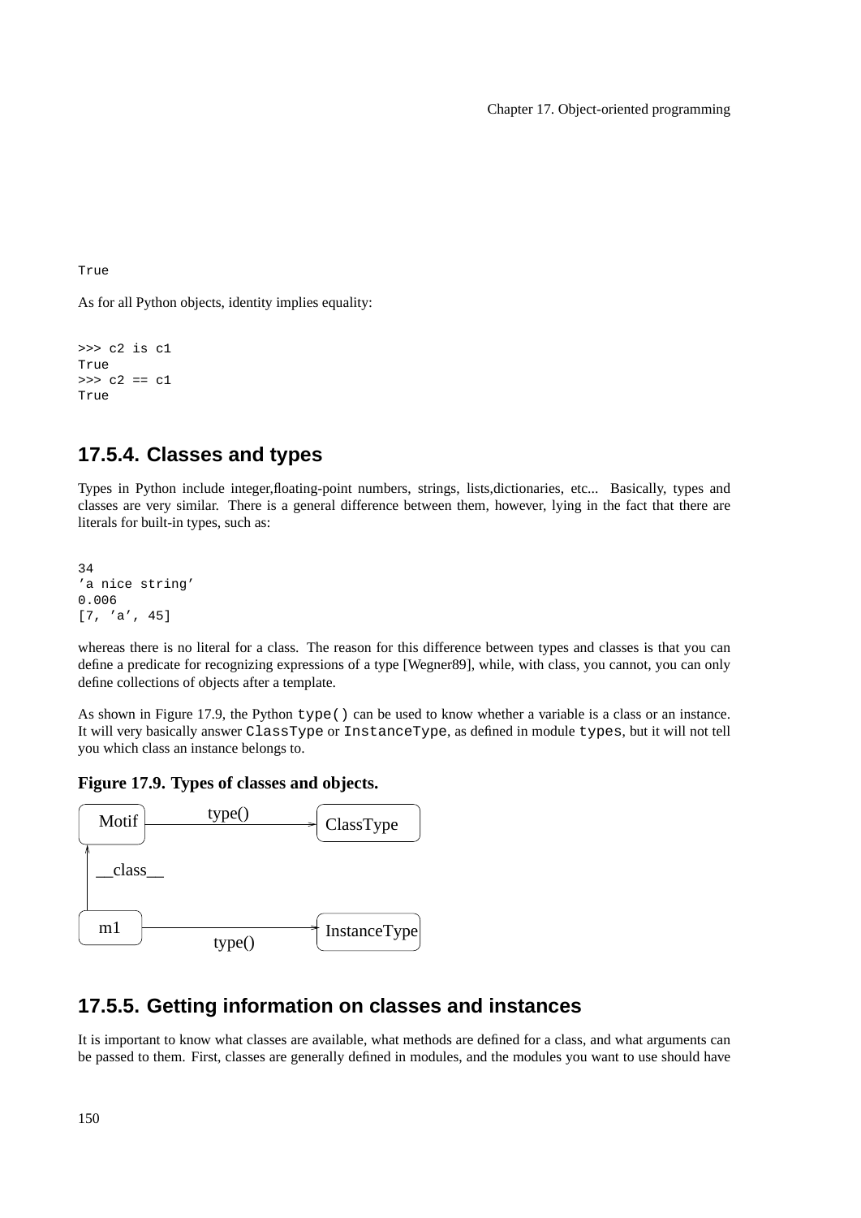```
True
```

As for all Python objects, identity implies equality:

```
>>> c2 is c1
True
>>> c2 == c1
True
```

## 17.5.4. Classes and types

Types in Python include integer,floating-point numbers, strings, lists,dictionaries, etc... Basically, types and classes are very similar. There is a general difference between them, however, lying in the fact that there are literals for built-in types, such as:

```
34
'a nice string'
0.006
[7, 'a', 45]
```

whereas there is no literal for a class. The reason for this difference between types and classes is that you can define a predicate for recognizing expressions of a type [Wegner89], while, with class, you cannot, you can only define collections of objects after a template.

As shown in Figure 17.9, the Python `type()` can be used to know whether a variable is a class or an instance. It will very basically answer `ClassType` or `InstanceType`, as defined in module `types`, but it will not tell you which class an instance belongs to.

**Figure 17.9. Types of classes and objects.**

```
Motif ---- type() ----> ClassType
  ^
  | __class__
  |
 m1   ---- type() ----> InstanceType
```

## 17.5.5. Getting information on classes and instances

It is important to know what classes are available, what methods are defined for a class, and what arguments can be passed to them. First, classes are generally defined in modules, and the modules you want to use should have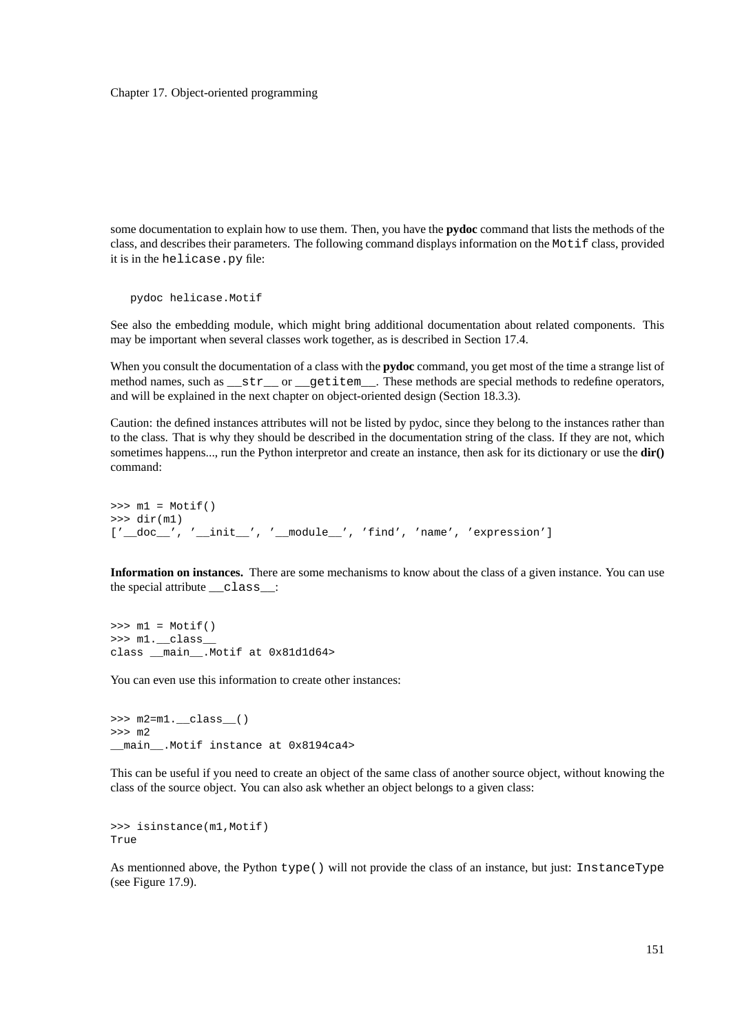some documentation to explain how to use them. Then, you have the **pydoc** command that lists the methods of the class, and describes their parameters. The following command displays information on the `Motif` class, provided it is in the `helicase.py` file:

```
pydoc helicase.Motif
```

See also the embedding module, which might bring additional documentation about related components. This may be important when several classes work together, as is described in Section 17.4.

When you consult the documentation of a class with the **pydoc** command, you get most of the time a strange list of method names, such as `__str__` or `__getitem__`. These methods are special methods to redefine operators, and will be explained in the next chapter on object-oriented design (Section 18.3.3).

Caution: the defined instances attributes will not be listed by pydoc, since they belong to the instances rather than to the class. That is why they should be described in the documentation string of the class. If they are not, which sometimes happens..., run the Python interpretor and create an instance, then ask for its dictionary or use the **dir()** command:

```
>>> m1 = Motif()
>>> dir(m1)
['__doc__', '__init__', '__module__', 'find', 'name', 'expression']
```

**Information on instances.** There are some mechanisms to know about the class of a given instance. You can use the special attribute `__class__`:

```
>>> m1 = Motif()
>>> m1.__class__
class __main__.Motif at 0x81d1d64>
```

You can even use this information to create other instances:

```
>>> m2=m1.__class__()
>>> m2
__main__.Motif instance at 0x8194ca4>
```

This can be useful if you need to create an object of the same class of another source object, without knowing the class of the source object. You can also ask whether an object belongs to a given class:

```
>>> isinstance(m1,Motif)
True
```

As mentionned above, the Python `type()` will not provide the class of an instance, but just: `InstanceType` (see Figure 17.9).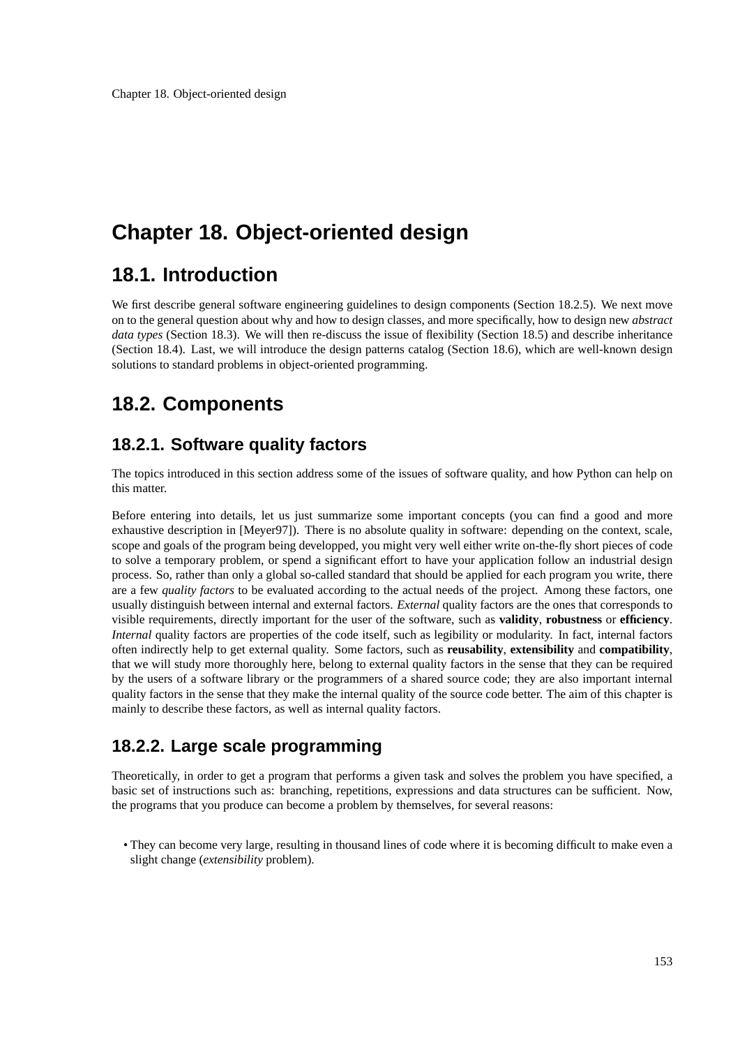# Chapter 18. Object-oriented design

## 18.1. Introduction

We first describe general software engineering guidelines to design components (Section 18.2.5). We next move on to the general question about why and how to design classes, and more specifically, how to design new *abstract data types* (Section 18.3). We will then re-discuss the issue of flexibility (Section 18.5) and describe inheritance (Section 18.4). Last, we will introduce the design patterns catalog (Section 18.6), which are well-known design solutions to standard problems in object-oriented programming.

## 18.2. Components

### 18.2.1. Software quality factors

The topics introduced in this section address some of the issues of software quality, and how Python can help on this matter.

Before entering into details, let us just summarize some important concepts (you can find a good and more exhaustive description in [Meyer97]). There is no absolute quality in software: depending on the context, scale, scope and goals of the program being developped, you might very well either write on-the-fly short pieces of code to solve a temporary problem, or spend a significant effort to have your application follow an industrial design process. So, rather than only a global so-called standard that should be applied for each program you write, there are a few *quality factors* to be evaluated according to the actual needs of the project. Among these factors, one usually distinguish between internal and external factors. *External* quality factors are the ones that corresponds to visible requirements, directly important for the user of the software, such as **validity**, **robustness** or **efficiency**. *Internal* quality factors are properties of the code itself, such as legibility or modularity. In fact, internal factors often indirectly help to get external quality. Some factors, such as **reusability**, **extensibility** and **compatibility**, that we will study more thoroughly here, belong to external quality factors in the sense that they can be required by the users of a software library or the programmers of a shared source code; they are also important internal quality factors in the sense that they make the internal quality of the source code better. The aim of this chapter is mainly to describe these factors, as well as internal quality factors.

### 18.2.2. Large scale programming

Theoretically, in order to get a program that performs a given task and solves the problem you have specified, a basic set of instructions such as: branching, repetitions, expressions and data structures can be sufficient. Now, the programs that you produce can become a problem by themselves, for several reasons:

- They can become very large, resulting in thousand lines of code where it is becoming difficult to make even a slight change (*extensibility* problem).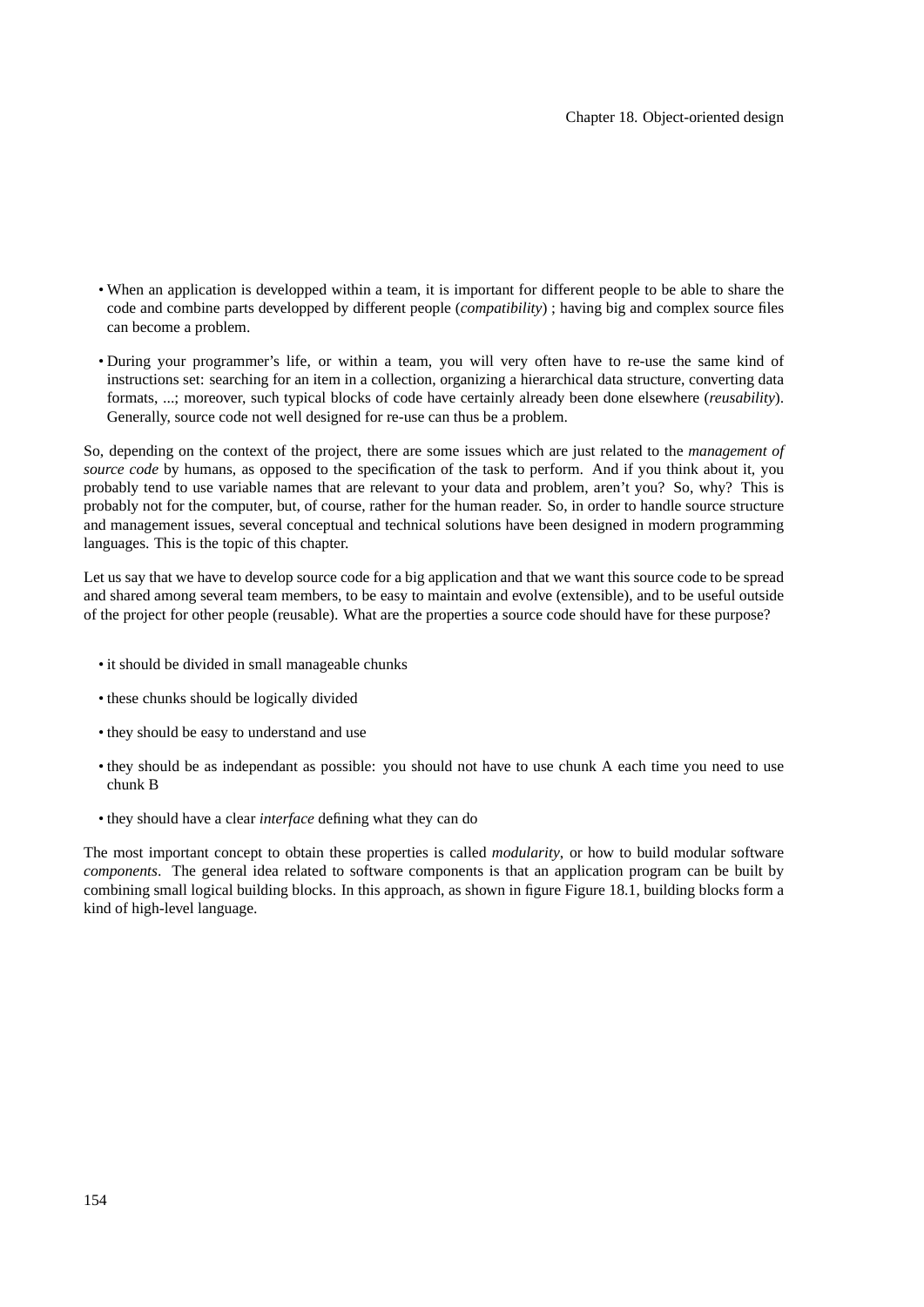- When an application is developped within a team, it is important for different people to be able to share the code and combine parts developped by different people (*compatibility*) ; having big and complex source files can become a problem.
- During your programmer's life, or within a team, you will very often have to re-use the same kind of instructions set: searching for an item in a collection, organizing a hierarchical data structure, converting data formats, ...; moreover, such typical blocks of code have certainly already been done elsewhere (*reusability*). Generally, source code not well designed for re-use can thus be a problem.

So, depending on the context of the project, there are some issues which are just related to the *management of source code* by humans, as opposed to the specification of the task to perform. And if you think about it, you probably tend to use variable names that are relevant to your data and problem, aren't you? So, why? This is probably not for the computer, but, of course, rather for the human reader. So, in order to handle source structure and management issues, several conceptual and technical solutions have been designed in modern programming languages. This is the topic of this chapter.

Let us say that we have to develop source code for a big application and that we want this source code to be spread and shared among several team members, to be easy to maintain and evolve (extensible), and to be useful outside of the project for other people (reusable). What are the properties a source code should have for these purpose?

- it should be divided in small manageable chunks
- these chunks should be logically divided
- they should be easy to understand and use
- they should be as independant as possible: you should not have to use chunk A each time you need to use chunk B
- they should have a clear *interface* defining what they can do

The most important concept to obtain these properties is called *modularity*, or how to build modular software *components*. The general idea related to software components is that an application program can be built by combining small logical building blocks. In this approach, as shown in figure Figure 18.1, building blocks form a kind of high-level language.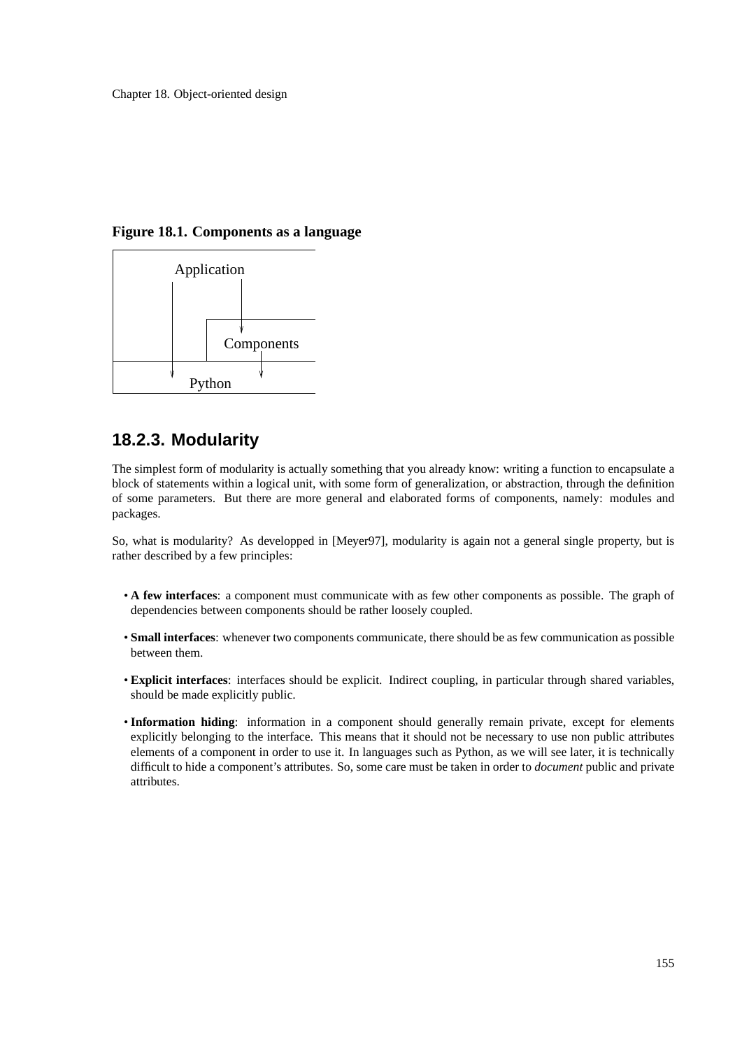**Figure 18.1. Components as a language**

## 18.2.3. Modularity

The simplest form of modularity is actually something that you already know: writing a function to encapsulate a block of statements within a logical unit, with some form of generalization, or abstraction, through the definition of some parameters. But there are more general and elaborated forms of components, namely: modules and packages.

So, what is modularity? As developped in [Meyer97], modularity is again not a general single property, but is rather described by a few principles:

- **A few interfaces**: a component must communicate with as few other components as possible. The graph of dependencies between components should be rather loosely coupled.
- **Small interfaces**: whenever two components communicate, there should be as few communication as possible between them.
- **Explicit interfaces**: interfaces should be explicit. Indirect coupling, in particular through shared variables, should be made explicitly public.
- **Information hiding**: information in a component should generally remain private, except for elements explicitly belonging to the interface. This means that it should not be necessary to use non public attributes elements of a component in order to use it. In languages such as Python, as we will see later, it is technically difficult to hide a component's attributes. So, some care must be taken in order to *document* public and private attributes.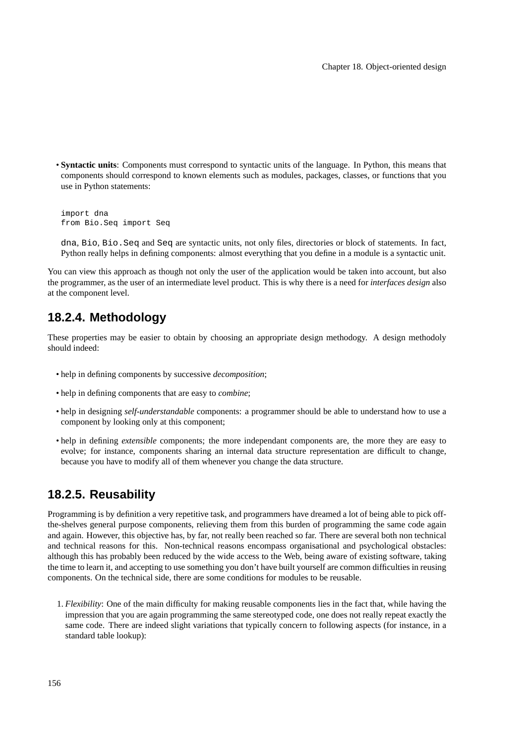- **Syntactic units**: Components must correspond to syntactic units of the language. In Python, this means that components should correspond to known elements such as modules, packages, classes, or functions that you use in Python statements:

```
import dna
from Bio.Seq import Seq
```

  `dna`, `Bio`, `Bio.Seq` and `Seq` are syntactic units, not only files, directories or block of statements. In fact, Python really helps in defining components: almost everything that you define in a module is a syntactic unit.

You can view this approach as though not only the user of the application would be taken into account, but also the programmer, as the user of an intermediate level product. This is why there is a need for *interfaces design* also at the component level.

### 18.2.4. Methodology

These properties may be easier to obtain by choosing an appropriate design methodogy. A design methodoly should indeed:

- help in defining components by successive *decomposition*;
- help in defining components that are easy to *combine*;
- help in designing *self-understandable* components: a programmer should be able to understand how to use a component by looking only at this component;
- help in defining *extensible* components; the more independant components are, the more they are easy to evolve; for instance, components sharing an internal data structure representation are difficult to change, because you have to modify all of them whenever you change the data structure.

### 18.2.5. Reusability

Programming is by definition a very repetitive task, and programmers have dreamed a lot of being able to pick off-the-shelves general purpose components, relieving them from this burden of programming the same code again and again. However, this objective has, by far, not really been reached so far. There are several both non technical and technical reasons for this. Non-technical reasons encompass organisational and psychological obstacles: although this has probably been reduced by the wide access to the Web, being aware of existing software, taking the time to learn it, and accepting to use something you don't have built yourself are common difficulties in reusing components. On the technical side, there are some conditions for modules to be reusable.

1. *Flexibility*: One of the main difficulty for making reusable components lies in the fact that, while having the impression that you are again programming the same stereotyped code, one does not really repeat exactly the same code. There are indeed slight variations that typically concern to following aspects (for instance, in a standard table lookup):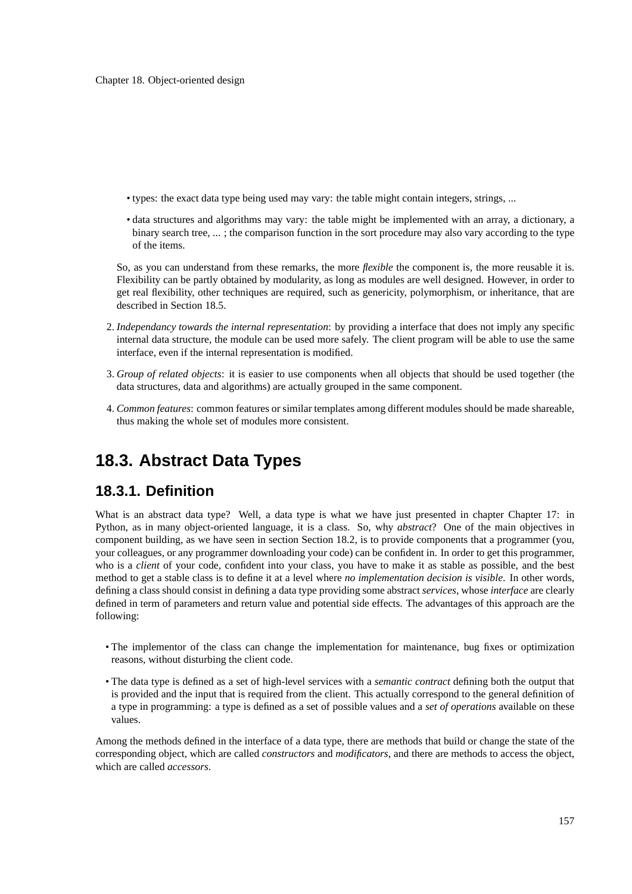- types: the exact data type being used may vary: the table might contain integers, strings, ...
- data structures and algorithms may vary: the table might be implemented with an array, a dictionary, a binary search tree, ... ; the comparison function in the sort procedure may also vary according to the type of the items.

So, as you can understand from these remarks, the more *flexible* the component is, the more reusable it is. Flexibility can be partly obtained by modularity, as long as modules are well designed. However, in order to get real flexibility, other techniques are required, such as genericity, polymorphism, or inheritance, that are described in Section 18.5.

2. *Independancy towards the internal representation*: by providing a interface that does not imply any specific internal data structure, the module can be used more safely. The client program will be able to use the same interface, even if the internal representation is modified.
3. *Group of related objects*: it is easier to use components when all objects that should be used together (the data structures, data and algorithms) are actually grouped in the same component.
4. *Common features*: common features or similar templates among different modules should be made shareable, thus making the whole set of modules more consistent.

## 18.3. Abstract Data Types

### 18.3.1. Definition

What is an abstract data type? Well, a data type is what we have just presented in chapter Chapter 17: in Python, as in many object-oriented language, it is a class. So, why *abstract*? One of the main objectives in component building, as we have seen in section Section 18.2, is to provide components that a programmer (you, your colleagues, or any programmer downloading your code) can be confident in. In order to get this programmer, who is a *client* of your code, confident into your class, you have to make it as stable as possible, and the best method to get a stable class is to define it at a level where *no implementation decision is visible*. In other words, defining a class should consist in defining a data type providing some abstract *services*, whose *interface* are clearly defined in term of parameters and return value and potential side effects. The advantages of this approach are the following:

- The implementor of the class can change the implementation for maintenance, bug fixes or optimization reasons, without disturbing the client code.
- The data type is defined as a set of high-level services with a *semantic contract* defining both the output that is provided and the input that is required from the client. This actually correspond to the general definition of a type in programming: a type is defined as a set of possible values and a *set of operations* available on these values.

Among the methods defined in the interface of a data type, there are methods that build or change the state of the corresponding object, which are called *constructors* and *modificators*, and there are methods to access the object, which are called *accessors*.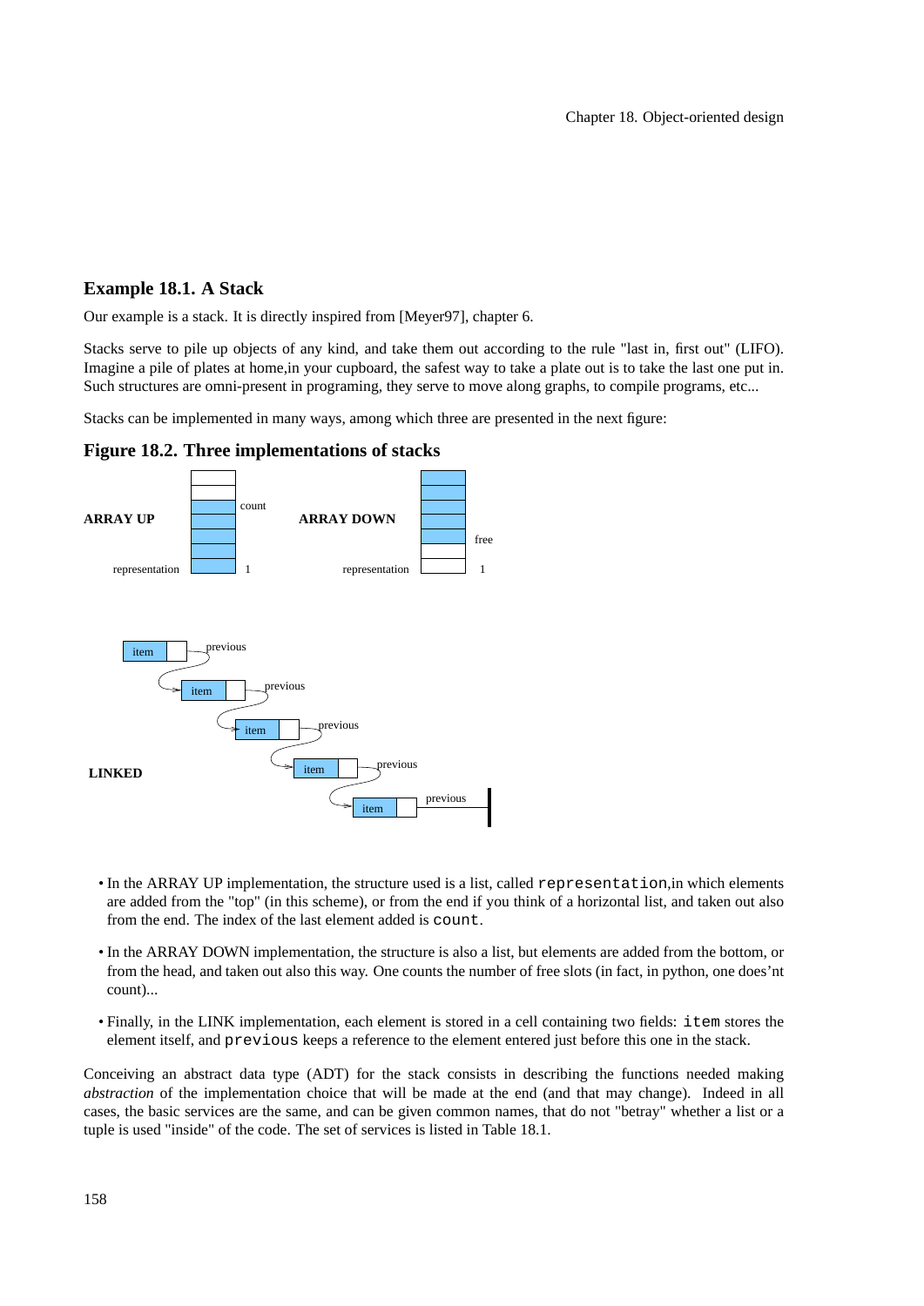### Example 18.1. A Stack

Our example is a stack. It is directly inspired from [Meyer97], chapter 6.

Stacks serve to pile up objects of any kind, and take them out according to the rule "last in, first out" (LIFO). Imagine a pile of plates at home,in your cupboard, the safest way to take a plate out is to take the last one put in. Such structures are omni-present in programing, they serve to move along graphs, to compile programs, etc...

Stacks can be implemented in many ways, among which three are presented in the next figure:

**Figure 18.2. Three implementations of stacks**

- In the ARRAY UP implementation, the structure used is a list, called `representation`,in which elements are added from the "top" (in this scheme), or from the end if you think of a horizontal list, and taken out also from the end. The index of the last element added is `count`.
- In the ARRAY DOWN implementation, the structure is also a list, but elements are added from the bottom, or from the head, and taken out also this way. One counts the number of free slots (in fact, in python, one does'nt count)...
- Finally, in the LINK implementation, each element is stored in a cell containing two fields: `item` stores the element itself, and `previous` keeps a reference to the element entered just before this one in the stack.

Conceiving an abstract data type (ADT) for the stack consists in describing the functions needed making *abstraction* of the implementation choice that will be made at the end (and that may change). Indeed in all cases, the basic services are the same, and can be given common names, that do not "betray" whether a list or a tuple is used "inside" of the code. The set of services is listed in Table 18.1.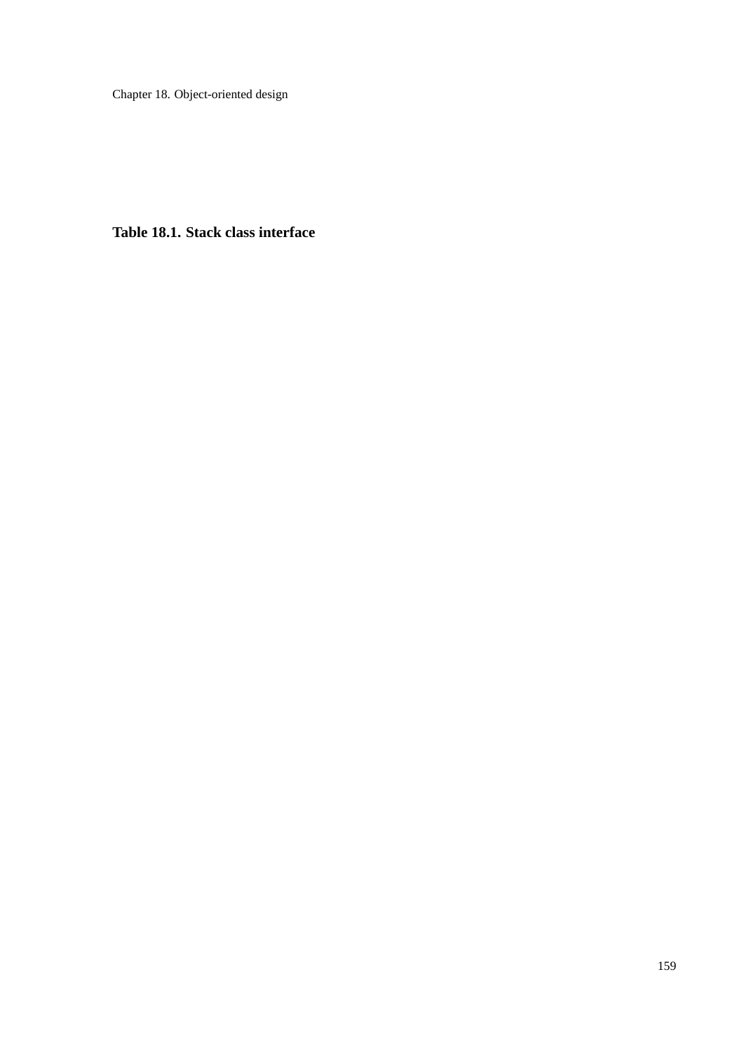**Table 18.1. Stack class interface**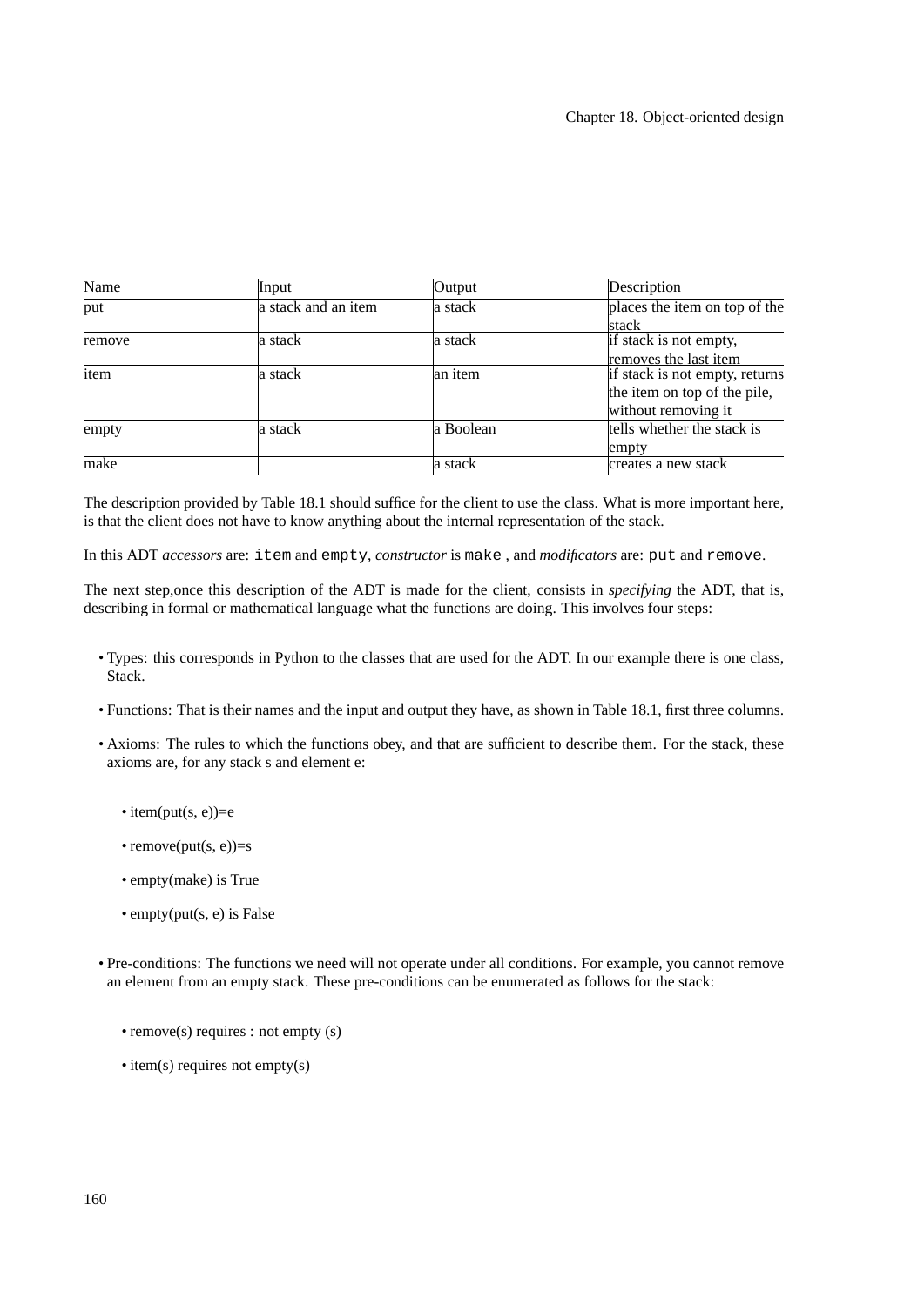| Name | Input | Output | Description |
| --- | --- | --- | --- |
| put | a stack and an item | a stack | places the item on top of the stack |
| remove | a stack | a stack | if stack is not empty, removes the last item |
| item | a stack | an item | if stack is not empty, returns the item on top of the pile, without removing it |
| empty | a stack | a Boolean | tells whether the stack is empty |
| make | | a stack | creates a new stack |

The description provided by Table 18.1 should suffice for the client to use the class. What is more important here, is that the client does not have to know anything about the internal representation of the stack.

In this ADT *accessors* are: `item` and `empty`, *constructor* is `make` , and *modificators* are: `put` and `remove`.

The next step,once this description of the ADT is made for the client, consists in *specifying* the ADT, that is, describing in formal or mathematical language what the functions are doing. This involves four steps:

- Types: this corresponds in Python to the classes that are used for the ADT. In our example there is one class, Stack.
- Functions: That is their names and the input and output they have, as shown in Table 18.1, first three columns.
- Axioms: The rules to which the functions obey, and that are sufficient to describe them. For the stack, these axioms are, for any stack s and element e:
  - item(put(s, e))=e
  - remove(put(s, e))=s
  - empty(make) is True
  - empty(put(s, e) is False
- Pre-conditions: The functions we need will not operate under all conditions. For example, you cannot remove an element from an empty stack. These pre-conditions can be enumerated as follows for the stack:
  - remove(s) requires : not empty (s)
  - item(s) requires not empty(s)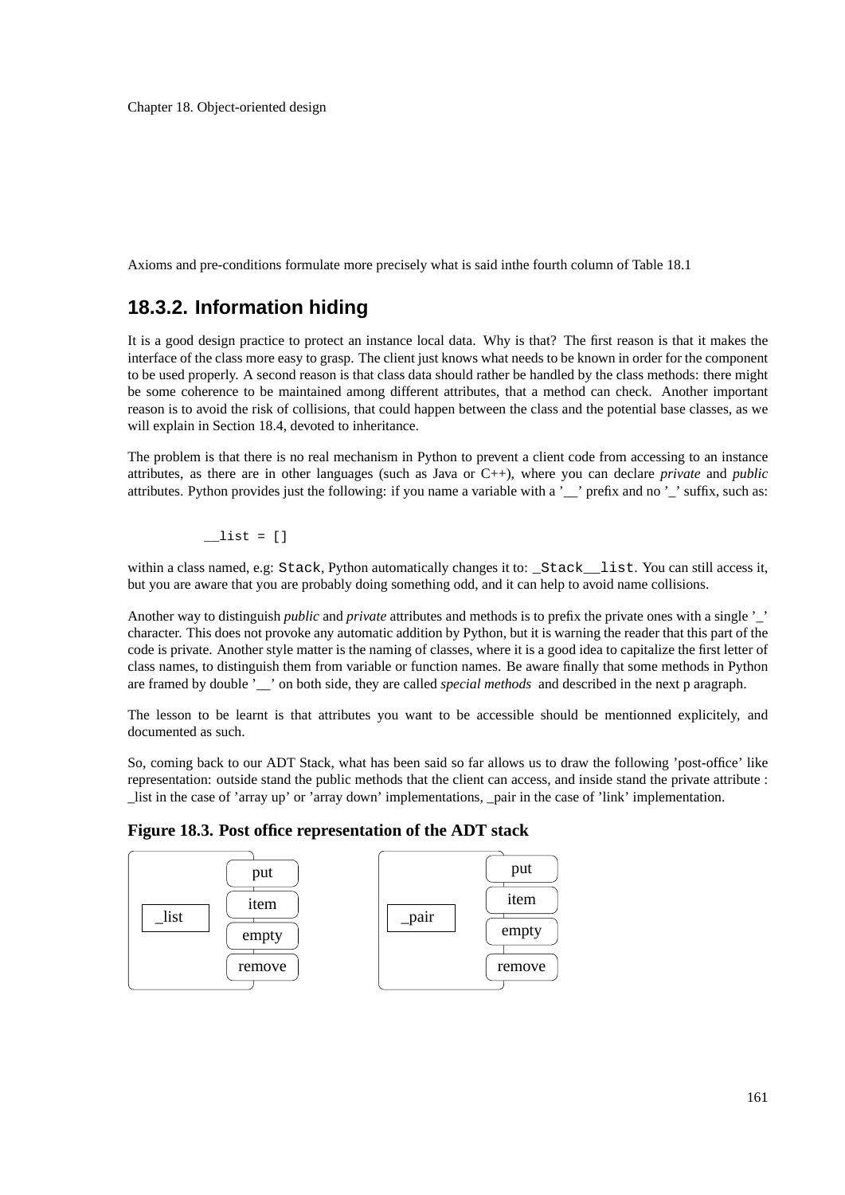Axioms and pre-conditions formulate more precisely what is said inthe fourth column of Table 18.1

### 18.3.2. Information hiding

It is a good design practice to protect an instance local data. Why is that? The first reason is that it makes the interface of the class more easy to grasp. The client just knows what needs to be known in order for the component to be used properly. A second reason is that class data should rather be handled by the class methods: there might be some coherence to be maintained among different attributes, that a method can check. Another important reason is to avoid the risk of collisions, that could happen between the class and the potential base classes, as we will explain in Section 18.4, devoted to inheritance.

The problem is that there is no real mechanism in Python to prevent a client code from accessing to an instance attributes, as there are in other languages (such as Java or C++), where you can declare *private* and *public* attributes. Python provides just the following: if you name a variable with a '__' prefix and no '_' suffix, such as:

```
__list = []
```

within a class named, e.g: `Stack`, Python automatically changes it to: `_Stack__list`. You can still access it, but you are aware that you are probably doing something odd, and it can help to avoid name collisions.

Another way to distinguish *public* and *private* attributes and methods is to prefix the private ones with a single '_' character. This does not provoke any automatic addition by Python, but it is warning the reader that this part of the code is private. Another style matter is the naming of classes, where it is a good idea to capitalize the first letter of class names, to distinguish them from variable or function names. Be aware finally that some methods in Python are framed by double '__' on both side, they are called *special methods* and described in the next p aragraph.

The lesson to be learnt is that attributes you want to be accessible should be mentionned explicitely, and documented as such.

So, coming back to our ADT Stack, what has been said so far allows us to draw the following 'post-office' like representation: outside stand the public methods that the client can access, and inside stand the private attribute : _list in the case of 'array up' or 'array down' implementations, _pair in the case of 'link' implementation.

**Figure 18.3. Post office representation of the ADT stack**

| Private attribute | Public methods |
|---|---|
| _list | put, item, empty, remove |
| _pair | put, item, empty, remove |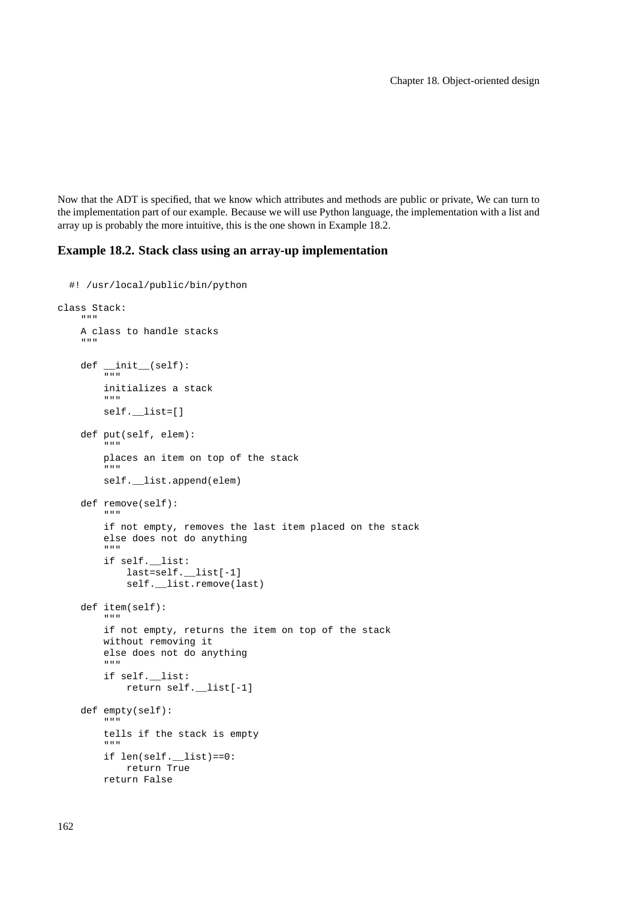Now that the ADT is specified, that we know which attributes and methods are public or private, We can turn to the implementation part of our example. Because we will use Python language, the implementation with a list and array up is probably the more intuitive, this is the one shown in Example 18.2.

### Example 18.2. Stack class using an array-up implementation

```
  #! /usr/local/public/bin/python

class Stack:
    """
    A class to handle stacks
    """

    def __init__(self):
        """
        initializes a stack
        """
        self.__list=[]

    def put(self, elem):
        """
        places an item on top of the stack
        """
        self.__list.append(elem)

    def remove(self):
        """
        if not empty, removes the last item placed on the stack
        else does not do anything
        """
        if self.__list:
            last=self.__list[-1]
            self.__list.remove(last)

    def item(self):
        """
        if not empty, returns the item on top of the stack
        without removing it
        else does not do anything
        """
        if self.__list:
            return self.__list[-1]

    def empty(self):
        """
        tells if the stack is empty
        """
        if len(self.__list)==0:
            return True
        return False
```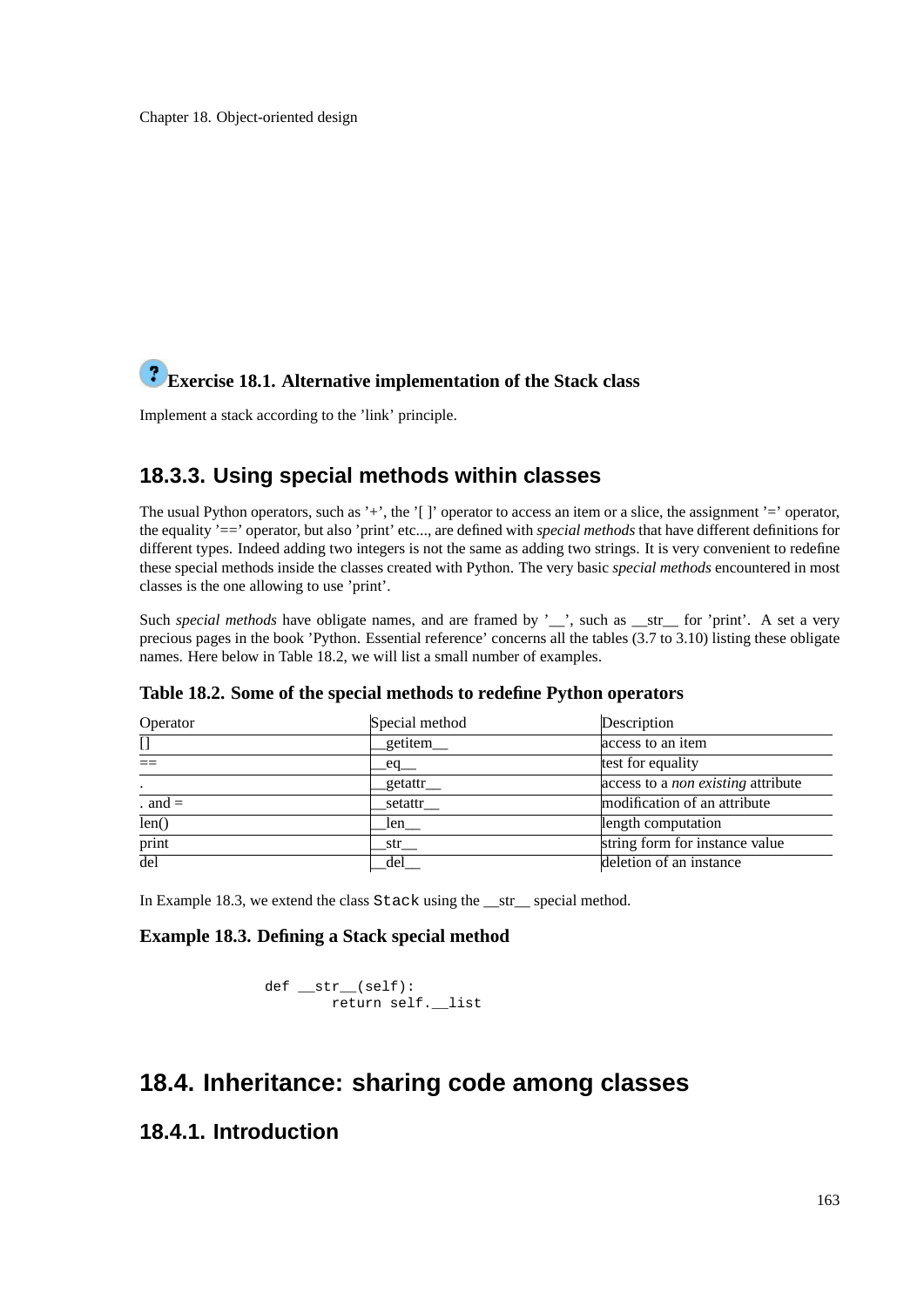**Exercise 18.1. Alternative implementation of the Stack class**

Implement a stack according to the ’link’ principle.

### 18.3.3. Using special methods within classes

The usual Python operators, such as ’+’, the ’[ ]’ operator to access an item or a slice, the assignment ’=’ operator, the equality ’==’ operator, but also ’print’ etc..., are defined with *special methods* that have different definitions for different types. Indeed adding two integers is not the same as adding two strings. It is very convenient to redefine these special methods inside the classes created with Python. The very basic *special methods* encountered in most classes is the one allowing to use ’print’.

Such *special methods* have obligate names, and are framed by ’__’, such as __str__ for ’print’. A set a very precious pages in the book ’Python. Essential reference’ concerns all the tables (3.7 to 3.10) listing these obligate names. Here below in Table 18.2, we will list a small number of examples.

**Table 18.2. Some of the special methods to redefine Python operators**

| Operator | Special method | Description |
|---|---|---|
| [] | __getitem__ | access to an item |
| == | __eq__ | test for equality |
| . | __getattr__ | access to a *non existing* attribute |
| . and = | __setattr__ | modification of an attribute |
| len() | __len__ | length computation |
| print | __str__ | string form for instance value |
| del | __del__ | deletion of an instance |

In Example 18.3, we extend the class `Stack` using the __str__ special method.

**Example 18.3. Defining a Stack special method**

```
def __str__(self):
        return self.__list
```

## 18.4. Inheritance: sharing code among classes

### 18.4.1. Introduction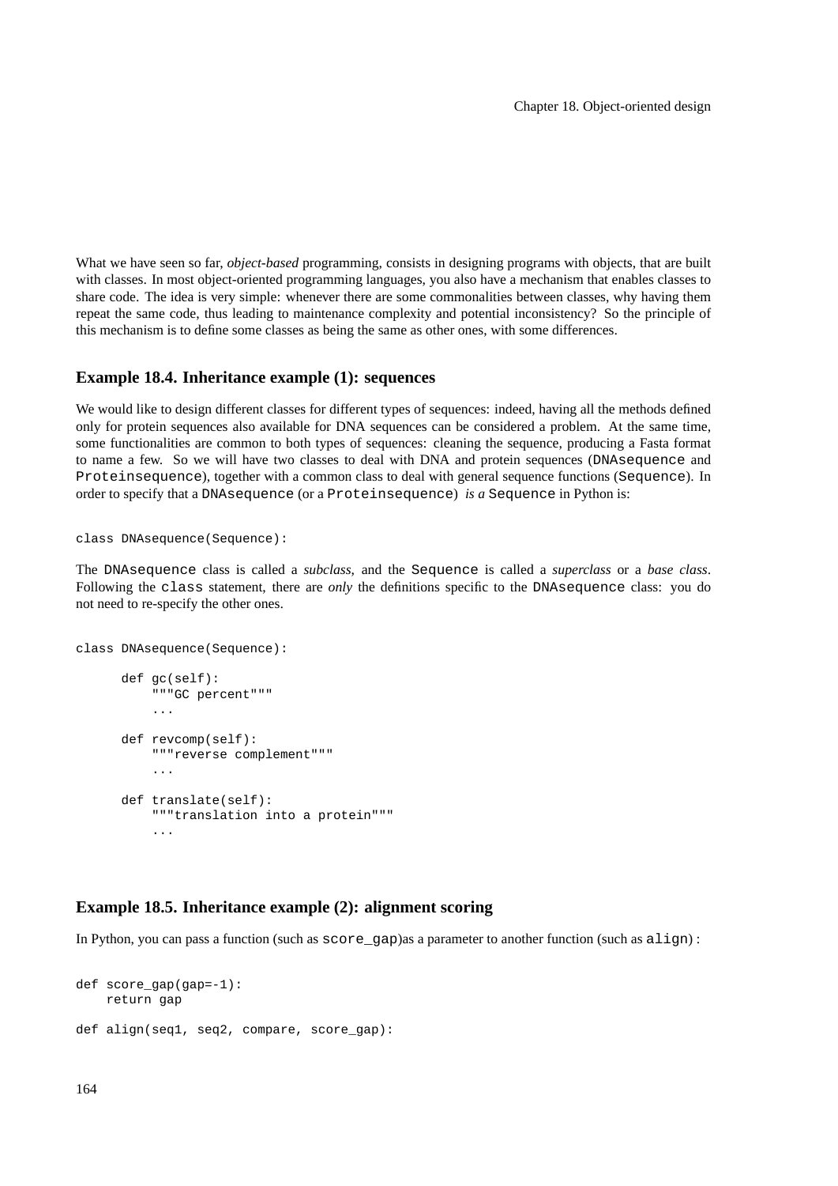What we have seen so far, *object-based* programming, consists in designing programs with objects, that are built with classes. In most object-oriented programming languages, you also have a mechanism that enables classes to share code. The idea is very simple: whenever there are some commonalities between classes, why having them repeat the same code, thus leading to maintenance complexity and potential inconsistency? So the principle of this mechanism is to define some classes as being the same as other ones, with some differences.

### Example 18.4. Inheritance example (1): sequences

We would like to design different classes for different types of sequences: indeed, having all the methods defined only for protein sequences also available for DNA sequences can be considered a problem. At the same time, some functionalities are common to both types of sequences: cleaning the sequence, producing a Fasta format to name a few. So we will have two classes to deal with DNA and protein sequences (`DNAsequence` and `Proteinsequence`), together with a common class to deal with general sequence functions (`Sequence`). In order to specify that a `DNAsequence` (or a `Proteinsequence`) *is a* `Sequence` in Python is:

```
class DNAsequence(Sequence):
```

The `DNAsequence` class is called a *subclass*, and the `Sequence` is called a *superclass* or a *base class*. Following the `class` statement, there are *only* the definitions specific to the `DNAsequence` class: you do not need to re-specify the other ones.

```
class DNAsequence(Sequence):

      def gc(self):
          """GC percent"""
          ...

      def revcomp(self):
          """reverse complement"""
          ...

      def translate(self):
          """translation into a protein"""
          ...
```

### Example 18.5. Inheritance example (2): alignment scoring

In Python, you can pass a function (such as `score_gap`)as a parameter to another function (such as `align`) :

```
def score_gap(gap=-1):
    return gap

def align(seq1, seq2, compare, score_gap):
```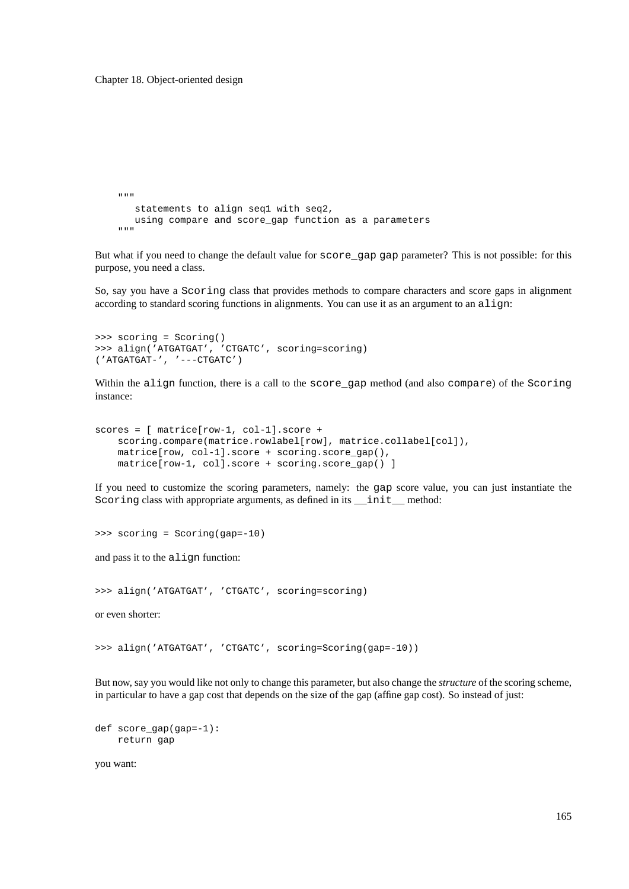```
    """
       statements to align seq1 with seq2,
       using compare and score_gap function as a parameters
    """
```

But what if you need to change the default value for `score_gap` `gap` parameter? This is not possible: for this purpose, you need a class.

So, say you have a `Scoring` class that provides methods to compare characters and score gaps in alignment according to standard scoring functions in alignments. You can use it as an argument to an `align`:

```
>>> scoring = Scoring()
>>> align('ATGATGAT', 'CTGATC', scoring=scoring)
('ATGATGAT-', '---CTGATC')
```

Within the `align` function, there is a call to the `score_gap` method (and also `compare`) of the `Scoring` instance:

```
scores = [ matrice[row-1, col-1].score +
    scoring.compare(matrice.rowlabel[row], matrice.collabel[col]),
    matrice[row, col-1].score + scoring.score_gap(),
    matrice[row-1, col].score + scoring.score_gap() ]
```

If you need to customize the scoring parameters, namely: the `gap` score value, you can just instantiate the `Scoring` class with appropriate arguments, as defined in its `__init__` method:

```
>>> scoring = Scoring(gap=-10)
```

and pass it to the `align` function:

```
>>> align('ATGATGAT', 'CTGATC', scoring=scoring)
```

or even shorter:

```
>>> align('ATGATGAT', 'CTGATC', scoring=Scoring(gap=-10))
```

But now, say you would like not only to change this parameter, but also change the *structure* of the scoring scheme, in particular to have a gap cost that depends on the size of the gap (affine gap cost). So instead of just:

```
def score_gap(gap=-1):
    return gap
```

you want: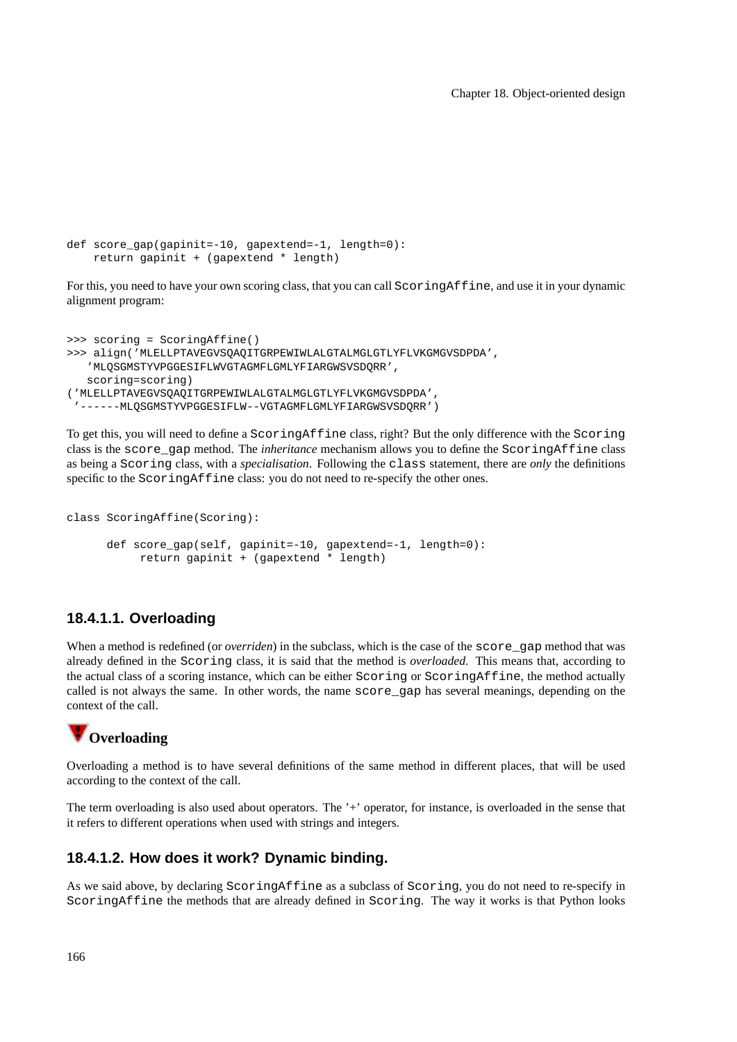```
def score_gap(gapinit=-10, gapextend=-1, length=0):
    return gapinit + (gapextend * length)
```

For this, you need to have your own scoring class, that you can call `ScoringAffine`, and use it in your dynamic alignment program:

```
>>> scoring = ScoringAffine()
>>> align('MLELLPTAVEGVSQAQITGRPEWIWLALGTALMGLGTLYFLVKGMGVSDPDA',
   'MLQSGMSTYVPGGESIFLWVGTAGMFLGMLYFIARGWSVSDQRR',
   scoring=scoring)
('MLELLPTAVEGVSQAQITGRPEWIWLALGTALMGLGTLYFLVKGMGVSDPDA',
 '------MLQSGMSTYVPGGESIFLW--VGTAGMFLGMLYFIARGWSVSDQRR')
```

To get this, you will need to define a `ScoringAffine` class, right? But the only difference with the `Scoring` class is the `score_gap` method. The *inheritance* mechanism allows you to define the `ScoringAffine` class as being a `Scoring` class, with a *specialisation*. Following the `class` statement, there are *only* the definitions specific to the `ScoringAffine` class: you do not need to re-specify the other ones.

```
class ScoringAffine(Scoring):

      def score_gap(self, gapinit=-10, gapextend=-1, length=0):
           return gapinit + (gapextend * length)
```

#### 18.4.1.1. Overloading

When a method is redefined (or *overriden*) in the subclass, which is the case of the `score_gap` method that was already defined in the `Scoring` class, it is said that the method is *overloaded*. This means that, according to the actual class of a scoring instance, which can be either `Scoring` or `ScoringAffine`, the method actually called is not always the same. In other words, the name `score_gap` has several meanings, depending on the context of the call.

**Overloading**

Overloading a method is to have several definitions of the same method in different places, that will be used according to the context of the call.

The term overloading is also used about operators. The '+' operator, for instance, is overloaded in the sense that it refers to different operations when used with strings and integers.

#### 18.4.1.2. How does it work? Dynamic binding.

As we said above, by declaring `ScoringAffine` as a subclass of `Scoring`, you do not need to re-specify in `ScoringAffine` the methods that are already defined in `Scoring`. The way it works is that Python looks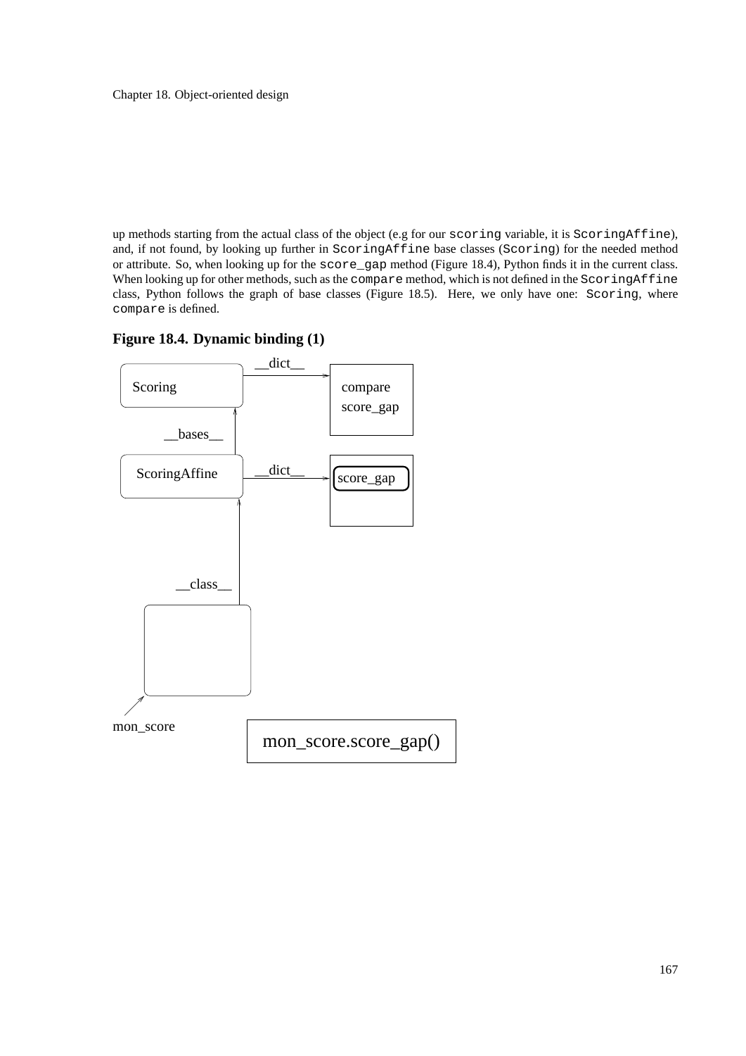up methods starting from the actual class of the object (e.g for our `scoring` variable, it is `ScoringAffine`), and, if not found, by looking up further in `ScoringAffine` base classes (`Scoring`) for the needed method or attribute. So, when looking up for the `score_gap` method (Figure 18.4), Python finds it in the current class. When looking up for other methods, such as the `compare` method, which is not defined in the `ScoringAffine` class, Python follows the graph of base classes (Figure 18.5). Here, we only have one: `Scoring`, where `compare` is defined.

**Figure 18.4. Dynamic binding (1)**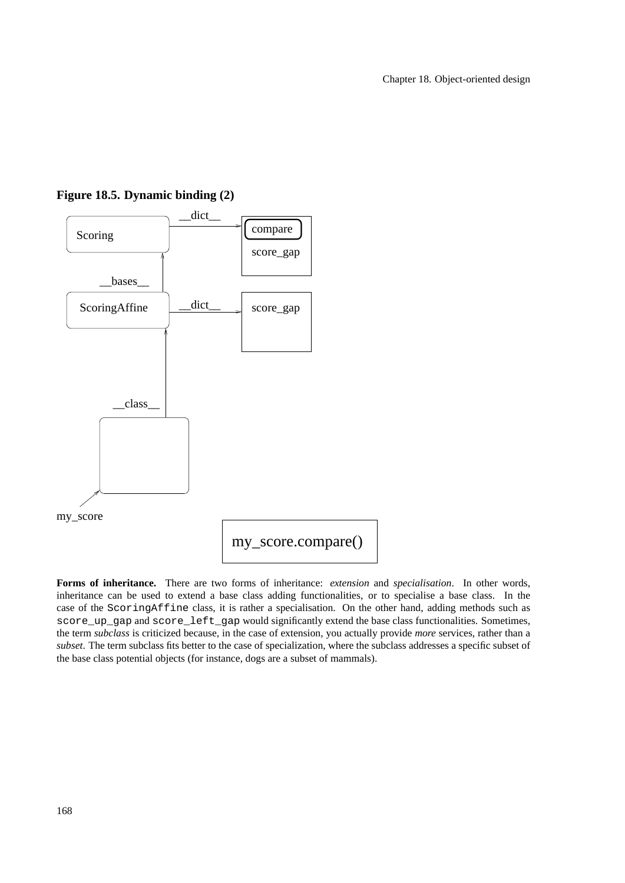**Figure 18.5. Dynamic binding (2)**

**Forms of inheritance.** There are two forms of inheritance: *extension* and *specialisation*. In other words, inheritance can be used to extend a base class adding functionalities, or to specialise a base class. In the case of the `ScoringAffine` class, it is rather a specialisation. On the other hand, adding methods such as `score_up_gap` and `score_left_gap` would significantly extend the base class functionalities. Sometimes, the term *subclass* is criticized because, in the case of extension, you actually provide *more* services, rather than a *subset*. The term subclass fits better to the case of specialization, where the subclass addresses a specific subset of the base class potential objects (for instance, dogs are a subset of mammals).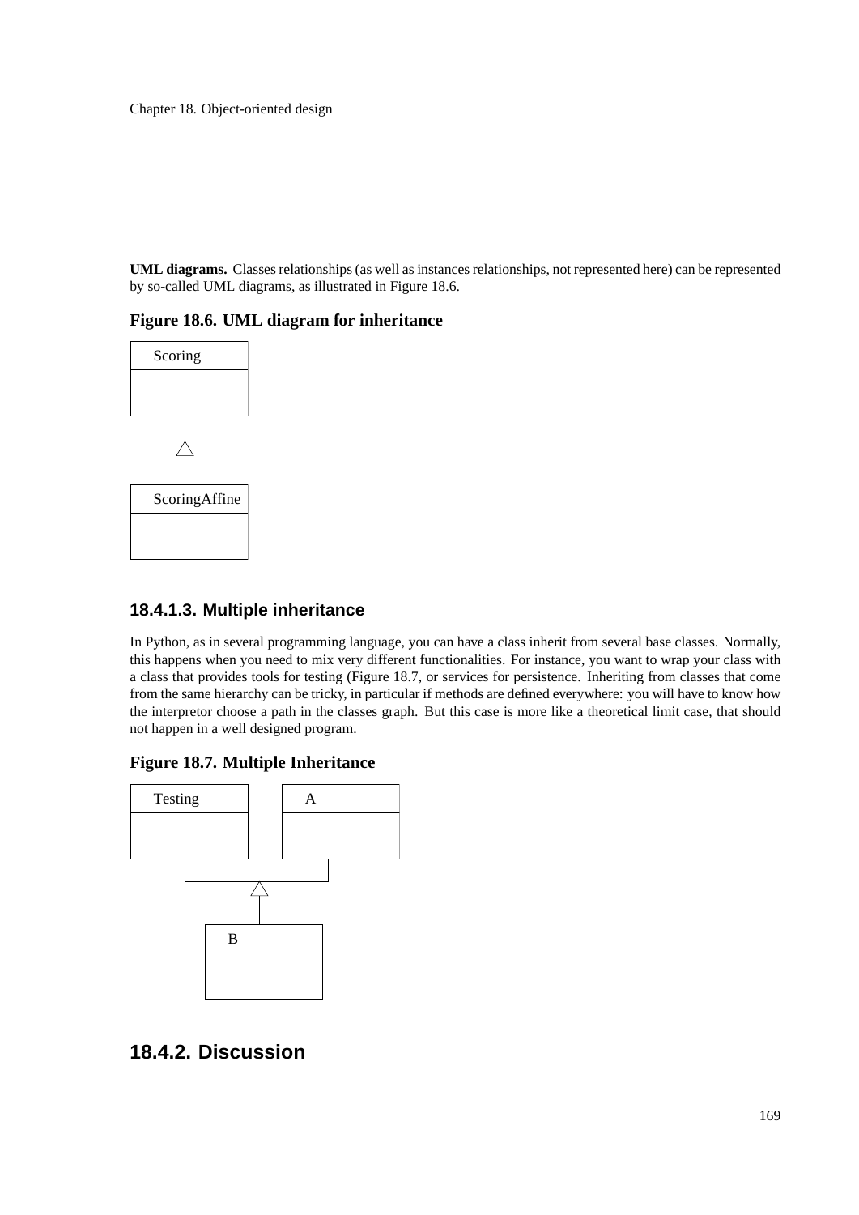**UML diagrams.** Classes relationships (as well as instances relationships, not represented here) can be represented by so-called UML diagrams, as illustrated in Figure 18.6.

**Figure 18.6. UML diagram for inheritance**

#### 18.4.1.3. Multiple inheritance

In Python, as in several programming language, you can have a class inherit from several base classes. Normally, this happens when you need to mix very different functionalities. For instance, you want to wrap your class with a class that provides tools for testing (Figure 18.7, or services for persistence. Inheriting from classes that come from the same hierarchy can be tricky, in particular if methods are defined everywhere: you will have to know how the interpretor choose a path in the classes graph. But this case is more like a theoretical limit case, that should not happen in a well designed program.

**Figure 18.7. Multiple Inheritance**

### 18.4.2. Discussion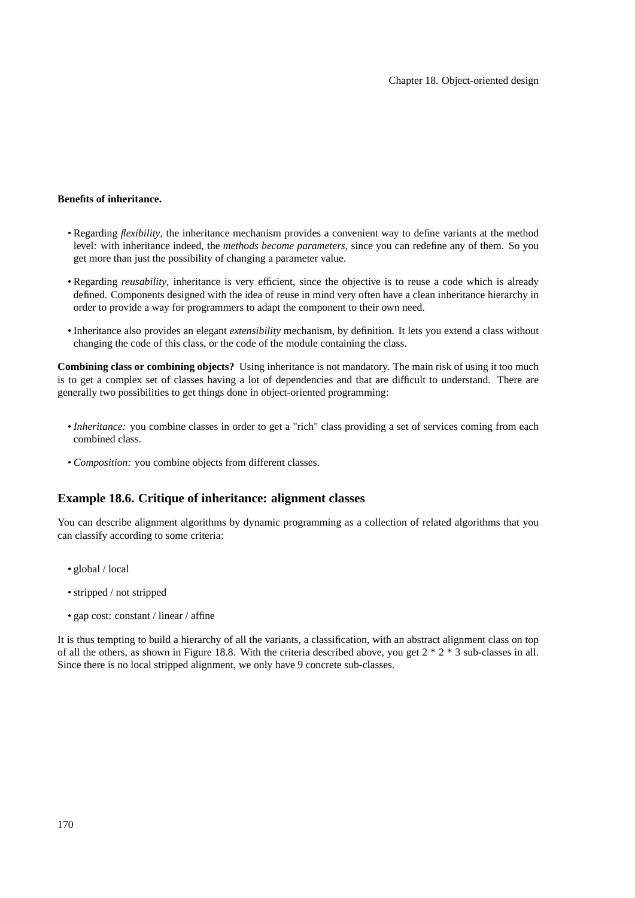**Benefits of inheritance.**

- Regarding *flexibility*, the inheritance mechanism provides a convenient way to define variants at the method level: with inheritance indeed, the *methods become parameters*, since you can redefine any of them. So you get more than just the possibility of changing a parameter value.
- Regarding *reusability*, inheritance is very efficient, since the objective is to reuse a code which is already defined. Components designed with the idea of reuse in mind very often have a clean inheritance hierarchy in order to provide a way for programmers to adapt the component to their own need.
- Inheritance also provides an elegant *extensibility* mechanism, by definition. It lets you extend a class without changing the code of this class, or the code of the module containing the class.

**Combining class or combining objects?** Using inheritance is not mandatory. The main risk of using it too much is to get a complex set of classes having a lot of dependencies and that are difficult to understand. There are generally two possibilities to get things done in object-oriented programming:

- *Inheritance:* you combine classes in order to get a "rich" class providing a set of services coming from each combined class.
- *Composition:* you combine objects from different classes.

## Example 18.6. Critique of inheritance: alignment classes

You can describe alignment algorithms by dynamic programming as a collection of related algorithms that you can classify according to some criteria:

- global / local
- stripped / not stripped
- gap cost: constant / linear / affine

It is thus tempting to build a hierarchy of all the variants, a classification, with an abstract alignment class on top of all the others, as shown in Figure 18.8. With the criteria described above, you get 2 * 2 * 3 sub-classes in all. Since there is no local stripped alignment, we only have 9 concrete sub-classes.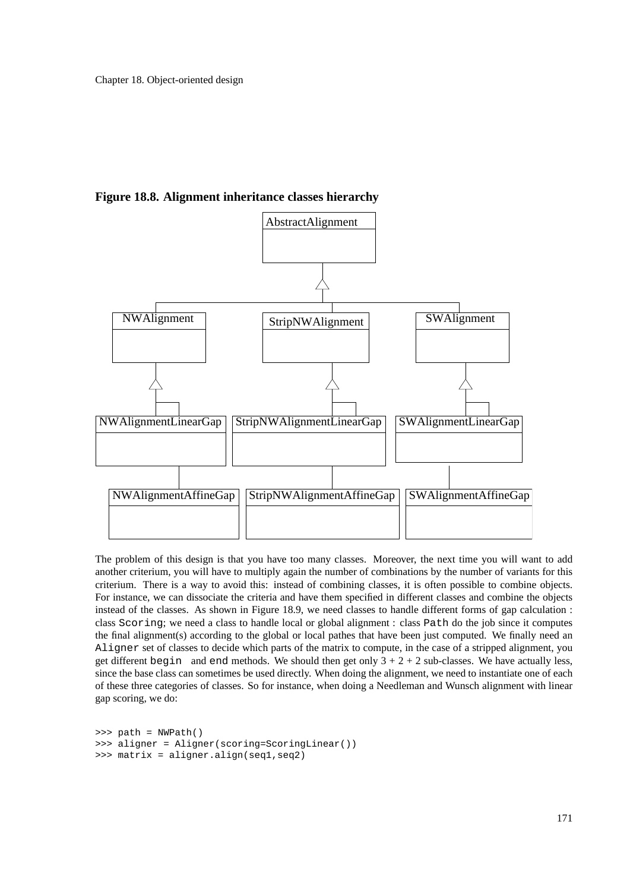**Figure 18.8. Alignment inheritance classes hierarchy**

The problem of this design is that you have too many classes. Moreover, the next time you will want to add another criterium, you will have to multiply again the number of combinations by the number of variants for this criterium. There is a way to avoid this: instead of combining classes, it is often possible to combine objects. For instance, we can dissociate the criteria and have them specified in different classes and combine the objects instead of the classes. As shown in Figure 18.9, we need classes to handle different forms of gap calculation : class `Scoring`; we need a class to handle local or global alignment : class `Path` do the job since it computes the final alignment(s) according to the global or local pathes that have been just computed. We finally need an `Aligner` set of classes to decide which parts of the matrix to compute, in the case of a stripped alignment, you get different `begin` and `end` methods. We should then get only 3 + 2 + 2 sub-classes. We have actually less, since the base class can sometimes be used directly. When doing the alignment, we need to instantiate one of each of these three categories of classes. So for instance, when doing a Needleman and Wunsch alignment with linear gap scoring, we do:

```
>>> path = NWPath()
>>> aligner = Aligner(scoring=ScoringLinear())
>>> matrix = aligner.align(seq1,seq2)
```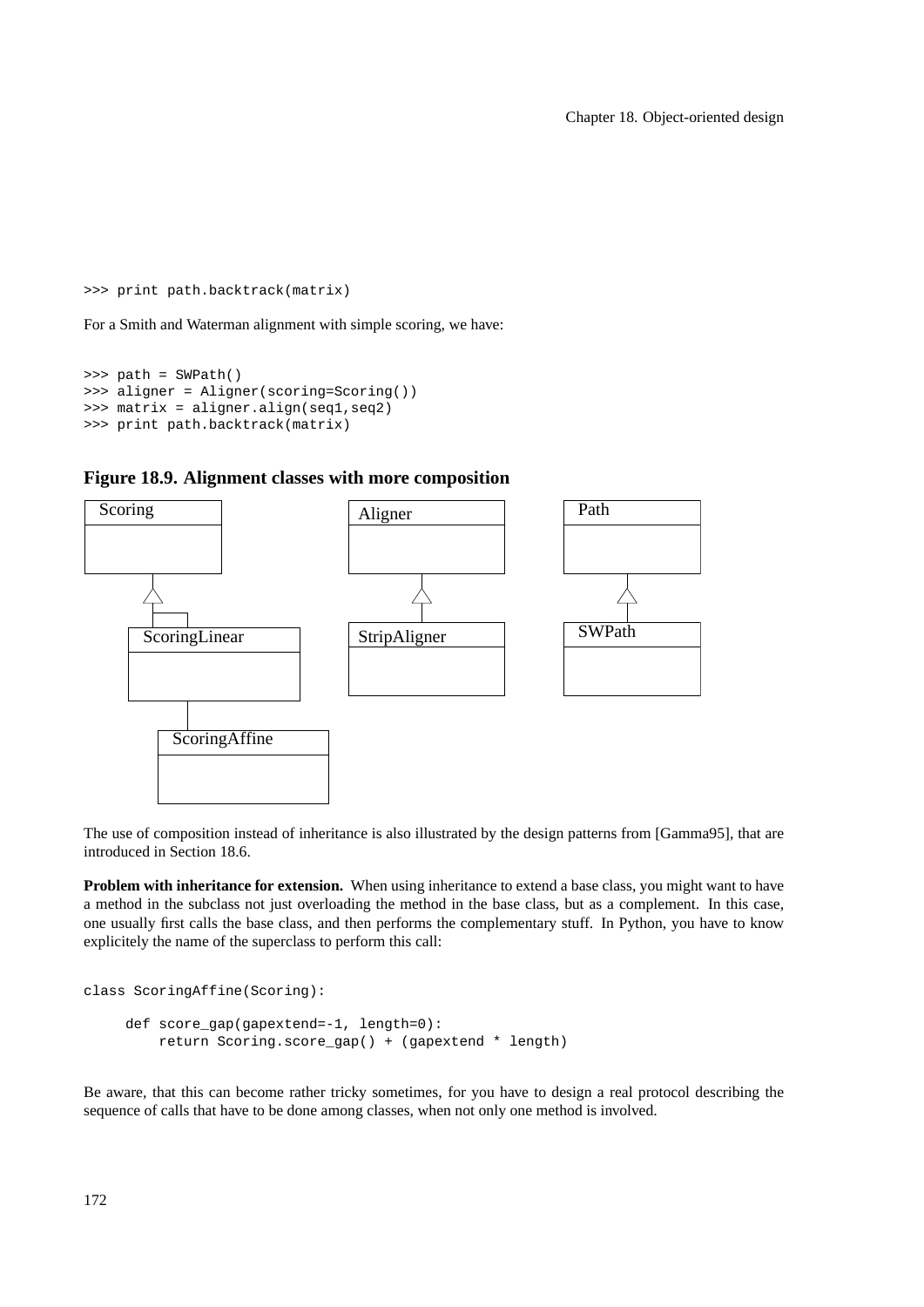```
>>> print path.backtrack(matrix)
```

For a Smith and Waterman alignment with simple scoring, we have:

```
>>> path = SWPath()
>>> aligner = Aligner(scoring=Scoring())
>>> matrix = aligner.align(seq1,seq2)
>>> print path.backtrack(matrix)
```

**Figure 18.9. Alignment classes with more composition**

The use of composition instead of inheritance is also illustrated by the design patterns from [Gamma95], that are introduced in Section 18.6.

**Problem with inheritance for extension.** When using inheritance to extend a base class, you might want to have a method in the subclass not just overloading the method in the base class, but as a complement. In this case, one usually first calls the base class, and then performs the complementary stuff. In Python, you have to know explicitely the name of the superclass to perform this call:

```
class ScoringAffine(Scoring):

     def score_gap(gapextend=-1, length=0):
         return Scoring.score_gap() + (gapextend * length)
```

Be aware, that this can become rather tricky sometimes, for you have to design a real protocol describing the sequence of calls that have to be done among classes, when not only one method is involved.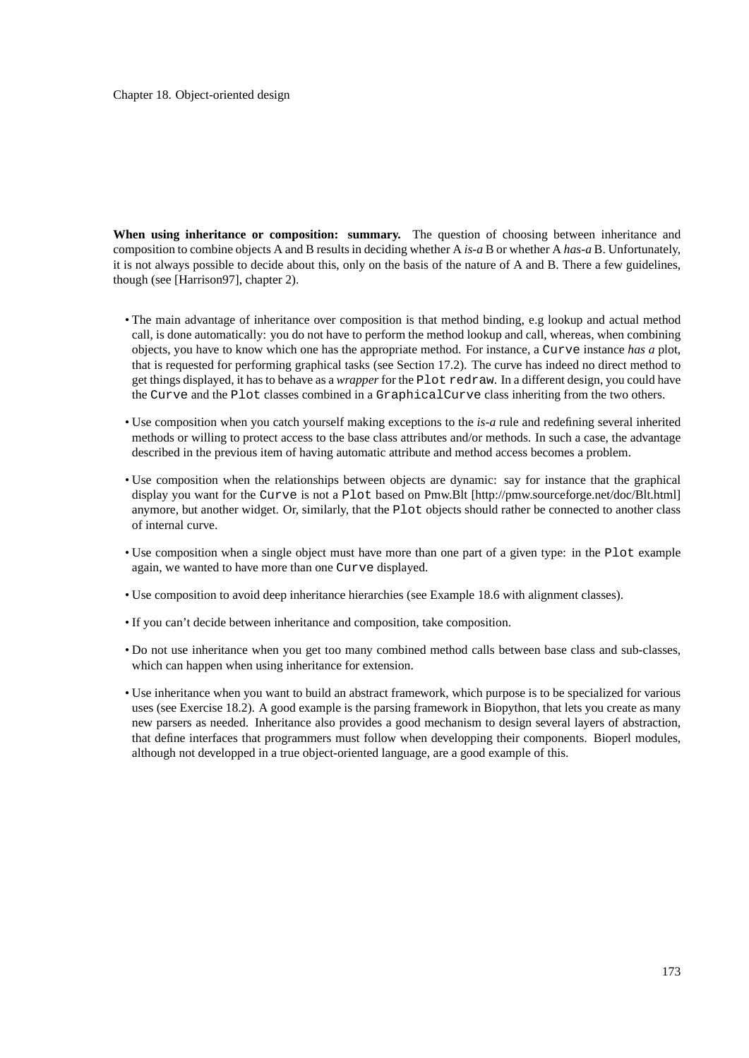**When using inheritance or composition: summary.** The question of choosing between inheritance and composition to combine objects A and B results in deciding whether A *is-a* B or whether A *has-a* B. Unfortunately, it is not always possible to decide about this, only on the basis of the nature of A and B. There a few guidelines, though (see [Harrison97], chapter 2).

- The main advantage of inheritance over composition is that method binding, e.g lookup and actual method call, is done automatically: you do not have to perform the method lookup and call, whereas, when combining objects, you have to know which one has the appropriate method. For instance, a `Curve` instance *has a* plot, that is requested for performing graphical tasks (see Section 17.2). The curve has indeed no direct method to get things displayed, it has to behave as a *wrapper* for the `Plot` `redraw`. In a different design, you could have the `Curve` and the `Plot` classes combined in a `GraphicalCurve` class inheriting from the two others.
- Use composition when you catch yourself making exceptions to the *is-a* rule and redefining several inherited methods or willing to protect access to the base class attributes and/or methods. In such a case, the advantage described in the previous item of having automatic attribute and method access becomes a problem.
- Use composition when the relationships between objects are dynamic: say for instance that the graphical display you want for the `Curve` is not a `Plot` based on Pmw.Blt [http://pmw.sourceforge.net/doc/Blt.html] anymore, but another widget. Or, similarly, that the `Plot` objects should rather be connected to another class of internal curve.
- Use composition when a single object must have more than one part of a given type: in the `Plot` example again, we wanted to have more than one `Curve` displayed.
- Use composition to avoid deep inheritance hierarchies (see Example 18.6 with alignment classes).
- If you can't decide between inheritance and composition, take composition.
- Do not use inheritance when you get too many combined method calls between base class and sub-classes, which can happen when using inheritance for extension.
- Use inheritance when you want to build an abstract framework, which purpose is to be specialized for various uses (see Exercise 18.2). A good example is the parsing framework in Biopython, that lets you create as many new parsers as needed. Inheritance also provides a good mechanism to design several layers of abstraction, that define interfaces that programmers must follow when developping their components. Bioperl modules, although not developped in a true object-oriented language, are a good example of this.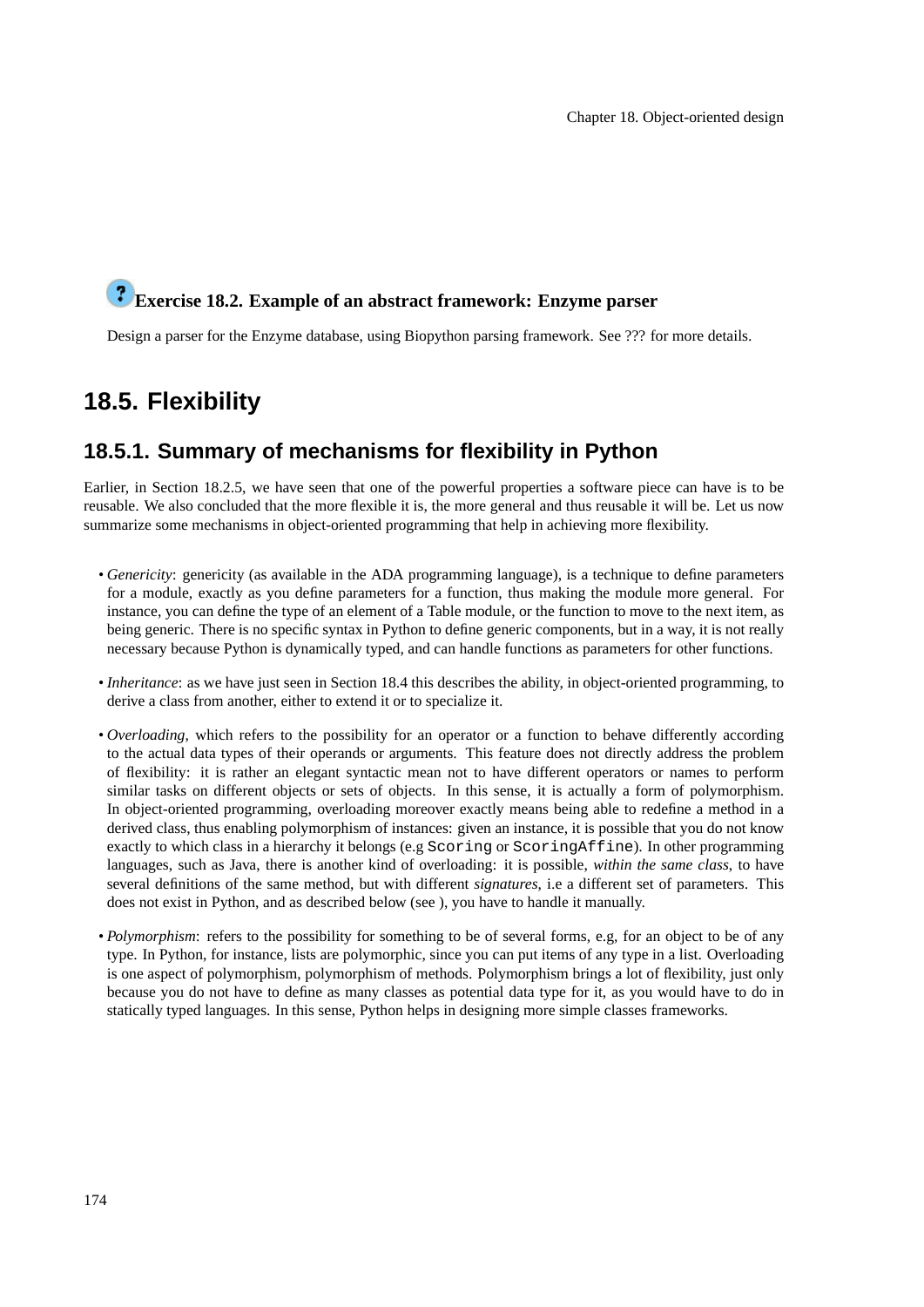**Exercise 18.2. Example of an abstract framework: Enzyme parser**

Design a parser for the Enzyme database, using Biopython parsing framework. See ??? for more details.

## 18.5. Flexibility

### 18.5.1. Summary of mechanisms for flexibility in Python

Earlier, in Section 18.2.5, we have seen that one of the powerful properties a software piece can have is to be reusable. We also concluded that the more flexible it is, the more general and thus reusable it will be. Let us now summarize some mechanisms in object-oriented programming that help in achieving more flexibility.

- *Genericity*: genericity (as available in the ADA programming language), is a technique to define parameters for a module, exactly as you define parameters for a function, thus making the module more general. For instance, you can define the type of an element of a Table module, or the function to move to the next item, as being generic. There is no specific syntax in Python to define generic components, but in a way, it is not really necessary because Python is dynamically typed, and can handle functions as parameters for other functions.
- *Inheritance*: as we have just seen in Section 18.4 this describes the ability, in object-oriented programming, to derive a class from another, either to extend it or to specialize it.
- *Overloading*, which refers to the possibility for an operator or a function to behave differently according to the actual data types of their operands or arguments. This feature does not directly address the problem of flexibility: it is rather an elegant syntactic mean not to have different operators or names to perform similar tasks on different objects or sets of objects. In this sense, it is actually a form of polymorphism. In object-oriented programming, overloading moreover exactly means being able to redefine a method in a derived class, thus enabling polymorphism of instances: given an instance, it is possible that you do not know exactly to which class in a hierarchy it belongs (e.g `Scoring` or `ScoringAffine`). In other programming languages, such as Java, there is another kind of overloading: it is possible, *within the same class*, to have several definitions of the same method, but with different *signatures*, i.e a different set of parameters. This does not exist in Python, and as described below (see ), you have to handle it manually.
- *Polymorphism*: refers to the possibility for something to be of several forms, e.g, for an object to be of any type. In Python, for instance, lists are polymorphic, since you can put items of any type in a list. Overloading is one aspect of polymorphism, polymorphism of methods. Polymorphism brings a lot of flexibility, just only because you do not have to define as many classes as potential data type for it, as you would have to do in statically typed languages. In this sense, Python helps in designing more simple classes frameworks.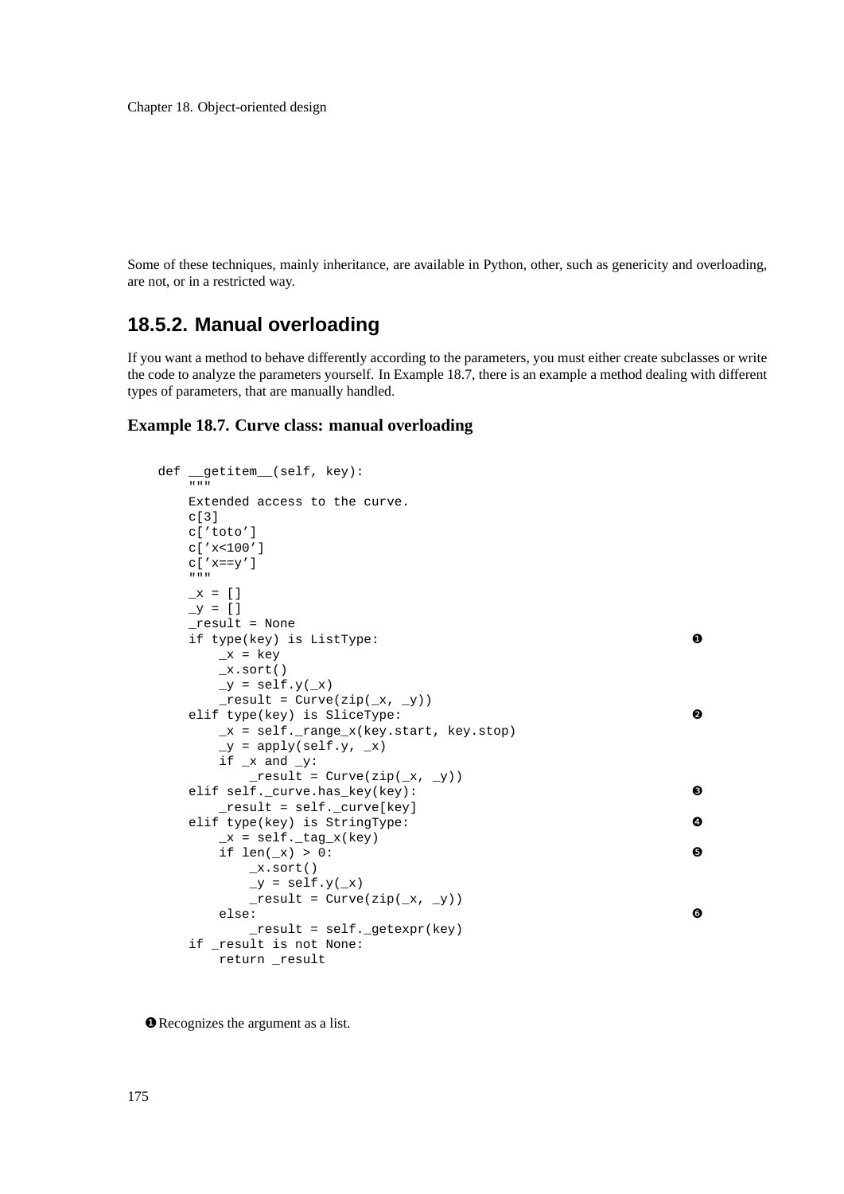Some of these techniques, mainly inheritance, are available in Python, other, such as genericity and overloading, are not, or in a restricted way.

## 18.5.2. Manual overloading

If you want a method to behave differently according to the parameters, you must either create subclasses or write the code to analyze the parameters yourself. In Example 18.7, there is an example a method dealing with different types of parameters, that are manually handled.

### Example 18.7. Curve class: manual overloading

```
def __getitem__(self, key):
    """
    Extended access to the curve.
    c[3]
    c['toto']
    c['x<100']
    c['x==y']
    """
    _x = []
    _y = []
    _result = None
    if type(key) is ListType:                                   ❶
        _x = key
        _x.sort()
        _y = self.y(_x)
        _result = Curve(zip(_x, _y))
    elif type(key) is SliceType:                                ❷
        _x = self._range_x(key.start, key.stop)
        _y = apply(self.y, _x)
        if _x and _y:
            _result = Curve(zip(_x, _y))
    elif self._curve.has_key(key):                              ❸
        _result = self._curve[key]
    elif type(key) is StringType:                               ❹
        _x = self._tag_x(key)
        if len(_x) > 0:                                         ❺
            _x.sort()
            _y = self.y(_x)
            _result = Curve(zip(_x, _y))
        else:                                                   ❻
            _result = self._getexpr(key)
    if _result is not None:
        return _result
```

❶ Recognizes the argument as a list.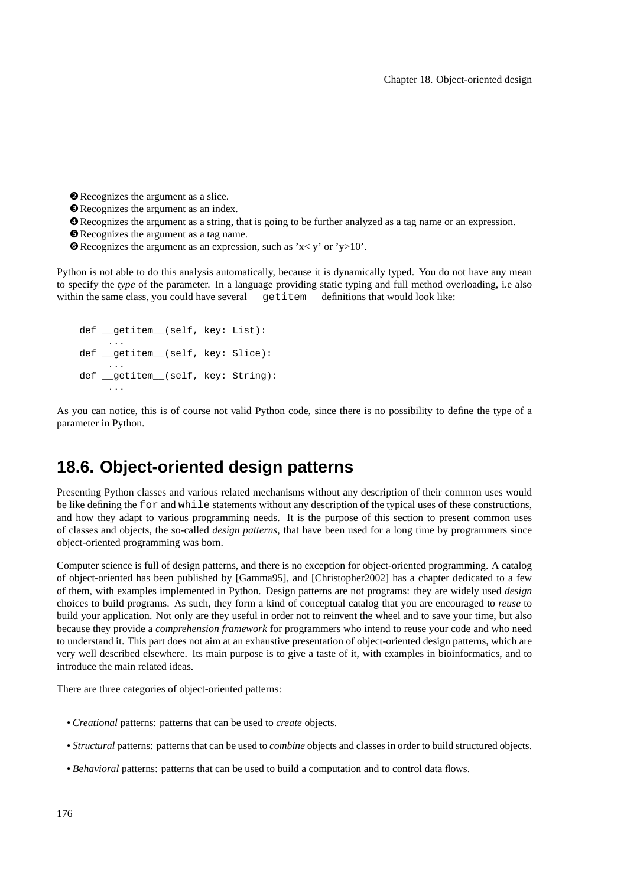❷ Recognizes the argument as a slice.
❸ Recognizes the argument as an index.
❹ Recognizes the argument as a string, that is going to be further analyzed as a tag name or an expression.
❺ Recognizes the argument as a tag name.
❻ Recognizes the argument as an expression, such as 'x< y' or 'y>10'.

Python is not able to do this analysis automatically, because it is dynamically typed. You do not have any mean to specify the *type* of the parameter. In a language providing static typing and full method overloading, i.e also within the same class, you could have several `__getitem__` definitions that would look like:

```
def __getitem__(self, key: List):
     ...
def __getitem__(self, key: Slice):
     ...
def __getitem__(self, key: String):
     ...
```

As you can notice, this is of course not valid Python code, since there is no possibility to define the type of a parameter in Python.

## 18.6. Object-oriented design patterns

Presenting Python classes and various related mechanisms without any description of their common uses would be like defining the `for` and `while` statements without any description of the typical uses of these constructions, and how they adapt to various programming needs. It is the purpose of this section to present common uses of classes and objects, the so-called *design patterns*, that have been used for a long time by programmers since object-oriented programming was born.

Computer science is full of design patterns, and there is no exception for object-oriented programming. A catalog of object-oriented has been published by [Gamma95], and [Christopher2002] has a chapter dedicated to a few of them, with examples implemented in Python. Design patterns are not programs: they are widely used *design* choices to build programs. As such, they form a kind of conceptual catalog that you are encouraged to *reuse* to build your application. Not only are they useful in order not to reinvent the wheel and to save your time, but also because they provide a *comprehension framework* for programmers who intend to reuse your code and who need to understand it. This part does not aim at an exhaustive presentation of object-oriented design patterns, which are very well described elsewhere. Its main purpose is to give a taste of it, with examples in bioinformatics, and to introduce the main related ideas.

There are three categories of object-oriented patterns:

- *Creational* patterns: patterns that can be used to *create* objects.
- *Structural* patterns: patterns that can be used to *combine* objects and classes in order to build structured objects.
- *Behavioral* patterns: patterns that can be used to build a computation and to control data flows.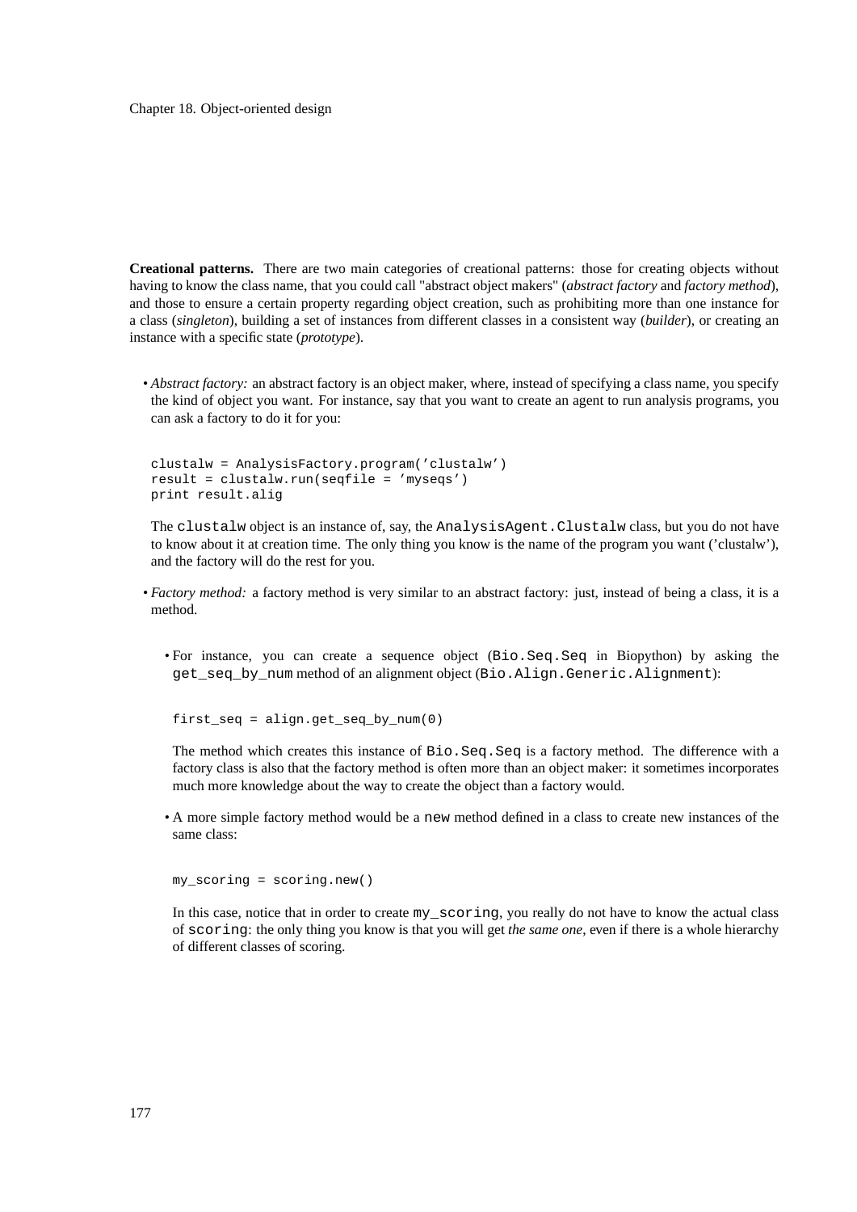**Creational patterns.** There are two main categories of creational patterns: those for creating objects without having to know the class name, that you could call "abstract object makers" (*abstract factory* and *factory method*), and those to ensure a certain property regarding object creation, such as prohibiting more than one instance for a class (*singleton*), building a set of instances from different classes in a consistent way (*builder*), or creating an instance with a specific state (*prototype*).

- *Abstract factory:* an abstract factory is an object maker, where, instead of specifying a class name, you specify the kind of object you want. For instance, say that you want to create an agent to run analysis programs, you can ask a factory to do it for you:

  ```
  clustalw = AnalysisFactory.program('clustalw')
  result = clustalw.run(seqfile = 'myseqs')
  print result.alig
  ```

  The `clustalw` object is an instance of, say, the `AnalysisAgent.Clustalw` class, but you do not have to know about it at creation time. The only thing you know is the name of the program you want ('clustalw'), and the factory will do the rest for you.

- *Factory method:* a factory method is very similar to an abstract factory: just, instead of being a class, it is a method.

  - For instance, you can create a sequence object (`Bio.Seq.Seq` in Biopython) by asking the `get_seq_by_num` method of an alignment object (`Bio.Align.Generic.Alignment`):

    ```
    first_seq = align.get_seq_by_num(0)
    ```

    The method which creates this instance of `Bio.Seq.Seq` is a factory method. The difference with a factory class is also that the factory method is often more than an object maker: it sometimes incorporates much more knowledge about the way to create the object than a factory would.

  - A more simple factory method would be a `new` method defined in a class to create new instances of the same class:

    ```
    my_scoring = scoring.new()
    ```

    In this case, notice that in order to create `my_scoring`, you really do not have to know the actual class of `scoring`: the only thing you know is that you will get *the same one*, even if there is a whole hierarchy of different classes of scoring.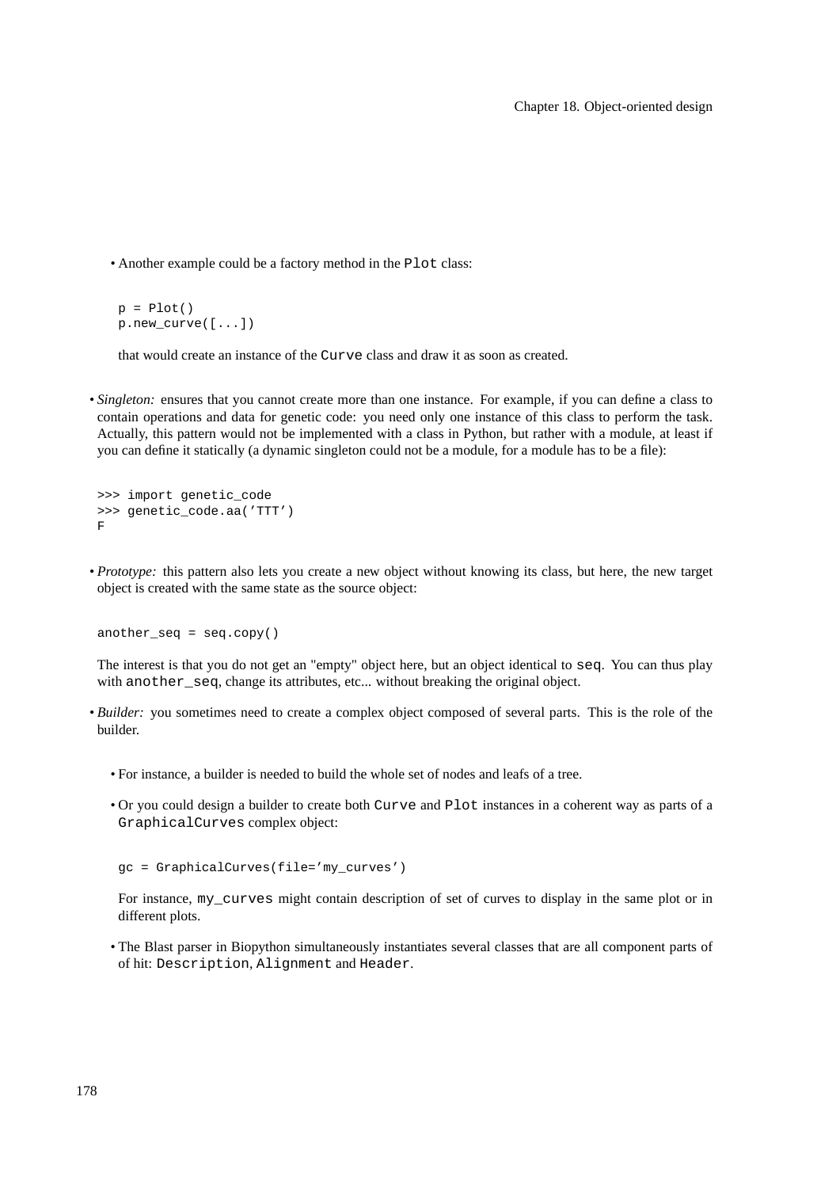- Another example could be a factory method in the `Plot` class:

  ```
  p = Plot()
  p.new_curve([...])
  ```

  that would create an instance of the `Curve` class and draw it as soon as created.

- *Singleton:* ensures that you cannot create more than one instance. For example, if you can define a class to contain operations and data for genetic code: you need only one instance of this class to perform the task. Actually, this pattern would not be implemented with a class in Python, but rather with a module, at least if you can define it statically (a dynamic singleton could not be a module, for a module has to be a file):

  ```
  >>> import genetic_code
  >>> genetic_code.aa('TTT')
  F
  ```

- *Prototype:* this pattern also lets you create a new object without knowing its class, but here, the new target object is created with the same state as the source object:

  ```
  another_seq = seq.copy()
  ```

  The interest is that you do not get an "empty" object here, but an object identical to `seq`. You can thus play with `another_seq`, change its attributes, etc... without breaking the original object.

- *Builder:* you sometimes need to create a complex object composed of several parts. This is the role of the builder.

  - For instance, a builder is needed to build the whole set of nodes and leafs of a tree.

  - Or you could design a builder to create both `Curve` and `Plot` instances in a coherent way as parts of a `GraphicalCurves` complex object:

    ```
    gc = GraphicalCurves(file='my_curves')
    ```

    For instance, `my_curves` might contain description of set of curves to display in the same plot or in different plots.

  - The Blast parser in Biopython simultaneously instantiates several classes that are all component parts of of hit: `Description`, `Alignment` and `Header`.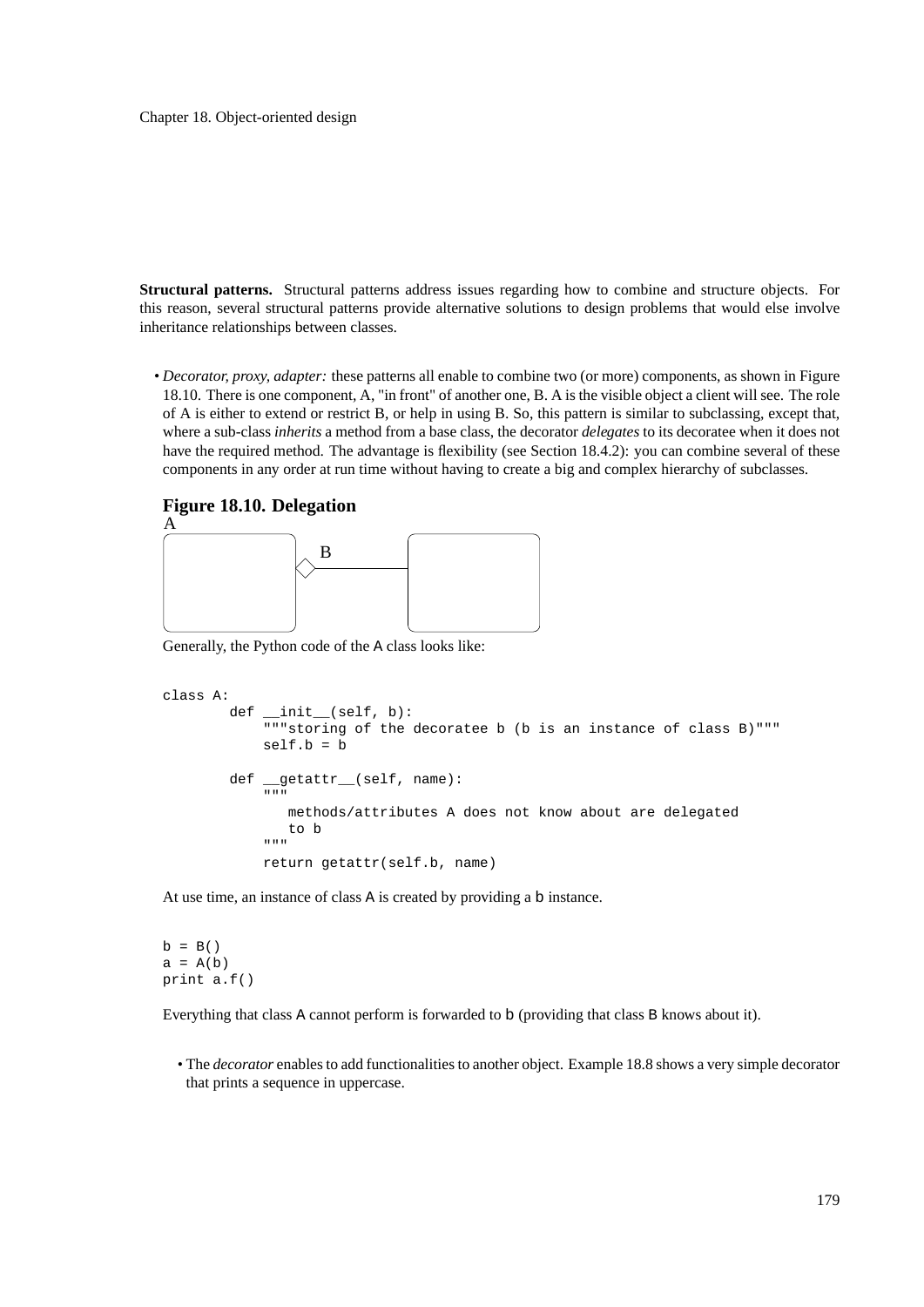**Structural patterns.** Structural patterns address issues regarding how to combine and structure objects. For this reason, several structural patterns provide alternative solutions to design problems that would else involve inheritance relationships between classes.

- *Decorator, proxy, adapter:* these patterns all enable to combine two (or more) components, as shown in Figure 18.10. There is one component, A, "in front" of another one, B. A is the visible object a client will see. The role of A is either to extend or restrict B, or help in using B. So, this pattern is similar to subclassing, except that, where a sub-class *inherits* a method from a base class, the decorator *delegates* to its decoratee when it does not have the required method. The advantage is flexibility (see Section 18.4.2): you can combine several of these components in any order at run time without having to create a big and complex hierarchy of subclasses.

  **Figure 18.10. Delegation**

  Generally, the Python code of the A class looks like:

  ```
  class A:
          def __init__(self, b):
              """storing of the decoratee b (b is an instance of class B)"""
              self.b = b

          def __getattr__(self, name):
              """
                 methods/attributes A does not know about are delegated
                 to b
              """
              return getattr(self.b, name)
  ```

  At use time, an instance of class A is created by providing a b instance.

  ```
  b = B()
  a = A(b)
  print a.f()
  ```

  Everything that class A cannot perform is forwarded to b (providing that class B knows about it).

  - The *decorator* enables to add functionalities to another object. Example 18.8 shows a very simple decorator that prints a sequence in uppercase.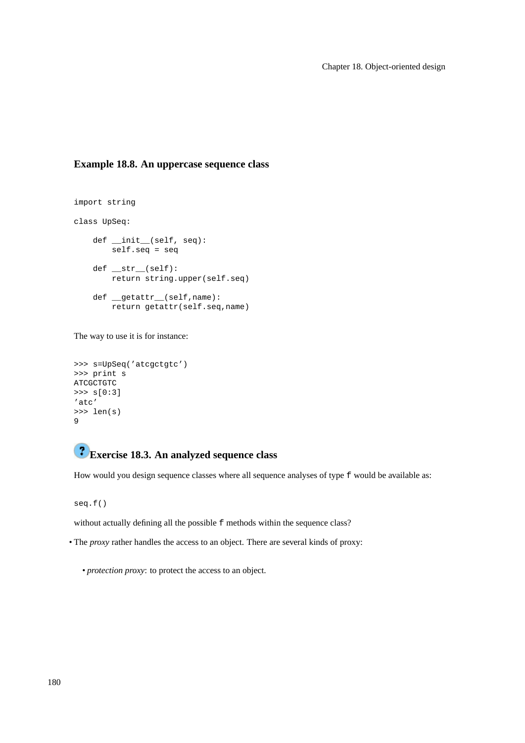### Example 18.8. An uppercase sequence class

```
import string

class UpSeq:

    def __init__(self, seq):
        self.seq = seq

    def __str__(self):
        return string.upper(self.seq)

    def __getattr__(self,name):
        return getattr(self.seq,name)
```

The way to use it is for instance:

```
>>> s=UpSeq('atcgctgtc')
>>> print s
ATCGCTGTC
>>> s[0:3]
'atc'
>>> len(s)
9
```

### Exercise 18.3. An analyzed sequence class

How would you design sequence classes where all sequence analyses of type `f` would be available as:

```
seq.f()
```

without actually defining all the possible `f` methods within the sequence class?

- The *proxy* rather handles the access to an object. There are several kinds of proxy:
  - *protection proxy*: to protect the access to an object.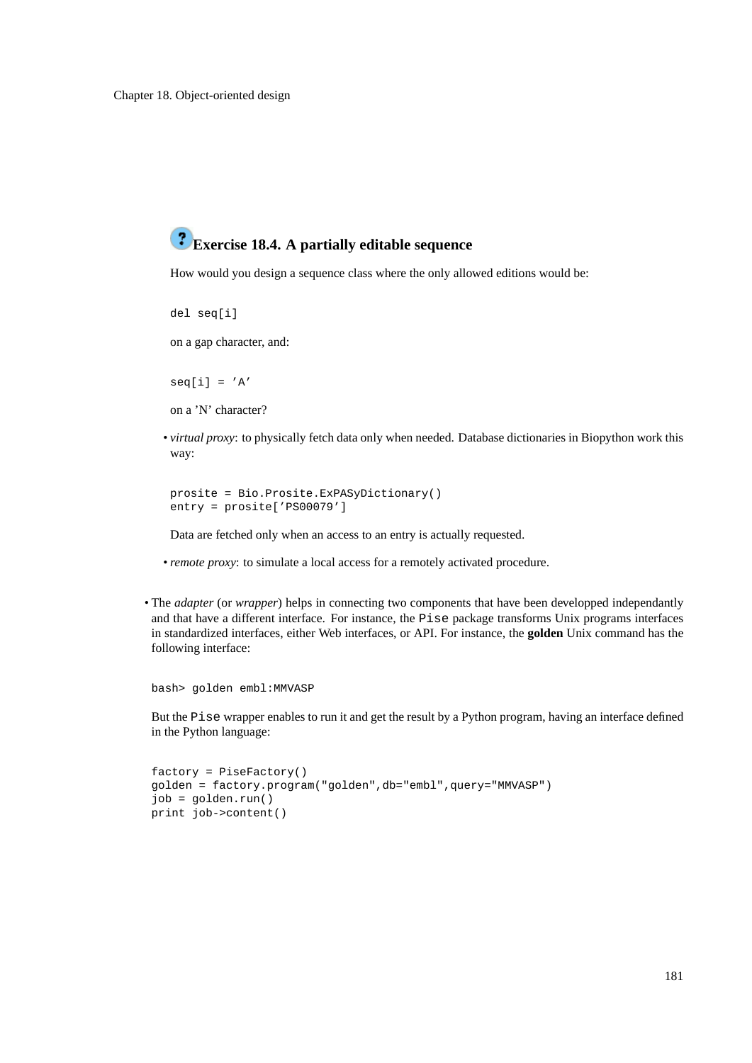### Exercise 18.4. A partially editable sequence

How would you design a sequence class where the only allowed editions would be:

```
del seq[i]
```

on a gap character, and:

```
seq[i] = 'A'
```

on a 'N' character?

- *virtual proxy*: to physically fetch data only when needed. Database dictionaries in Biopython work this way:

  ```
  prosite = Bio.Prosite.ExPASyDictionary()
  entry = prosite['PS00079']
  ```

  Data are fetched only when an access to an entry is actually requested.

- *remote proxy*: to simulate a local access for a remotely activated procedure.

- The *adapter* (or *wrapper*) helps in connecting two components that have been developped independantly and that have a different interface. For instance, the `Pise` package transforms Unix programs interfaces in standardized interfaces, either Web interfaces, or API. For instance, the **golden** Unix command has the following interface:

  ```
  bash> golden embl:MMVASP
  ```

  But the `Pise` wrapper enables to run it and get the result by a Python program, having an interface defined in the Python language:

  ```
  factory = PiseFactory()
  golden = factory.program("golden",db="embl",query="MMVASP")
  job = golden.run()
  print job->content()
  ```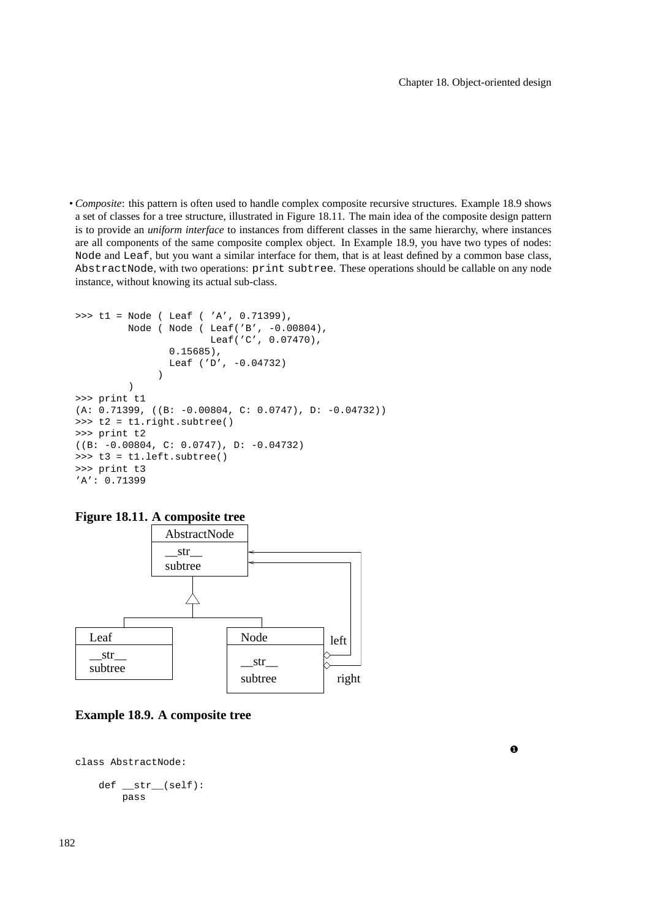- *Composite*: this pattern is often used to handle complex composite recursive structures. Example 18.9 shows a set of classes for a tree structure, illustrated in Figure 18.11. The main idea of the composite design pattern is to provide an *uniform interface* to instances from different classes in the same hierarchy, where instances are all components of the same composite complex object. In Example 18.9, you have two types of nodes: `Node` and `Leaf`, but you want a similar interface for them, that is at least defined by a common base class, `AbstractNode`, with two operations: `print subtree`. These operations should be callable on any node instance, without knowing its actual sub-class.

```
>>> t1 = Node ( Leaf ( 'A', 0.71399),
         Node ( Node ( Leaf('B', -0.00804),
                       Leaf('C', 0.07470),
                0.15685),
                Leaf ('D', -0.04732)
              )
         )
>>> print t1
(A: 0.71399, ((B: -0.00804, C: 0.0747), D: -0.04732))
>>> t2 = t1.right.subtree()
>>> print t2
((B: -0.00804, C: 0.0747), D: -0.04732)
>>> t3 = t1.left.subtree()
>>> print t3
'A': 0.71399
```

**Figure 18.11. A composite tree**

**Example 18.9. A composite tree**

❶

```
class AbstractNode:

    def __str__(self):
        pass
```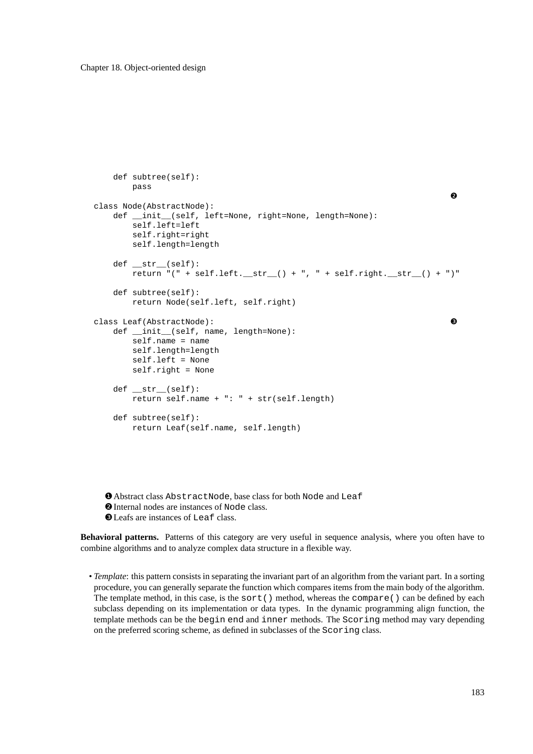```
    def subtree(self):
        pass
                                                                          ❷
class Node(AbstractNode):
    def __init__(self, left=None, right=None, length=None):
        self.left=left
        self.right=right
        self.length=length

    def __str__(self):
        return "(" + self.left.__str__() + ", " + self.right.__str__() + ")"

    def subtree(self):
        return Node(self.left, self.right)

class Leaf(AbstractNode):                                                 ❸
    def __init__(self, name, length=None):
        self.name = name
        self.length=length
        self.left = None
        self.right = None

    def __str__(self):
        return self.name + ": " + str(self.length)

    def subtree(self):
        return Leaf(self.name, self.length)
```

❶ Abstract class `AbstractNode`, base class for both `Node` and `Leaf`
❷ Internal nodes are instances of `Node` class.
❸ Leafs are instances of `Leaf` class.

**Behavioral patterns.** Patterns of this category are very useful in sequence analysis, where you often have to combine algorithms and to analyze complex data structure in a flexible way.

- *Template*: this pattern consists in separating the invariant part of an algorithm from the variant part. In a sorting procedure, you can generally separate the function which compares items from the main body of the algorithm. The template method, in this case, is the `sort()` method, whereas the `compare()` can be defined by each subclass depending on its implementation or data types. In the dynamic programming align function, the template methods can be the `begin` `end` and `inner` methods. The `Scoring` method may vary depending on the preferred scoring scheme, as defined in subclasses of the `Scoring` class.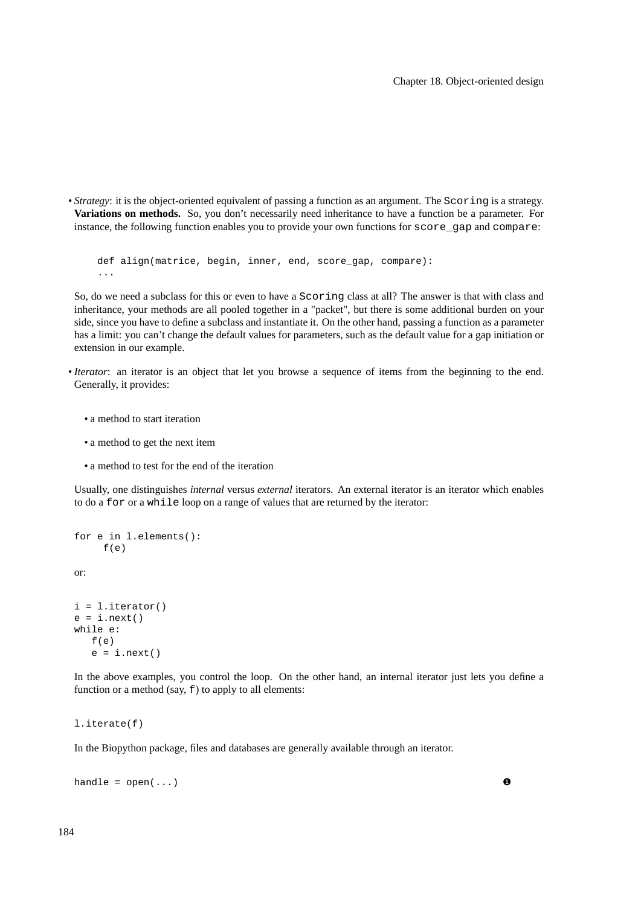- *Strategy*: it is the object-oriented equivalent of passing a function as an argument. The `Scoring` is a strategy. **Variations on methods.** So, you don't necessarily need inheritance to have a function be a parameter. For instance, the following function enables you to provide your own functions for `score_gap` and `compare`:

  ```
  def align(matrice, begin, inner, end, score_gap, compare):
  ...
  ```

  So, do we need a subclass for this or even to have a `Scoring` class at all? The answer is that with class and inheritance, your methods are all pooled together in a "packet", but there is some additional burden on your side, since you have to define a subclass and instantiate it. On the other hand, passing a function as a parameter has a limit: you can't change the default values for parameters, such as the default value for a gap initiation or extension in our example.

- *Iterator*: an iterator is an object that let you browse a sequence of items from the beginning to the end. Generally, it provides:

  - a method to start iteration
  - a method to get the next item
  - a method to test for the end of the iteration

  Usually, one distinguishes *internal* versus *external* iterators. An external iterator is an iterator which enables to do a `for` or a `while` loop on a range of values that are returned by the iterator:

  ```
  for e in l.elements():
       f(e)
  ```

  or:

  ```
  i = l.iterator()
  e = i.next()
  while e:
     f(e)
     e = i.next()
  ```

  In the above examples, you control the loop. On the other hand, an internal iterator just lets you define a function or a method (say, `f`) to apply to all elements:

  ```
  l.iterate(f)
  ```

  In the Biopython package, files and databases are generally available through an iterator.

  ```
  handle = open(...)                                                  ❶
  ```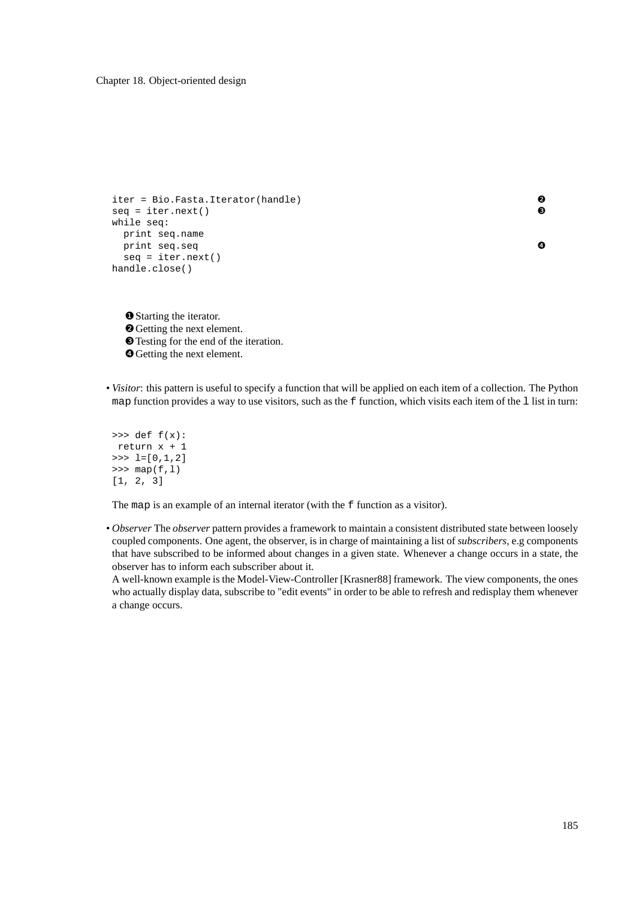```
iter = Bio.Fasta.Iterator(handle)                                            ❷
seq = iter.next()                                                            ❸
while seq:
  print seq.name
  print seq.seq                                                              ❹
  seq = iter.next()
handle.close()
```

❶ Starting the iterator.
❷ Getting the next element.
❸ Testing for the end of the iteration.
❹ Getting the next element.

- *Visitor*: this pattern is useful to specify a function that will be applied on each item of a collection. The Python `map` function provides a way to use visitors, such as the `f` function, which visits each item of the `l` list in turn:

  ```
  >>> def f(x):
   return x + 1
  >>> l=[0,1,2]
  >>> map(f,l)
  [1, 2, 3]
  ```

  The `map` is an example of an internal iterator (with the `f` function as a visitor).

- *Observer* The *observer* pattern provides a framework to maintain a consistent distributed state between loosely coupled components. One agent, the observer, is in charge of maintaining a list of *subscribers*, e.g components that have subscribed to be informed about changes in a given state. Whenever a change occurs in a state, the observer has to inform each subscriber about it.
  A well-known example is the Model-View-Controller [Krasner88] framework. The view components, the ones who actually display data, subscribe to "edit events" in order to be able to refresh and redisplay them whenever a change occurs.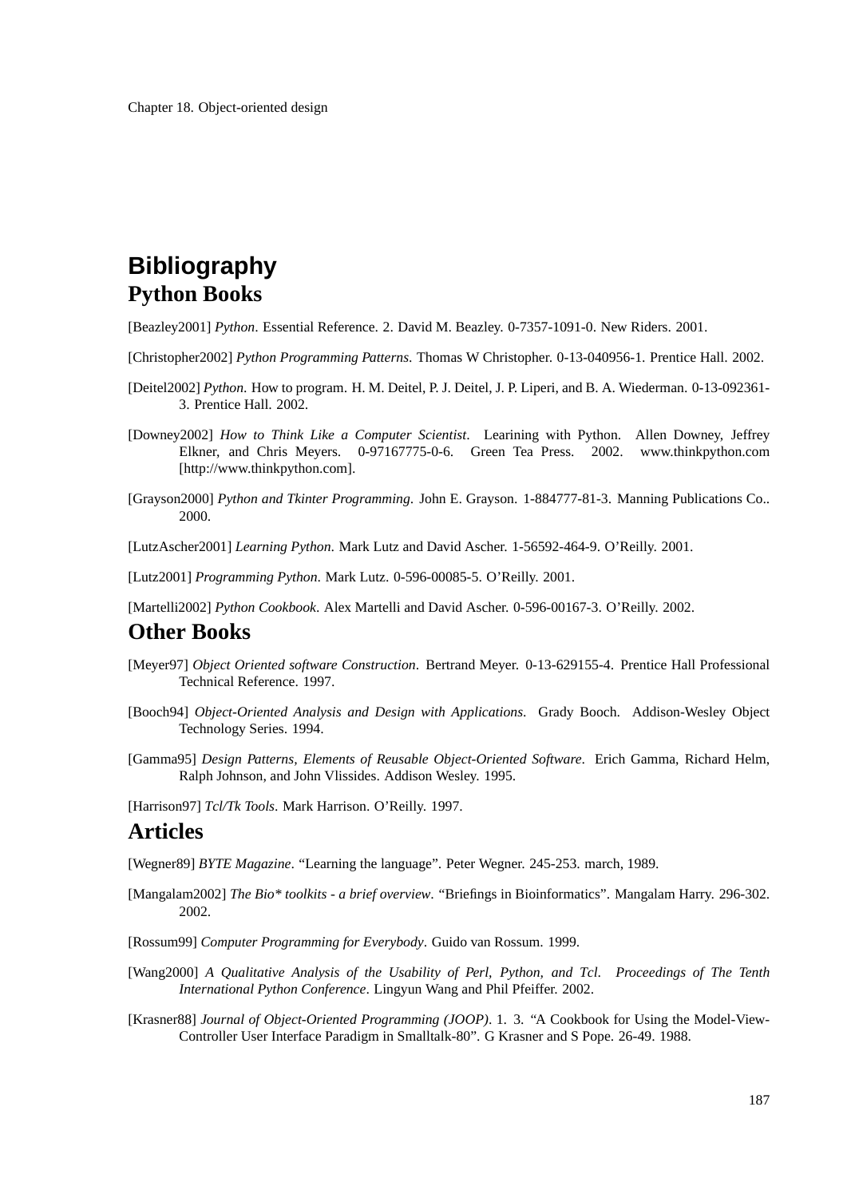# Bibliography

## Python Books

[Beazley2001] *Python*. Essential Reference. 2. David M. Beazley. 0-7357-1091-0. New Riders. 2001.

[Christopher2002] *Python Programming Patterns*. Thomas W Christopher. 0-13-040956-1. Prentice Hall. 2002.

[Deitel2002] *Python*. How to program. H. M. Deitel, P. J. Deitel, J. P. Liperi, and B. A. Wiederman. 0-13-092361-3. Prentice Hall. 2002.

[Downey2002] *How to Think Like a Computer Scientist*. Learining with Python. Allen Downey, Jeffrey Elkner, and Chris Meyers. 0-97167775-0-6. Green Tea Press. 2002. www.thinkpython.com [http://www.thinkpython.com].

[Grayson2000] *Python and Tkinter Programming*. John E. Grayson. 1-884777-81-3. Manning Publications Co.. 2000.

[LutzAscher2001] *Learning Python*. Mark Lutz and David Ascher. 1-56592-464-9. O'Reilly. 2001.

[Lutz2001] *Programming Python*. Mark Lutz. 0-596-00085-5. O'Reilly. 2001.

[Martelli2002] *Python Cookbook*. Alex Martelli and David Ascher. 0-596-00167-3. O'Reilly. 2002.

## Other Books

[Meyer97] *Object Oriented software Construction*. Bertrand Meyer. 0-13-629155-4. Prentice Hall Professional Technical Reference. 1997.

[Booch94] *Object-Oriented Analysis and Design with Applications*. Grady Booch. Addison-Wesley Object Technology Series. 1994.

[Gamma95] *Design Patterns, Elements of Reusable Object-Oriented Software*. Erich Gamma, Richard Helm, Ralph Johnson, and John Vlissides. Addison Wesley. 1995.

[Harrison97] *Tcl/Tk Tools*. Mark Harrison. O'Reilly. 1997.

## Articles

[Wegner89] *BYTE Magazine*. "Learning the language". Peter Wegner. 245-253. march, 1989.

[Mangalam2002] *The Bio* toolkits - a brief overview*. "Briefings in Bioinformatics". Mangalam Harry. 296-302. 2002.

[Rossum99] *Computer Programming for Everybody*. Guido van Rossum. 1999.

[Wang2000] *A Qualitative Analysis of the Usability of Perl, Python, and Tcl*. *Proceedings of The Tenth International Python Conference*. Lingyun Wang and Phil Pfeiffer. 2002.

[Krasner88] *Journal of Object-Oriented Programming (JOOP)*. 1. 3. "A Cookbook for Using the Model-View-Controller User Interface Paradigm in Smalltalk-80". G Krasner and S Pope. 26-49. 1988.